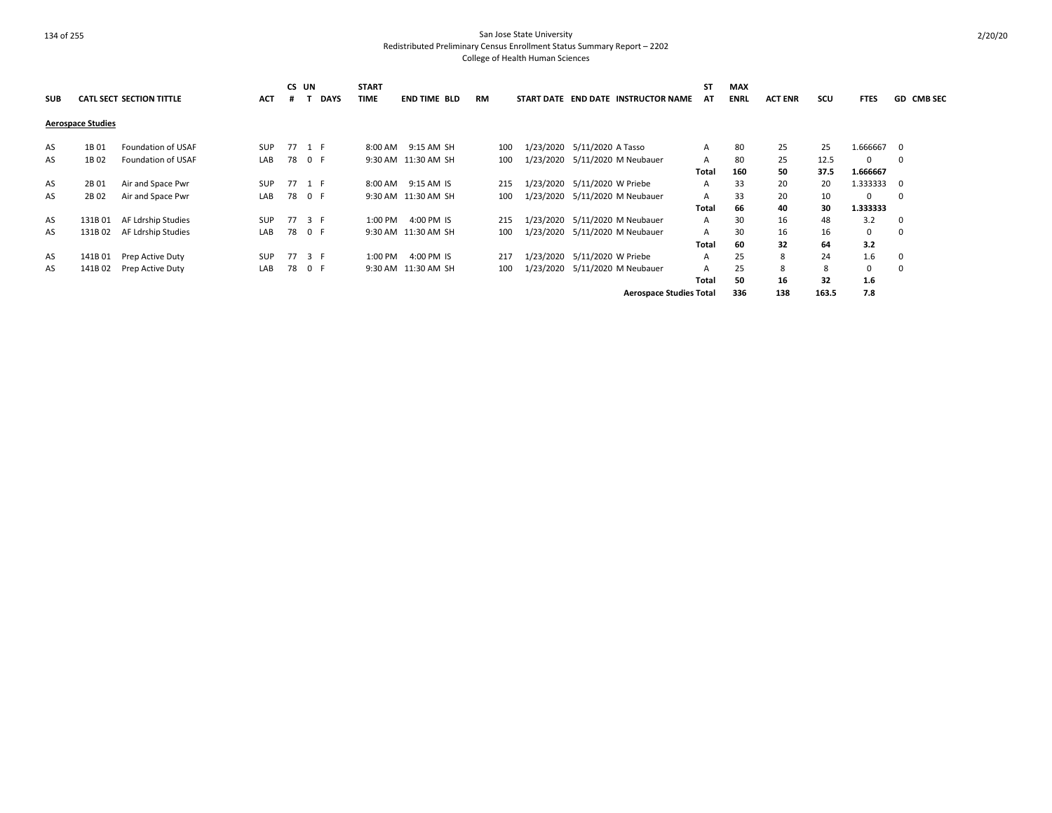# San Jose State University
## Redistributed Preliminary Census Enrollment Status Summary Report – 2202
### College of Health Human Sciences

| SUB | CATL | SECT | SECTION TITTLE | ACT | CS # | UN T | DAYS | START TIME | END TIME | BLD | RM | START DATE | END DATE | INSTRUCTOR NAME | ST AT | MAX ENRL | ACT ENR | SCU | FTES | GD | CMB SEC |
|---|---|---|---|---|---|---|---|---|---|---|---|---|---|---|---|---|---|---|---|---|---|
| **Aerospace Studies** | | | | | | | | | | | | | | | | | | | | | |
| AS | 1B | 01 | Foundation of USAF | SUP | 77 | 1 | F | 8:00 AM | 9:15 AM | SH | 100 | 1/23/2020 | 5/11/2020 | A Tasso | A | 80 | 25 | 25 | 1.666667 | 0 | |
| AS | 1B | 02 | Foundation of USAF | LAB | 78 | 0 | F | 9:30 AM | 11:30 AM | SH | 100 | 1/23/2020 | 5/11/2020 | M Neubauer | A | 80 | 25 | 12.5 | 0 | 0 | |
| | | | | | | | | | | | | | | | **Total** | **160** | **50** | **37.5** | **1.666667** | | |
| AS | 2B | 01 | Air and Space Pwr | SUP | 77 | 1 | F | 8:00 AM | 9:15 AM | IS | 215 | 1/23/2020 | 5/11/2020 | W Priebe | A | 33 | 20 | 20 | 1.333333 | 0 | |
| AS | 2B | 02 | Air and Space Pwr | LAB | 78 | 0 | F | 9:30 AM | 11:30 AM | SH | 100 | 1/23/2020 | 5/11/2020 | M Neubauer | A | 33 | 20 | 10 | 0 | 0 | |
| | | | | | | | | | | | | | | | **Total** | **66** | **40** | **30** | **1.333333** | | |
| AS | 131B | 01 | AF Ldrship Studies | SUP | 77 | 3 | F | 1:00 PM | 4:00 PM | IS | 215 | 1/23/2020 | 5/11/2020 | M Neubauer | A | 30 | 16 | 48 | 3.2 | 0 | |
| AS | 131B | 02 | AF Ldrship Studies | LAB | 78 | 0 | F | 9:30 AM | 11:30 AM | SH | 100 | 1/23/2020 | 5/11/2020 | M Neubauer | A | 30 | 16 | 16 | 0 | 0 | |
| | | | | | | | | | | | | | | | **Total** | **60** | **32** | **64** | **3.2** | | |
| AS | 141B | 01 | Prep Active Duty | SUP | 77 | 3 | F | 1:00 PM | 4:00 PM | IS | 217 | 1/23/2020 | 5/11/2020 | W Priebe | A | 25 | 8 | 24 | 1.6 | 0 | |
| AS | 141B | 02 | Prep Active Duty | LAB | 78 | 0 | F | 9:30 AM | 11:30 AM | SH | 100 | 1/23/2020 | 5/11/2020 | M Neubauer | A | 25 | 8 | 8 | 0 | 0 | |
| | | | | | | | | | | | | | | | **Total** | **50** | **16** | **32** | **1.6** | | |
| | | | | | | | | | | | | | | **Aerospace Studies Total** | | **336** | **138** | **163.5** | **7.8** | | |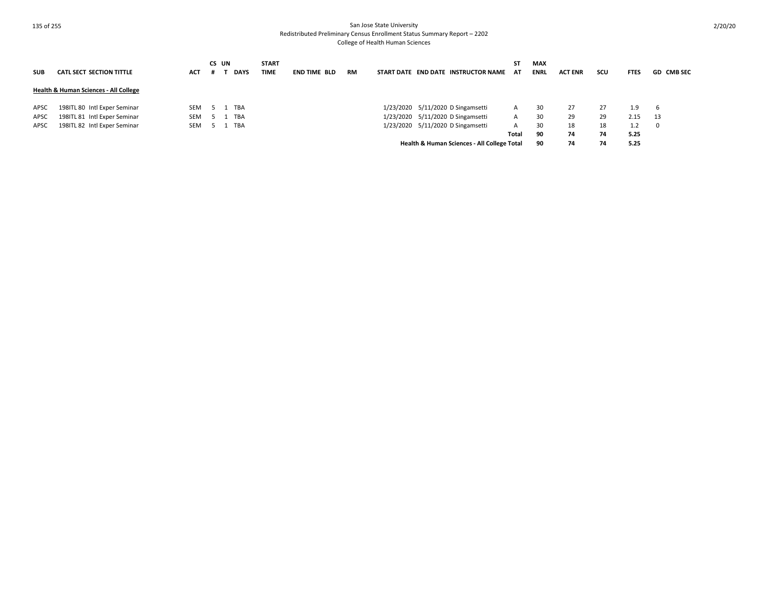San Jose State University
Redistributed Preliminary Census Enrollment Status Summary Report – 2202
College of Health Human Sciences

| SUB | CATL SECT SECTION TITTLE | ACT | CS # | UN T | DAYS | START TIME | END TIME | BLD | RM | START DATE | END DATE | INSTRUCTOR NAME | ST AT | MAX ENRL | ACT ENR | SCU | FTES | GD | CMB SEC |
|---|---|---|---|---|---|---|---|---|---|---|---|---|---|---|---|---|---|---|---|
| **Health & Human Sciences - All College** | | | | | | | | | | | | | | | | | | | |
| APSC | 198ITL 80 Intl Exper Seminar | SEM | 5 | 1 | TBA | | | | | 1/23/2020 | 5/11/2020 | D Singamsetti | A | 30 | 27 | 27 | 1.9 | 6 | |
| APSC | 198ITL 81 Intl Exper Seminar | SEM | 5 | 1 | TBA | | | | | 1/23/2020 | 5/11/2020 | D Singamsetti | A | 30 | 29 | 29 | 2.15 | 13 | |
| APSC | 198ITL 82 Intl Exper Seminar | SEM | 5 | 1 | TBA | | | | | 1/23/2020 | 5/11/2020 | D Singamsetti | A | 30 | 18 | 18 | 1.2 | 0 | |
| | | | | | | | | | | | | | **Total** | **90** | **74** | **74** | **5.25** | | |
| | | | | | | | | | | | | **Health & Human Sciences - All College Total** | | **90** | **74** | **74** | **5.25** | | |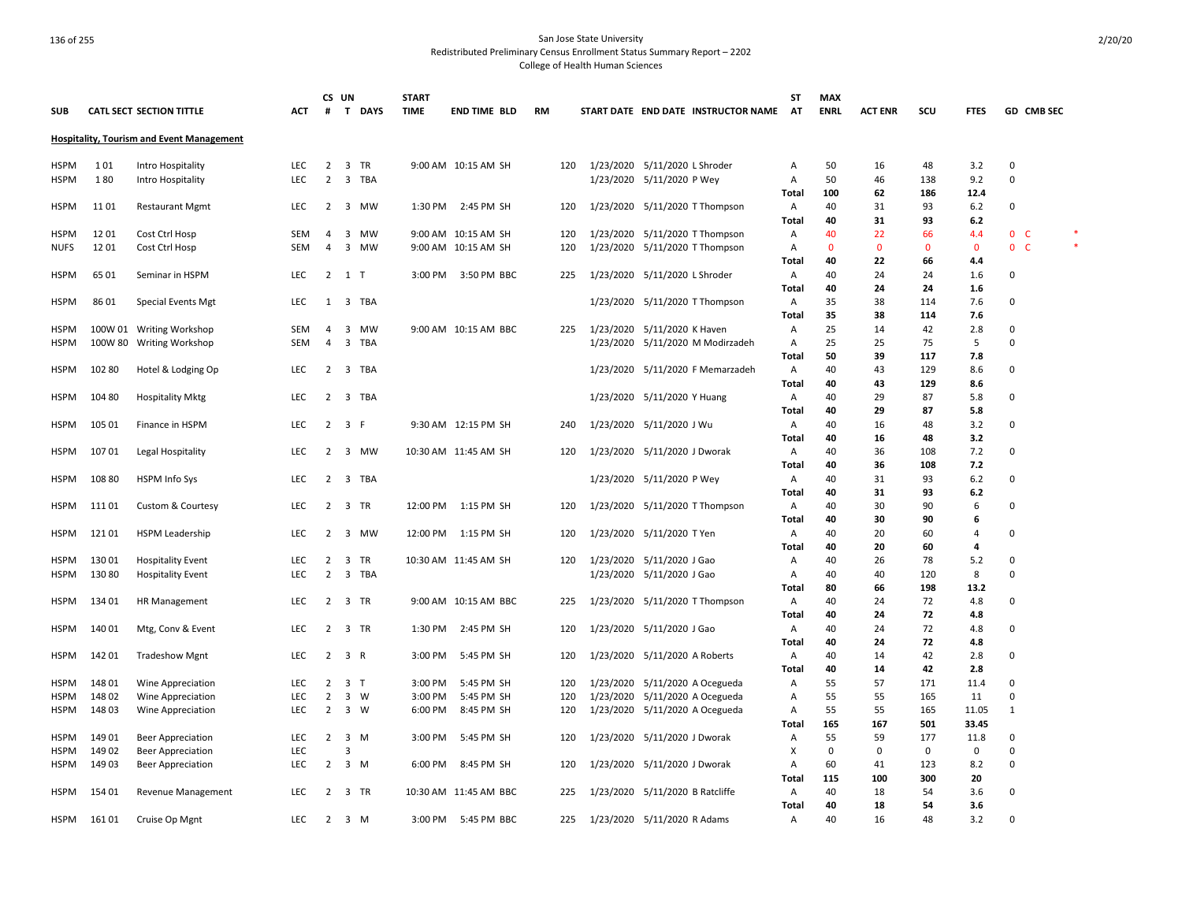San Jose State University
Redistributed Preliminary Census Enrollment Status Summary Report – 2202
College of Health Human Sciences

| SUB | CATL SECT SECTION TITTLE | | ACT | CS # | UN T | DAYS | START TIME | END TIME | BLD | RM | START DATE | END DATE | INSTRUCTOR NAME | ST AT | MAX ENRL | ACT ENR | SCU | FTES | GD | CMB SEC |
|---|---|---|---|---|---|---|---|---|---|---|---|---|---|---|---|---|---|---|---|---|
| **Hospitality, Tourism and Event Management** | | | | | | | | | | | | | | | | | | | | |
| HSPM | 1 01 | Intro Hospitality | LEC | 2 | 3 | TR | 9:00 AM | 10:15 AM | SH | 120 | 1/23/2020 | 5/11/2020 | L Shroder | A | 50 | 16 | 48 | 3.2 | 0 | |
| HSPM | 1 80 | Intro Hospitality | LEC | 2 | 3 | TBA | | | | | 1/23/2020 | 5/11/2020 | P Wey | A | 50 | 46 | 138 | 9.2 | 0 | |
| | | | | | | | | | | | | | | **Total** | **100** | **62** | **186** | **12.4** | | |
| HSPM | 11 01 | Restaurant Mgmt | LEC | 2 | 3 | MW | 1:30 PM | 2:45 PM | SH | 120 | 1/23/2020 | 5/11/2020 | T Thompson | A | 40 | 31 | 93 | 6.2 | 0 | |
| | | | | | | | | | | | | | | **Total** | **40** | **31** | **93** | **6.2** | | |
| HSPM | 12 01 | Cost Ctrl Hosp | SEM | 4 | 3 | MW | 9:00 AM | 10:15 AM | SH | 120 | 1/23/2020 | 5/11/2020 | T Thompson | A | 40 | 22 | 66 | 4.4 | 0 | C * |
| NUFS | 12 01 | Cost Ctrl Hosp | SEM | 4 | 3 | MW | 9:00 AM | 10:15 AM | SH | 120 | 1/23/2020 | 5/11/2020 | T Thompson | A | 0 | 0 | 0 | 0 | 0 | C * |
| | | | | | | | | | | | | | | **Total** | **40** | **22** | **66** | **4.4** | | |
| HSPM | 65 01 | Seminar in HSPM | LEC | 2 | 1 | T | 3:00 PM | 3:50 PM | BBC | 225 | 1/23/2020 | 5/11/2020 | L Shroder | A | 40 | 24 | 24 | 1.6 | 0 | |
| | | | | | | | | | | | | | | **Total** | **40** | **24** | **24** | **1.6** | | |
| HSPM | 86 01 | Special Events Mgt | LEC | 1 | 3 | TBA | | | | | 1/23/2020 | 5/11/2020 | T Thompson | A | 35 | 38 | 114 | 7.6 | 0 | |
| | | | | | | | | | | | | | | **Total** | **35** | **38** | **114** | **7.6** | | |
| HSPM | 100W 01 | Writing Workshop | SEM | 4 | 3 | MW | 9:00 AM | 10:15 AM | BBC | 225 | 1/23/2020 | 5/11/2020 | K Haven | A | 25 | 14 | 42 | 2.8 | 0 | |
| HSPM | 100W 80 | Writing Workshop | SEM | 4 | 3 | TBA | | | | | 1/23/2020 | 5/11/2020 | M Modirzadeh | A | 25 | 25 | 75 | 5 | 0 | |
| | | | | | | | | | | | | | | **Total** | **50** | **39** | **117** | **7.8** | | |
| HSPM | 102 80 | Hotel & Lodging Op | LEC | 2 | 3 | TBA | | | | | 1/23/2020 | 5/11/2020 | F Memarzadeh | A | 40 | 43 | 129 | 8.6 | 0 | |
| | | | | | | | | | | | | | | **Total** | **40** | **43** | **129** | **8.6** | | |
| HSPM | 104 80 | Hospitality Mktg | LEC | 2 | 3 | TBA | | | | | 1/23/2020 | 5/11/2020 | Y Huang | A | 40 | 29 | 87 | 5.8 | 0 | |
| | | | | | | | | | | | | | | **Total** | **40** | **29** | **87** | **5.8** | | |
| HSPM | 105 01 | Finance in HSPM | LEC | 2 | 3 | F | 9:30 AM | 12:15 PM | SH | 240 | 1/23/2020 | 5/11/2020 | J Wu | A | 40 | 16 | 48 | 3.2 | 0 | |
| | | | | | | | | | | | | | | **Total** | **40** | **16** | **48** | **3.2** | | |
| HSPM | 107 01 | Legal Hospitality | LEC | 2 | 3 | MW | 10:30 AM | 11:45 AM | SH | 120 | 1/23/2020 | 5/11/2020 | J Dworak | A | 40 | 36 | 108 | 7.2 | 0 | |
| | | | | | | | | | | | | | | **Total** | **40** | **36** | **108** | **7.2** | | |
| HSPM | 108 80 | HSPM Info Sys | LEC | 2 | 3 | TBA | | | | | 1/23/2020 | 5/11/2020 | P Wey | A | 40 | 31 | 93 | 6.2 | 0 | |
| | | | | | | | | | | | | | | **Total** | **40** | **31** | **93** | **6.2** | | |
| HSPM | 111 01 | Custom & Courtesy | LEC | 2 | 3 | TR | 12:00 PM | 1:15 PM | SH | 120 | 1/23/2020 | 5/11/2020 | T Thompson | A | 40 | 30 | 90 | 6 | 0 | |
| | | | | | | | | | | | | | | **Total** | **40** | **30** | **90** | **6** | | |
| HSPM | 121 01 | HSPM Leadership | LEC | 2 | 3 | MW | 12:00 PM | 1:15 PM | SH | 120 | 1/23/2020 | 5/11/2020 | T Yen | A | 40 | 20 | 60 | 4 | 0 | |
| | | | | | | | | | | | | | | **Total** | **40** | **20** | **60** | **4** | | |
| HSPM | 130 01 | Hospitality Event | LEC | 2 | 3 | TR | 10:30 AM | 11:45 AM | SH | 120 | 1/23/2020 | 5/11/2020 | J Gao | A | 40 | 26 | 78 | 5.2 | 0 | |
| HSPM | 130 80 | Hospitality Event | LEC | 2 | 3 | TBA | | | | | 1/23/2020 | 5/11/2020 | J Gao | A | 40 | 40 | 120 | 8 | 0 | |
| | | | | | | | | | | | | | | **Total** | **80** | **66** | **198** | **13.2** | | |
| HSPM | 134 01 | HR Management | LEC | 2 | 3 | TR | 9:00 AM | 10:15 AM | BBC | 225 | 1/23/2020 | 5/11/2020 | T Thompson | A | 40 | 24 | 72 | 4.8 | 0 | |
| | | | | | | | | | | | | | | **Total** | **40** | **24** | **72** | **4.8** | | |
| HSPM | 140 01 | Mtg, Conv & Event | LEC | 2 | 3 | TR | 1:30 PM | 2:45 PM | SH | 120 | 1/23/2020 | 5/11/2020 | J Gao | A | 40 | 24 | 72 | 4.8 | 0 | |
| | | | | | | | | | | | | | | **Total** | **40** | **24** | **72** | **4.8** | | |
| HSPM | 142 01 | Tradeshow Mgnt | LEC | 2 | 3 | R | 3:00 PM | 5:45 PM | SH | 120 | 1/23/2020 | 5/11/2020 | A Roberts | A | 40 | 14 | 42 | 2.8 | 0 | |
| | | | | | | | | | | | | | | **Total** | **40** | **14** | **42** | **2.8** | | |
| HSPM | 148 01 | Wine Appreciation | LEC | 2 | 3 | T | 3:00 PM | 5:45 PM | SH | 120 | 1/23/2020 | 5/11/2020 | A Ocegueda | A | 55 | 57 | 171 | 11.4 | 0 | |
| HSPM | 148 02 | Wine Appreciation | LEC | 2 | 3 | W | 3:00 PM | 5:45 PM | SH | 120 | 1/23/2020 | 5/11/2020 | A Ocegueda | A | 55 | 55 | 165 | 11 | 0 | |
| HSPM | 148 03 | Wine Appreciation | LEC | 2 | 3 | W | 6:00 PM | 8:45 PM | SH | 120 | 1/23/2020 | 5/11/2020 | A Ocegueda | A | 55 | 55 | 165 | 11.05 | 1 | |
| | | | | | | | | | | | | | | **Total** | **165** | **167** | **501** | **33.45** | | |
| HSPM | 149 01 | Beer Appreciation | LEC | 2 | 3 | M | 3:00 PM | 5:45 PM | SH | 120 | 1/23/2020 | 5/11/2020 | J Dworak | A | 55 | 59 | 177 | 11.8 | 0 | |
| HSPM | 149 02 | Beer Appreciation | LEC | | 3 | | | | | | | | | X | 0 | 0 | 0 | 0 | 0 | |
| HSPM | 149 03 | Beer Appreciation | LEC | 2 | 3 | M | 6:00 PM | 8:45 PM | SH | 120 | 1/23/2020 | 5/11/2020 | J Dworak | A | 60 | 41 | 123 | 8.2 | 0 | |
| | | | | | | | | | | | | | | **Total** | **115** | **100** | **300** | **20** | | |
| HSPM | 154 01 | Revenue Management | LEC | 2 | 3 | TR | 10:30 AM | 11:45 AM | BBC | 225 | 1/23/2020 | 5/11/2020 | B Ratcliffe | A | 40 | 18 | 54 | 3.6 | 0 | |
| | | | | | | | | | | | | | | **Total** | **40** | **18** | **54** | **3.6** | | |
| HSPM | 161 01 | Cruise Op Mgnt | LEC | 2 | 3 | M | 3:00 PM | 5:45 PM | BBC | 225 | 1/23/2020 | 5/11/2020 | R Adams | A | 40 | 16 | 48 | 3.2 | 0 | |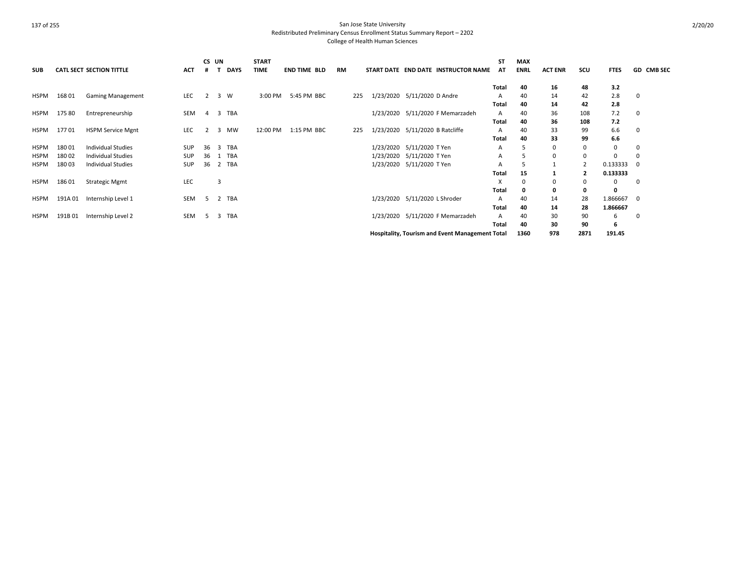San Jose State University
Redistributed Preliminary Census Enrollment Status Summary Report – 2202
College of Health Human Sciences

| SUB | CATL SECT | SECTION TITTLE | ACT | CS # | UN T | DAYS | START TIME | END TIME | BLD | RM | START DATE | END DATE | INSTRUCTOR NAME | ST AT | MAX ENRL | ACT ENR | SCU | FTES | GD | CMB SEC |
|---|---|---|---|---|---|---|---|---|---|---|---|---|---|---|---|---|---|---|---|---|
| | | | | | | | | | | | | | | **Total** | **40** | **16** | **48** | **3.2** | | |
| HSPM | 168 01 | Gaming Management | LEC | 2 | 3 | W | 3:00 PM | 5:45 PM | BBC | 225 | 1/23/2020 | 5/11/2020 | D Andre | A | 40 | 14 | 42 | 2.8 | 0 | |
| | | | | | | | | | | | | | | **Total** | **40** | **14** | **42** | **2.8** | | |
| HSPM | 175 80 | Entrepreneurship | SEM | 4 | 3 | TBA | | | | | 1/23/2020 | 5/11/2020 | F Memarzadeh | A | 40 | 36 | 108 | 7.2 | 0 | |
| | | | | | | | | | | | | | | **Total** | **40** | **36** | **108** | **7.2** | | |
| HSPM | 177 01 | HSPM Service Mgnt | LEC | 2 | 3 | MW | 12:00 PM | 1:15 PM | BBC | 225 | 1/23/2020 | 5/11/2020 | B Ratcliffe | A | 40 | 33 | 99 | 6.6 | 0 | |
| | | | | | | | | | | | | | | **Total** | **40** | **33** | **99** | **6.6** | | |
| HSPM | 180 01 | Individual Studies | SUP | 36 | 3 | TBA | | | | | 1/23/2020 | 5/11/2020 | T Yen | A | 5 | 0 | 0 | 0 | 0 | |
| HSPM | 180 02 | Individual Studies | SUP | 36 | 1 | TBA | | | | | 1/23/2020 | 5/11/2020 | T Yen | A | 5 | 0 | 0 | 0 | 0 | |
| HSPM | 180 03 | Individual Studies | SUP | 36 | 2 | TBA | | | | | 1/23/2020 | 5/11/2020 | T Yen | A | 5 | 1 | 2 | 0.133333 | 0 | |
| | | | | | | | | | | | | | | **Total** | **15** | **1** | **2** | **0.133333** | | |
| HSPM | 186 01 | Strategic Mgmt | LEC | | 3 | | | | | | | | | X | 0 | 0 | 0 | 0 | 0 | |
| | | | | | | | | | | | | | | **Total** | **0** | **0** | **0** | **0** | | |
| HSPM | 191A 01 | Internship Level 1 | SEM | 5 | 2 | TBA | | | | | 1/23/2020 | 5/11/2020 | L Shroder | A | 40 | 14 | 28 | 1.866667 | 0 | |
| | | | | | | | | | | | | | | **Total** | **40** | **14** | **28** | **1.866667** | | |
| HSPM | 191B 01 | Internship Level 2 | SEM | 5 | 3 | TBA | | | | | 1/23/2020 | 5/11/2020 | F Memarzadeh | A | 40 | 30 | 90 | 6 | 0 | |
| | | | | | | | | | | | | | | **Total** | **40** | **30** | **90** | **6** | | |
| | | | | | | | | | | | **Hospitality, Tourism and Event Management Total** | | | | **1360** | **978** | **2871** | **191.45** | | |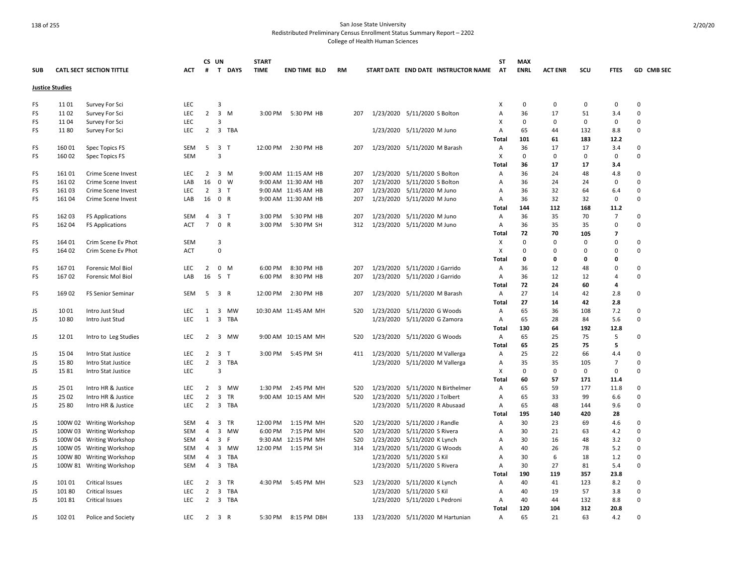San Jose State University
Redistributed Preliminary Census Enrollment Status Summary Report – 2202
College of Health Human Sciences

| SUB | CATL SECT | SECTION TITTLE | ACT | CS # | UN T | DAYS | START TIME | END TIME | BLD | RM | START DATE | END DATE | INSTRUCTOR NAME | ST AT | MAX ENRL | ACT ENR | SCU | FTES | GD | CMB SEC |
|---|---|---|---|---|---|---|---|---|---|---|---|---|---|---|---|---|---|---|---|---|
| **Justice Studies** | | | | | | | | | | | | | | | | | | | | |
| FS | 11 01 | Survey For Sci | LEC | | 3 | | | | | | | | | X | 0 | 0 | 0 | 0 | 0 | |
| FS | 11 02 | Survey For Sci | LEC | 2 | 3 | M | 3:00 PM | 5:30 PM | HB | 207 | 1/23/2020 | 5/11/2020 | S Bolton | A | 36 | 17 | 51 | 3.4 | 0 | |
| FS | 11 04 | Survey For Sci | LEC | | 3 | | | | | | | | | X | 0 | 0 | 0 | 0 | 0 | |
| FS | 11 80 | Survey For Sci | LEC | 2 | 3 | TBA | | | | | 1/23/2020 | 5/11/2020 | M Juno | A | 65 | 44 | 132 | 8.8 | 0 | |
| | | | | | | | | | | | | | | **Total** | **101** | **61** | **183** | **12.2** | | |
| FS | 160 01 | Spec Topics FS | SEM | 5 | 3 | T | 12:00 PM | 2:30 PM | HB | 207 | 1/23/2020 | 5/11/2020 | M Barash | A | 36 | 17 | 17 | 3.4 | 0 | |
| FS | 160 02 | Spec Topics FS | SEM | | 3 | | | | | | | | | X | 0 | 0 | 0 | 0 | 0 | |
| | | | | | | | | | | | | | | **Total** | **36** | **17** | **17** | **3.4** | | |
| FS | 161 01 | Crime Scene Invest | LEC | 2 | 3 | M | 9:00 AM | 11:15 AM | HB | 207 | 1/23/2020 | 5/11/2020 | S Bolton | A | 36 | 24 | 48 | 4.8 | 0 | |
| FS | 161 02 | Crime Scene Invest | LAB | 16 | 0 | W | 9:00 AM | 11:30 AM | HB | 207 | 1/23/2020 | 5/11/2020 | S Bolton | A | 36 | 24 | 24 | 0 | 0 | |
| FS | 161 03 | Crime Scene Invest | LEC | 2 | 3 | T | 9:00 AM | 11:45 AM | HB | 207 | 1/23/2020 | 5/11/2020 | M Juno | A | 36 | 32 | 64 | 6.4 | 0 | |
| FS | 161 04 | Crime Scene Invest | LAB | 16 | 0 | R | 9:00 AM | 11:30 AM | HB | 207 | 1/23/2020 | 5/11/2020 | M Juno | A | 36 | 32 | 32 | 0 | 0 | |
| | | | | | | | | | | | | | | **Total** | **144** | **112** | **168** | **11.2** | | |
| FS | 162 03 | FS Applications | SEM | 4 | 3 | T | 3:00 PM | 5:30 PM | HB | 207 | 1/23/2020 | 5/11/2020 | M Juno | A | 36 | 35 | 70 | 7 | 0 | |
| FS | 162 04 | FS Applications | ACT | 7 | 0 | R | 3:00 PM | 5:30 PM | SH | 312 | 1/23/2020 | 5/11/2020 | M Juno | A | 36 | 35 | 35 | 0 | 0 | |
| | | | | | | | | | | | | | | **Total** | **72** | **70** | **105** | **7** | | |
| FS | 164 01 | Crim Scene Ev Phot | SEM | | 3 | | | | | | | | | X | 0 | 0 | 0 | 0 | 0 | |
| FS | 164 02 | Crim Scene Ev Phot | ACT | | 0 | | | | | | | | | X | 0 | 0 | 0 | 0 | 0 | |
| | | | | | | | | | | | | | | **Total** | **0** | **0** | **0** | **0** | | |
| FS | 167 01 | Forensic Mol Biol | LEC | 2 | 0 | M | 6:00 PM | 8:30 PM | HB | 207 | 1/23/2020 | 5/11/2020 | J Garrido | A | 36 | 12 | 48 | 0 | 0 | |
| FS | 167 02 | Forensic Mol Biol | LAB | 16 | 5 | T | 6:00 PM | 8:30 PM | HB | 207 | 1/23/2020 | 5/11/2020 | J Garrido | A | 36 | 12 | 12 | 4 | 0 | |
| | | | | | | | | | | | | | | **Total** | **72** | **24** | **60** | **4** | | |
| FS | 169 02 | FS Senior Seminar | SEM | 5 | 3 | R | 12:00 PM | 2:30 PM | HB | 207 | 1/23/2020 | 5/11/2020 | M Barash | A | 27 | 14 | 42 | 2.8 | 0 | |
| | | | | | | | | | | | | | | **Total** | **27** | **14** | **42** | **2.8** | | |
| JS | 10 01 | Intro Just Stud | LEC | 1 | 3 | MW | 10:30 AM | 11:45 AM | MH | 520 | 1/23/2020 | 5/11/2020 | G Woods | A | 65 | 36 | 108 | 7.2 | 0 | |
| JS | 10 80 | Intro Just Stud | LEC | 1 | 3 | TBA | | | | | 1/23/2020 | 5/11/2020 | G Zamora | A | 65 | 28 | 84 | 5.6 | 0 | |
| | | | | | | | | | | | | | | **Total** | **130** | **64** | **192** | **12.8** | | |
| JS | 12 01 | Intro to Leg Studies | LEC | 2 | 3 | MW | 9:00 AM | 10:15 AM | MH | 520 | 1/23/2020 | 5/11/2020 | G Woods | A | 65 | 25 | 75 | 5 | 0 | |
| | | | | | | | | | | | | | | **Total** | **65** | **25** | **75** | **5** | | |
| JS | 15 04 | Intro Stat Justice | LEC | 2 | 3 | T | 3:00 PM | 5:45 PM | SH | 411 | 1/23/2020 | 5/11/2020 | M Vallerga | A | 25 | 22 | 66 | 4.4 | 0 | |
| JS | 15 80 | Intro Stat Justice | LEC | 2 | 3 | TBA | | | | | 1/23/2020 | 5/11/2020 | M Vallerga | A | 35 | 35 | 105 | 7 | 0 | |
| JS | 15 81 | Intro Stat Justice | LEC | | 3 | | | | | | | | | X | 0 | 0 | 0 | 0 | 0 | |
| | | | | | | | | | | | | | | **Total** | **60** | **57** | **171** | **11.4** | | |
| JS | 25 01 | Intro HR & Justice | LEC | 2 | 3 | MW | 1:30 PM | 2:45 PM | MH | 520 | 1/23/2020 | 5/11/2020 | N Birthelmer | A | 65 | 59 | 177 | 11.8 | 0 | |
| JS | 25 02 | Intro HR & Justice | LEC | 2 | 3 | TR | 9:00 AM | 10:15 AM | MH | 520 | 1/23/2020 | 5/11/2020 | J Tolbert | A | 65 | 33 | 99 | 6.6 | 0 | |
| JS | 25 80 | Intro HR & Justice | LEC | 2 | 3 | TBA | | | | | 1/23/2020 | 5/11/2020 | R Abusaad | A | 65 | 48 | 144 | 9.6 | 0 | |
| | | | | | | | | | | | | | | **Total** | **195** | **140** | **420** | **28** | | |
| JS | 100W 02 | Writing Workshop | SEM | 4 | 3 | TR | 12:00 PM | 1:15 PM | MH | 520 | 1/23/2020 | 5/11/2020 | J Randle | A | 30 | 23 | 69 | 4.6 | 0 | |
| JS | 100W 03 | Writing Workshop | SEM | 4 | 3 | MW | 6:00 PM | 7:15 PM | MH | 520 | 1/23/2020 | 5/11/2020 | S Rivera | A | 30 | 21 | 63 | 4.2 | 0 | |
| JS | 100W 04 | Writing Workshop | SEM | 4 | 3 | F | 9:30 AM | 12:15 PM | MH | 520 | 1/23/2020 | 5/11/2020 | K Lynch | A | 30 | 16 | 48 | 3.2 | 0 | |
| JS | 100W 05 | Writing Workshop | SEM | 4 | 3 | MW | 12:00 PM | 1:15 PM | SH | 314 | 1/23/2020 | 5/11/2020 | G Woods | A | 40 | 26 | 78 | 5.2 | 0 | |
| JS | 100W 80 | Writing Workshop | SEM | 4 | 3 | TBA | | | | | 1/23/2020 | 5/11/2020 | S Kil | A | 30 | 6 | 18 | 1.2 | 0 | |
| JS | 100W 81 | Writing Workshop | SEM | 4 | 3 | TBA | | | | | 1/23/2020 | 5/11/2020 | S Rivera | A | 30 | 27 | 81 | 5.4 | 0 | |
| | | | | | | | | | | | | | | **Total** | **190** | **119** | **357** | **23.8** | | |
| JS | 101 01 | Critical Issues | LEC | 2 | 3 | TR | 4:30 PM | 5:45 PM | MH | 523 | 1/23/2020 | 5/11/2020 | K Lynch | A | 40 | 41 | 123 | 8.2 | 0 | |
| JS | 101 80 | Critical Issues | LEC | 2 | 3 | TBA | | | | | 1/23/2020 | 5/11/2020 | S Kil | A | 40 | 19 | 57 | 3.8 | 0 | |
| JS | 101 81 | Critical Issues | LEC | 2 | 3 | TBA | | | | | 1/23/2020 | 5/11/2020 | L Pedroni | A | 40 | 44 | 132 | 8.8 | 0 | |
| | | | | | | | | | | | | | | **Total** | **120** | **104** | **312** | **20.8** | | |
| JS | 102 01 | Police and Society | LEC | 2 | 3 | R | 5:30 PM | 8:15 PM | DBH | 133 | 1/23/2020 | 5/11/2020 | M Hartunian | A | 65 | 21 | 63 | 4.2 | 0 | |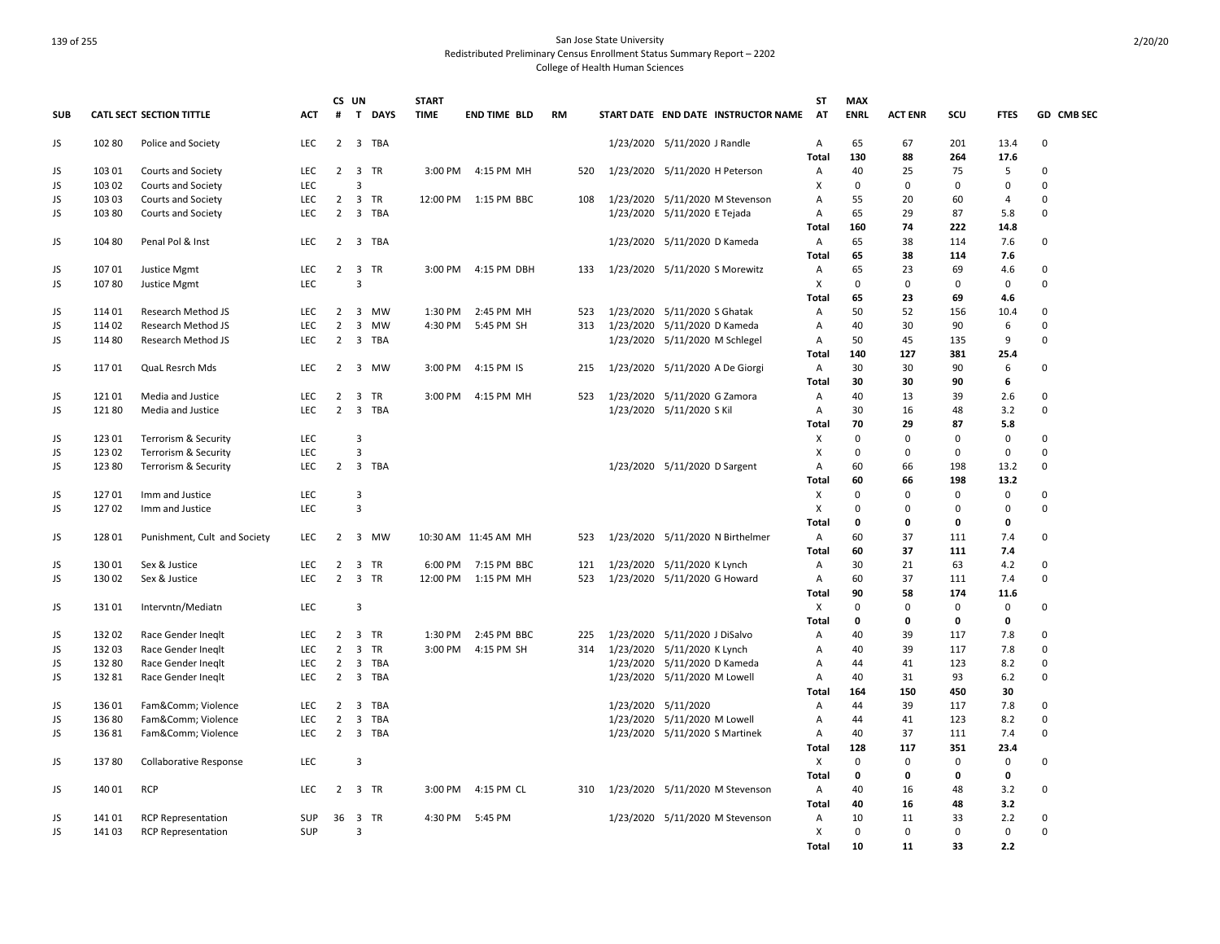San Jose State University
Redistributed Preliminary Census Enrollment Status Summary Report – 2202
College of Health Human Sciences

| SUB | CATL SECT | SECTION TITTLE | ACT | CS # | UN T | DAYS | START TIME | END TIME | BLD | RM | START DATE | END DATE | INSTRUCTOR NAME | ST AT | MAX ENRL | ACT ENR | SCU | FTES | GD | CMB SEC |
|---|---|---|---|---|---|---|---|---|---|---|---|---|---|---|---|---|---|---|---|---|
| JS | 102 80 | Police and Society | LEC | 2 | 3 | TBA | | | | | 1/23/2020 | 5/11/2020 | J Randle | A | 65 | 67 | 201 | 13.4 | 0 | |
| | | | | | | | | | | | | | | **Total** | **130** | **88** | **264** | **17.6** | | |
| JS | 103 01 | Courts and Society | LEC | 2 | 3 | TR | 3:00 PM | 4:15 PM | MH | 520 | 1/23/2020 | 5/11/2020 | H Peterson | A | 40 | 25 | 75 | 5 | 0 | |
| JS | 103 02 | Courts and Society | LEC | | 3 | | | | | | | | | X | 0 | 0 | 0 | 0 | 0 | |
| JS | 103 03 | Courts and Society | LEC | 2 | 3 | TR | 12:00 PM | 1:15 PM | BBC | 108 | 1/23/2020 | 5/11/2020 | M Stevenson | A | 55 | 20 | 60 | 4 | 0 | |
| JS | 103 80 | Courts and Society | LEC | 2 | 3 | TBA | | | | | 1/23/2020 | 5/11/2020 | E Tejada | A | 65 | 29 | 87 | 5.8 | 0 | |
| | | | | | | | | | | | | | | **Total** | **160** | **74** | **222** | **14.8** | | |
| JS | 104 80 | Penal Pol & Inst | LEC | 2 | 3 | TBA | | | | | 1/23/2020 | 5/11/2020 | D Kameda | A | 65 | 38 | 114 | 7.6 | 0 | |
| | | | | | | | | | | | | | | **Total** | **65** | **38** | **114** | **7.6** | | |
| JS | 107 01 | Justice Mgmt | LEC | 2 | 3 | TR | 3:00 PM | 4:15 PM | DBH | 133 | 1/23/2020 | 5/11/2020 | S Morewitz | A | 65 | 23 | 69 | 4.6 | 0 | |
| JS | 107 80 | Justice Mgmt | LEC | | 3 | | | | | | | | | X | 0 | 0 | 0 | 0 | 0 | |
| | | | | | | | | | | | | | | **Total** | **65** | **23** | **69** | **4.6** | | |
| JS | 114 01 | Research Method JS | LEC | 2 | 3 | MW | 1:30 PM | 2:45 PM | MH | 523 | 1/23/2020 | 5/11/2020 | S Ghatak | A | 50 | 52 | 156 | 10.4 | 0 | |
| JS | 114 02 | Research Method JS | LEC | 2 | 3 | MW | 4:30 PM | 5:45 PM | SH | 313 | 1/23/2020 | 5/11/2020 | D Kameda | A | 40 | 30 | 90 | 6 | 0 | |
| JS | 114 80 | Research Method JS | LEC | 2 | 3 | TBA | | | | | 1/23/2020 | 5/11/2020 | M Schlegel | A | 50 | 45 | 135 | 9 | 0 | |
| | | | | | | | | | | | | | | **Total** | **140** | **127** | **381** | **25.4** | | |
| JS | 117 01 | QuaL Resrch Mds | LEC | 2 | 3 | MW | 3:00 PM | 4:15 PM | IS | 215 | 1/23/2020 | 5/11/2020 | A De Giorgi | A | 30 | 30 | 90 | 6 | 0 | |
| | | | | | | | | | | | | | | **Total** | **30** | **30** | **90** | **6** | | |
| JS | 121 01 | Media and Justice | LEC | 2 | 3 | TR | 3:00 PM | 4:15 PM | MH | 523 | 1/23/2020 | 5/11/2020 | G Zamora | A | 40 | 13 | 39 | 2.6 | 0 | |
| JS | 121 80 | Media and Justice | LEC | 2 | 3 | TBA | | | | | 1/23/2020 | 5/11/2020 | S Kil | A | 30 | 16 | 48 | 3.2 | 0 | |
| | | | | | | | | | | | | | | **Total** | **70** | **29** | **87** | **5.8** | | |
| JS | 123 01 | Terrorism & Security | LEC | | 3 | | | | | | | | | X | 0 | 0 | 0 | 0 | 0 | |
| JS | 123 02 | Terrorism & Security | LEC | | 3 | | | | | | | | | X | 0 | 0 | 0 | 0 | 0 | |
| JS | 123 80 | Terrorism & Security | LEC | 2 | 3 | TBA | | | | | 1/23/2020 | 5/11/2020 | D Sargent | A | 60 | 66 | 198 | 13.2 | 0 | |
| | | | | | | | | | | | | | | **Total** | **60** | **66** | **198** | **13.2** | | |
| JS | 127 01 | Imm and Justice | LEC | | 3 | | | | | | | | | X | 0 | 0 | 0 | 0 | 0 | |
| JS | 127 02 | Imm and Justice | LEC | | 3 | | | | | | | | | X | 0 | 0 | 0 | 0 | 0 | |
| | | | | | | | | | | | | | | **Total** | **0** | **0** | **0** | **0** | | |
| JS | 128 01 | Punishment, Cult and Society | LEC | 2 | 3 | MW | 10:30 AM | 11:45 AM | MH | 523 | 1/23/2020 | 5/11/2020 | N Birthelmer | A | 60 | 37 | 111 | 7.4 | 0 | |
| | | | | | | | | | | | | | | **Total** | **60** | **37** | **111** | **7.4** | | |
| JS | 130 01 | Sex & Justice | LEC | 2 | 3 | TR | 6:00 PM | 7:15 PM | BBC | 121 | 1/23/2020 | 5/11/2020 | K Lynch | A | 30 | 21 | 63 | 4.2 | 0 | |
| JS | 130 02 | Sex & Justice | LEC | 2 | 3 | TR | 12:00 PM | 1:15 PM | MH | 523 | 1/23/2020 | 5/11/2020 | G Howard | A | 60 | 37 | 111 | 7.4 | 0 | |
| | | | | | | | | | | | | | | **Total** | **90** | **58** | **174** | **11.6** | | |
| JS | 131 01 | Intervntn/Mediatn | LEC | | 3 | | | | | | | | | X | 0 | 0 | 0 | 0 | 0 | |
| | | | | | | | | | | | | | | **Total** | **0** | **0** | **0** | **0** | | |
| JS | 132 02 | Race Gender Ineqlt | LEC | 2 | 3 | TR | 1:30 PM | 2:45 PM | BBC | 225 | 1/23/2020 | 5/11/2020 | J DiSalvo | A | 40 | 39 | 117 | 7.8 | 0 | |
| JS | 132 03 | Race Gender Ineqlt | LEC | 2 | 3 | TR | 3:00 PM | 4:15 PM | SH | 314 | 1/23/2020 | 5/11/2020 | K Lynch | A | 40 | 39 | 117 | 7.8 | 0 | |
| JS | 132 80 | Race Gender Ineqlt | LEC | 2 | 3 | TBA | | | | | 1/23/2020 | 5/11/2020 | D Kameda | A | 44 | 41 | 123 | 8.2 | 0 | |
| JS | 132 81 | Race Gender Ineqlt | LEC | 2 | 3 | TBA | | | | | 1/23/2020 | 5/11/2020 | M Lowell | A | 40 | 31 | 93 | 6.2 | 0 | |
| | | | | | | | | | | | | | | **Total** | **164** | **150** | **450** | **30** | | |
| JS | 136 01 | Fam&Comm; Violence | LEC | 2 | 3 | TBA | | | | | 1/23/2020 | 5/11/2020 | | A | 44 | 39 | 117 | 7.8 | 0 | |
| JS | 136 80 | Fam&Comm; Violence | LEC | 2 | 3 | TBA | | | | | 1/23/2020 | 5/11/2020 | M Lowell | A | 44 | 41 | 123 | 8.2 | 0 | |
| JS | 136 81 | Fam&Comm; Violence | LEC | 2 | 3 | TBA | | | | | 1/23/2020 | 5/11/2020 | S Martinek | A | 40 | 37 | 111 | 7.4 | 0 | |
| | | | | | | | | | | | | | | **Total** | **128** | **117** | **351** | **23.4** | | |
| JS | 137 80 | Collaborative Response | LEC | | 3 | | | | | | | | | X | 0 | 0 | 0 | 0 | 0 | |
| | | | | | | | | | | | | | | **Total** | **0** | **0** | **0** | **0** | | |
| JS | 140 01 | RCP | LEC | 2 | 3 | TR | 3:00 PM | 4:15 PM | CL | 310 | 1/23/2020 | 5/11/2020 | M Stevenson | A | 40 | 16 | 48 | 3.2 | 0 | |
| | | | | | | | | | | | | | | **Total** | **40** | **16** | **48** | **3.2** | | |
| JS | 141 01 | RCP Representation | SUP | 36 | 3 | TR | 4:30 PM | 5:45 PM | | | 1/23/2020 | 5/11/2020 | M Stevenson | A | 10 | 11 | 33 | 2.2 | 0 | |
| JS | 141 03 | RCP Representation | SUP | | 3 | | | | | | | | | X | 0 | 0 | 0 | 0 | 0 | |
| | | | | | | | | | | | | | | **Total** | **10** | **11** | **33** | **2.2** | | |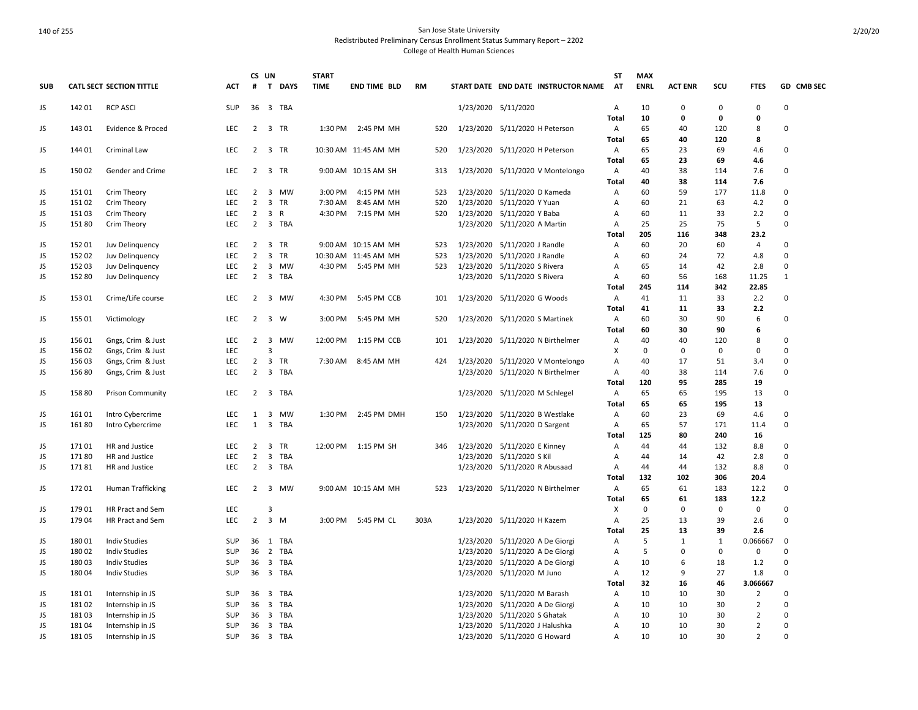San Jose State University
Redistributed Preliminary Census Enrollment Status Summary Report – 2202
College of Health Human Sciences

| SUB | CATL SECT | SECTION TITTLE | ACT | CS # | UN T | DAYS | START TIME | END TIME | BLD | RM | START DATE | END DATE | INSTRUCTOR NAME | ST AT | MAX ENRL | ACT ENR | SCU | FTES | GD | CMB SEC |
|---|---|---|---|---|---|---|---|---|---|---|---|---|---|---|---|---|---|---|---|---|
| JS | 142 01 | RCP ASCI | SUP | 36 | 3 | TBA | | | | | 1/23/2020 | 5/11/2020 | | A | 10 | 0 | 0 | 0 | 0 | |
| | | | | | | | | | | | | | | **Total** | **10** | **0** | **0** | **0** | | |
| JS | 143 01 | Evidence & Proced | LEC | 2 | 3 | TR | 1:30 PM | 2:45 PM | MH | 520 | 1/23/2020 | 5/11/2020 | H Peterson | A | 65 | 40 | 120 | 8 | 0 | |
| | | | | | | | | | | | | | | **Total** | **65** | **40** | **120** | **8** | | |
| JS | 144 01 | Criminal Law | LEC | 2 | 3 | TR | 10:30 AM | 11:45 AM | MH | 520 | 1/23/2020 | 5/11/2020 | H Peterson | A | 65 | 23 | 69 | 4.6 | 0 | |
| | | | | | | | | | | | | | | **Total** | **65** | **23** | **69** | **4.6** | | |
| JS | 150 02 | Gender and Crime | LEC | 2 | 3 | TR | 9:00 AM | 10:15 AM | SH | 313 | 1/23/2020 | 5/11/2020 | V Montelongo | A | 40 | 38 | 114 | 7.6 | 0 | |
| | | | | | | | | | | | | | | **Total** | **40** | **38** | **114** | **7.6** | | |
| JS | 151 01 | Crim Theory | LEC | 2 | 3 | MW | 3:00 PM | 4:15 PM | MH | 523 | 1/23/2020 | 5/11/2020 | D Kameda | A | 60 | 59 | 177 | 11.8 | 0 | |
| JS | 151 02 | Crim Theory | LEC | 2 | 3 | TR | 7:30 AM | 8:45 AM | MH | 520 | 1/23/2020 | 5/11/2020 | Y Yuan | A | 60 | 21 | 63 | 4.2 | 0 | |
| JS | 151 03 | Crim Theory | LEC | 2 | 3 | R | 4:30 PM | 7:15 PM | MH | 520 | 1/23/2020 | 5/11/2020 | Y Baba | A | 60 | 11 | 33 | 2.2 | 0 | |
| JS | 151 80 | Crim Theory | LEC | 2 | 3 | TBA | | | | | 1/23/2020 | 5/11/2020 | A Martin | A | 25 | 25 | 75 | 5 | 0 | |
| | | | | | | | | | | | | | | **Total** | **205** | **116** | **348** | **23.2** | | |
| JS | 152 01 | Juv Delinquency | LEC | 2 | 3 | TR | 9:00 AM | 10:15 AM | MH | 523 | 1/23/2020 | 5/11/2020 | J Randle | A | 60 | 20 | 60 | 4 | 0 | |
| JS | 152 02 | Juv Delinquency | LEC | 2 | 3 | TR | 10:30 AM | 11:45 AM | MH | 523 | 1/23/2020 | 5/11/2020 | J Randle | A | 60 | 24 | 72 | 4.8 | 0 | |
| JS | 152 03 | Juv Delinquency | LEC | 2 | 3 | MW | 4:30 PM | 5:45 PM | MH | 523 | 1/23/2020 | 5/11/2020 | S Rivera | A | 65 | 14 | 42 | 2.8 | 0 | |
| JS | 152 80 | Juv Delinquency | LEC | 2 | 3 | TBA | | | | | 1/23/2020 | 5/11/2020 | S Rivera | A | 60 | 56 | 168 | 11.25 | 1 | |
| | | | | | | | | | | | | | | **Total** | **245** | **114** | **342** | **22.85** | | |
| JS | 153 01 | Crime/Life course | LEC | 2 | 3 | MW | 4:30 PM | 5:45 PM | CCB | 101 | 1/23/2020 | 5/11/2020 | G Woods | A | 41 | 11 | 33 | 2.2 | 0 | |
| | | | | | | | | | | | | | | **Total** | **41** | **11** | **33** | **2.2** | | |
| JS | 155 01 | Victimology | LEC | 2 | 3 | W | 3:00 PM | 5:45 PM | MH | 520 | 1/23/2020 | 5/11/2020 | S Martinek | A | 60 | 30 | 90 | 6 | 0 | |
| | | | | | | | | | | | | | | **Total** | **60** | **30** | **90** | **6** | | |
| JS | 156 01 | Gngs, Crim & Just | LEC | 2 | 3 | MW | 12:00 PM | 1:15 PM | CCB | 101 | 1/23/2020 | 5/11/2020 | N Birthelmer | A | 40 | 40 | 120 | 8 | 0 | |
| JS | 156 02 | Gngs, Crim & Just | LEC | | 3 | | | | | | | | | X | 0 | 0 | 0 | 0 | 0 | |
| JS | 156 03 | Gngs, Crim & Just | LEC | 2 | 3 | TR | 7:30 AM | 8:45 AM | MH | 424 | 1/23/2020 | 5/11/2020 | V Montelongo | A | 40 | 17 | 51 | 3.4 | 0 | |
| JS | 156 80 | Gngs, Crim & Just | LEC | 2 | 3 | TBA | | | | | 1/23/2020 | 5/11/2020 | N Birthelmer | A | 40 | 38 | 114 | 7.6 | 0 | |
| | | | | | | | | | | | | | | **Total** | **120** | **95** | **285** | **19** | | |
| JS | 158 80 | Prison Community | LEC | 2 | 3 | TBA | | | | | 1/23/2020 | 5/11/2020 | M Schlegel | A | 65 | 65 | 195 | 13 | 0 | |
| | | | | | | | | | | | | | | **Total** | **65** | **65** | **195** | **13** | | |
| JS | 161 01 | Intro Cybercrime | LEC | 1 | 3 | MW | 1:30 PM | 2:45 PM | DMH | 150 | 1/23/2020 | 5/11/2020 | B Westlake | A | 60 | 23 | 69 | 4.6 | 0 | |
| JS | 161 80 | Intro Cybercrime | LEC | 1 | 3 | TBA | | | | | 1/23/2020 | 5/11/2020 | D Sargent | A | 65 | 57 | 171 | 11.4 | 0 | |
| | | | | | | | | | | | | | | **Total** | **125** | **80** | **240** | **16** | | |
| JS | 171 01 | HR and Justice | LEC | 2 | 3 | TR | 12:00 PM | 1:15 PM | SH | 346 | 1/23/2020 | 5/11/2020 | E Kinney | A | 44 | 44 | 132 | 8.8 | 0 | |
| JS | 171 80 | HR and Justice | LEC | 2 | 3 | TBA | | | | | 1/23/2020 | 5/11/2020 | S Kil | A | 44 | 14 | 42 | 2.8 | 0 | |
| JS | 171 81 | HR and Justice | LEC | 2 | 3 | TBA | | | | | 1/23/2020 | 5/11/2020 | R Abusaad | A | 44 | 44 | 132 | 8.8 | 0 | |
| | | | | | | | | | | | | | | **Total** | **132** | **102** | **306** | **20.4** | | |
| JS | 172 01 | Human Trafficking | LEC | 2 | 3 | MW | 9:00 AM | 10:15 AM | MH | 523 | 1/23/2020 | 5/11/2020 | N Birthelmer | A | 65 | 61 | 183 | 12.2 | 0 | |
| | | | | | | | | | | | | | | **Total** | **65** | **61** | **183** | **12.2** | | |
| JS | 179 01 | HR Pract and Sem | LEC | | 3 | | | | | | | | | X | 0 | 0 | 0 | 0 | 0 | |
| JS | 179 04 | HR Pract and Sem | LEC | 2 | 3 | M | 3:00 PM | 5:45 PM | CL | 303A | 1/23/2020 | 5/11/2020 | H Kazem | A | 25 | 13 | 39 | 2.6 | 0 | |
| | | | | | | | | | | | | | | **Total** | **25** | **13** | **39** | **2.6** | | |
| JS | 180 01 | Indiv Studies | SUP | 36 | 1 | TBA | | | | | 1/23/2020 | 5/11/2020 | A De Giorgi | A | 5 | 1 | 1 | 0.066667 | 0 | |
| JS | 180 02 | Indiv Studies | SUP | 36 | 2 | TBA | | | | | 1/23/2020 | 5/11/2020 | A De Giorgi | A | 5 | 0 | 0 | 0 | 0 | |
| JS | 180 03 | Indiv Studies | SUP | 36 | 3 | TBA | | | | | 1/23/2020 | 5/11/2020 | A De Giorgi | A | 10 | 6 | 18 | 1.2 | 0 | |
| JS | 180 04 | Indiv Studies | SUP | 36 | 3 | TBA | | | | | 1/23/2020 | 5/11/2020 | M Juno | A | 12 | 9 | 27 | 1.8 | 0 | |
| | | | | | | | | | | | | | | **Total** | **32** | **16** | **46** | **3.066667** | | |
| JS | 181 01 | Internship in JS | SUP | 36 | 3 | TBA | | | | | 1/23/2020 | 5/11/2020 | M Barash | A | 10 | 10 | 30 | 2 | 0 | |
| JS | 181 02 | Internship in JS | SUP | 36 | 3 | TBA | | | | | 1/23/2020 | 5/11/2020 | A De Giorgi | A | 10 | 10 | 30 | 2 | 0 | |
| JS | 181 03 | Internship in JS | SUP | 36 | 3 | TBA | | | | | 1/23/2020 | 5/11/2020 | S Ghatak | A | 10 | 10 | 30 | 2 | 0 | |
| JS | 181 04 | Internship in JS | SUP | 36 | 3 | TBA | | | | | 1/23/2020 | 5/11/2020 | J Halushka | A | 10 | 10 | 30 | 2 | 0 | |
| JS | 181 05 | Internship in JS | SUP | 36 | 3 | TBA | | | | | 1/23/2020 | 5/11/2020 | G Howard | A | 10 | 10 | 30 | 2 | 0 | |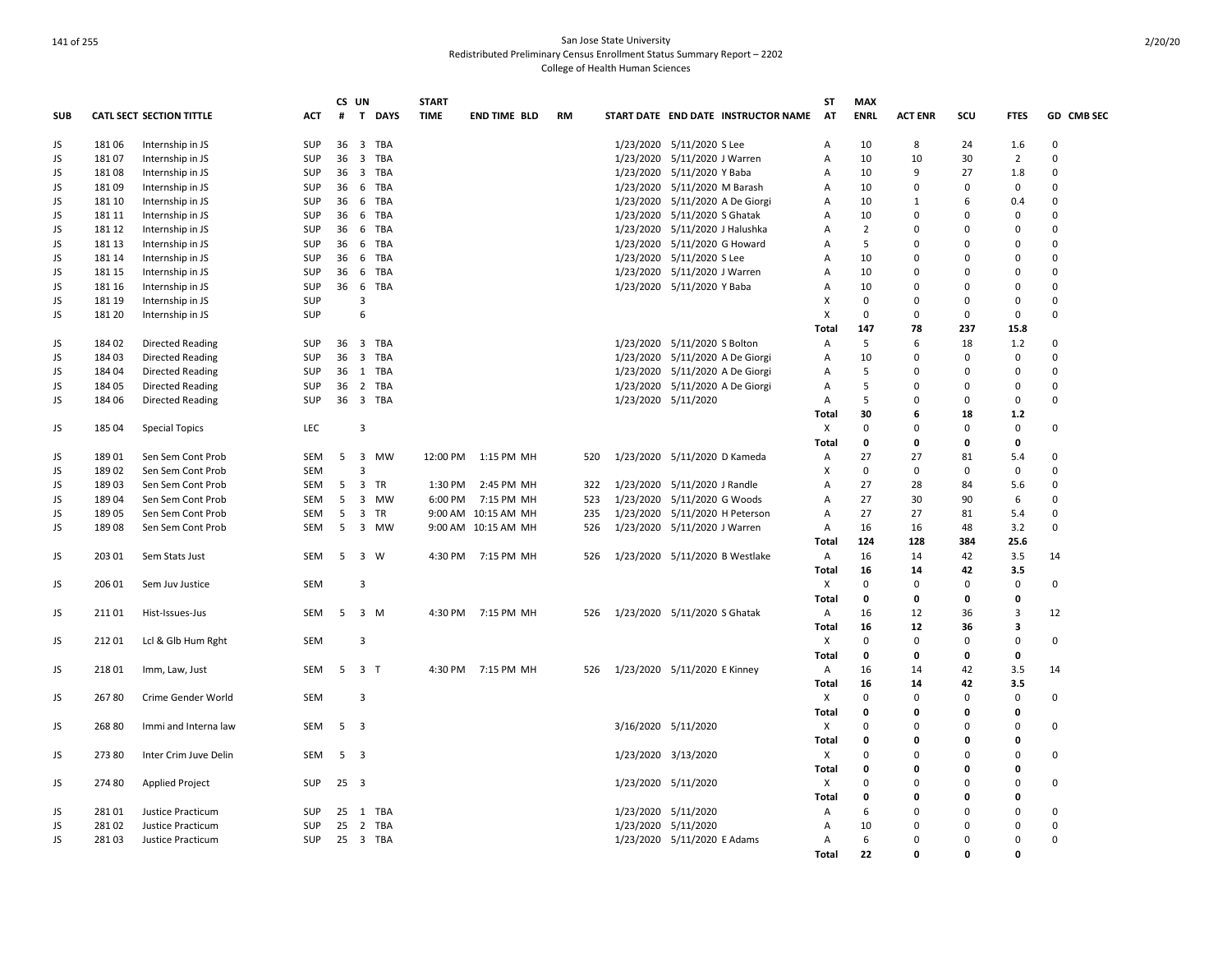# San Jose State University
## Redistributed Preliminary Census Enrollment Status Summary Report – 2202
### College of Health Human Sciences

| SUB | CATL SECT | SECTION TITTLE | ACT | CS # | UN T | DAYS | START TIME | END TIME | BLD | RM | START DATE | END DATE | INSTRUCTOR NAME | ST AT | MAX ENRL | ACT ENR | SCU | FTES | GD | CMB SEC |
|---|---|---|---|---|---|---|---|---|---|---|---|---|---|---|---|---|---|---|---|---|
| JS | 181 06 | Internship in JS | SUP | 36 | 3 | TBA | | | | | 1/23/2020 | 5/11/2020 | S Lee | A | 10 | 8 | 24 | 1.6 | 0 | |
| JS | 181 07 | Internship in JS | SUP | 36 | 3 | TBA | | | | | 1/23/2020 | 5/11/2020 | J Warren | A | 10 | 10 | 30 | 2 | 0 | |
| JS | 181 08 | Internship in JS | SUP | 36 | 3 | TBA | | | | | 1/23/2020 | 5/11/2020 | Y Baba | A | 10 | 9 | 27 | 1.8 | 0 | |
| JS | 181 09 | Internship in JS | SUP | 36 | 6 | TBA | | | | | 1/23/2020 | 5/11/2020 | M Barash | A | 10 | 0 | 0 | 0 | 0 | |
| JS | 181 10 | Internship in JS | SUP | 36 | 6 | TBA | | | | | 1/23/2020 | 5/11/2020 | A De Giorgi | A | 10 | 1 | 6 | 0.4 | 0 | |
| JS | 181 11 | Internship in JS | SUP | 36 | 6 | TBA | | | | | 1/23/2020 | 5/11/2020 | S Ghatak | A | 10 | 0 | 0 | 0 | 0 | |
| JS | 181 12 | Internship in JS | SUP | 36 | 6 | TBA | | | | | 1/23/2020 | 5/11/2020 | J Halushka | A | 2 | 0 | 0 | 0 | 0 | |
| JS | 181 13 | Internship in JS | SUP | 36 | 6 | TBA | | | | | 1/23/2020 | 5/11/2020 | G Howard | A | 5 | 0 | 0 | 0 | 0 | |
| JS | 181 14 | Internship in JS | SUP | 36 | 6 | TBA | | | | | 1/23/2020 | 5/11/2020 | S Lee | A | 10 | 0 | 0 | 0 | 0 | |
| JS | 181 15 | Internship in JS | SUP | 36 | 6 | TBA | | | | | 1/23/2020 | 5/11/2020 | J Warren | A | 10 | 0 | 0 | 0 | 0 | |
| JS | 181 16 | Internship in JS | SUP | 36 | 6 | TBA | | | | | 1/23/2020 | 5/11/2020 | Y Baba | A | 10 | 0 | 0 | 0 | 0 | |
| JS | 181 19 | Internship in JS | SUP | | 3 | | | | | | | | | X | 0 | 0 | 0 | 0 | 0 | |
| JS | 181 20 | Internship in JS | SUP | | 6 | | | | | | | | | X | 0 | 0 | 0 | 0 | 0 | |
| | | | | | | | | | | | | | | Total | 147 | 78 | 237 | 15.8 | | |
| JS | 184 02 | Directed Reading | SUP | 36 | 3 | TBA | | | | | 1/23/2020 | 5/11/2020 | S Bolton | A | 5 | 6 | 18 | 1.2 | 0 | |
| JS | 184 03 | Directed Reading | SUP | 36 | 3 | TBA | | | | | 1/23/2020 | 5/11/2020 | A De Giorgi | A | 10 | 0 | 0 | 0 | 0 | |
| JS | 184 04 | Directed Reading | SUP | 36 | 1 | TBA | | | | | 1/23/2020 | 5/11/2020 | A De Giorgi | A | 5 | 0 | 0 | 0 | 0 | |
| JS | 184 05 | Directed Reading | SUP | 36 | 2 | TBA | | | | | 1/23/2020 | 5/11/2020 | A De Giorgi | A | 5 | 0 | 0 | 0 | 0 | |
| JS | 184 06 | Directed Reading | SUP | 36 | 3 | TBA | | | | | 1/23/2020 | 5/11/2020 | | A | 5 | 0 | 0 | 0 | 0 | |
| | | | | | | | | | | | | | | Total | 30 | 6 | 18 | 1.2 | | |
| JS | 185 04 | Special Topics | LEC | | 3 | | | | | | | | | X | 0 | 0 | 0 | 0 | 0 | |
| | | | | | | | | | | | | | | Total | 0 | 0 | 0 | 0 | | |
| JS | 189 01 | Sen Sem Cont Prob | SEM | 5 | 3 | MW | 12:00 PM | 1:15 PM | MH | 520 | 1/23/2020 | 5/11/2020 | D Kameda | A | 27 | 27 | 81 | 5.4 | 0 | |
| JS | 189 02 | Sen Sem Cont Prob | SEM | | 3 | | | | | | | | | X | 0 | 0 | 0 | 0 | 0 | |
| JS | 189 03 | Sen Sem Cont Prob | SEM | 5 | 3 | TR | 1:30 PM | 2:45 PM | MH | 322 | 1/23/2020 | 5/11/2020 | J Randle | A | 27 | 28 | 84 | 5.6 | 0 | |
| JS | 189 04 | Sen Sem Cont Prob | SEM | 5 | 3 | MW | 6:00 PM | 7:15 PM | MH | 523 | 1/23/2020 | 5/11/2020 | G Woods | A | 27 | 30 | 90 | 6 | 0 | |
| JS | 189 05 | Sen Sem Cont Prob | SEM | 5 | 3 | TR | 9:00 AM | 10:15 AM | MH | 235 | 1/23/2020 | 5/11/2020 | H Peterson | A | 27 | 27 | 81 | 5.4 | 0 | |
| JS | 189 08 | Sen Sem Cont Prob | SEM | 5 | 3 | MW | 9:00 AM | 10:15 AM | MH | 526 | 1/23/2020 | 5/11/2020 | J Warren | A | 16 | 16 | 48 | 3.2 | 0 | |
| | | | | | | | | | | | | | | Total | 124 | 128 | 384 | 25.6 | | |
| JS | 203 01 | Sem Stats Just | SEM | 5 | 3 | W | 4:30 PM | 7:15 PM | MH | 526 | 1/23/2020 | 5/11/2020 | B Westlake | A | 16 | 14 | 42 | 3.5 | 14 | |
| | | | | | | | | | | | | | | Total | 16 | 14 | 42 | 3.5 | | |
| JS | 206 01 | Sem Juv Justice | SEM | | 3 | | | | | | | | | X | 0 | 0 | 0 | 0 | 0 | |
| | | | | | | | | | | | | | | Total | 0 | 0 | 0 | 0 | | |
| JS | 211 01 | Hist-Issues-Jus | SEM | 5 | 3 | M | 4:30 PM | 7:15 PM | MH | 526 | 1/23/2020 | 5/11/2020 | S Ghatak | A | 16 | 12 | 36 | 3 | 12 | |
| | | | | | | | | | | | | | | Total | 16 | 12 | 36 | 3 | | |
| JS | 212 01 | Lcl & Glb Hum Rght | SEM | | 3 | | | | | | | | | X | 0 | 0 | 0 | 0 | 0 | |
| | | | | | | | | | | | | | | Total | 0 | 0 | 0 | 0 | | |
| JS | 218 01 | Imm, Law, Just | SEM | 5 | 3 | T | 4:30 PM | 7:15 PM | MH | 526 | 1/23/2020 | 5/11/2020 | E Kinney | A | 16 | 14 | 42 | 3.5 | 14 | |
| | | | | | | | | | | | | | | Total | 16 | 14 | 42 | 3.5 | | |
| JS | 267 80 | Crime Gender World | SEM | | 3 | | | | | | | | | X | 0 | 0 | 0 | 0 | 0 | |
| | | | | | | | | | | | | | | Total | 0 | 0 | 0 | 0 | | |
| JS | 268 80 | Immi and Interna law | SEM | 5 | 3 | | | | | | 3/16/2020 | 5/11/2020 | | X | 0 | 0 | 0 | 0 | 0 | |
| | | | | | | | | | | | | | | Total | 0 | 0 | 0 | 0 | | |
| JS | 273 80 | Inter Crim Juve Delin | SEM | 5 | 3 | | | | | | 1/23/2020 | 3/13/2020 | | X | 0 | 0 | 0 | 0 | 0 | |
| | | | | | | | | | | | | | | Total | 0 | 0 | 0 | 0 | | |
| JS | 274 80 | Applied Project | SUP | 25 | 3 | | | | | | 1/23/2020 | 5/11/2020 | | X | 0 | 0 | 0 | 0 | 0 | |
| | | | | | | | | | | | | | | Total | 0 | 0 | 0 | 0 | | |
| JS | 281 01 | Justice Practicum | SUP | 25 | 1 | TBA | | | | | 1/23/2020 | 5/11/2020 | | A | 6 | 0 | 0 | 0 | 0 | |
| JS | 281 02 | Justice Practicum | SUP | 25 | 2 | TBA | | | | | 1/23/2020 | 5/11/2020 | | A | 10 | 0 | 0 | 0 | 0 | |
| JS | 281 03 | Justice Practicum | SUP | 25 | 3 | TBA | | | | | 1/23/2020 | 5/11/2020 | E Adams | A | 6 | 0 | 0 | 0 | 0 | |
| | | | | | | | | | | | | | | Total | 22 | 0 | 0 | 0 | | |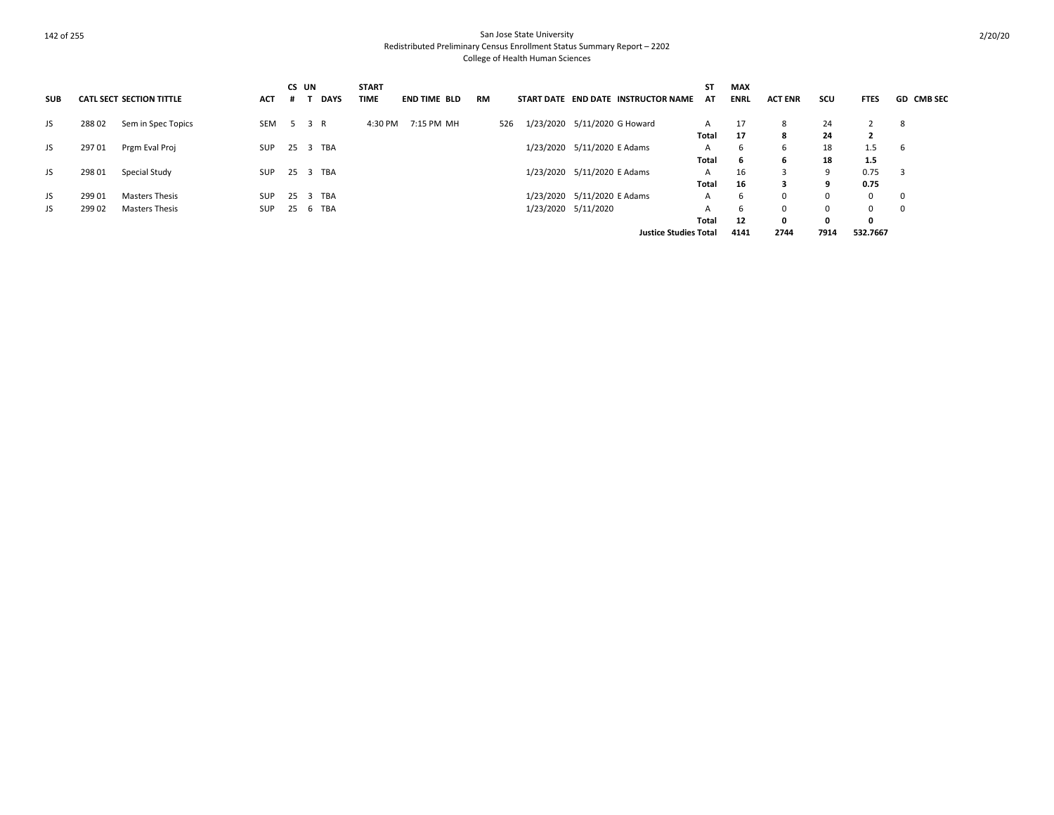| SUB | CATL | SECT | SECTION TITTLE | ACT | CS # | UN T | DAYS | START TIME | END TIME | BLD | RM | START DATE | END DATE | INSTRUCTOR NAME | ST AT | MAX ENRL | ACT ENR | SCU | FTES | GD | CMB SEC |
|---|---|---|---|---|---|---|---|---|---|---|---|---|---|---|---|---|---|---|---|---|---|
| JS | 288 | 02 | Sem in Spec Topics | SEM | 5 | 3 | R | 4:30 PM | 7:15 PM | MH | 526 | 1/23/2020 | 5/11/2020 | G Howard | A | 17 | 8 | 24 | 2 | 8 | |
| | | | | | | | | | | | | | | | **Total** | **17** | **8** | **24** | **2** | | |
| JS | 297 | 01 | Prgm Eval Proj | SUP | 25 | 3 | TBA | | | | | 1/23/2020 | 5/11/2020 | E Adams | A | 6 | 6 | 18 | 1.5 | 6 | |
| | | | | | | | | | | | | | | | **Total** | **6** | **6** | **18** | **1.5** | | |
| JS | 298 | 01 | Special Study | SUP | 25 | 3 | TBA | | | | | 1/23/2020 | 5/11/2020 | E Adams | A | 16 | 3 | 9 | 0.75 | 3 | |
| | | | | | | | | | | | | | | | **Total** | **16** | **3** | **9** | **0.75** | | |
| JS | 299 | 01 | Masters Thesis | SUP | 25 | 3 | TBA | | | | | 1/23/2020 | 5/11/2020 | E Adams | A | 6 | 0 | 0 | 0 | 0 | |
| JS | 299 | 02 | Masters Thesis | SUP | 25 | 6 | TBA | | | | | 1/23/2020 | 5/11/2020 | | A | 6 | 0 | 0 | 0 | 0 | |
| | | | | | | | | | | | | | | | **Total** | **12** | **0** | **0** | **0** | | |
| | | | | | | | | | | | | | | **Justice Studies Total** | | **4141** | **2744** | **7914** | **532.7667** | | |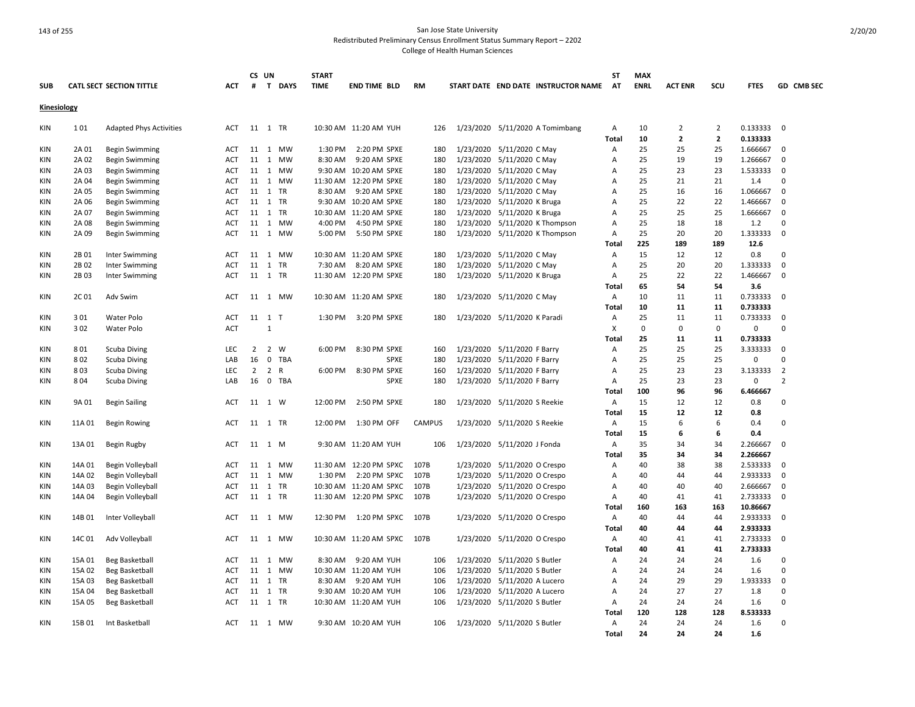San Jose State University
Redistributed Preliminary Census Enrollment Status Summary Report – 2202
College of Health Human Sciences

| SUB | CATL SECT | SECTION TITTLE | ACT | CS # | UN T | DAYS | START TIME | END TIME | BLD | RM | START DATE | END DATE | INSTRUCTOR NAME | ST AT | MAX ENRL | ACT ENR | SCU | FTES | GD | CMB SEC |
|---|---|---|---|---|---|---|---|---|---|---|---|---|---|---|---|---|---|---|---|---|
| **Kinesiology** | | | | | | | | | | | | | | | | | | | | |
| KIN | 1 01 | Adapted Phys Activities | ACT | 11 | 1 | TR | 10:30 AM | 11:20 AM | YUH | 126 | 1/23/2020 | 5/11/2020 | A Tomimbang | A | 10 | 2 | 2 | 0.133333 | 0 | |
| | | | | | | | | | | | | | | **Total** | **10** | **2** | **2** | **0.133333** | | |
| KIN | 2A 01 | Begin Swimming | ACT | 11 | 1 | MW | 1:30 PM | 2:20 PM | SPXE | 180 | 1/23/2020 | 5/11/2020 | C May | A | 25 | 25 | 25 | 1.666667 | 0 | |
| KIN | 2A 02 | Begin Swimming | ACT | 11 | 1 | MW | 8:30 AM | 9:20 AM | SPXE | 180 | 1/23/2020 | 5/11/2020 | C May | A | 25 | 19 | 19 | 1.266667 | 0 | |
| KIN | 2A 03 | Begin Swimming | ACT | 11 | 1 | MW | 9:30 AM | 10:20 AM | SPXE | 180 | 1/23/2020 | 5/11/2020 | C May | A | 25 | 23 | 23 | 1.533333 | 0 | |
| KIN | 2A 04 | Begin Swimming | ACT | 11 | 1 | MW | 11:30 AM | 12:20 PM | SPXE | 180 | 1/23/2020 | 5/11/2020 | C May | A | 25 | 21 | 21 | 1.4 | 0 | |
| KIN | 2A 05 | Begin Swimming | ACT | 11 | 1 | TR | 8:30 AM | 9:20 AM | SPXE | 180 | 1/23/2020 | 5/11/2020 | C May | A | 25 | 16 | 16 | 1.066667 | 0 | |
| KIN | 2A 06 | Begin Swimming | ACT | 11 | 1 | TR | 9:30 AM | 10:20 AM | SPXE | 180 | 1/23/2020 | 5/11/2020 | K Bruga | A | 25 | 22 | 22 | 1.466667 | 0 | |
| KIN | 2A 07 | Begin Swimming | ACT | 11 | 1 | TR | 10:30 AM | 11:20 AM | SPXE | 180 | 1/23/2020 | 5/11/2020 | K Bruga | A | 25 | 25 | 25 | 1.666667 | 0 | |
| KIN | 2A 08 | Begin Swimming | ACT | 11 | 1 | MW | 4:00 PM | 4:50 PM | SPXE | 180 | 1/23/2020 | 5/11/2020 | K Thompson | A | 25 | 18 | 18 | 1.2 | 0 | |
| KIN | 2A 09 | Begin Swimming | ACT | 11 | 1 | MW | 5:00 PM | 5:50 PM | SPXE | 180 | 1/23/2020 | 5/11/2020 | K Thompson | A | 25 | 20 | 20 | 1.333333 | 0 | |
| | | | | | | | | | | | | | | **Total** | **225** | **189** | **189** | **12.6** | | |
| KIN | 2B 01 | Inter Swimming | ACT | 11 | 1 | MW | 10:30 AM | 11:20 AM | SPXE | 180 | 1/23/2020 | 5/11/2020 | C May | A | 15 | 12 | 12 | 0.8 | 0 | |
| KIN | 2B 02 | Inter Swimming | ACT | 11 | 1 | TR | 7:30 AM | 8:20 AM | SPXE | 180 | 1/23/2020 | 5/11/2020 | C May | A | 25 | 20 | 20 | 1.333333 | 0 | |
| KIN | 2B 03 | Inter Swimming | ACT | 11 | 1 | TR | 11:30 AM | 12:20 PM | SPXE | 180 | 1/23/2020 | 5/11/2020 | K Bruga | A | 25 | 22 | 22 | 1.466667 | 0 | |
| | | | | | | | | | | | | | | **Total** | **65** | **54** | **54** | **3.6** | | |
| KIN | 2C 01 | Adv Swim | ACT | 11 | 1 | MW | 10:30 AM | 11:20 AM | SPXE | 180 | 1/23/2020 | 5/11/2020 | C May | A | 10 | 11 | 11 | 0.733333 | 0 | |
| | | | | | | | | | | | | | | **Total** | **10** | **11** | **11** | **0.733333** | | |
| KIN | 3 01 | Water Polo | ACT | 11 | 1 | T | 1:30 PM | 3:20 PM | SPXE | 180 | 1/23/2020 | 5/11/2020 | K Paradi | A | 25 | 11 | 11 | 0.733333 | 0 | |
| KIN | 3 02 | Water Polo | ACT | | 1 | | | | | | | | | X | 0 | 0 | 0 | 0 | 0 | |
| | | | | | | | | | | | | | | **Total** | **25** | **11** | **11** | **0.733333** | | |
| KIN | 8 01 | Scuba Diving | LEC | 2 | 2 | W | 6:00 PM | 8:30 PM | SPXE | 160 | 1/23/2020 | 5/11/2020 | F Barry | A | 25 | 25 | 25 | 3.333333 | 0 | |
| KIN | 8 02 | Scuba Diving | LAB | 16 | 0 | TBA | | | SPXE | 180 | 1/23/2020 | 5/11/2020 | F Barry | A | 25 | 25 | 25 | 0 | 0 | |
| KIN | 8 03 | Scuba Diving | LEC | 2 | 2 | R | 6:00 PM | 8:30 PM | SPXE | 160 | 1/23/2020 | 5/11/2020 | F Barry | A | 25 | 23 | 23 | 3.133333 | 2 | |
| KIN | 8 04 | Scuba Diving | LAB | 16 | 0 | TBA | | | SPXE | 180 | 1/23/2020 | 5/11/2020 | F Barry | A | 25 | 23 | 23 | 0 | 2 | |
| | | | | | | | | | | | | | | **Total** | **100** | **96** | **96** | **6.466667** | | |
| KIN | 9A 01 | Begin Sailing | ACT | 11 | 1 | W | 12:00 PM | 2:50 PM | SPXE | 180 | 1/23/2020 | 5/11/2020 | S Reekie | A | 15 | 12 | 12 | 0.8 | 0 | |
| | | | | | | | | | | | | | | **Total** | **15** | **12** | **12** | **0.8** | | |
| KIN | 11A 01 | Begin Rowing | ACT | 11 | 1 | TR | 12:00 PM | 1:30 PM | OFF | CAMPUS | 1/23/2020 | 5/11/2020 | S Reekie | A | 15 | 6 | 6 | 0.4 | 0 | |
| | | | | | | | | | | | | | | **Total** | **15** | **6** | **6** | **0.4** | | |
| KIN | 13A 01 | Begin Rugby | ACT | 11 | 1 | M | 9:30 AM | 11:20 AM | YUH | 106 | 1/23/2020 | 5/11/2020 | J Fonda | A | 35 | 34 | 34 | 2.266667 | 0 | |
| | | | | | | | | | | | | | | **Total** | **35** | **34** | **34** | **2.266667** | | |
| KIN | 14A 01 | Begin Volleyball | ACT | 11 | 1 | MW | 11:30 AM | 12:20 PM | SPXC | 107B | 1/23/2020 | 5/11/2020 | O Crespo | A | 40 | 38 | 38 | 2.533333 | 0 | |
| KIN | 14A 02 | Begin Volleyball | ACT | 11 | 1 | MW | 1:30 PM | 2:20 PM | SPXC | 107B | 1/23/2020 | 5/11/2020 | O Crespo | A | 40 | 44 | 44 | 2.933333 | 0 | |
| KIN | 14A 03 | Begin Volleyball | ACT | 11 | 1 | TR | 10:30 AM | 11:20 AM | SPXC | 107B | 1/23/2020 | 5/11/2020 | O Crespo | A | 40 | 40 | 40 | 2.666667 | 0 | |
| KIN | 14A 04 | Begin Volleyball | ACT | 11 | 1 | TR | 11:30 AM | 12:20 PM | SPXC | 107B | 1/23/2020 | 5/11/2020 | O Crespo | A | 40 | 41 | 41 | 2.733333 | 0 | |
| | | | | | | | | | | | | | | **Total** | **160** | **163** | **163** | **10.86667** | | |
| KIN | 14B 01 | Inter Volleyball | ACT | 11 | 1 | MW | 12:30 PM | 1:20 PM | SPXC | 107B | 1/23/2020 | 5/11/2020 | O Crespo | A | 40 | 44 | 44 | 2.933333 | 0 | |
| | | | | | | | | | | | | | | **Total** | **40** | **44** | **44** | **2.933333** | | |
| KIN | 14C 01 | Adv Volleyball | ACT | 11 | 1 | MW | 10:30 AM | 11:20 AM | SPXC | 107B | 1/23/2020 | 5/11/2020 | O Crespo | A | 40 | 41 | 41 | 2.733333 | 0 | |
| | | | | | | | | | | | | | | **Total** | **40** | **41** | **41** | **2.733333** | | |
| KIN | 15A 01 | Beg Basketball | ACT | 11 | 1 | MW | 8:30 AM | 9:20 AM | YUH | 106 | 1/23/2020 | 5/11/2020 | S Butler | A | 24 | 24 | 24 | 1.6 | 0 | |
| KIN | 15A 02 | Beg Basketball | ACT | 11 | 1 | MW | 10:30 AM | 11:20 AM | YUH | 106 | 1/23/2020 | 5/11/2020 | S Butler | A | 24 | 24 | 24 | 1.6 | 0 | |
| KIN | 15A 03 | Beg Basketball | ACT | 11 | 1 | TR | 8:30 AM | 9:20 AM | YUH | 106 | 1/23/2020 | 5/11/2020 | A Lucero | A | 24 | 29 | 29 | 1.933333 | 0 | |
| KIN | 15A 04 | Beg Basketball | ACT | 11 | 1 | TR | 9:30 AM | 10:20 AM | YUH | 106 | 1/23/2020 | 5/11/2020 | A Lucero | A | 24 | 27 | 27 | 1.8 | 0 | |
| KIN | 15A 05 | Beg Basketball | ACT | 11 | 1 | TR | 10:30 AM | 11:20 AM | YUH | 106 | 1/23/2020 | 5/11/2020 | S Butler | A | 24 | 24 | 24 | 1.6 | 0 | |
| | | | | | | | | | | | | | | **Total** | **120** | **128** | **128** | **8.533333** | | |
| KIN | 15B 01 | Int Basketball | ACT | 11 | 1 | MW | 9:30 AM | 10:20 AM | YUH | 106 | 1/23/2020 | 5/11/2020 | S Butler | A | 24 | 24 | 24 | 1.6 | 0 | |
| | | | | | | | | | | | | | | **Total** | **24** | **24** | **24** | **1.6** | | |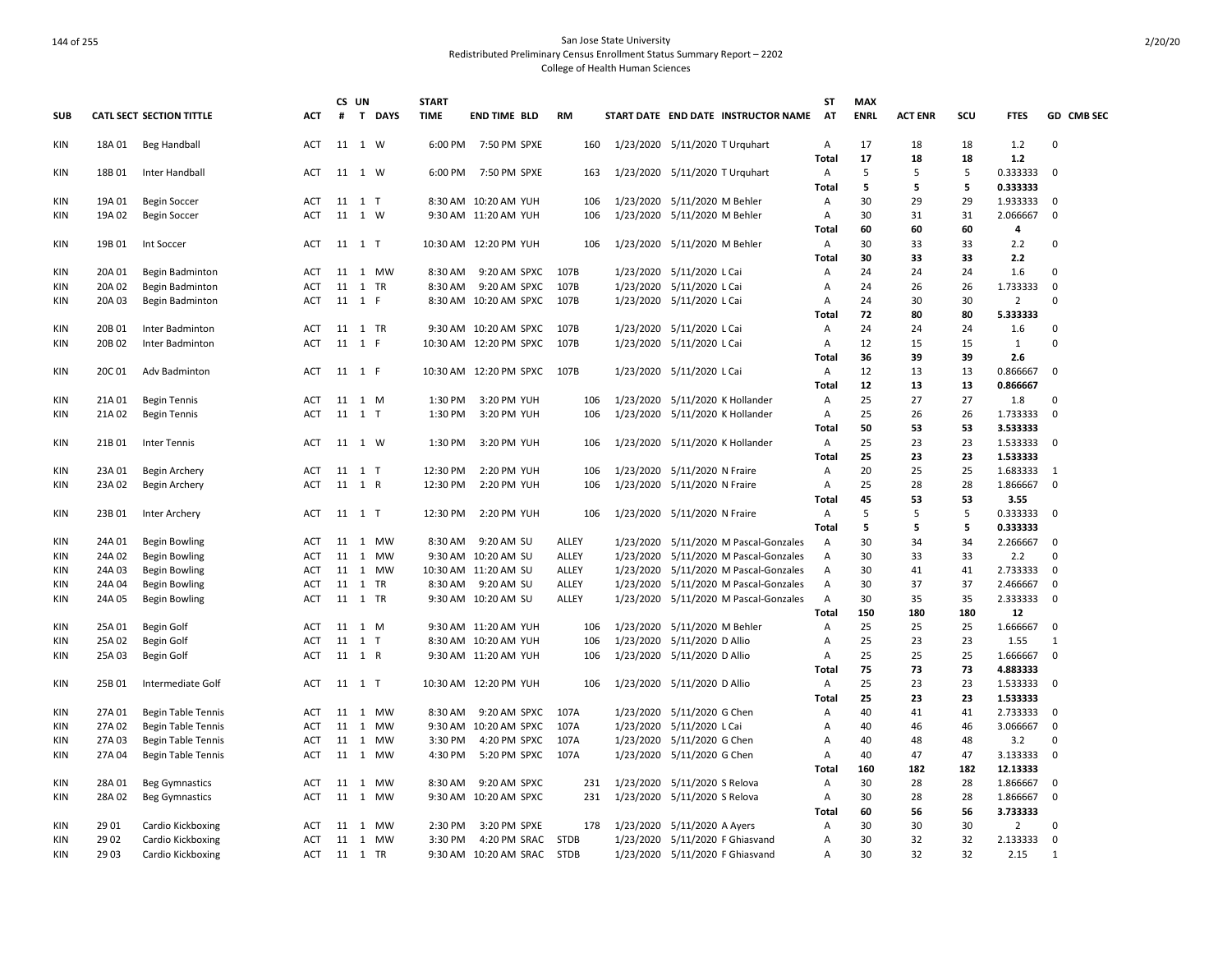San Jose State University
Redistributed Preliminary Census Enrollment Status Summary Report – 2202
College of Health Human Sciences

| SUB | CATL SECT | SECTION TITTLE | ACT | CS # | UN T | DAYS | START TIME | END TIME | BLD | RM | START DATE | END DATE | INSTRUCTOR NAME | ST AT | MAX ENRL | ACT ENR | SCU | FTES | GD | CMB SEC |
|---|---|---|---|---|---|---|---|---|---|---|---|---|---|---|---|---|---|---|---|---|
| KIN | 18A 01 | Beg Handball | ACT | 11 | 1 | W | 6:00 PM | 7:50 PM | SPXE | 160 | 1/23/2020 | 5/11/2020 | T Urquhart | A | 17 | 18 | 18 | 1.2 | 0 | |
| | | | | | | | | | | | | | | **Total** | **17** | **18** | **18** | **1.2** | | |
| KIN | 18B 01 | Inter Handball | ACT | 11 | 1 | W | 6:00 PM | 7:50 PM | SPXE | 163 | 1/23/2020 | 5/11/2020 | T Urquhart | A | 5 | 5 | 5 | 0.333333 | 0 | |
| | | | | | | | | | | | | | | **Total** | **5** | **5** | **5** | **0.333333** | | |
| KIN | 19A 01 | Begin Soccer | ACT | 11 | 1 | T | 8:30 AM | 10:20 AM | YUH | 106 | 1/23/2020 | 5/11/2020 | M Behler | A | 30 | 29 | 29 | 1.933333 | 0 | |
| KIN | 19A 02 | Begin Soccer | ACT | 11 | 1 | W | 9:30 AM | 11:20 AM | YUH | 106 | 1/23/2020 | 5/11/2020 | M Behler | A | 30 | 31 | 31 | 2.066667 | 0 | |
| | | | | | | | | | | | | | | **Total** | **60** | **60** | **60** | **4** | | |
| KIN | 19B 01 | Int Soccer | ACT | 11 | 1 | T | 10:30 AM | 12:20 PM | YUH | 106 | 1/23/2020 | 5/11/2020 | M Behler | A | 30 | 33 | 33 | 2.2 | 0 | |
| | | | | | | | | | | | | | | **Total** | **30** | **33** | **33** | **2.2** | | |
| KIN | 20A 01 | Begin Badminton | ACT | 11 | 1 | MW | 8:30 AM | 9:20 AM | SPXC | 107B | 1/23/2020 | 5/11/2020 | L Cai | A | 24 | 24 | 24 | 1.6 | 0 | |
| KIN | 20A 02 | Begin Badminton | ACT | 11 | 1 | TR | 8:30 AM | 9:20 AM | SPXC | 107B | 1/23/2020 | 5/11/2020 | L Cai | A | 24 | 26 | 26 | 1.733333 | 0 | |
| KIN | 20A 03 | Begin Badminton | ACT | 11 | 1 | F | 8:30 AM | 10:20 AM | SPXC | 107B | 1/23/2020 | 5/11/2020 | L Cai | A | 24 | 30 | 30 | 2 | 0 | |
| | | | | | | | | | | | | | | **Total** | **72** | **80** | **80** | **5.333333** | | |
| KIN | 20B 01 | Inter Badminton | ACT | 11 | 1 | TR | 9:30 AM | 10:20 AM | SPXC | 107B | 1/23/2020 | 5/11/2020 | L Cai | A | 24 | 24 | 24 | 1.6 | 0 | |
| KIN | 20B 02 | Inter Badminton | ACT | 11 | 1 | F | 10:30 AM | 12:20 PM | SPXC | 107B | 1/23/2020 | 5/11/2020 | L Cai | A | 12 | 15 | 15 | 1 | 0 | |
| | | | | | | | | | | | | | | **Total** | **36** | **39** | **39** | **2.6** | | |
| KIN | 20C 01 | Adv Badminton | ACT | 11 | 1 | F | 10:30 AM | 12:20 PM | SPXC | 107B | 1/23/2020 | 5/11/2020 | L Cai | A | 12 | 13 | 13 | 0.866667 | 0 | |
| | | | | | | | | | | | | | | **Total** | **12** | **13** | **13** | **0.866667** | | |
| KIN | 21A 01 | Begin Tennis | ACT | 11 | 1 | M | 1:30 PM | 3:20 PM | YUH | 106 | 1/23/2020 | 5/11/2020 | K Hollander | A | 25 | 27 | 27 | 1.8 | 0 | |
| KIN | 21A 02 | Begin Tennis | ACT | 11 | 1 | T | 1:30 PM | 3:20 PM | YUH | 106 | 1/23/2020 | 5/11/2020 | K Hollander | A | 25 | 26 | 26 | 1.733333 | 0 | |
| | | | | | | | | | | | | | | **Total** | **50** | **53** | **53** | **3.533333** | | |
| KIN | 21B 01 | Inter Tennis | ACT | 11 | 1 | W | 1:30 PM | 3:20 PM | YUH | 106 | 1/23/2020 | 5/11/2020 | K Hollander | A | 25 | 23 | 23 | 1.533333 | 0 | |
| | | | | | | | | | | | | | | **Total** | **25** | **23** | **23** | **1.533333** | | |
| KIN | 23A 01 | Begin Archery | ACT | 11 | 1 | T | 12:30 PM | 2:20 PM | YUH | 106 | 1/23/2020 | 5/11/2020 | N Fraire | A | 20 | 25 | 25 | 1.683333 | 1 | |
| KIN | 23A 02 | Begin Archery | ACT | 11 | 1 | R | 12:30 PM | 2:20 PM | YUH | 106 | 1/23/2020 | 5/11/2020 | N Fraire | A | 25 | 28 | 28 | 1.866667 | 0 | |
| | | | | | | | | | | | | | | **Total** | **45** | **53** | **53** | **3.55** | | |
| KIN | 23B 01 | Inter Archery | ACT | 11 | 1 | T | 12:30 PM | 2:20 PM | YUH | 106 | 1/23/2020 | 5/11/2020 | N Fraire | A | 5 | 5 | 5 | 0.333333 | 0 | |
| | | | | | | | | | | | | | | **Total** | **5** | **5** | **5** | **0.333333** | | |
| KIN | 24A 01 | Begin Bowling | ACT | 11 | 1 | MW | 8:30 AM | 9:20 AM | SU | ALLEY | 1/23/2020 | 5/11/2020 | M Pascal-Gonzales | A | 30 | 34 | 34 | 2.266667 | 0 | |
| KIN | 24A 02 | Begin Bowling | ACT | 11 | 1 | MW | 9:30 AM | 10:20 AM | SU | ALLEY | 1/23/2020 | 5/11/2020 | M Pascal-Gonzales | A | 30 | 33 | 33 | 2.2 | 0 | |
| KIN | 24A 03 | Begin Bowling | ACT | 11 | 1 | MW | 10:30 AM | 11:20 AM | SU | ALLEY | 1/23/2020 | 5/11/2020 | M Pascal-Gonzales | A | 30 | 41 | 41 | 2.733333 | 0 | |
| KIN | 24A 04 | Begin Bowling | ACT | 11 | 1 | TR | 8:30 AM | 9:20 AM | SU | ALLEY | 1/23/2020 | 5/11/2020 | M Pascal-Gonzales | A | 30 | 37 | 37 | 2.466667 | 0 | |
| KIN | 24A 05 | Begin Bowling | ACT | 11 | 1 | TR | 9:30 AM | 10:20 AM | SU | ALLEY | 1/23/2020 | 5/11/2020 | M Pascal-Gonzales | A | 30 | 35 | 35 | 2.333333 | 0 | |
| | | | | | | | | | | | | | | **Total** | **150** | **180** | **180** | **12** | | |
| KIN | 25A 01 | Begin Golf | ACT | 11 | 1 | M | 9:30 AM | 11:20 AM | YUH | 106 | 1/23/2020 | 5/11/2020 | M Behler | A | 25 | 25 | 25 | 1.666667 | 0 | |
| KIN | 25A 02 | Begin Golf | ACT | 11 | 1 | T | 8:30 AM | 10:20 AM | YUH | 106 | 1/23/2020 | 5/11/2020 | D Allio | A | 25 | 23 | 23 | 1.55 | 1 | |
| KIN | 25A 03 | Begin Golf | ACT | 11 | 1 | R | 9:30 AM | 11:20 AM | YUH | 106 | 1/23/2020 | 5/11/2020 | D Allio | A | 25 | 25 | 25 | 1.666667 | 0 | |
| | | | | | | | | | | | | | | **Total** | **75** | **73** | **73** | **4.883333** | | |
| KIN | 25B 01 | Intermediate Golf | ACT | 11 | 1 | T | 10:30 AM | 12:20 PM | YUH | 106 | 1/23/2020 | 5/11/2020 | D Allio | A | 25 | 23 | 23 | 1.533333 | 0 | |
| | | | | | | | | | | | | | | **Total** | **25** | **23** | **23** | **1.533333** | | |
| KIN | 27A 01 | Begin Table Tennis | ACT | 11 | 1 | MW | 8:30 AM | 9:20 AM | SPXC | 107A | 1/23/2020 | 5/11/2020 | G Chen | A | 40 | 41 | 41 | 2.733333 | 0 | |
| KIN | 27A 02 | Begin Table Tennis | ACT | 11 | 1 | MW | 9:30 AM | 10:20 AM | SPXC | 107A | 1/23/2020 | 5/11/2020 | L Cai | A | 40 | 46 | 46 | 3.066667 | 0 | |
| KIN | 27A 03 | Begin Table Tennis | ACT | 11 | 1 | MW | 3:30 PM | 4:20 PM | SPXC | 107A | 1/23/2020 | 5/11/2020 | G Chen | A | 40 | 48 | 48 | 3.2 | 0 | |
| KIN | 27A 04 | Begin Table Tennis | ACT | 11 | 1 | MW | 4:30 PM | 5:20 PM | SPXC | 107A | 1/23/2020 | 5/11/2020 | G Chen | A | 40 | 47 | 47 | 3.133333 | 0 | |
| | | | | | | | | | | | | | | **Total** | **160** | **182** | **182** | **12.13333** | | |
| KIN | 28A 01 | Beg Gymnastics | ACT | 11 | 1 | MW | 8:30 AM | 9:20 AM | SPXC | 231 | 1/23/2020 | 5/11/2020 | S Relova | A | 30 | 28 | 28 | 1.866667 | 0 | |
| KIN | 28A 02 | Beg Gymnastics | ACT | 11 | 1 | MW | 9:30 AM | 10:20 AM | SPXC | 231 | 1/23/2020 | 5/11/2020 | S Relova | A | 30 | 28 | 28 | 1.866667 | 0 | |
| | | | | | | | | | | | | | | **Total** | **60** | **56** | **56** | **3.733333** | | |
| KIN | 29 01 | Cardio Kickboxing | ACT | 11 | 1 | MW | 2:30 PM | 3:20 PM | SPXE | 178 | 1/23/2020 | 5/11/2020 | A Ayers | A | 30 | 30 | 30 | 2 | 0 | |
| KIN | 29 02 | Cardio Kickboxing | ACT | 11 | 1 | MW | 3:30 PM | 4:20 PM | SRAC | STDB | 1/23/2020 | 5/11/2020 | F Ghiasvand | A | 30 | 32 | 32 | 2.133333 | 0 | |
| KIN | 29 03 | Cardio Kickboxing | ACT | 11 | 1 | TR | 9:30 AM | 10:20 AM | SRAC | STDB | 1/23/2020 | 5/11/2020 | F Ghiasvand | A | 30 | 32 | 32 | 2.15 | 1 | |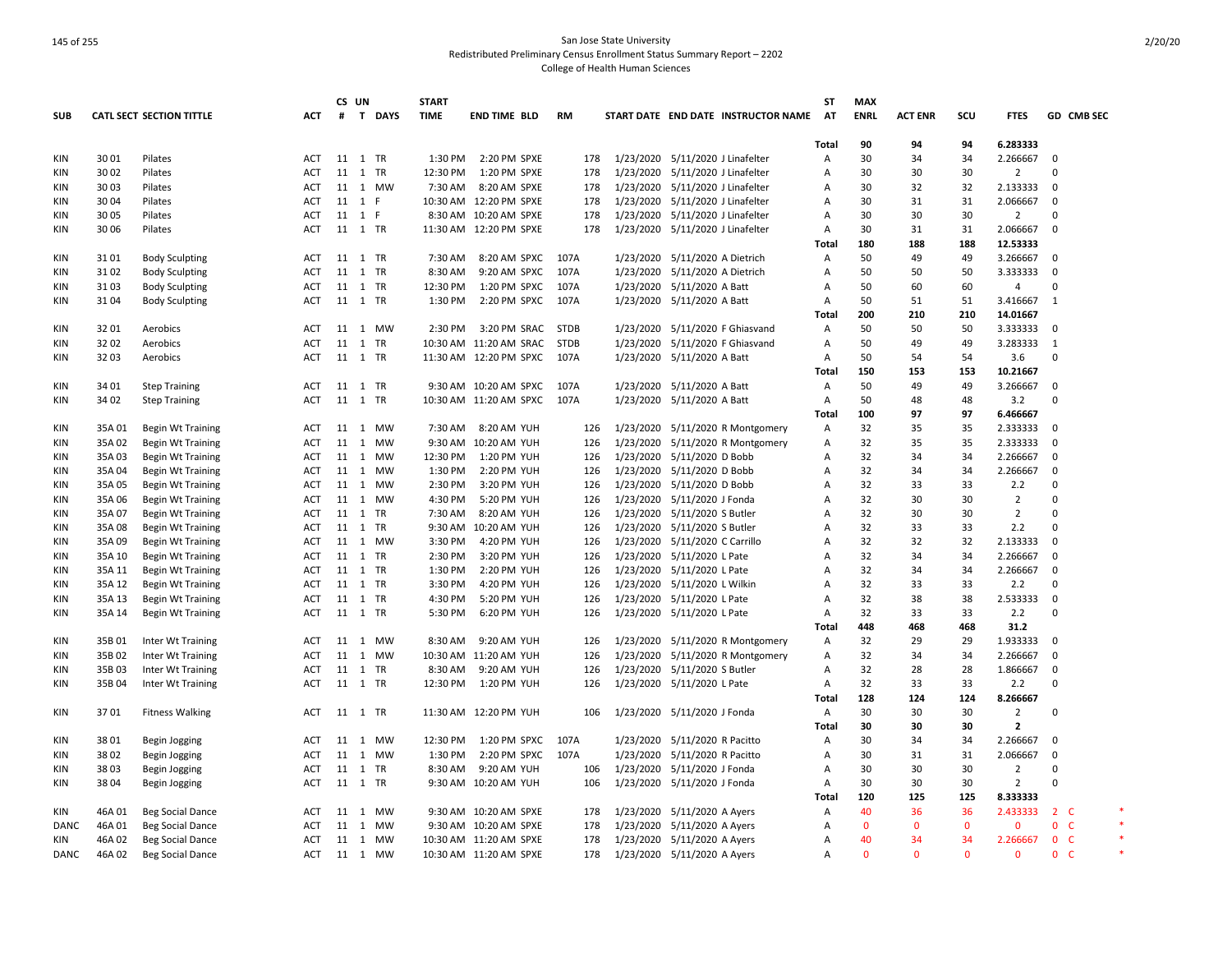San Jose State University
Redistributed Preliminary Census Enrollment Status Summary Report – 2202
College of Health Human Sciences

| SUB | CATL SECT | SECTION TITTLE | ACT | CS # | UN T | DAYS | START TIME | END TIME | BLD | RM | START DATE | END DATE | INSTRUCTOR NAME | ST AT | MAX ENRL | ACT ENR | SCU | FTES | GD | CMB SEC |
|---|---|---|---|---|---|---|---|---|---|---|---|---|---|---|---|---|---|---|---|---|
| | | | | | | | | | | | | | | Total | 90 | 94 | 94 | 6.283333 | | |
| KIN | 30 01 | Pilates | ACT | 11 | 1 | TR | 1:30 PM | 2:20 PM | SPXE | 178 | 1/23/2020 | 5/11/2020 | J Linafelter | A | 30 | 34 | 34 | 2.266667 | 0 | |
| KIN | 30 02 | Pilates | ACT | 11 | 1 | TR | 12:30 PM | 1:20 PM | SPXE | 178 | 1/23/2020 | 5/11/2020 | J Linafelter | A | 30 | 30 | 30 | 2 | 0 | |
| KIN | 30 03 | Pilates | ACT | 11 | 1 | MW | 7:30 AM | 8:20 AM | SPXE | 178 | 1/23/2020 | 5/11/2020 | J Linafelter | A | 30 | 32 | 32 | 2.133333 | 0 | |
| KIN | 30 04 | Pilates | ACT | 11 | 1 | F | 10:30 AM | 12:20 PM | SPXE | 178 | 1/23/2020 | 5/11/2020 | J Linafelter | A | 30 | 31 | 31 | 2.066667 | 0 | |
| KIN | 30 05 | Pilates | ACT | 11 | 1 | F | 8:30 AM | 10:20 AM | SPXE | 178 | 1/23/2020 | 5/11/2020 | J Linafelter | A | 30 | 30 | 30 | 2 | 0 | |
| KIN | 30 06 | Pilates | ACT | 11 | 1 | TR | 11:30 AM | 12:20 PM | SPXE | 178 | 1/23/2020 | 5/11/2020 | J Linafelter | A | 30 | 31 | 31 | 2.066667 | 0 | |
| | | | | | | | | | | | | | | Total | 180 | 188 | 188 | 12.53333 | | |
| KIN | 31 01 | Body Sculpting | ACT | 11 | 1 | TR | 7:30 AM | 8:20 AM | SPXC | 107A | 1/23/2020 | 5/11/2020 | A Dietrich | A | 50 | 49 | 49 | 3.266667 | 0 | |
| KIN | 31 02 | Body Sculpting | ACT | 11 | 1 | TR | 8:30 AM | 9:20 AM | SPXC | 107A | 1/23/2020 | 5/11/2020 | A Dietrich | A | 50 | 50 | 50 | 3.333333 | 0 | |
| KIN | 31 03 | Body Sculpting | ACT | 11 | 1 | TR | 12:30 PM | 1:20 PM | SPXC | 107A | 1/23/2020 | 5/11/2020 | A Batt | A | 50 | 60 | 60 | 4 | 0 | |
| KIN | 31 04 | Body Sculpting | ACT | 11 | 1 | TR | 1:30 PM | 2:20 PM | SPXC | 107A | 1/23/2020 | 5/11/2020 | A Batt | A | 50 | 51 | 51 | 3.416667 | 1 | |
| | | | | | | | | | | | | | | Total | 200 | 210 | 210 | 14.01667 | | |
| KIN | 32 01 | Aerobics | ACT | 11 | 1 | MW | 2:30 PM | 3:20 PM | SRAC | STDB | 1/23/2020 | 5/11/2020 | F Ghiasvand | A | 50 | 50 | 50 | 3.333333 | 0 | |
| KIN | 32 02 | Aerobics | ACT | 11 | 1 | TR | 10:30 AM | 11:20 AM | SRAC | STDB | 1/23/2020 | 5/11/2020 | F Ghiasvand | A | 50 | 49 | 49 | 3.283333 | 1 | |
| KIN | 32 03 | Aerobics | ACT | 11 | 1 | TR | 11:30 AM | 12:20 PM | SPXC | 107A | 1/23/2020 | 5/11/2020 | A Batt | A | 50 | 54 | 54 | 3.6 | 0 | |
| | | | | | | | | | | | | | | Total | 150 | 153 | 153 | 10.21667 | | |
| KIN | 34 01 | Step Training | ACT | 11 | 1 | TR | 9:30 AM | 10:20 AM | SPXC | 107A | 1/23/2020 | 5/11/2020 | A Batt | A | 50 | 49 | 49 | 3.266667 | 0 | |
| KIN | 34 02 | Step Training | ACT | 11 | 1 | TR | 10:30 AM | 11:20 AM | SPXC | 107A | 1/23/2020 | 5/11/2020 | A Batt | A | 50 | 48 | 48 | 3.2 | 0 | |
| | | | | | | | | | | | | | | Total | 100 | 97 | 97 | 6.466667 | | |
| KIN | 35A 01 | Begin Wt Training | ACT | 11 | 1 | MW | 7:30 AM | 8:20 AM | YUH | 126 | 1/23/2020 | 5/11/2020 | R Montgomery | A | 32 | 35 | 35 | 2.333333 | 0 | |
| KIN | 35A 02 | Begin Wt Training | ACT | 11 | 1 | MW | 9:30 AM | 10:20 AM | YUH | 126 | 1/23/2020 | 5/11/2020 | R Montgomery | A | 32 | 35 | 35 | 2.333333 | 0 | |
| KIN | 35A 03 | Begin Wt Training | ACT | 11 | 1 | MW | 12:30 PM | 1:20 PM | YUH | 126 | 1/23/2020 | 5/11/2020 | D Bobb | A | 32 | 34 | 34 | 2.266667 | 0 | |
| KIN | 35A 04 | Begin Wt Training | ACT | 11 | 1 | MW | 1:30 PM | 2:20 PM | YUH | 126 | 1/23/2020 | 5/11/2020 | D Bobb | A | 32 | 34 | 34 | 2.266667 | 0 | |
| KIN | 35A 05 | Begin Wt Training | ACT | 11 | 1 | MW | 2:30 PM | 3:20 PM | YUH | 126 | 1/23/2020 | 5/11/2020 | D Bobb | A | 32 | 33 | 33 | 2.2 | 0 | |
| KIN | 35A 06 | Begin Wt Training | ACT | 11 | 1 | MW | 4:30 PM | 5:20 PM | YUH | 126 | 1/23/2020 | 5/11/2020 | J Fonda | A | 32 | 30 | 30 | 2 | 0 | |
| KIN | 35A 07 | Begin Wt Training | ACT | 11 | 1 | TR | 7:30 AM | 8:20 AM | YUH | 126 | 1/23/2020 | 5/11/2020 | S Butler | A | 32 | 30 | 30 | 2 | 0 | |
| KIN | 35A 08 | Begin Wt Training | ACT | 11 | 1 | TR | 9:30 AM | 10:20 AM | YUH | 126 | 1/23/2020 | 5/11/2020 | S Butler | A | 32 | 33 | 33 | 2.2 | 0 | |
| KIN | 35A 09 | Begin Wt Training | ACT | 11 | 1 | MW | 3:30 PM | 4:20 PM | YUH | 126 | 1/23/2020 | 5/11/2020 | C Carrillo | A | 32 | 32 | 32 | 2.133333 | 0 | |
| KIN | 35A 10 | Begin Wt Training | ACT | 11 | 1 | TR | 2:30 PM | 3:20 PM | YUH | 126 | 1/23/2020 | 5/11/2020 | L Pate | A | 32 | 34 | 34 | 2.266667 | 0 | |
| KIN | 35A 11 | Begin Wt Training | ACT | 11 | 1 | TR | 1:30 PM | 2:20 PM | YUH | 126 | 1/23/2020 | 5/11/2020 | L Pate | A | 32 | 34 | 34 | 2.266667 | 0 | |
| KIN | 35A 12 | Begin Wt Training | ACT | 11 | 1 | TR | 3:30 PM | 4:20 PM | YUH | 126 | 1/23/2020 | 5/11/2020 | L Wilkin | A | 32 | 33 | 33 | 2.2 | 0 | |
| KIN | 35A 13 | Begin Wt Training | ACT | 11 | 1 | TR | 4:30 PM | 5:20 PM | YUH | 126 | 1/23/2020 | 5/11/2020 | L Pate | A | 32 | 38 | 38 | 2.533333 | 0 | |
| KIN | 35A 14 | Begin Wt Training | ACT | 11 | 1 | TR | 5:30 PM | 6:20 PM | YUH | 126 | 1/23/2020 | 5/11/2020 | L Pate | A | 32 | 33 | 33 | 2.2 | 0 | |
| | | | | | | | | | | | | | | Total | 448 | 468 | 468 | 31.2 | | |
| KIN | 35B 01 | Inter Wt Training | ACT | 11 | 1 | MW | 8:30 AM | 9:20 AM | YUH | 126 | 1/23/2020 | 5/11/2020 | R Montgomery | A | 32 | 29 | 29 | 1.933333 | 0 | |
| KIN | 35B 02 | Inter Wt Training | ACT | 11 | 1 | MW | 10:30 AM | 11:20 AM | YUH | 126 | 1/23/2020 | 5/11/2020 | R Montgomery | A | 32 | 34 | 34 | 2.266667 | 0 | |
| KIN | 35B 03 | Inter Wt Training | ACT | 11 | 1 | TR | 8:30 AM | 9:20 AM | YUH | 126 | 1/23/2020 | 5/11/2020 | S Butler | A | 32 | 28 | 28 | 1.866667 | 0 | |
| KIN | 35B 04 | Inter Wt Training | ACT | 11 | 1 | TR | 12:30 PM | 1:20 PM | YUH | 126 | 1/23/2020 | 5/11/2020 | L Pate | A | 32 | 33 | 33 | 2.2 | 0 | |
| | | | | | | | | | | | | | | Total | 128 | 124 | 124 | 8.266667 | | |
| KIN | 37 01 | Fitness Walking | ACT | 11 | 1 | TR | 11:30 AM | 12:20 PM | YUH | 106 | 1/23/2020 | 5/11/2020 | J Fonda | A | 30 | 30 | 30 | 2 | 0 | |
| | | | | | | | | | | | | | | Total | 30 | 30 | 30 | 2 | | |
| KIN | 38 01 | Begin Jogging | ACT | 11 | 1 | MW | 12:30 PM | 1:20 PM | SPXC | 107A | 1/23/2020 | 5/11/2020 | R Pacitto | A | 30 | 34 | 34 | 2.266667 | 0 | |
| KIN | 38 02 | Begin Jogging | ACT | 11 | 1 | MW | 1:30 PM | 2:20 PM | SPXC | 107A | 1/23/2020 | 5/11/2020 | R Pacitto | A | 30 | 31 | 31 | 2.066667 | 0 | |
| KIN | 38 03 | Begin Jogging | ACT | 11 | 1 | TR | 8:30 AM | 9:20 AM | YUH | 106 | 1/23/2020 | 5/11/2020 | J Fonda | A | 30 | 30 | 30 | 2 | 0 | |
| KIN | 38 04 | Begin Jogging | ACT | 11 | 1 | TR | 9:30 AM | 10:20 AM | YUH | 106 | 1/23/2020 | 5/11/2020 | J Fonda | A | 30 | 30 | 30 | 2 | 0 | |
| | | | | | | | | | | | | | | Total | 120 | 125 | 125 | 8.333333 | | |
| KIN | 46A 01 | Beg Social Dance | ACT | 11 | 1 | MW | 9:30 AM | 10:20 AM | SPXE | 178 | 1/23/2020 | 5/11/2020 | A Ayers | A | 40 | 36 | 36 | 2.433333 | 2 | C * |
| DANC | 46A 01 | Beg Social Dance | ACT | 11 | 1 | MW | 9:30 AM | 10:20 AM | SPXE | 178 | 1/23/2020 | 5/11/2020 | A Ayers | A | 0 | 0 | 0 | 0 | 0 | C * |
| KIN | 46A 02 | Beg Social Dance | ACT | 11 | 1 | MW | 10:30 AM | 11:20 AM | SPXE | 178 | 1/23/2020 | 5/11/2020 | A Ayers | A | 40 | 34 | 34 | 2.266667 | 0 | C * |
| DANC | 46A 02 | Beg Social Dance | ACT | 11 | 1 | MW | 10:30 AM | 11:20 AM | SPXE | 178 | 1/23/2020 | 5/11/2020 | A Ayers | A | 0 | 0 | 0 | 0 | 0 | C * |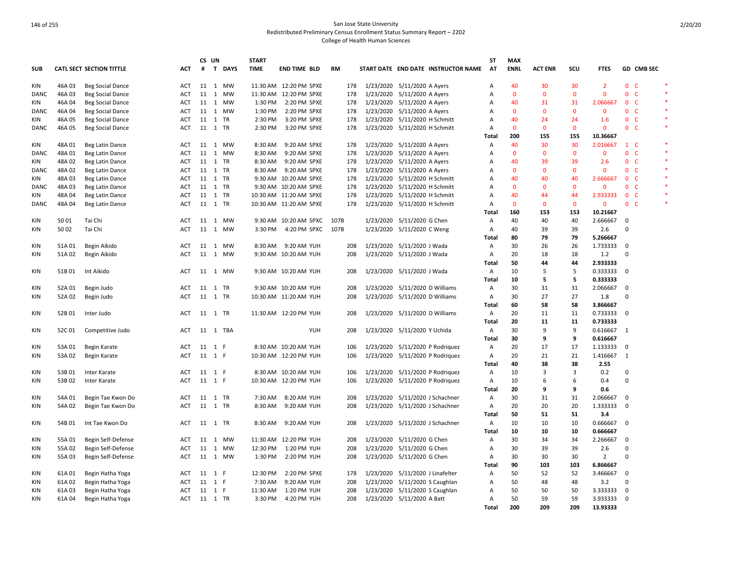San Jose State University
Redistributed Preliminary Census Enrollment Status Summary Report – 2202
College of Health Human Sciences

| SUB | CATL | SECT | SECTION TITTLE | ACT | CS # | UN T | DAYS | START TIME | END TIME | BLD | RM | START DATE | END DATE | INSTRUCTOR NAME | STAT | MAX ENRL | ACT ENR | SCU | FTES | GD | CMB SEC | |
|---|---|---|---|---|---|---|---|---|---|---|---|---|---|---|---|---|---|---|---|---|---|---|
| KIN | 46A | 03 | Beg Social Dance | ACT | 11 | 1 | MW | 11:30 AM | 12:20 PM | SPXE | 178 | 1/23/2020 | 5/11/2020 | A Ayers | A | 40 | 30 | 30 | 2 | 0 | C | * |
| DANC | 46A | 03 | Beg Social Dance | ACT | 11 | 1 | MW | 11:30 AM | 12:20 PM | SPXE | 178 | 1/23/2020 | 5/11/2020 | A Ayers | A | 0 | 0 | 0 | 0 | 0 | C | * |
| KIN | 46A | 04 | Beg Social Dance | ACT | 11 | 1 | MW | 1:30 PM | 2:20 PM | SPXE | 178 | 1/23/2020 | 5/11/2020 | A Ayers | A | 40 | 31 | 31 | 2.066667 | 0 | C | * |
| DANC | 46A | 04 | Beg Social Dance | ACT | 11 | 1 | MW | 1:30 PM | 2:20 PM | SPXE | 178 | 1/23/2020 | 5/11/2020 | A Ayers | A | 0 | 0 | 0 | 0 | 0 | C | * |
| KIN | 46A | 05 | Beg Social Dance | ACT | 11 | 1 | TR | 2:30 PM | 3:20 PM | SPXE | 178 | 1/23/2020 | 5/11/2020 | H Schmitt | A | 40 | 24 | 24 | 1.6 | 0 | C | * |
| DANC | 46A | 05 | Beg Social Dance | ACT | 11 | 1 | TR | 2:30 PM | 3:20 PM | SPXE | 178 | 1/23/2020 | 5/11/2020 | H Schmitt | A | 0 | 0 | 0 | 0 | 0 | C | * |
| | | | | | | | | | | | | | | | Total | 200 | 155 | 155 | 10.36667 | | | |
| KIN | 48A | 01 | Beg Latin Dance | ACT | 11 | 1 | MW | 8:30 AM | 9:20 AM | SPXE | 178 | 1/23/2020 | 5/11/2020 | A Ayers | A | 40 | 30 | 30 | 2.016667 | 1 | C | * |
| DANC | 48A | 01 | Beg Latin Dance | ACT | 11 | 1 | MW | 8:30 AM | 9:20 AM | SPXE | 178 | 1/23/2020 | 5/11/2020 | A Ayers | A | 0 | 0 | 0 | 0 | 0 | C | * |
| KIN | 48A | 02 | Beg Latin Dance | ACT | 11 | 1 | TR | 8:30 AM | 9:20 AM | SPXE | 178 | 1/23/2020 | 5/11/2020 | A Ayers | A | 40 | 39 | 39 | 2.6 | 0 | C | * |
| DANC | 48A | 02 | Beg Latin Dance | ACT | 11 | 1 | TR | 8:30 AM | 9:20 AM | SPXE | 178 | 1/23/2020 | 5/11/2020 | A Ayers | A | 0 | 0 | 0 | 0 | 0 | C | * |
| KIN | 48A | 03 | Beg Latin Dance | ACT | 11 | 1 | TR | 9:30 AM | 10:20 AM | SPXE | 178 | 1/23/2020 | 5/11/2020 | H Schmitt | A | 40 | 40 | 40 | 2.666667 | 0 | C | * |
| DANC | 48A | 03 | Beg Latin Dance | ACT | 11 | 1 | TR | 9:30 AM | 10:20 AM | SPXE | 178 | 1/23/2020 | 5/11/2020 | H Schmitt | A | 0 | 0 | 0 | 0 | 0 | C | * |
| KIN | 48A | 04 | Beg Latin Dance | ACT | 11 | 1 | TR | 10:30 AM | 11:20 AM | SPXE | 178 | 1/23/2020 | 5/11/2020 | H Schmitt | A | 40 | 44 | 44 | 2.933333 | 0 | C | * |
| DANC | 48A | 04 | Beg Latin Dance | ACT | 11 | 1 | TR | 10:30 AM | 11:20 AM | SPXE | 178 | 1/23/2020 | 5/11/2020 | H Schmitt | A | 0 | 0 | 0 | 0 | 0 | C | * |
| | | | | | | | | | | | | | | | Total | 160 | 153 | 153 | 10.21667 | | | |
| KIN | 50 | 01 | Tai Chi | ACT | 11 | 1 | MW | 9:30 AM | 10:20 AM | SPXC | 107B | 1/23/2020 | 5/11/2020 | G Chen | A | 40 | 40 | 40 | 2.666667 | 0 | | |
| KIN | 50 | 02 | Tai Chi | ACT | 11 | 1 | MW | 3:30 PM | 4:20 PM | SPXC | 107B | 1/23/2020 | 5/11/2020 | C Weng | A | 40 | 39 | 39 | 2.6 | 0 | | |
| | | | | | | | | | | | | | | | Total | 80 | 79 | 79 | 5.266667 | | | |
| KIN | 51A | 01 | Begin Aikido | ACT | 11 | 1 | MW | 8:30 AM | 9:20 AM | YUH | 208 | 1/23/2020 | 5/11/2020 | J Wada | A | 30 | 26 | 26 | 1.733333 | 0 | | |
| KIN | 51A | 02 | Begin Aikido | ACT | 11 | 1 | MW | 9:30 AM | 10:20 AM | YUH | 208 | 1/23/2020 | 5/11/2020 | J Wada | A | 20 | 18 | 18 | 1.2 | 0 | | |
| | | | | | | | | | | | | | | | Total | 50 | 44 | 44 | 2.933333 | | | |
| KIN | 51B | 01 | Int Aikido | ACT | 11 | 1 | MW | 9:30 AM | 10:20 AM | YUH | 208 | 1/23/2020 | 5/11/2020 | J Wada | A | 10 | 5 | 5 | 0.333333 | 0 | | |
| | | | | | | | | | | | | | | | Total | 10 | 5 | 5 | 0.333333 | | | |
| KIN | 52A | 01 | Begin Judo | ACT | 11 | 1 | TR | 9:30 AM | 10:20 AM | YUH | 208 | 1/23/2020 | 5/11/2020 | D Williams | A | 30 | 31 | 31 | 2.066667 | 0 | | |
| KIN | 52A | 02 | Begin Judo | ACT | 11 | 1 | TR | 10:30 AM | 11:20 AM | YUH | 208 | 1/23/2020 | 5/11/2020 | D Williams | A | 30 | 27 | 27 | 1.8 | 0 | | |
| | | | | | | | | | | | | | | | Total | 60 | 58 | 58 | 3.866667 | | | |
| KIN | 52B | 01 | Inter Judo | ACT | 11 | 1 | TR | 11:30 AM | 12:20 PM | YUH | 208 | 1/23/2020 | 5/11/2020 | D Williams | A | 20 | 11 | 11 | 0.733333 | 0 | | |
| | | | | | | | | | | | | | | | Total | 20 | 11 | 11 | 0.733333 | | | |
| KIN | 52C | 01 | Competitive Judo | ACT | 11 | 1 | TBA | | | YUH | 208 | 1/23/2020 | 5/11/2020 | Y Uchida | A | 30 | 9 | 9 | 0.616667 | 1 | | |
| | | | | | | | | | | | | | | | Total | 30 | 9 | 9 | 0.616667 | | | |
| KIN | 53A | 01 | Begin Karate | ACT | 11 | 1 | F | 8:30 AM | 10:20 AM | YUH | 106 | 1/23/2020 | 5/11/2020 | P Rodriquez | A | 20 | 17 | 17 | 1.133333 | 0 | | |
| KIN | 53A | 02 | Begin Karate | ACT | 11 | 1 | F | 10:30 AM | 12:20 PM | YUH | 106 | 1/23/2020 | 5/11/2020 | P Rodriquez | A | 20 | 21 | 21 | 1.416667 | 1 | | |
| | | | | | | | | | | | | | | | Total | 40 | 38 | 38 | 2.55 | | | |
| KIN | 53B | 01 | Inter Karate | ACT | 11 | 1 | F | 8:30 AM | 10:20 AM | YUH | 106 | 1/23/2020 | 5/11/2020 | P Rodriquez | A | 10 | 3 | 3 | 0.2 | 0 | | |
| KIN | 53B | 02 | Inter Karate | ACT | 11 | 1 | F | 10:30 AM | 12:20 PM | YUH | 106 | 1/23/2020 | 5/11/2020 | P Rodriquez | A | 10 | 6 | 6 | 0.4 | 0 | | |
| | | | | | | | | | | | | | | | Total | 20 | 9 | 9 | 0.6 | | | |
| KIN | 54A | 01 | Begin Tae Kwon Do | ACT | 11 | 1 | TR | 7:30 AM | 8:20 AM | YUH | 208 | 1/23/2020 | 5/11/2020 | J Schachner | A | 30 | 31 | 31 | 2.066667 | 0 | | |
| KIN | 54A | 02 | Begin Tae Kwon Do | ACT | 11 | 1 | TR | 8:30 AM | 9:20 AM | YUH | 208 | 1/23/2020 | 5/11/2020 | J Schachner | A | 20 | 20 | 20 | 1.333333 | 0 | | |
| | | | | | | | | | | | | | | | Total | 50 | 51 | 51 | 3.4 | | | |
| KIN | 54B | 01 | Int Tae Kwon Do | ACT | 11 | 1 | TR | 8:30 AM | 9:20 AM | YUH | 208 | 1/23/2020 | 5/11/2020 | J Schachner | A | 10 | 10 | 10 | 0.666667 | 0 | | |
| | | | | | | | | | | | | | | | Total | 10 | 10 | 10 | 0.666667 | | | |
| KIN | 55A | 01 | Begin Self-Defense | ACT | 11 | 1 | MW | 11:30 AM | 12:20 PM | YUH | 208 | 1/23/2020 | 5/11/2020 | G Chen | A | 30 | 34 | 34 | 2.266667 | 0 | | |
| KIN | 55A | 02 | Begin Self-Defense | ACT | 11 | 1 | MW | 12:30 PM | 1:20 PM | YUH | 208 | 1/23/2020 | 5/11/2020 | G Chen | A | 30 | 39 | 39 | 2.6 | 0 | | |
| KIN | 55A | 03 | Begin Self-Defense | ACT | 11 | 1 | MW | 1:30 PM | 2:20 PM | YUH | 208 | 1/23/2020 | 5/11/2020 | G Chen | A | 30 | 30 | 30 | 2 | 0 | | |
| | | | | | | | | | | | | | | | Total | 90 | 103 | 103 | 6.866667 | | | |
| KIN | 61A | 01 | Begin Hatha Yoga | ACT | 11 | 1 | F | 12:30 PM | 2:20 PM | SPXE | 178 | 1/23/2020 | 5/11/2020 | J Linafelter | A | 50 | 52 | 52 | 3.466667 | 0 | | |
| KIN | 61A | 02 | Begin Hatha Yoga | ACT | 11 | 1 | F | 7:30 AM | 9:20 AM | YUH | 208 | 1/23/2020 | 5/11/2020 | S Caughlan | A | 50 | 48 | 48 | 3.2 | 0 | | |
| KIN | 61A | 03 | Begin Hatha Yoga | ACT | 11 | 1 | F | 11:30 AM | 1:20 PM | YUH | 208 | 1/23/2020 | 5/11/2020 | S Caughlan | A | 50 | 50 | 50 | 3.333333 | 0 | | |
| KIN | 61A | 04 | Begin Hatha Yoga | ACT | 11 | 1 | TR | 3:30 PM | 4:20 PM | YUH | 208 | 1/23/2020 | 5/11/2020 | A Batt | A | 50 | 59 | 59 | 3.933333 | 0 | | |
| | | | | | | | | | | | | | | | Total | 200 | 209 | 209 | 13.93333 | | | |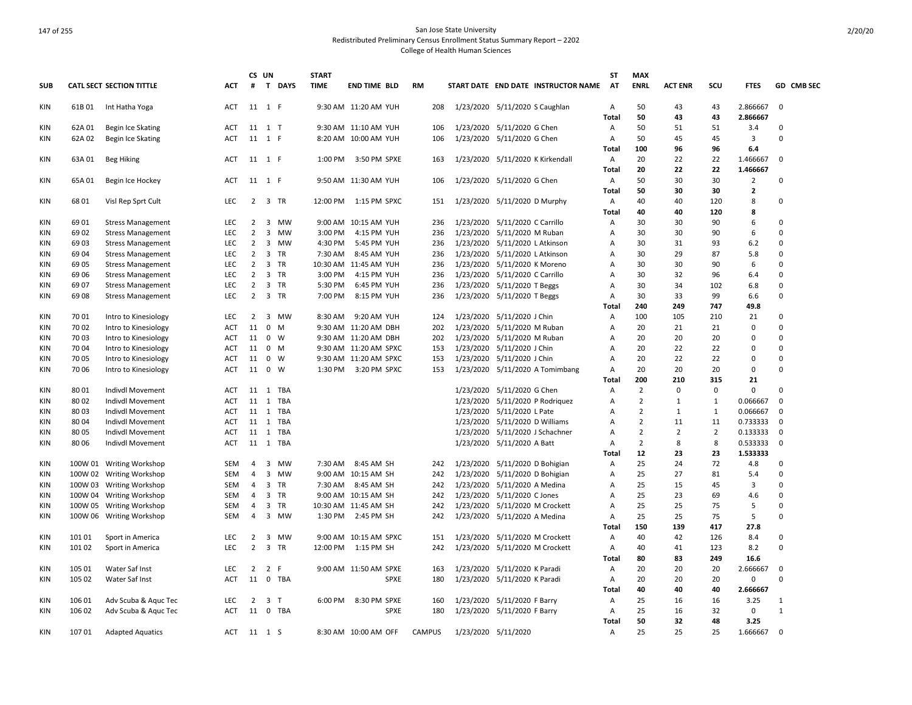San Jose State University
Redistributed Preliminary Census Enrollment Status Summary Report – 2202
College of Health Human Sciences

| SUB | CATL SECT | SECTION TITTLE | ACT | CS # | UN T | DAYS | START TIME | END TIME | BLD | RM | START DATE | END DATE | INSTRUCTOR NAME | ST AT | MAX ENRL | ACT ENR | SCU | FTES | GD | CMB SEC |
|---|---|---|---|---|---|---|---|---|---|---|---|---|---|---|---|---|---|---|---|---|
| KIN | 61B 01 | Int Hatha Yoga | ACT | 11 | 1 | F | 9:30 AM | 11:20 AM | YUH | 208 | 1/23/2020 | 5/11/2020 | S Caughlan | A | 50 | 43 | 43 | 2.866667 | 0 | |
| | | | | | | | | | | | | | | **Total** | **50** | **43** | **43** | **2.866667** | | |
| KIN | 62A 01 | Begin Ice Skating | ACT | 11 | 1 | T | 9:30 AM | 11:10 AM | YUH | 106 | 1/23/2020 | 5/11/2020 | G Chen | A | 50 | 51 | 51 | 3.4 | 0 | |
| KIN | 62A 02 | Begin Ice Skating | ACT | 11 | 1 | F | 8:20 AM | 10:00 AM | YUH | 106 | 1/23/2020 | 5/11/2020 | G Chen | A | 50 | 45 | 45 | 3 | 0 | |
| | | | | | | | | | | | | | | **Total** | **100** | **96** | **96** | **6.4** | | |
| KIN | 63A 01 | Beg Hiking | ACT | 11 | 1 | F | 1:00 PM | 3:50 PM | SPXE | 163 | 1/23/2020 | 5/11/2020 | K Kirkendall | A | 20 | 22 | 22 | 1.466667 | 0 | |
| | | | | | | | | | | | | | | **Total** | **20** | **22** | **22** | **1.466667** | | |
| KIN | 65A 01 | Begin Ice Hockey | ACT | 11 | 1 | F | 9:50 AM | 11:30 AM | YUH | 106 | 1/23/2020 | 5/11/2020 | G Chen | A | 50 | 30 | 30 | 2 | 0 | |
| | | | | | | | | | | | | | | **Total** | **50** | **30** | **30** | **2** | | |
| KIN | 68 01 | Visl Rep Sprt Cult | LEC | 2 | 3 | TR | 12:00 PM | 1:15 PM | SPXC | 151 | 1/23/2020 | 5/11/2020 | D Murphy | A | 40 | 40 | 120 | 8 | 0 | |
| | | | | | | | | | | | | | | **Total** | **40** | **40** | **120** | **8** | | |
| KIN | 69 01 | Stress Management | LEC | 2 | 3 | MW | 9:00 AM | 10:15 AM | YUH | 236 | 1/23/2020 | 5/11/2020 | C Carrillo | A | 30 | 30 | 90 | 6 | 0 | |
| KIN | 69 02 | Stress Management | LEC | 2 | 3 | MW | 3:00 PM | 4:15 PM | YUH | 236 | 1/23/2020 | 5/11/2020 | M Ruban | A | 30 | 30 | 90 | 6 | 0 | |
| KIN | 69 03 | Stress Management | LEC | 2 | 3 | MW | 4:30 PM | 5:45 PM | YUH | 236 | 1/23/2020 | 5/11/2020 | L Atkinson | A | 30 | 31 | 93 | 6.2 | 0 | |
| KIN | 69 04 | Stress Management | LEC | 2 | 3 | TR | 7:30 AM | 8:45 AM | YUH | 236 | 1/23/2020 | 5/11/2020 | L Atkinson | A | 30 | 29 | 87 | 5.8 | 0 | |
| KIN | 69 05 | Stress Management | LEC | 2 | 3 | TR | 10:30 AM | 11:45 AM | YUH | 236 | 1/23/2020 | 5/11/2020 | K Moreno | A | 30 | 30 | 90 | 6 | 0 | |
| KIN | 69 06 | Stress Management | LEC | 2 | 3 | TR | 3:00 PM | 4:15 PM | YUH | 236 | 1/23/2020 | 5/11/2020 | C Carrillo | A | 30 | 32 | 96 | 6.4 | 0 | |
| KIN | 69 07 | Stress Management | LEC | 2 | 3 | TR | 5:30 PM | 6:45 PM | YUH | 236 | 1/23/2020 | 5/11/2020 | T Beggs | A | 30 | 34 | 102 | 6.8 | 0 | |
| KIN | 69 08 | Stress Management | LEC | 2 | 3 | TR | 7:00 PM | 8:15 PM | YUH | 236 | 1/23/2020 | 5/11/2020 | T Beggs | A | 30 | 33 | 99 | 6.6 | 0 | |
| | | | | | | | | | | | | | | **Total** | **240** | **249** | **747** | **49.8** | | |
| KIN | 70 01 | Intro to Kinesiology | LEC | 2 | 3 | MW | 8:30 AM | 9:20 AM | YUH | 124 | 1/23/2020 | 5/11/2020 | J Chin | A | 100 | 105 | 210 | 21 | 0 | |
| KIN | 70 02 | Intro to Kinesiology | ACT | 11 | 0 | M | 9:30 AM | 11:20 AM | DBH | 202 | 1/23/2020 | 5/11/2020 | M Ruban | A | 20 | 21 | 21 | 0 | 0 | |
| KIN | 70 03 | Intro to Kinesiology | ACT | 11 | 0 | W | 9:30 AM | 11:20 AM | DBH | 202 | 1/23/2020 | 5/11/2020 | M Ruban | A | 20 | 20 | 20 | 0 | 0 | |
| KIN | 70 04 | Intro to Kinesiology | ACT | 11 | 0 | M | 9:30 AM | 11:20 AM | SPXC | 153 | 1/23/2020 | 5/11/2020 | J Chin | A | 20 | 22 | 22 | 0 | 0 | |
| KIN | 70 05 | Intro to Kinesiology | ACT | 11 | 0 | W | 9:30 AM | 11:20 AM | SPXC | 153 | 1/23/2020 | 5/11/2020 | J Chin | A | 20 | 22 | 22 | 0 | 0 | |
| KIN | 70 06 | Intro to Kinesiology | ACT | 11 | 0 | W | 1:30 PM | 3:20 PM | SPXC | 153 | 1/23/2020 | 5/11/2020 | A Tomimbang | A | 20 | 20 | 20 | 0 | 0 | |
| | | | | | | | | | | | | | | **Total** | **200** | **210** | **315** | **21** | | |
| KIN | 80 01 | Indivdl Movement | ACT | 11 | 1 | TBA | | | | | 1/23/2020 | 5/11/2020 | G Chen | A | 2 | 0 | 0 | 0 | 0 | |
| KIN | 80 02 | Indivdl Movement | ACT | 11 | 1 | TBA | | | | | 1/23/2020 | 5/11/2020 | P Rodriquez | A | 2 | 1 | 1 | 0.066667 | 0 | |
| KIN | 80 03 | Indivdl Movement | ACT | 11 | 1 | TBA | | | | | 1/23/2020 | 5/11/2020 | L Pate | A | 2 | 1 | 1 | 0.066667 | 0 | |
| KIN | 80 04 | Indivdl Movement | ACT | 11 | 1 | TBA | | | | | 1/23/2020 | 5/11/2020 | D Williams | A | 2 | 11 | 11 | 0.733333 | 0 | |
| KIN | 80 05 | Indivdl Movement | ACT | 11 | 1 | TBA | | | | | 1/23/2020 | 5/11/2020 | J Schachner | A | 2 | 2 | 2 | 0.133333 | 0 | |
| KIN | 80 06 | Indivdl Movement | ACT | 11 | 1 | TBA | | | | | 1/23/2020 | 5/11/2020 | A Batt | A | 2 | 8 | 8 | 0.533333 | 0 | |
| | | | | | | | | | | | | | | **Total** | **12** | **23** | **23** | **1.533333** | | |
| KIN | 100W 01 | Writing Workshop | SEM | 4 | 3 | MW | 7:30 AM | 8:45 AM | SH | 242 | 1/23/2020 | 5/11/2020 | D Bohigian | A | 25 | 24 | 72 | 4.8 | 0 | |
| KIN | 100W 02 | Writing Workshop | SEM | 4 | 3 | MW | 9:00 AM | 10:15 AM | SH | 242 | 1/23/2020 | 5/11/2020 | D Bohigian | A | 25 | 27 | 81 | 5.4 | 0 | |
| KIN | 100W 03 | Writing Workshop | SEM | 4 | 3 | TR | 7:30 AM | 8:45 AM | SH | 242 | 1/23/2020 | 5/11/2020 | A Medina | A | 25 | 15 | 45 | 3 | 0 | |
| KIN | 100W 04 | Writing Workshop | SEM | 4 | 3 | TR | 9:00 AM | 10:15 AM | SH | 242 | 1/23/2020 | 5/11/2020 | C Jones | A | 25 | 23 | 69 | 4.6 | 0 | |
| KIN | 100W 05 | Writing Workshop | SEM | 4 | 3 | TR | 10:30 AM | 11:45 AM | SH | 242 | 1/23/2020 | 5/11/2020 | M Crockett | A | 25 | 25 | 75 | 5 | 0 | |
| KIN | 100W 06 | Writing Workshop | SEM | 4 | 3 | MW | 1:30 PM | 2:45 PM | SH | 242 | 1/23/2020 | 5/11/2020 | A Medina | A | 25 | 25 | 75 | 5 | 0 | |
| | | | | | | | | | | | | | | **Total** | **150** | **139** | **417** | **27.8** | | |
| KIN | 101 01 | Sport in America | LEC | 2 | 3 | MW | 9:00 AM | 10:15 AM | SPXC | 151 | 1/23/2020 | 5/11/2020 | M Crockett | A | 40 | 42 | 126 | 8.4 | 0 | |
| KIN | 101 02 | Sport in America | LEC | 2 | 3 | TR | 12:00 PM | 1:15 PM | SH | 242 | 1/23/2020 | 5/11/2020 | M Crockett | A | 40 | 41 | 123 | 8.2 | 0 | |
| | | | | | | | | | | | | | | **Total** | **80** | **83** | **249** | **16.6** | | |
| KIN | 105 01 | Water Saf Inst | LEC | 2 | 2 | F | 9:00 AM | 11:50 AM | SPXE | 163 | 1/23/2020 | 5/11/2020 | K Paradi | A | 20 | 20 | 20 | 2.666667 | 0 | |
| KIN | 105 02 | Water Saf Inst | ACT | 11 | 0 | TBA | | | SPXE | 180 | 1/23/2020 | 5/11/2020 | K Paradi | A | 20 | 20 | 20 | 0 | 0 | |
| | | | | | | | | | | | | | | **Total** | **40** | **40** | **40** | **2.666667** | | |
| KIN | 106 01 | Adv Scuba & Aquc Tec | LEC | 2 | 3 | T | 6:00 PM | 8:30 PM | SPXE | 160 | 1/23/2020 | 5/11/2020 | F Barry | A | 25 | 16 | 16 | 3.25 | 1 | |
| KIN | 106 02 | Adv Scuba & Aquc Tec | ACT | 11 | 0 | TBA | | | SPXE | 180 | 1/23/2020 | 5/11/2020 | F Barry | A | 25 | 16 | 32 | 0 | 1 | |
| | | | | | | | | | | | | | | **Total** | **50** | **32** | **48** | **3.25** | | |
| KIN | 107 01 | Adapted Aquatics | ACT | 11 | 1 | S | 8:30 AM | 10:00 AM | OFF | CAMPUS | 1/23/2020 | 5/11/2020 | | A | 25 | 25 | 25 | 1.666667 | 0 | |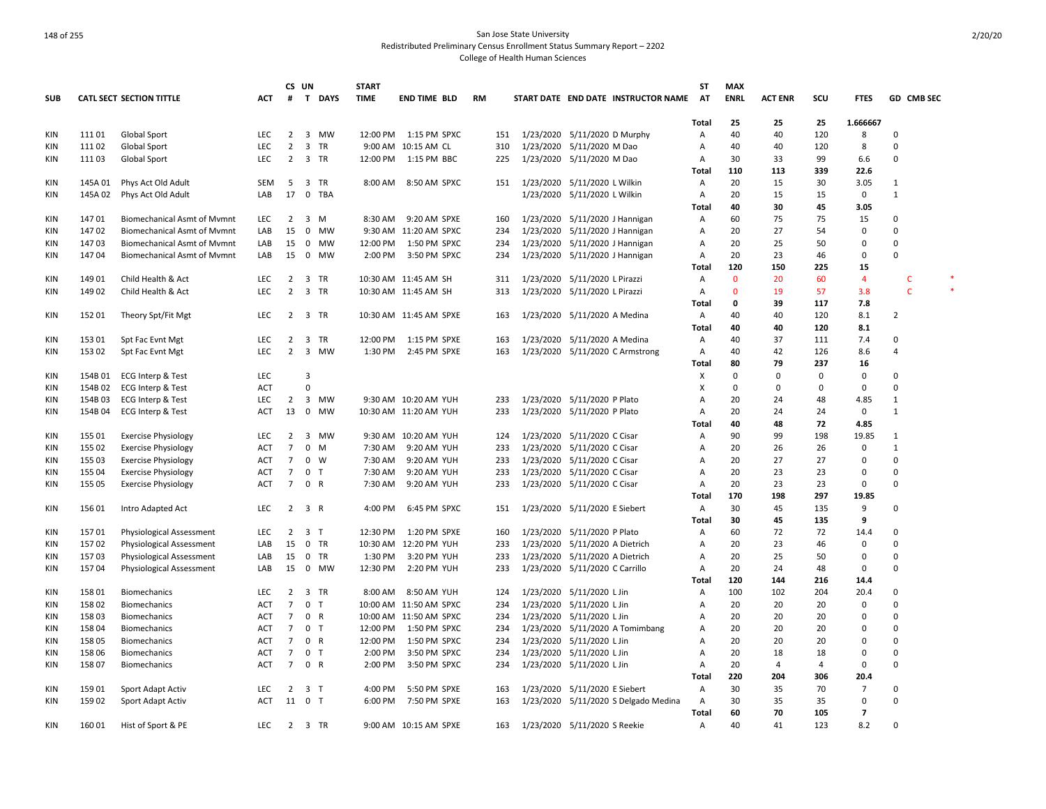San Jose State University
Redistributed Preliminary Census Enrollment Status Summary Report – 2202
College of Health Human Sciences

| SUB | CATL SECT | SECTION TITTLE | ACT | CS # | UN T | DAYS | START TIME | END TIME | BLD | RM | START DATE | END DATE | INSTRUCTOR NAME | ST AT | MAX ENRL | ACT ENR | SCU | FTES | GD | CMB SEC | |
|---|---|---|---|---|---|---|---|---|---|---|---|---|---|---|---|---|---|---|---|---|---|
| | | | | | | | | | | | | | | Total | 25 | 25 | 25 | 1.666667 | | | |
| KIN | 111 01 | Global Sport | LEC | 2 | 3 | MW | 12:00 PM | 1:15 PM | SPXC | 151 | 1/23/2020 | 5/11/2020 | D Murphy | A | 40 | 40 | 120 | 8 | 0 | | |
| KIN | 111 02 | Global Sport | LEC | 2 | 3 | TR | 9:00 AM | 10:15 AM | CL | 310 | 1/23/2020 | 5/11/2020 | M Dao | A | 40 | 40 | 120 | 8 | 0 | | |
| KIN | 111 03 | Global Sport | LEC | 2 | 3 | TR | 12:00 PM | 1:15 PM | BBC | 225 | 1/23/2020 | 5/11/2020 | M Dao | A | 30 | 33 | 99 | 6.6 | 0 | | |
| | | | | | | | | | | | | | | Total | 110 | 113 | 339 | 22.6 | | | |
| KIN | 145A 01 | Phys Act Old Adult | SEM | 5 | 3 | TR | 8:00 AM | 8:50 AM | SPXC | 151 | 1/23/2020 | 5/11/2020 | L Wilkin | A | 20 | 15 | 30 | 3.05 | 1 | | |
| KIN | 145A 02 | Phys Act Old Adult | LAB | 17 | 0 | TBA | | | | | 1/23/2020 | 5/11/2020 | L Wilkin | A | 20 | 15 | 15 | 0 | 1 | | |
| | | | | | | | | | | | | | | Total | 40 | 30 | 45 | 3.05 | | | |
| KIN | 147 01 | Biomechanical Asmt of Mvmnt | LEC | 2 | 3 | M | 8:30 AM | 9:20 AM | SPXE | 160 | 1/23/2020 | 5/11/2020 | J Hannigan | A | 60 | 75 | 75 | 15 | 0 | | |
| KIN | 147 02 | Biomechanical Asmt of Mvmnt | LAB | 15 | 0 | MW | 9:30 AM | 11:20 AM | SPXC | 234 | 1/23/2020 | 5/11/2020 | J Hannigan | A | 20 | 27 | 54 | 0 | 0 | | |
| KIN | 147 03 | Biomechanical Asmt of Mvmnt | LAB | 15 | 0 | MW | 12:00 PM | 1:50 PM | SPXC | 234 | 1/23/2020 | 5/11/2020 | J Hannigan | A | 20 | 25 | 50 | 0 | 0 | | |
| KIN | 147 04 | Biomechanical Asmt of Mvmnt | LAB | 15 | 0 | MW | 2:00 PM | 3:50 PM | SPXC | 234 | 1/23/2020 | 5/11/2020 | J Hannigan | A | 20 | 23 | 46 | 0 | 0 | | |
| | | | | | | | | | | | | | | Total | 120 | 150 | 225 | 15 | | | |
| KIN | 149 01 | Child Health & Act | LEC | 2 | 3 | TR | 10:30 AM | 11:45 AM | SH | 311 | 1/23/2020 | 5/11/2020 | L Pirazzi | A | 0 | 20 | 60 | 4 | | C | * |
| KIN | 149 02 | Child Health & Act | LEC | 2 | 3 | TR | 10:30 AM | 11:45 AM | SH | 313 | 1/23/2020 | 5/11/2020 | L Pirazzi | A | 0 | 19 | 57 | 3.8 | | C | * |
| | | | | | | | | | | | | | | Total | 0 | 39 | 117 | 7.8 | | | |
| KIN | 152 01 | Theory Spt/Fit Mgt | LEC | 2 | 3 | TR | 10:30 AM | 11:45 AM | SPXE | 163 | 1/23/2020 | 5/11/2020 | A Medina | A | 40 | 40 | 120 | 8.1 | 2 | | |
| | | | | | | | | | | | | | | Total | 40 | 40 | 120 | 8.1 | | | |
| KIN | 153 01 | Spt Fac Evnt Mgt | LEC | 2 | 3 | TR | 12:00 PM | 1:15 PM | SPXE | 163 | 1/23/2020 | 5/11/2020 | A Medina | A | 40 | 37 | 111 | 7.4 | 0 | | |
| KIN | 153 02 | Spt Fac Evnt Mgt | LEC | 2 | 3 | MW | 1:30 PM | 2:45 PM | SPXE | 163 | 1/23/2020 | 5/11/2020 | C Armstrong | A | 40 | 42 | 126 | 8.6 | 4 | | |
| | | | | | | | | | | | | | | Total | 80 | 79 | 237 | 16 | | | |
| KIN | 154B 01 | ECG Interp & Test | LEC | | 3 | | | | | | | | | X | 0 | 0 | 0 | 0 | 0 | | |
| KIN | 154B 02 | ECG Interp & Test | ACT | | 0 | | | | | | | | | X | 0 | 0 | 0 | 0 | 0 | | |
| KIN | 154B 03 | ECG Interp & Test | LEC | 2 | 3 | MW | 9:30 AM | 10:20 AM | YUH | 233 | 1/23/2020 | 5/11/2020 | P Plato | A | 20 | 24 | 48 | 4.85 | 1 | | |
| KIN | 154B 04 | ECG Interp & Test | ACT | 13 | 0 | MW | 10:30 AM | 11:20 AM | YUH | 233 | 1/23/2020 | 5/11/2020 | P Plato | A | 20 | 24 | 24 | 0 | 1 | | |
| | | | | | | | | | | | | | | Total | 40 | 48 | 72 | 4.85 | | | |
| KIN | 155 01 | Exercise Physiology | LEC | 2 | 3 | MW | 9:30 AM | 10:20 AM | YUH | 124 | 1/23/2020 | 5/11/2020 | C Cisar | A | 90 | 99 | 198 | 19.85 | 1 | | |
| KIN | 155 02 | Exercise Physiology | ACT | 7 | 0 | M | 7:30 AM | 9:20 AM | YUH | 233 | 1/23/2020 | 5/11/2020 | C Cisar | A | 20 | 26 | 26 | 0 | 1 | | |
| KIN | 155 03 | Exercise Physiology | ACT | 7 | 0 | W | 7:30 AM | 9:20 AM | YUH | 233 | 1/23/2020 | 5/11/2020 | C Cisar | A | 20 | 27 | 27 | 0 | 0 | | |
| KIN | 155 04 | Exercise Physiology | ACT | 7 | 0 | T | 7:30 AM | 9:20 AM | YUH | 233 | 1/23/2020 | 5/11/2020 | C Cisar | A | 20 | 23 | 23 | 0 | 0 | | |
| KIN | 155 05 | Exercise Physiology | ACT | 7 | 0 | R | 7:30 AM | 9:20 AM | YUH | 233 | 1/23/2020 | 5/11/2020 | C Cisar | A | 20 | 23 | 23 | 0 | 0 | | |
| | | | | | | | | | | | | | | Total | 170 | 198 | 297 | 19.85 | | | |
| KIN | 156 01 | Intro Adapted Act | LEC | 2 | 3 | R | 4:00 PM | 6:45 PM | SPXC | 151 | 1/23/2020 | 5/11/2020 | E Siebert | A | 30 | 45 | 135 | 9 | 0 | | |
| | | | | | | | | | | | | | | Total | 30 | 45 | 135 | 9 | | | |
| KIN | 157 01 | Physiological Assessment | LEC | 2 | 3 | T | 12:30 PM | 1:20 PM | SPXE | 160 | 1/23/2020 | 5/11/2020 | P Plato | A | 60 | 72 | 72 | 14.4 | 0 | | |
| KIN | 157 02 | Physiological Assessment | LAB | 15 | 0 | TR | 10:30 AM | 12:20 PM | YUH | 233 | 1/23/2020 | 5/11/2020 | A Dietrich | A | 20 | 23 | 46 | 0 | 0 | | |
| KIN | 157 03 | Physiological Assessment | LAB | 15 | 0 | TR | 1:30 PM | 3:20 PM | YUH | 233 | 1/23/2020 | 5/11/2020 | A Dietrich | A | 20 | 25 | 50 | 0 | 0 | | |
| KIN | 157 04 | Physiological Assessment | LAB | 15 | 0 | MW | 12:30 PM | 2:20 PM | YUH | 233 | 1/23/2020 | 5/11/2020 | C Carrillo | A | 20 | 24 | 48 | 0 | 0 | | |
| | | | | | | | | | | | | | | Total | 120 | 144 | 216 | 14.4 | | | |
| KIN | 158 01 | Biomechanics | LEC | 2 | 3 | TR | 8:00 AM | 8:50 AM | YUH | 124 | 1/23/2020 | 5/11/2020 | L Jin | A | 100 | 102 | 204 | 20.4 | 0 | | |
| KIN | 158 02 | Biomechanics | ACT | 7 | 0 | T | 10:00 AM | 11:50 AM | SPXC | 234 | 1/23/2020 | 5/11/2020 | L Jin | A | 20 | 20 | 20 | 0 | 0 | | |
| KIN | 158 03 | Biomechanics | ACT | 7 | 0 | R | 10:00 AM | 11:50 AM | SPXC | 234 | 1/23/2020 | 5/11/2020 | L Jin | A | 20 | 20 | 20 | 0 | 0 | | |
| KIN | 158 04 | Biomechanics | ACT | 7 | 0 | T | 12:00 PM | 1:50 PM | SPXC | 234 | 1/23/2020 | 5/11/2020 | A Tomimbang | A | 20 | 20 | 20 | 0 | 0 | | |
| KIN | 158 05 | Biomechanics | ACT | 7 | 0 | R | 12:00 PM | 1:50 PM | SPXC | 234 | 1/23/2020 | 5/11/2020 | L Jin | A | 20 | 20 | 20 | 0 | 0 | | |
| KIN | 158 06 | Biomechanics | ACT | 7 | 0 | T | 2:00 PM | 3:50 PM | SPXC | 234 | 1/23/2020 | 5/11/2020 | L Jin | A | 20 | 18 | 18 | 0 | 0 | | |
| KIN | 158 07 | Biomechanics | ACT | 7 | 0 | R | 2:00 PM | 3:50 PM | SPXC | 234 | 1/23/2020 | 5/11/2020 | L Jin | A | 20 | 4 | 4 | 0 | 0 | | |
| | | | | | | | | | | | | | | Total | 220 | 204 | 306 | 20.4 | | | |
| KIN | 159 01 | Sport Adapt Activ | LEC | 2 | 3 | T | 4:00 PM | 5:50 PM | SPXE | 163 | 1/23/2020 | 5/11/2020 | E Siebert | A | 30 | 35 | 70 | 7 | 0 | | |
| KIN | 159 02 | Sport Adapt Activ | ACT | 11 | 0 | T | 6:00 PM | 7:50 PM | SPXE | 163 | 1/23/2020 | 5/11/2020 | S Delgado Medina | A | 30 | 35 | 35 | 0 | 0 | | |
| | | | | | | | | | | | | | | Total | 60 | 70 | 105 | 7 | | | |
| KIN | 160 01 | Hist of Sport & PE | LEC | 2 | 3 | TR | 9:00 AM | 10:15 AM | SPXE | 163 | 1/23/2020 | 5/11/2020 | S Reekie | A | 40 | 41 | 123 | 8.2 | 0 | | |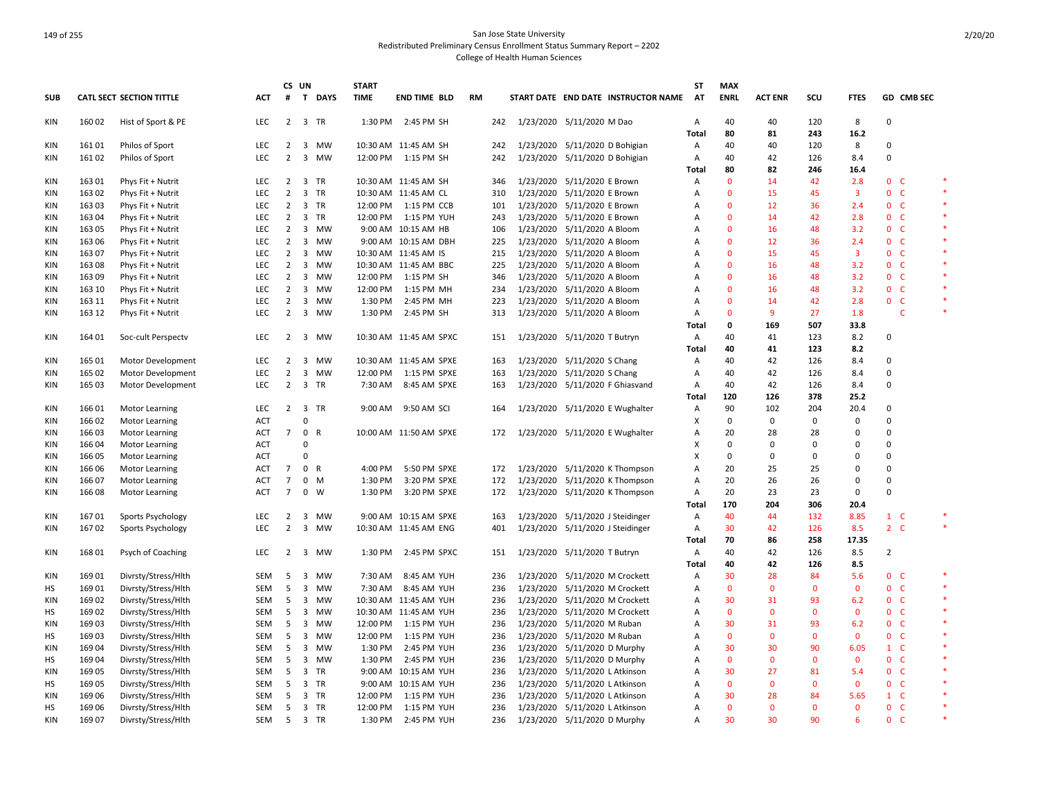San Jose State University
Redistributed Preliminary Census Enrollment Status Summary Report – 2202
College of Health Human Sciences

| SUB | CATL SECT | SECTION TITTLE | ACT | CS # | UN T | DAYS | START TIME | END TIME | BLD | RM | START DATE | END DATE | INSTRUCTOR NAME | ST AT | MAX ENRL | ACT ENR | SCU | FTES | GD | CMB SEC | |
|---|---|---|---|---|---|---|---|---|---|---|---|---|---|---|---|---|---|---|---|---|---|
| KIN | 160 02 | Hist of Sport & PE | LEC | 2 | 3 | TR | 1:30 PM | 2:45 PM | SH | 242 | 1/23/2020 | 5/11/2020 | M Dao | A | 40 | 40 | 120 | 8 | 0 | | |
| | | | | | | | | | | | | | | **Total** | **80** | **81** | **243** | **16.2** | | | |
| KIN | 161 01 | Philos of Sport | LEC | 2 | 3 | MW | 10:30 AM | 11:45 AM | SH | 242 | 1/23/2020 | 5/11/2020 | D Bohigian | A | 40 | 40 | 120 | 8 | 0 | | |
| KIN | 161 02 | Philos of Sport | LEC | 2 | 3 | MW | 12:00 PM | 1:15 PM | SH | 242 | 1/23/2020 | 5/11/2020 | D Bohigian | A | 40 | 42 | 126 | 8.4 | 0 | | |
| | | | | | | | | | | | | | | **Total** | **80** | **82** | **246** | **16.4** | | | |
| KIN | 163 01 | Phys Fit + Nutrit | LEC | 2 | 3 | TR | 10:30 AM | 11:45 AM | SH | 346 | 1/23/2020 | 5/11/2020 | E Brown | A | 0 | 14 | 42 | 2.8 | 0 | C | * |
| KIN | 163 02 | Phys Fit + Nutrit | LEC | 2 | 3 | TR | 10:30 AM | 11:45 AM | CL | 310 | 1/23/2020 | 5/11/2020 | E Brown | A | 0 | 15 | 45 | 3 | 0 | C | * |
| KIN | 163 03 | Phys Fit + Nutrit | LEC | 2 | 3 | TR | 12:00 PM | 1:15 PM | CCB | 101 | 1/23/2020 | 5/11/2020 | E Brown | A | 0 | 12 | 36 | 2.4 | 0 | C | * |
| KIN | 163 04 | Phys Fit + Nutrit | LEC | 2 | 3 | TR | 12:00 PM | 1:15 PM | YUH | 243 | 1/23/2020 | 5/11/2020 | E Brown | A | 0 | 14 | 42 | 2.8 | 0 | C | * |
| KIN | 163 05 | Phys Fit + Nutrit | LEC | 2 | 3 | MW | 9:00 AM | 10:15 AM | HB | 106 | 1/23/2020 | 5/11/2020 | A Bloom | A | 0 | 16 | 48 | 3.2 | 0 | C | * |
| KIN | 163 06 | Phys Fit + Nutrit | LEC | 2 | 3 | MW | 9:00 AM | 10:15 AM | DBH | 225 | 1/23/2020 | 5/11/2020 | A Bloom | A | 0 | 12 | 36 | 2.4 | 0 | C | * |
| KIN | 163 07 | Phys Fit + Nutrit | LEC | 2 | 3 | MW | 10:30 AM | 11:45 AM | IS | 215 | 1/23/2020 | 5/11/2020 | A Bloom | A | 0 | 15 | 45 | 3 | 0 | C | * |
| KIN | 163 08 | Phys Fit + Nutrit | LEC | 2 | 3 | MW | 10:30 AM | 11:45 AM | BBC | 225 | 1/23/2020 | 5/11/2020 | A Bloom | A | 0 | 16 | 48 | 3.2 | 0 | C | * |
| KIN | 163 09 | Phys Fit + Nutrit | LEC | 2 | 3 | MW | 12:00 PM | 1:15 PM | SH | 346 | 1/23/2020 | 5/11/2020 | A Bloom | A | 0 | 16 | 48 | 3.2 | 0 | C | * |
| KIN | 163 10 | Phys Fit + Nutrit | LEC | 2 | 3 | MW | 12:00 PM | 1:15 PM | MH | 234 | 1/23/2020 | 5/11/2020 | A Bloom | A | 0 | 16 | 48 | 3.2 | 0 | C | * |
| KIN | 163 11 | Phys Fit + Nutrit | LEC | 2 | 3 | MW | 1:30 PM | 2:45 PM | MH | 223 | 1/23/2020 | 5/11/2020 | A Bloom | A | 0 | 14 | 42 | 2.8 | 0 | C | * |
| KIN | 163 12 | Phys Fit + Nutrit | LEC | 2 | 3 | MW | 1:30 PM | 2:45 PM | SH | 313 | 1/23/2020 | 5/11/2020 | A Bloom | A | 0 | 9 | 27 | 1.8 | | C | * |
| | | | | | | | | | | | | | | **Total** | **0** | **169** | **507** | **33.8** | | | |
| KIN | 164 01 | Soc-cult Perspectv | LEC | 2 | 3 | MW | 10:30 AM | 11:45 AM | SPXC | 151 | 1/23/2020 | 5/11/2020 | T Butryn | A | 40 | 41 | 123 | 8.2 | 0 | | |
| | | | | | | | | | | | | | | **Total** | **40** | **41** | **123** | **8.2** | | | |
| KIN | 165 01 | Motor Development | LEC | 2 | 3 | MW | 10:30 AM | 11:45 AM | SPXE | 163 | 1/23/2020 | 5/11/2020 | S Chang | A | 40 | 42 | 126 | 8.4 | 0 | | |
| KIN | 165 02 | Motor Development | LEC | 2 | 3 | MW | 12:00 PM | 1:15 PM | SPXE | 163 | 1/23/2020 | 5/11/2020 | S Chang | A | 40 | 42 | 126 | 8.4 | 0 | | |
| KIN | 165 03 | Motor Development | LEC | 2 | 3 | TR | 7:30 AM | 8:45 AM | SPXE | 163 | 1/23/2020 | 5/11/2020 | F Ghiasvand | A | 40 | 42 | 126 | 8.4 | 0 | | |
| | | | | | | | | | | | | | | **Total** | **120** | **126** | **378** | **25.2** | | | |
| KIN | 166 01 | Motor Learning | LEC | 2 | 3 | TR | 9:00 AM | 9:50 AM | SCI | 164 | 1/23/2020 | 5/11/2020 | E Wughalter | A | 90 | 102 | 204 | 20.4 | 0 | | |
| KIN | 166 02 | Motor Learning | ACT | | 0 | | | | | | | | | X | 0 | 0 | 0 | 0 | 0 | | |
| KIN | 166 03 | Motor Learning | ACT | 7 | 0 | R | 10:00 AM | 11:50 AM | SPXE | 172 | 1/23/2020 | 5/11/2020 | E Wughalter | A | 20 | 28 | 28 | 0 | 0 | | |
| KIN | 166 04 | Motor Learning | ACT | | 0 | | | | | | | | | X | 0 | 0 | 0 | 0 | 0 | | |
| KIN | 166 05 | Motor Learning | ACT | | 0 | | | | | | | | | X | 0 | 0 | 0 | 0 | 0 | | |
| KIN | 166 06 | Motor Learning | ACT | 7 | 0 | R | 4:00 PM | 5:50 PM | SPXE | 172 | 1/23/2020 | 5/11/2020 | K Thompson | A | 20 | 25 | 25 | 0 | 0 | | |
| KIN | 166 07 | Motor Learning | ACT | 7 | 0 | M | 1:30 PM | 3:20 PM | SPXE | 172 | 1/23/2020 | 5/11/2020 | K Thompson | A | 20 | 26 | 26 | 0 | 0 | | |
| KIN | 166 08 | Motor Learning | ACT | 7 | 0 | W | 1:30 PM | 3:20 PM | SPXE | 172 | 1/23/2020 | 5/11/2020 | K Thompson | A | 20 | 23 | 23 | 0 | 0 | | |
| | | | | | | | | | | | | | | **Total** | **170** | **204** | **306** | **20.4** | | | |
| KIN | 167 01 | Sports Psychology | LEC | 2 | 3 | MW | 9:00 AM | 10:15 AM | SPXE | 163 | 1/23/2020 | 5/11/2020 | J Steidinger | A | 40 | 44 | 132 | 8.85 | 1 | C | * |
| KIN | 167 02 | Sports Psychology | LEC | 2 | 3 | MW | 10:30 AM | 11:45 AM | ENG | 401 | 1/23/2020 | 5/11/2020 | J Steidinger | A | 30 | 42 | 126 | 8.5 | 2 | C | * |
| | | | | | | | | | | | | | | **Total** | **70** | **86** | **258** | **17.35** | | | |
| KIN | 168 01 | Psych of Coaching | LEC | 2 | 3 | MW | 1:30 PM | 2:45 PM | SPXC | 151 | 1/23/2020 | 5/11/2020 | T Butryn | A | 40 | 42 | 126 | 8.5 | 2 | | |
| | | | | | | | | | | | | | | **Total** | **40** | **42** | **126** | **8.5** | | | |
| KIN | 169 01 | Divrsty/Stress/Hlth | SEM | 5 | 3 | MW | 7:30 AM | 8:45 AM | YUH | 236 | 1/23/2020 | 5/11/2020 | M Crockett | A | 30 | 28 | 84 | 5.6 | 0 | C | * |
| HS | 169 01 | Divrsty/Stress/Hlth | SEM | 5 | 3 | MW | 7:30 AM | 8:45 AM | YUH | 236 | 1/23/2020 | 5/11/2020 | M Crockett | A | 0 | 0 | 0 | 0 | 0 | C | * |
| KIN | 169 02 | Divrsty/Stress/Hlth | SEM | 5 | 3 | MW | 10:30 AM | 11:45 AM | YUH | 236 | 1/23/2020 | 5/11/2020 | M Crockett | A | 30 | 31 | 93 | 6.2 | 0 | C | * |
| HS | 169 02 | Divrsty/Stress/Hlth | SEM | 5 | 3 | MW | 10:30 AM | 11:45 AM | YUH | 236 | 1/23/2020 | 5/11/2020 | M Crockett | A | 0 | 0 | 0 | 0 | 0 | C | * |
| KIN | 169 03 | Divrsty/Stress/Hlth | SEM | 5 | 3 | MW | 12:00 PM | 1:15 PM | YUH | 236 | 1/23/2020 | 5/11/2020 | M Ruban | A | 30 | 31 | 93 | 6.2 | 0 | C | * |
| HS | 169 03 | Divrsty/Stress/Hlth | SEM | 5 | 3 | MW | 12:00 PM | 1:15 PM | YUH | 236 | 1/23/2020 | 5/11/2020 | M Ruban | A | 0 | 0 | 0 | 0 | 0 | C | * |
| KIN | 169 04 | Divrsty/Stress/Hlth | SEM | 5 | 3 | MW | 1:30 PM | 2:45 PM | YUH | 236 | 1/23/2020 | 5/11/2020 | D Murphy | A | 30 | 30 | 90 | 6.05 | 1 | C | * |
| HS | 169 04 | Divrsty/Stress/Hlth | SEM | 5 | 3 | MW | 1:30 PM | 2:45 PM | YUH | 236 | 1/23/2020 | 5/11/2020 | D Murphy | A | 0 | 0 | 0 | 0 | 0 | C | * |
| KIN | 169 05 | Divrsty/Stress/Hlth | SEM | 5 | 3 | TR | 9:00 AM | 10:15 AM | YUH | 236 | 1/23/2020 | 5/11/2020 | L Atkinson | A | 30 | 27 | 81 | 5.4 | 0 | C | * |
| HS | 169 05 | Divrsty/Stress/Hlth | SEM | 5 | 3 | TR | 9:00 AM | 10:15 AM | YUH | 236 | 1/23/2020 | 5/11/2020 | L Atkinson | A | 0 | 0 | 0 | 0 | 0 | C | * |
| KIN | 169 06 | Divrsty/Stress/Hlth | SEM | 5 | 3 | TR | 12:00 PM | 1:15 PM | YUH | 236 | 1/23/2020 | 5/11/2020 | L Atkinson | A | 30 | 28 | 84 | 5.65 | 1 | C | * |
| HS | 169 06 | Divrsty/Stress/Hlth | SEM | 5 | 3 | TR | 12:00 PM | 1:15 PM | YUH | 236 | 1/23/2020 | 5/11/2020 | L Atkinson | A | 0 | 0 | 0 | 0 | 0 | C | * |
| KIN | 169 07 | Divrsty/Stress/Hlth | SEM | 5 | 3 | TR | 1:30 PM | 2:45 PM | YUH | 236 | 1/23/2020 | 5/11/2020 | D Murphy | A | 30 | 30 | 90 | 6 | 0 | C | * |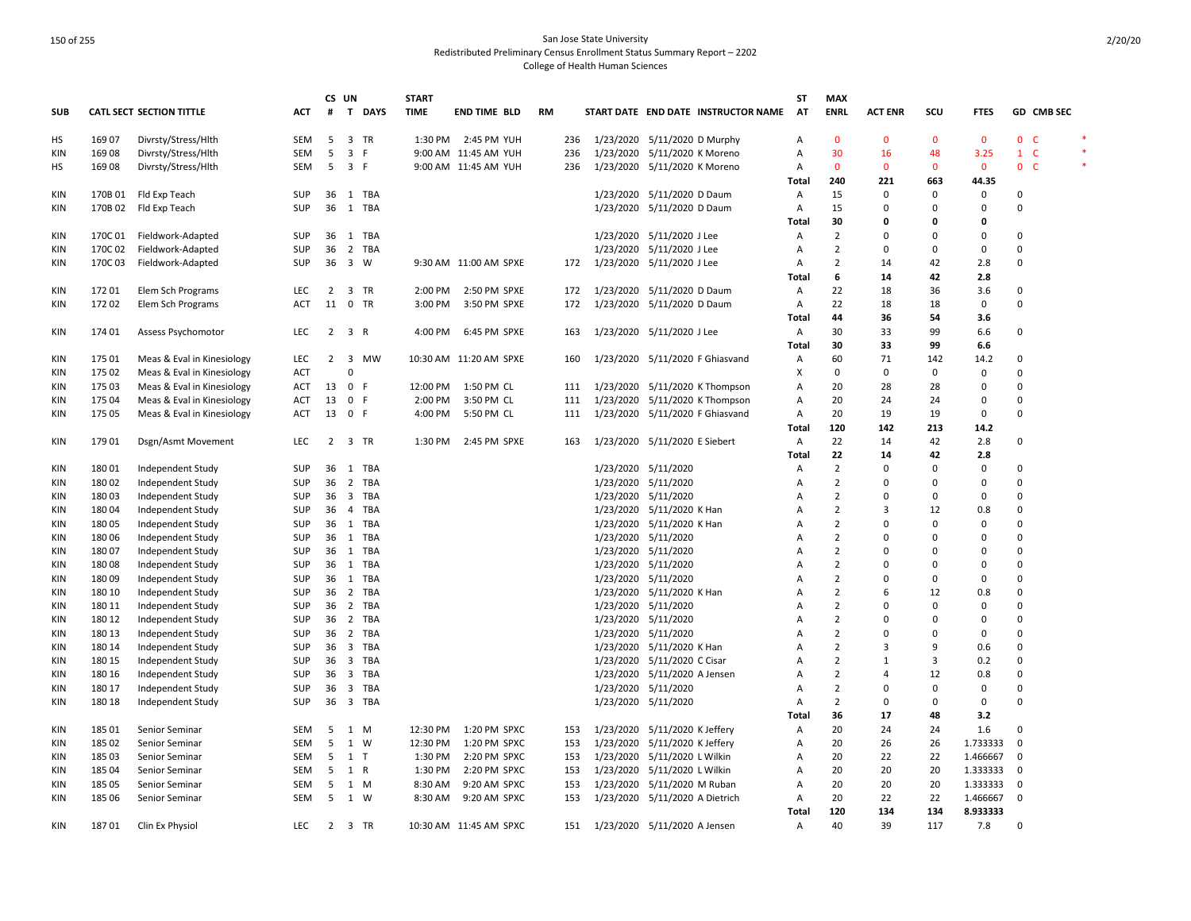# San Jose State University
## Redistributed Preliminary Census Enrollment Status Summary Report – 2202
### College of Health Human Sciences

| SUB | CATL SECT | SECTION TITTLE | ACT | CS # | UN T | DAYS | START TIME | END TIME | BLD | RM | START DATE | END DATE | INSTRUCTOR NAME | ST AT | MAX ENRL | ACT ENR | SCU | FTES | GD | CMB SEC | |
|---|---|---|---|---|---|---|---|---|---|---|---|---|---|---|---|---|---|---|---|---|---|
| HS | 169 07 | Divrsty/Stress/Hlth | SEM | 5 | 3 | TR | 1:30 PM | 2:45 PM | YUH | 236 | 1/23/2020 | 5/11/2020 | D Murphy | A | 0 | 0 | 0 | 0 | 0 | C | * |
| KIN | 169 08 | Divrsty/Stress/Hlth | SEM | 5 | 3 | F | 9:00 AM | 11:45 AM | YUH | 236 | 1/23/2020 | 5/11/2020 | K Moreno | A | 30 | 16 | 48 | 3.25 | 1 | C | * |
| HS | 169 08 | Divrsty/Stress/Hlth | SEM | 5 | 3 | F | 9:00 AM | 11:45 AM | YUH | 236 | 1/23/2020 | 5/11/2020 | K Moreno | A | 0 | 0 | 0 | 0 | 0 | C | * |
| | | | | | | | | | | | | | | **Total** | **240** | **221** | **663** | **44.35** | | | |
| KIN | 170B 01 | Fld Exp Teach | SUP | 36 | 1 | TBA | | | | | 1/23/2020 | 5/11/2020 | D Daum | A | 15 | 0 | 0 | 0 | 0 | | |
| KIN | 170B 02 | Fld Exp Teach | SUP | 36 | 1 | TBA | | | | | 1/23/2020 | 5/11/2020 | D Daum | A | 15 | 0 | 0 | 0 | 0 | | |
| | | | | | | | | | | | | | | **Total** | **30** | **0** | **0** | **0** | | | |
| KIN | 170C 01 | Fieldwork-Adapted | SUP | 36 | 1 | TBA | | | | | 1/23/2020 | 5/11/2020 | J Lee | A | 2 | 0 | 0 | 0 | 0 | | |
| KIN | 170C 02 | Fieldwork-Adapted | SUP | 36 | 2 | TBA | | | | | 1/23/2020 | 5/11/2020 | J Lee | A | 2 | 0 | 0 | 0 | 0 | | |
| KIN | 170C 03 | Fieldwork-Adapted | SUP | 36 | 3 | W | 9:30 AM | 11:00 AM | SPXE | 172 | 1/23/2020 | 5/11/2020 | J Lee | A | 2 | 14 | 42 | 2.8 | 0 | | |
| | | | | | | | | | | | | | | **Total** | **6** | **14** | **42** | **2.8** | | | |
| KIN | 172 01 | Elem Sch Programs | LEC | 2 | 3 | TR | 2:00 PM | 2:50 PM | SPXE | 172 | 1/23/2020 | 5/11/2020 | D Daum | A | 22 | 18 | 36 | 3.6 | 0 | | |
| KIN | 172 02 | Elem Sch Programs | ACT | 11 | 0 | TR | 3:00 PM | 3:50 PM | SPXE | 172 | 1/23/2020 | 5/11/2020 | D Daum | A | 22 | 18 | 18 | 0 | 0 | | |
| | | | | | | | | | | | | | | **Total** | **44** | **36** | **54** | **3.6** | | | |
| KIN | 174 01 | Assess Psychomotor | LEC | 2 | 3 | R | 4:00 PM | 6:45 PM | SPXE | 163 | 1/23/2020 | 5/11/2020 | J Lee | A | 30 | 33 | 99 | 6.6 | 0 | | |
| | | | | | | | | | | | | | | **Total** | **30** | **33** | **99** | **6.6** | | | |
| KIN | 175 01 | Meas & Eval in Kinesiology | LEC | 2 | 3 | MW | 10:30 AM | 11:20 AM | SPXE | 160 | 1/23/2020 | 5/11/2020 | F Ghiasvand | A | 60 | 71 | 142 | 14.2 | 0 | | |
| KIN | 175 02 | Meas & Eval in Kinesiology | ACT | | 0 | | | | | | | | | X | 0 | 0 | 0 | 0 | 0 | | |
| KIN | 175 03 | Meas & Eval in Kinesiology | ACT | 13 | 0 | F | 12:00 PM | 1:50 PM | CL | 111 | 1/23/2020 | 5/11/2020 | K Thompson | A | 20 | 28 | 28 | 0 | 0 | | |
| KIN | 175 04 | Meas & Eval in Kinesiology | ACT | 13 | 0 | F | 2:00 PM | 3:50 PM | CL | 111 | 1/23/2020 | 5/11/2020 | K Thompson | A | 20 | 24 | 24 | 0 | 0 | | |
| KIN | 175 05 | Meas & Eval in Kinesiology | ACT | 13 | 0 | F | 4:00 PM | 5:50 PM | CL | 111 | 1/23/2020 | 5/11/2020 | F Ghiasvand | A | 20 | 19 | 19 | 0 | 0 | | |
| | | | | | | | | | | | | | | **Total** | **120** | **142** | **213** | **14.2** | | | |
| KIN | 179 01 | Dsgn/Asmt Movement | LEC | 2 | 3 | TR | 1:30 PM | 2:45 PM | SPXE | 163 | 1/23/2020 | 5/11/2020 | E Siebert | A | 22 | 14 | 42 | 2.8 | 0 | | |
| | | | | | | | | | | | | | | **Total** | **22** | **14** | **42** | **2.8** | | | |
| KIN | 180 01 | Independent Study | SUP | 36 | 1 | TBA | | | | | 1/23/2020 | 5/11/2020 | | A | 2 | 0 | 0 | 0 | 0 | | |
| KIN | 180 02 | Independent Study | SUP | 36 | 2 | TBA | | | | | 1/23/2020 | 5/11/2020 | | A | 2 | 0 | 0 | 0 | 0 | | |
| KIN | 180 03 | Independent Study | SUP | 36 | 3 | TBA | | | | | 1/23/2020 | 5/11/2020 | | A | 2 | 0 | 0 | 0 | 0 | | |
| KIN | 180 04 | Independent Study | SUP | 36 | 4 | TBA | | | | | 1/23/2020 | 5/11/2020 | K Han | A | 2 | 3 | 12 | 0.8 | 0 | | |
| KIN | 180 05 | Independent Study | SUP | 36 | 1 | TBA | | | | | 1/23/2020 | 5/11/2020 | K Han | A | 2 | 0 | 0 | 0 | 0 | | |
| KIN | 180 06 | Independent Study | SUP | 36 | 1 | TBA | | | | | 1/23/2020 | 5/11/2020 | | A | 2 | 0 | 0 | 0 | 0 | | |
| KIN | 180 07 | Independent Study | SUP | 36 | 1 | TBA | | | | | 1/23/2020 | 5/11/2020 | | A | 2 | 0 | 0 | 0 | 0 | | |
| KIN | 180 08 | Independent Study | SUP | 36 | 1 | TBA | | | | | 1/23/2020 | 5/11/2020 | | A | 2 | 0 | 0 | 0 | 0 | | |
| KIN | 180 09 | Independent Study | SUP | 36 | 1 | TBA | | | | | 1/23/2020 | 5/11/2020 | | A | 2 | 0 | 0 | 0 | 0 | | |
| KIN | 180 10 | Independent Study | SUP | 36 | 2 | TBA | | | | | 1/23/2020 | 5/11/2020 | K Han | A | 2 | 6 | 12 | 0.8 | 0 | | |
| KIN | 180 11 | Independent Study | SUP | 36 | 2 | TBA | | | | | 1/23/2020 | 5/11/2020 | | A | 2 | 0 | 0 | 0 | 0 | | |
| KIN | 180 12 | Independent Study | SUP | 36 | 2 | TBA | | | | | 1/23/2020 | 5/11/2020 | | A | 2 | 0 | 0 | 0 | 0 | | |
| KIN | 180 13 | Independent Study | SUP | 36 | 2 | TBA | | | | | 1/23/2020 | 5/11/2020 | | A | 2 | 0 | 0 | 0 | 0 | | |
| KIN | 180 14 | Independent Study | SUP | 36 | 3 | TBA | | | | | 1/23/2020 | 5/11/2020 | K Han | A | 2 | 3 | 9 | 0.6 | 0 | | |
| KIN | 180 15 | Independent Study | SUP | 36 | 3 | TBA | | | | | 1/23/2020 | 5/11/2020 | C Cisar | A | 2 | 1 | 3 | 0.2 | 0 | | |
| KIN | 180 16 | Independent Study | SUP | 36 | 3 | TBA | | | | | 1/23/2020 | 5/11/2020 | A Jensen | A | 2 | 4 | 12 | 0.8 | 0 | | |
| KIN | 180 17 | Independent Study | SUP | 36 | 3 | TBA | | | | | 1/23/2020 | 5/11/2020 | | A | 2 | 0 | 0 | 0 | 0 | | |
| KIN | 180 18 | Independent Study | SUP | 36 | 3 | TBA | | | | | 1/23/2020 | 5/11/2020 | | A | 2 | 0 | 0 | 0 | 0 | | |
| | | | | | | | | | | | | | | **Total** | **36** | **17** | **48** | **3.2** | | | |
| KIN | 185 01 | Senior Seminar | SEM | 5 | 1 | M | 12:30 PM | 1:20 PM | SPXC | 153 | 1/23/2020 | 5/11/2020 | K Jeffery | A | 20 | 24 | 24 | 1.6 | 0 | | |
| KIN | 185 02 | Senior Seminar | SEM | 5 | 1 | W | 12:30 PM | 1:20 PM | SPXC | 153 | 1/23/2020 | 5/11/2020 | K Jeffery | A | 20 | 26 | 26 | 1.733333 | 0 | | |
| KIN | 185 03 | Senior Seminar | SEM | 5 | 1 | T | 1:30 PM | 2:20 PM | SPXC | 153 | 1/23/2020 | 5/11/2020 | L Wilkin | A | 20 | 22 | 22 | 1.466667 | 0 | | |
| KIN | 185 04 | Senior Seminar | SEM | 5 | 1 | R | 1:30 PM | 2:20 PM | SPXC | 153 | 1/23/2020 | 5/11/2020 | L Wilkin | A | 20 | 20 | 20 | 1.333333 | 0 | | |
| KIN | 185 05 | Senior Seminar | SEM | 5 | 1 | M | 8:30 AM | 9:20 AM | SPXC | 153 | 1/23/2020 | 5/11/2020 | M Ruban | A | 20 | 20 | 20 | 1.333333 | 0 | | |
| KIN | 185 06 | Senior Seminar | SEM | 5 | 1 | W | 8:30 AM | 9:20 AM | SPXC | 153 | 1/23/2020 | 5/11/2020 | A Dietrich | A | 20 | 22 | 22 | 1.466667 | 0 | | |
| | | | | | | | | | | | | | | **Total** | **120** | **134** | **134** | **8.933333** | | | |
| KIN | 187 01 | Clin Ex Physiol | LEC | 2 | 3 | TR | 10:30 AM | 11:45 AM | SPXC | 151 | 1/23/2020 | 5/11/2020 | A Jensen | A | 40 | 39 | 117 | 7.8 | 0 | | |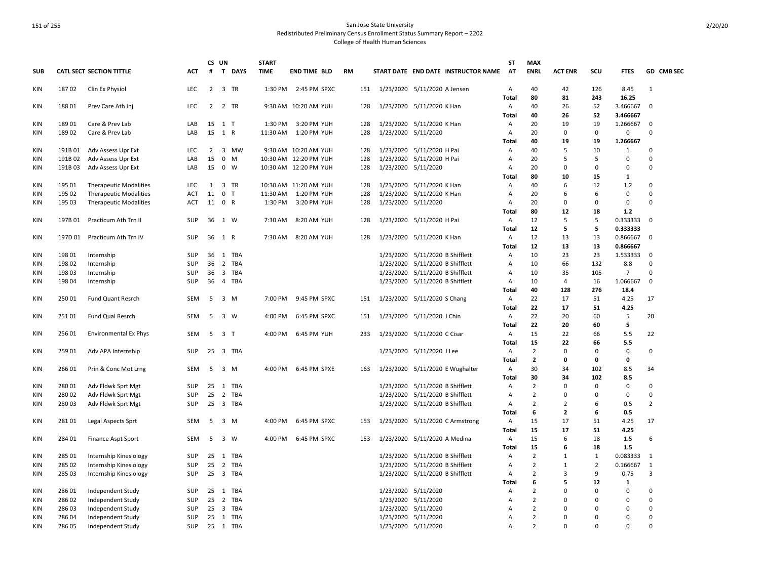San Jose State University
Redistributed Preliminary Census Enrollment Status Summary Report – 2202
College of Health Human Sciences

| SUB | CATL SECT | SECTION TITTLE | ACT | CS # | UN T | DAYS | START TIME | END TIME | BLD | RM | START DATE | END DATE | INSTRUCTOR NAME | ST AT | MAX ENRL | ACT ENR | SCU | FTES | GD | CMB SEC |
|---|---|---|---|---|---|---|---|---|---|---|---|---|---|---|---|---|---|---|---|---|
| KIN | 187 02 | Clin Ex Physiol | LEC | 2 | 3 | TR | 1:30 PM | 2:45 PM | SPXC | 151 | 1/23/2020 | 5/11/2020 | A Jensen | A | 40 | 42 | 126 | 8.45 | 1 | |
| | | | | | | | | | | | | | | Total | 80 | 81 | 243 | 16.25 | | |
| KIN | 188 01 | Prev Care Ath Inj | LEC | 2 | 2 | TR | 9:30 AM | 10:20 AM | YUH | 128 | 1/23/2020 | 5/11/2020 | K Han | A | 40 | 26 | 52 | 3.466667 | 0 | |
| | | | | | | | | | | | | | | Total | 40 | 26 | 52 | 3.466667 | | |
| KIN | 189 01 | Care & Prev Lab | LAB | 15 | 1 | T | 1:30 PM | 3:20 PM | YUH | 128 | 1/23/2020 | 5/11/2020 | K Han | A | 20 | 19 | 19 | 1.266667 | 0 | |
| KIN | 189 02 | Care & Prev Lab | LAB | 15 | 1 | R | 11:30 AM | 1:20 PM | YUH | 128 | 1/23/2020 | 5/11/2020 | | A | 20 | 0 | 0 | 0 | 0 | |
| | | | | | | | | | | | | | | Total | 40 | 19 | 19 | 1.266667 | | |
| KIN | 191B 01 | Adv Assess Upr Ext | LEC | 2 | 3 | MW | 9:30 AM | 10:20 AM | YUH | 128 | 1/23/2020 | 5/11/2020 | H Pai | A | 40 | 5 | 10 | 1 | 0 | |
| KIN | 191B 02 | Adv Assess Upr Ext | LAB | 15 | 0 | M | 10:30 AM | 12:20 PM | YUH | 128 | 1/23/2020 | 5/11/2020 | H Pai | A | 20 | 5 | 5 | 0 | 0 | |
| KIN | 191B 03 | Adv Assess Upr Ext | LAB | 15 | 0 | W | 10:30 AM | 12:20 PM | YUH | 128 | 1/23/2020 | 5/11/2020 | | A | 20 | 0 | 0 | 0 | 0 | |
| | | | | | | | | | | | | | | Total | 80 | 10 | 15 | 1 | | |
| KIN | 195 01 | Therapeutic Modalities | LEC | 1 | 3 | TR | 10:30 AM | 11:20 AM | YUH | 128 | 1/23/2020 | 5/11/2020 | K Han | A | 40 | 6 | 12 | 1.2 | 0 | |
| KIN | 195 02 | Therapeutic Modalities | ACT | 11 | 0 | T | 11:30 AM | 1:20 PM | YUH | 128 | 1/23/2020 | 5/11/2020 | K Han | A | 20 | 6 | 6 | 0 | 0 | |
| KIN | 195 03 | Therapeutic Modalities | ACT | 11 | 0 | R | 1:30 PM | 3:20 PM | YUH | 128 | 1/23/2020 | 5/11/2020 | | A | 20 | 0 | 0 | 0 | 0 | |
| | | | | | | | | | | | | | | Total | 80 | 12 | 18 | 1.2 | | |
| KIN | 197B 01 | Practicum Ath Trn II | SUP | 36 | 1 | W | 7:30 AM | 8:20 AM | YUH | 128 | 1/23/2020 | 5/11/2020 | H Pai | A | 12 | 5 | 5 | 0.333333 | 0 | |
| | | | | | | | | | | | | | | Total | 12 | 5 | 5 | 0.333333 | | |
| KIN | 197D 01 | Practicum Ath Trn IV | SUP | 36 | 1 | R | 7:30 AM | 8:20 AM | YUH | 128 | 1/23/2020 | 5/11/2020 | K Han | A | 12 | 13 | 13 | 0.866667 | 0 | |
| | | | | | | | | | | | | | | Total | 12 | 13 | 13 | 0.866667 | | |
| KIN | 198 01 | Internship | SUP | 36 | 1 | TBA | | | | | 1/23/2020 | 5/11/2020 | B Shifflett | A | 10 | 23 | 23 | 1.533333 | 0 | |
| KIN | 198 02 | Internship | SUP | 36 | 2 | TBA | | | | | 1/23/2020 | 5/11/2020 | B Shifflett | A | 10 | 66 | 132 | 8.8 | 0 | |
| KIN | 198 03 | Internship | SUP | 36 | 3 | TBA | | | | | 1/23/2020 | 5/11/2020 | B Shifflett | A | 10 | 35 | 105 | 7 | 0 | |
| KIN | 198 04 | Internship | SUP | 36 | 4 | TBA | | | | | 1/23/2020 | 5/11/2020 | B Shifflett | A | 10 | 4 | 16 | 1.066667 | 0 | |
| | | | | | | | | | | | | | | Total | 40 | 128 | 276 | 18.4 | | |
| KIN | 250 01 | Fund Quant Resrch | SEM | 5 | 3 | M | 7:00 PM | 9:45 PM | SPXC | 151 | 1/23/2020 | 5/11/2020 | S Chang | A | 22 | 17 | 51 | 4.25 | 17 | |
| | | | | | | | | | | | | | | Total | 22 | 17 | 51 | 4.25 | | |
| KIN | 251 01 | Fund Qual Resrch | SEM | 5 | 3 | W | 4:00 PM | 6:45 PM | SPXC | 151 | 1/23/2020 | 5/11/2020 | J Chin | A | 22 | 20 | 60 | 5 | 20 | |
| | | | | | | | | | | | | | | Total | 22 | 20 | 60 | 5 | | |
| KIN | 256 01 | Environmental Ex Phys | SEM | 5 | 3 | T | 4:00 PM | 6:45 PM | YUH | 233 | 1/23/2020 | 5/11/2020 | C Cisar | A | 15 | 22 | 66 | 5.5 | 22 | |
| | | | | | | | | | | | | | | Total | 15 | 22 | 66 | 5.5 | | |
| KIN | 259 01 | Adv APA Internship | SUP | 25 | 3 | TBA | | | | | 1/23/2020 | 5/11/2020 | J Lee | A | 2 | 0 | 0 | 0 | 0 | |
| | | | | | | | | | | | | | | Total | 2 | 0 | 0 | 0 | | |
| KIN | 266 01 | Prin & Conc Mot Lrng | SEM | 5 | 3 | M | 4:00 PM | 6:45 PM | SPXE | 163 | 1/23/2020 | 5/11/2020 | E Wughalter | A | 30 | 34 | 102 | 8.5 | 34 | |
| | | | | | | | | | | | | | | Total | 30 | 34 | 102 | 8.5 | | |
| KIN | 280 01 | Adv Fldwk Sprt Mgt | SUP | 25 | 1 | TBA | | | | | 1/23/2020 | 5/11/2020 | B Shifflett | A | 2 | 0 | 0 | 0 | 0 | |
| KIN | 280 02 | Adv Fldwk Sprt Mgt | SUP | 25 | 2 | TBA | | | | | 1/23/2020 | 5/11/2020 | B Shifflett | A | 2 | 0 | 0 | 0 | 0 | |
| KIN | 280 03 | Adv Fldwk Sprt Mgt | SUP | 25 | 3 | TBA | | | | | 1/23/2020 | 5/11/2020 | B Shifflett | A | 2 | 2 | 6 | 0.5 | 2 | |
| | | | | | | | | | | | | | | Total | 6 | 2 | 6 | 0.5 | | |
| KIN | 281 01 | Legal Aspects Sprt | SEM | 5 | 3 | M | 4:00 PM | 6:45 PM | SPXC | 153 | 1/23/2020 | 5/11/2020 | C Armstrong | A | 15 | 17 | 51 | 4.25 | 17 | |
| | | | | | | | | | | | | | | Total | 15 | 17 | 51 | 4.25 | | |
| KIN | 284 01 | Finance Aspt Sport | SEM | 5 | 3 | W | 4:00 PM | 6:45 PM | SPXC | 153 | 1/23/2020 | 5/11/2020 | A Medina | A | 15 | 6 | 18 | 1.5 | 6 | |
| | | | | | | | | | | | | | | Total | 15 | 6 | 18 | 1.5 | | |
| KIN | 285 01 | Internship Kinesiology | SUP | 25 | 1 | TBA | | | | | 1/23/2020 | 5/11/2020 | B Shifflett | A | 2 | 1 | 1 | 0.083333 | 1 | |
| KIN | 285 02 | Internship Kinesiology | SUP | 25 | 2 | TBA | | | | | 1/23/2020 | 5/11/2020 | B Shifflett | A | 2 | 1 | 2 | 0.166667 | 1 | |
| KIN | 285 03 | Internship Kinesiology | SUP | 25 | 3 | TBA | | | | | 1/23/2020 | 5/11/2020 | B Shifflett | A | 2 | 3 | 9 | 0.75 | 3 | |
| | | | | | | | | | | | | | | Total | 6 | 5 | 12 | 1 | | |
| KIN | 286 01 | Independent Study | SUP | 25 | 1 | TBA | | | | | 1/23/2020 | 5/11/2020 | | A | 2 | 0 | 0 | 0 | 0 | |
| KIN | 286 02 | Independent Study | SUP | 25 | 2 | TBA | | | | | 1/23/2020 | 5/11/2020 | | A | 2 | 0 | 0 | 0 | 0 | |
| KIN | 286 03 | Independent Study | SUP | 25 | 3 | TBA | | | | | 1/23/2020 | 5/11/2020 | | A | 2 | 0 | 0 | 0 | 0 | |
| KIN | 286 04 | Independent Study | SUP | 25 | 1 | TBA | | | | | 1/23/2020 | 5/11/2020 | | A | 2 | 0 | 0 | 0 | 0 | |
| KIN | 286 05 | Independent Study | SUP | 25 | 1 | TBA | | | | | 1/23/2020 | 5/11/2020 | | A | 2 | 0 | 0 | 0 | 0 | |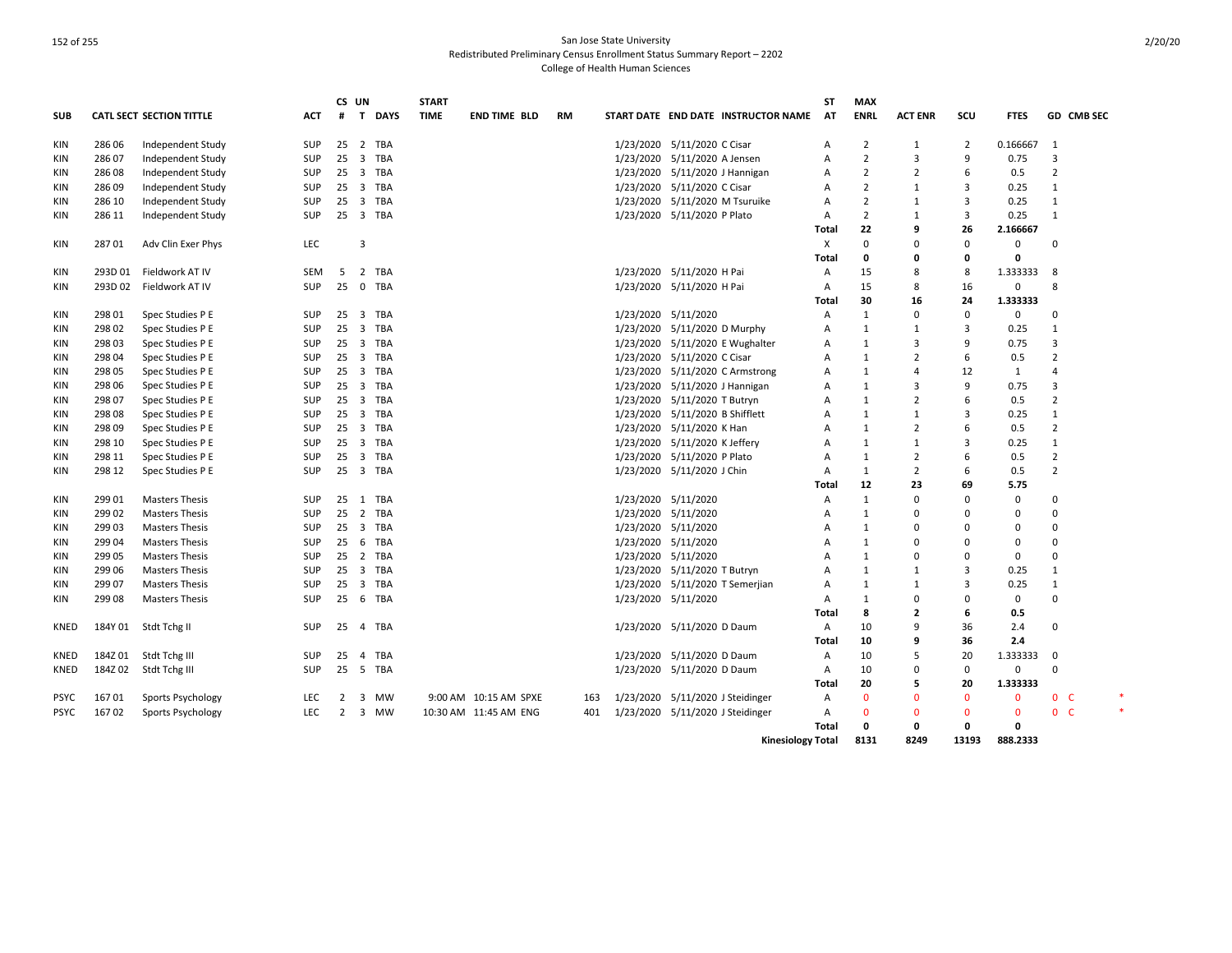San Jose State University
Redistributed Preliminary Census Enrollment Status Summary Report – 2202
College of Health Human Sciences

| SUB | CATL SECT | SECTION TITTLE | ACT | CS # | UN T | DAYS | START TIME | END TIME | BLD | RM | START DATE | END DATE | INSTRUCTOR NAME | ST AT | MAX ENRL | ACT ENR | SCU | FTES | GD | CMB SEC | |
|---|---|---|---|---|---|---|---|---|---|---|---|---|---|---|---|---|---|---|---|---|---|
| KIN | 286 06 | Independent Study | SUP | 25 | 2 | TBA | | | | | 1/23/2020 | 5/11/2020 | C Cisar | A | 2 | 1 | 2 | 0.166667 | 1 | | |
| KIN | 286 07 | Independent Study | SUP | 25 | 3 | TBA | | | | | 1/23/2020 | 5/11/2020 | A Jensen | A | 2 | 3 | 9 | 0.75 | 3 | | |
| KIN | 286 08 | Independent Study | SUP | 25 | 3 | TBA | | | | | 1/23/2020 | 5/11/2020 | J Hannigan | A | 2 | 2 | 6 | 0.5 | 2 | | |
| KIN | 286 09 | Independent Study | SUP | 25 | 3 | TBA | | | | | 1/23/2020 | 5/11/2020 | C Cisar | A | 2 | 1 | 3 | 0.25 | 1 | | |
| KIN | 286 10 | Independent Study | SUP | 25 | 3 | TBA | | | | | 1/23/2020 | 5/11/2020 | M Tsuruike | A | 2 | 1 | 3 | 0.25 | 1 | | |
| KIN | 286 11 | Independent Study | SUP | 25 | 3 | TBA | | | | | 1/23/2020 | 5/11/2020 | P Plato | A | 2 | 1 | 3 | 0.25 | 1 | | |
| | | | | | | | | | | | | | | **Total** | **22** | **9** | **26** | **2.166667** | | | |
| KIN | 287 01 | Adv Clin Exer Phys | LEC | | 3 | | | | | | | | | X | 0 | 0 | 0 | 0 | 0 | | |
| | | | | | | | | | | | | | | **Total** | **0** | **0** | **0** | **0** | | | |
| KIN | 293D 01 | Fieldwork AT IV | SEM | 5 | 2 | TBA | | | | | 1/23/2020 | 5/11/2020 | H Pai | A | 15 | 8 | 8 | 1.333333 | 8 | | |
| KIN | 293D 02 | Fieldwork AT IV | SUP | 25 | 0 | TBA | | | | | 1/23/2020 | 5/11/2020 | H Pai | A | 15 | 8 | 16 | 0 | 8 | | |
| | | | | | | | | | | | | | | **Total** | **30** | **16** | **24** | **1.333333** | | | |
| KIN | 298 01 | Spec Studies P E | SUP | 25 | 3 | TBA | | | | | 1/23/2020 | 5/11/2020 | | A | 1 | 0 | 0 | 0 | 0 | | |
| KIN | 298 02 | Spec Studies P E | SUP | 25 | 3 | TBA | | | | | 1/23/2020 | 5/11/2020 | D Murphy | A | 1 | 1 | 3 | 0.25 | 1 | | |
| KIN | 298 03 | Spec Studies P E | SUP | 25 | 3 | TBA | | | | | 1/23/2020 | 5/11/2020 | E Wughalter | A | 1 | 3 | 9 | 0.75 | 3 | | |
| KIN | 298 04 | Spec Studies P E | SUP | 25 | 3 | TBA | | | | | 1/23/2020 | 5/11/2020 | C Cisar | A | 1 | 2 | 6 | 0.5 | 2 | | |
| KIN | 298 05 | Spec Studies P E | SUP | 25 | 3 | TBA | | | | | 1/23/2020 | 5/11/2020 | C Armstrong | A | 1 | 4 | 12 | 1 | 4 | | |
| KIN | 298 06 | Spec Studies P E | SUP | 25 | 3 | TBA | | | | | 1/23/2020 | 5/11/2020 | J Hannigan | A | 1 | 3 | 9 | 0.75 | 3 | | |
| KIN | 298 07 | Spec Studies P E | SUP | 25 | 3 | TBA | | | | | 1/23/2020 | 5/11/2020 | T Butryn | A | 1 | 2 | 6 | 0.5 | 2 | | |
| KIN | 298 08 | Spec Studies P E | SUP | 25 | 3 | TBA | | | | | 1/23/2020 | 5/11/2020 | B Shifflett | A | 1 | 1 | 3 | 0.25 | 1 | | |
| KIN | 298 09 | Spec Studies P E | SUP | 25 | 3 | TBA | | | | | 1/23/2020 | 5/11/2020 | K Han | A | 1 | 2 | 6 | 0.5 | 2 | | |
| KIN | 298 10 | Spec Studies P E | SUP | 25 | 3 | TBA | | | | | 1/23/2020 | 5/11/2020 | K Jeffery | A | 1 | 1 | 3 | 0.25 | 1 | | |
| KIN | 298 11 | Spec Studies P E | SUP | 25 | 3 | TBA | | | | | 1/23/2020 | 5/11/2020 | P Plato | A | 1 | 2 | 6 | 0.5 | 2 | | |
| KIN | 298 12 | Spec Studies P E | SUP | 25 | 3 | TBA | | | | | 1/23/2020 | 5/11/2020 | J Chin | A | 1 | 2 | 6 | 0.5 | 2 | | |
| | | | | | | | | | | | | | | **Total** | **12** | **23** | **69** | **5.75** | | | |
| KIN | 299 01 | Masters Thesis | SUP | 25 | 1 | TBA | | | | | 1/23/2020 | 5/11/2020 | | A | 1 | 0 | 0 | 0 | 0 | | |
| KIN | 299 02 | Masters Thesis | SUP | 25 | 2 | TBA | | | | | 1/23/2020 | 5/11/2020 | | A | 1 | 0 | 0 | 0 | 0 | | |
| KIN | 299 03 | Masters Thesis | SUP | 25 | 3 | TBA | | | | | 1/23/2020 | 5/11/2020 | | A | 1 | 0 | 0 | 0 | 0 | | |
| KIN | 299 04 | Masters Thesis | SUP | 25 | 6 | TBA | | | | | 1/23/2020 | 5/11/2020 | | A | 1 | 0 | 0 | 0 | 0 | | |
| KIN | 299 05 | Masters Thesis | SUP | 25 | 2 | TBA | | | | | 1/23/2020 | 5/11/2020 | | A | 1 | 0 | 0 | 0 | 0 | | |
| KIN | 299 06 | Masters Thesis | SUP | 25 | 3 | TBA | | | | | 1/23/2020 | 5/11/2020 | T Butryn | A | 1 | 1 | 3 | 0.25 | 1 | | |
| KIN | 299 07 | Masters Thesis | SUP | 25 | 3 | TBA | | | | | 1/23/2020 | 5/11/2020 | T Semerjian | A | 1 | 1 | 3 | 0.25 | 1 | | |
| KIN | 299 08 | Masters Thesis | SUP | 25 | 6 | TBA | | | | | 1/23/2020 | 5/11/2020 | | A | 1 | 0 | 0 | 0 | 0 | | |
| | | | | | | | | | | | | | | **Total** | **8** | **2** | **6** | **0.5** | | | |
| KNED | 184Y 01 | Stdt Tchg II | SUP | 25 | 4 | TBA | | | | | 1/23/2020 | 5/11/2020 | D Daum | A | 10 | 9 | 36 | 2.4 | 0 | | |
| | | | | | | | | | | | | | | **Total** | **10** | **9** | **36** | **2.4** | | | |
| KNED | 184Z 01 | Stdt Tchg III | SUP | 25 | 4 | TBA | | | | | 1/23/2020 | 5/11/2020 | D Daum | A | 10 | 5 | 20 | 1.333333 | 0 | | |
| KNED | 184Z 02 | Stdt Tchg III | SUP | 25 | 5 | TBA | | | | | 1/23/2020 | 5/11/2020 | D Daum | A | 10 | 0 | 0 | 0 | 0 | | |
| | | | | | | | | | | | | | | **Total** | **20** | **5** | **20** | **1.333333** | | | |
| PSYC | 167 01 | Sports Psychology | LEC | 2 | 3 | MW | 9:00 AM | 10:15 AM | SPXE | 163 | 1/23/2020 | 5/11/2020 | J Steidinger | A | 0 | 0 | 0 | 0 | 0 | C | * |
| PSYC | 167 02 | Sports Psychology | LEC | 2 | 3 | MW | 10:30 AM | 11:45 AM | ENG | 401 | 1/23/2020 | 5/11/2020 | J Steidinger | A | 0 | 0 | 0 | 0 | 0 | C | * |
| | | | | | | | | | | | | | | **Total** | **0** | **0** | **0** | **0** | | | |
| | | | | | | | | | | | | | **Kinesiology Total** | | **8131** | **8249** | **13193** | **888.2333** | | | |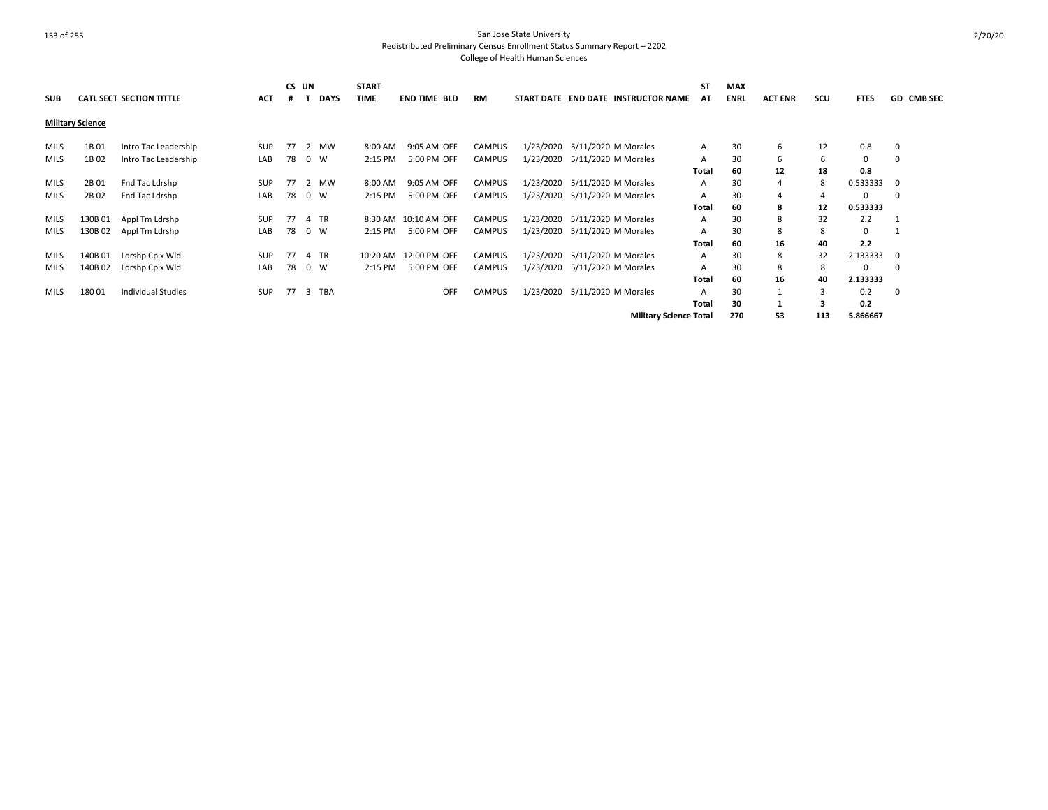San Jose State University
Redistributed Preliminary Census Enrollment Status Summary Report – 2202
College of Health Human Sciences

| SUB | CATL | SECT | SECTION TITTLE | ACT | CS # | UN T | DAYS | START TIME | END TIME | BLD | RM | START DATE | END DATE | INSTRUCTOR NAME | ST AT | MAX ENRL | ACT ENR | SCU | FTES | GD | CMB SEC |
|---|---|---|---|---|---|---|---|---|---|---|---|---|---|---|---|---|---|---|---|---|---|
| **Military Science** | | | | | | | | | | | | | | | | | | | | | |
| MILS | 1B | 01 | Intro Tac Leadership | SUP | 77 | 2 | MW | 8:00 AM | 9:05 AM | OFF | CAMPUS | 1/23/2020 | 5/11/2020 | M Morales | A | 30 | 6 | 12 | 0.8 | 0 | |
| MILS | 1B | 02 | Intro Tac Leadership | LAB | 78 | 0 | W | 2:15 PM | 5:00 PM | OFF | CAMPUS | 1/23/2020 | 5/11/2020 | M Morales | A | 30 | 6 | 6 | 0 | 0 | |
| | | | | | | | | | | | | | | | **Total** | **60** | **12** | **18** | **0.8** | | |
| MILS | 2B | 01 | Fnd Tac Ldrshp | SUP | 77 | 2 | MW | 8:00 AM | 9:05 AM | OFF | CAMPUS | 1/23/2020 | 5/11/2020 | M Morales | A | 30 | 4 | 8 | 0.533333 | 0 | |
| MILS | 2B | 02 | Fnd Tac Ldrshp | LAB | 78 | 0 | W | 2:15 PM | 5:00 PM | OFF | CAMPUS | 1/23/2020 | 5/11/2020 | M Morales | A | 30 | 4 | 4 | 0 | 0 | |
| | | | | | | | | | | | | | | | **Total** | **60** | **8** | **12** | **0.533333** | | |
| MILS | 130B | 01 | Appl Tm Ldrshp | SUP | 77 | 4 | TR | 8:30 AM | 10:10 AM | OFF | CAMPUS | 1/23/2020 | 5/11/2020 | M Morales | A | 30 | 8 | 32 | 2.2 | 1 | |
| MILS | 130B | 02 | Appl Tm Ldrshp | LAB | 78 | 0 | W | 2:15 PM | 5:00 PM | OFF | CAMPUS | 1/23/2020 | 5/11/2020 | M Morales | A | 30 | 8 | 8 | 0 | 1 | |
| | | | | | | | | | | | | | | | **Total** | **60** | **16** | **40** | **2.2** | | |
| MILS | 140B | 01 | Ldrshp Cplx Wld | SUP | 77 | 4 | TR | 10:20 AM | 12:00 PM | OFF | CAMPUS | 1/23/2020 | 5/11/2020 | M Morales | A | 30 | 8 | 32 | 2.133333 | 0 | |
| MILS | 140B | 02 | Ldrshp Cplx Wld | LAB | 78 | 0 | W | 2:15 PM | 5:00 PM | OFF | CAMPUS | 1/23/2020 | 5/11/2020 | M Morales | A | 30 | 8 | 8 | 0 | 0 | |
| | | | | | | | | | | | | | | | **Total** | **60** | **16** | **40** | **2.133333** | | |
| MILS | 180 | 01 | Individual Studies | SUP | 77 | 3 | TBA | | | OFF | CAMPUS | 1/23/2020 | 5/11/2020 | M Morales | A | 30 | 1 | 3 | 0.2 | 0 | |
| | | | | | | | | | | | | | | | **Total** | **30** | **1** | **3** | **0.2** | | |
| | | | | | | | | | | | | | | **Military Science Total** | | **270** | **53** | **113** | **5.866667** | | |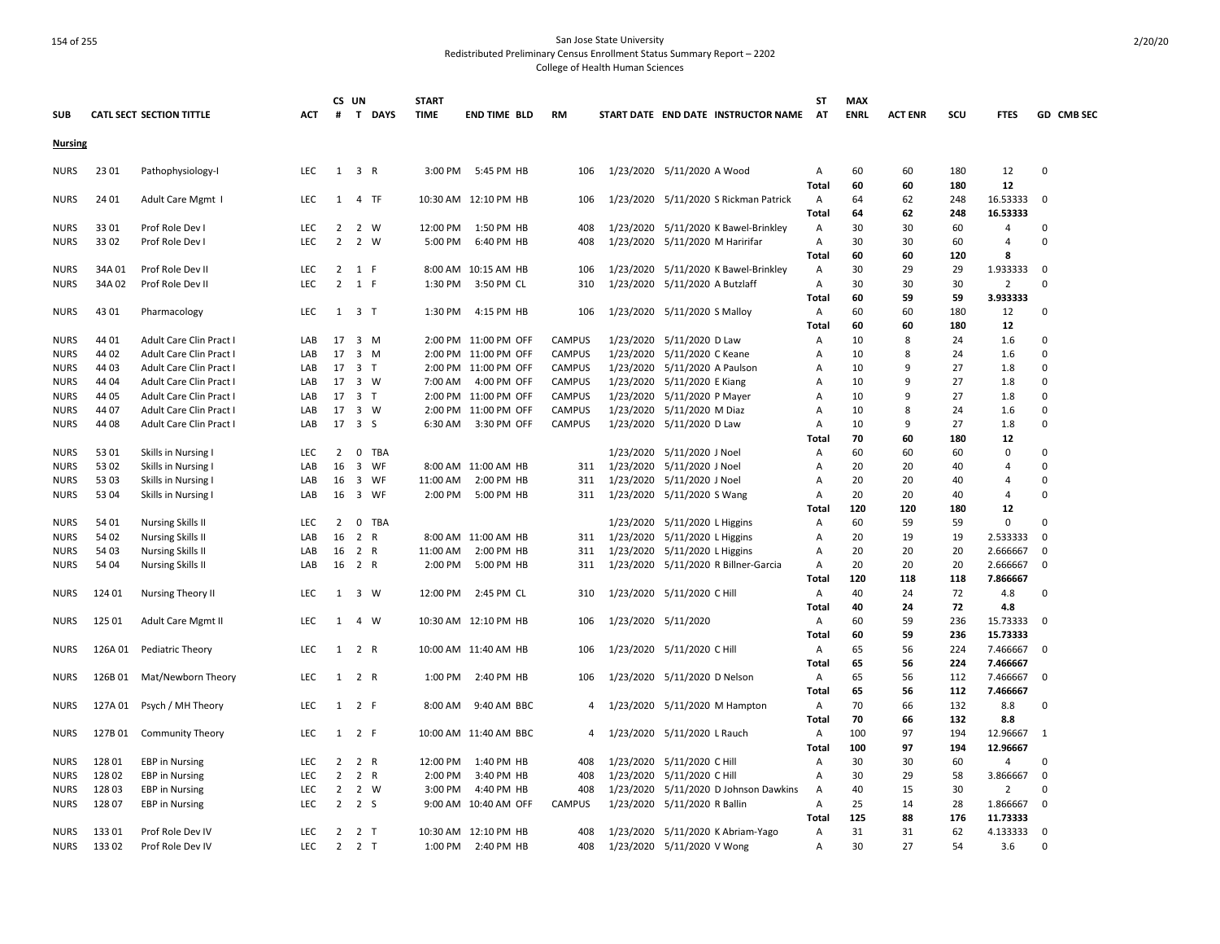San Jose State University

Redistributed Preliminary Census Enrollment Status Summary Report – 2202

College of Health Human Sciences

| SUB | CATL | SECT | SECTION TITTLE | ACT | CS # | UN T | DAYS | START TIME | END TIME | BLD | RM | START DATE | END DATE | INSTRUCTOR NAME | ST AT | MAX ENRL | ACT ENR | SCU | FTES | GD | CMB SEC |
|---|---|---|---|---|---|---|---|---|---|---|---|---|---|---|---|---|---|---|---|---|---|
| **Nursing** | | | | | | | | | | | | | | | | | | | | | |
| NURS | 23 | 01 | Pathophysiology-I | LEC | 1 | 3 | R | 3:00 PM | 5:45 PM | HB | 106 | 1/23/2020 | 5/11/2020 | A Wood | A | 60 | 60 | 180 | 12 | 0 | |
| | | | | | | | | | | | | | | | **Total** | **60** | **60** | **180** | **12** | | |
| NURS | 24 | 01 | Adult Care Mgmt I | LEC | 1 | 4 | TF | 10:30 AM | 12:10 PM | HB | 106 | 1/23/2020 | 5/11/2020 | S Rickman Patrick | A | 64 | 62 | 248 | 16.53333 | 0 | |
| | | | | | | | | | | | | | | | **Total** | **64** | **62** | **248** | **16.53333** | | |
| NURS | 33 | 01 | Prof Role Dev I | LEC | 2 | 2 | W | 12:00 PM | 1:50 PM | HB | 408 | 1/23/2020 | 5/11/2020 | K Bawel-Brinkley | A | 30 | 30 | 60 | 4 | 0 | |
| NURS | 33 | 02 | Prof Role Dev I | LEC | 2 | 2 | W | 5:00 PM | 6:40 PM | HB | 408 | 1/23/2020 | 5/11/2020 | M Haririfar | A | 30 | 30 | 60 | 4 | 0 | |
| | | | | | | | | | | | | | | | **Total** | **60** | **60** | **120** | **8** | | |
| NURS | 34A | 01 | Prof Role Dev II | LEC | 2 | 1 | F | 8:00 AM | 10:15 AM | HB | 106 | 1/23/2020 | 5/11/2020 | K Bawel-Brinkley | A | 30 | 29 | 29 | 1.933333 | 0 | |
| NURS | 34A | 02 | Prof Role Dev II | LEC | 2 | 1 | F | 1:30 PM | 3:50 PM | CL | 310 | 1/23/2020 | 5/11/2020 | A Butzlaff | A | 30 | 30 | 30 | 2 | 0 | |
| | | | | | | | | | | | | | | | **Total** | **60** | **59** | **59** | **3.933333** | | |
| NURS | 43 | 01 | Pharmacology | LEC | 1 | 3 | T | 1:30 PM | 4:15 PM | HB | 106 | 1/23/2020 | 5/11/2020 | S Malloy | A | 60 | 60 | 180 | 12 | 0 | |
| | | | | | | | | | | | | | | | **Total** | **60** | **60** | **180** | **12** | | |
| NURS | 44 | 01 | Adult Care Clin Pract I | LAB | 17 | 3 | M | 2:00 PM | 11:00 PM | OFF | CAMPUS | 1/23/2020 | 5/11/2020 | D Law | A | 10 | 8 | 24 | 1.6 | 0 | |
| NURS | 44 | 02 | Adult Care Clin Pract I | LAB | 17 | 3 | M | 2:00 PM | 11:00 PM | OFF | CAMPUS | 1/23/2020 | 5/11/2020 | C Keane | A | 10 | 8 | 24 | 1.6 | 0 | |
| NURS | 44 | 03 | Adult Care Clin Pract I | LAB | 17 | 3 | T | 2:00 PM | 11:00 PM | OFF | CAMPUS | 1/23/2020 | 5/11/2020 | A Paulson | A | 10 | 9 | 27 | 1.8 | 0 | |
| NURS | 44 | 04 | Adult Care Clin Pract I | LAB | 17 | 3 | W | 7:00 AM | 4:00 PM | OFF | CAMPUS | 1/23/2020 | 5/11/2020 | E Kiang | A | 10 | 9 | 27 | 1.8 | 0 | |
| NURS | 44 | 05 | Adult Care Clin Pract I | LAB | 17 | 3 | T | 2:00 PM | 11:00 PM | OFF | CAMPUS | 1/23/2020 | 5/11/2020 | P Mayer | A | 10 | 9 | 27 | 1.8 | 0 | |
| NURS | 44 | 07 | Adult Care Clin Pract I | LAB | 17 | 3 | W | 2:00 PM | 11:00 PM | OFF | CAMPUS | 1/23/2020 | 5/11/2020 | M Diaz | A | 10 | 8 | 24 | 1.6 | 0 | |
| NURS | 44 | 08 | Adult Care Clin Pract I | LAB | 17 | 3 | S | 6:30 AM | 3:30 PM | OFF | CAMPUS | 1/23/2020 | 5/11/2020 | D Law | A | 10 | 9 | 27 | 1.8 | 0 | |
| | | | | | | | | | | | | | | | **Total** | **70** | **60** | **180** | **12** | | |
| NURS | 53 | 01 | Skills in Nursing I | LEC | 2 | 0 | TBA | | | | | 1/23/2020 | 5/11/2020 | J Noel | A | 60 | 60 | 60 | 0 | 0 | |
| NURS | 53 | 02 | Skills in Nursing I | LAB | 16 | 3 | WF | 8:00 AM | 11:00 AM | HB | 311 | 1/23/2020 | 5/11/2020 | J Noel | A | 20 | 20 | 40 | 4 | 0 | |
| NURS | 53 | 03 | Skills in Nursing I | LAB | 16 | 3 | WF | 11:00 AM | 2:00 PM | HB | 311 | 1/23/2020 | 5/11/2020 | J Noel | A | 20 | 20 | 40 | 4 | 0 | |
| NURS | 53 | 04 | Skills in Nursing I | LAB | 16 | 3 | WF | 2:00 PM | 5:00 PM | HB | 311 | 1/23/2020 | 5/11/2020 | S Wang | A | 20 | 20 | 40 | 4 | 0 | |
| | | | | | | | | | | | | | | | **Total** | **120** | **120** | **180** | **12** | | |
| NURS | 54 | 01 | Nursing Skills II | LEC | 2 | 0 | TBA | | | | | 1/23/2020 | 5/11/2020 | L Higgins | A | 60 | 59 | 59 | 0 | 0 | |
| NURS | 54 | 02 | Nursing Skills II | LAB | 16 | 2 | R | 8:00 AM | 11:00 AM | HB | 311 | 1/23/2020 | 5/11/2020 | L Higgins | A | 20 | 19 | 19 | 2.533333 | 0 | |
| NURS | 54 | 03 | Nursing Skills II | LAB | 16 | 2 | R | 11:00 AM | 2:00 PM | HB | 311 | 1/23/2020 | 5/11/2020 | L Higgins | A | 20 | 20 | 20 | 2.666667 | 0 | |
| NURS | 54 | 04 | Nursing Skills II | LAB | 16 | 2 | R | 2:00 PM | 5:00 PM | HB | 311 | 1/23/2020 | 5/11/2020 | R Billner-Garcia | A | 20 | 20 | 20 | 2.666667 | 0 | |
| | | | | | | | | | | | | | | | **Total** | **120** | **118** | **118** | **7.866667** | | |
| NURS | 124 | 01 | Nursing Theory II | LEC | 1 | 3 | W | 12:00 PM | 2:45 PM | CL | 310 | 1/23/2020 | 5/11/2020 | C Hill | A | 40 | 24 | 72 | 4.8 | 0 | |
| | | | | | | | | | | | | | | | **Total** | **40** | **24** | **72** | **4.8** | | |
| NURS | 125 | 01 | Adult Care Mgmt II | LEC | 1 | 4 | W | 10:30 AM | 12:10 PM | HB | 106 | 1/23/2020 | 5/11/2020 | | A | 60 | 59 | 236 | 15.73333 | 0 | |
| | | | | | | | | | | | | | | | **Total** | **60** | **59** | **236** | **15.73333** | | |
| NURS | 126A | 01 | Pediatric Theory | LEC | 1 | 2 | R | 10:00 AM | 11:40 AM | HB | 106 | 1/23/2020 | 5/11/2020 | C Hill | A | 65 | 56 | 224 | 7.466667 | 0 | |
| | | | | | | | | | | | | | | | **Total** | **65** | **56** | **224** | **7.466667** | | |
| NURS | 126B | 01 | Mat/Newborn Theory | LEC | 1 | 2 | R | 1:00 PM | 2:40 PM | HB | 106 | 1/23/2020 | 5/11/2020 | D Nelson | A | 65 | 56 | 112 | 7.466667 | 0 | |
| | | | | | | | | | | | | | | | **Total** | **65** | **56** | **112** | **7.466667** | | |
| NURS | 127A | 01 | Psych / MH Theory | LEC | 1 | 2 | F | 8:00 AM | 9:40 AM | BBC | 4 | 1/23/2020 | 5/11/2020 | M Hampton | A | 70 | 66 | 132 | 8.8 | 0 | |
| | | | | | | | | | | | | | | | **Total** | **70** | **66** | **132** | **8.8** | | |
| NURS | 127B | 01 | Community Theory | LEC | 1 | 2 | F | 10:00 AM | 11:40 AM | BBC | 4 | 1/23/2020 | 5/11/2020 | L Rauch | A | 100 | 97 | 194 | 12.96667 | 1 | |
| | | | | | | | | | | | | | | | **Total** | **100** | **97** | **194** | **12.96667** | | |
| NURS | 128 | 01 | EBP in Nursing | LEC | 2 | 2 | R | 12:00 PM | 1:40 PM | HB | 408 | 1/23/2020 | 5/11/2020 | C Hill | A | 30 | 30 | 60 | 4 | 0 | |
| NURS | 128 | 02 | EBP in Nursing | LEC | 2 | 2 | R | 2:00 PM | 3:40 PM | HB | 408 | 1/23/2020 | 5/11/2020 | C Hill | A | 30 | 29 | 58 | 3.866667 | 0 | |
| NURS | 128 | 03 | EBP in Nursing | LEC | 2 | 2 | W | 3:00 PM | 4:40 PM | HB | 408 | 1/23/2020 | 5/11/2020 | D Johnson Dawkins | A | 40 | 15 | 30 | 2 | 0 | |
| NURS | 128 | 07 | EBP in Nursing | LEC | 2 | 2 | S | 9:00 AM | 10:40 AM | OFF | CAMPUS | 1/23/2020 | 5/11/2020 | R Ballin | A | 25 | 14 | 28 | 1.866667 | 0 | |
| | | | | | | | | | | | | | | | **Total** | **125** | **88** | **176** | **11.73333** | | |
| NURS | 133 | 01 | Prof Role Dev IV | LEC | 2 | 2 | T | 10:30 AM | 12:10 PM | HB | 408 | 1/23/2020 | 5/11/2020 | K Abriam-Yago | A | 31 | 31 | 62 | 4.133333 | 0 | |
| NURS | 133 | 02 | Prof Role Dev IV | LEC | 2 | 2 | T | 1:00 PM | 2:40 PM | HB | 408 | 1/23/2020 | 5/11/2020 | V Wong | A | 30 | 27 | 54 | 3.6 | 0 | |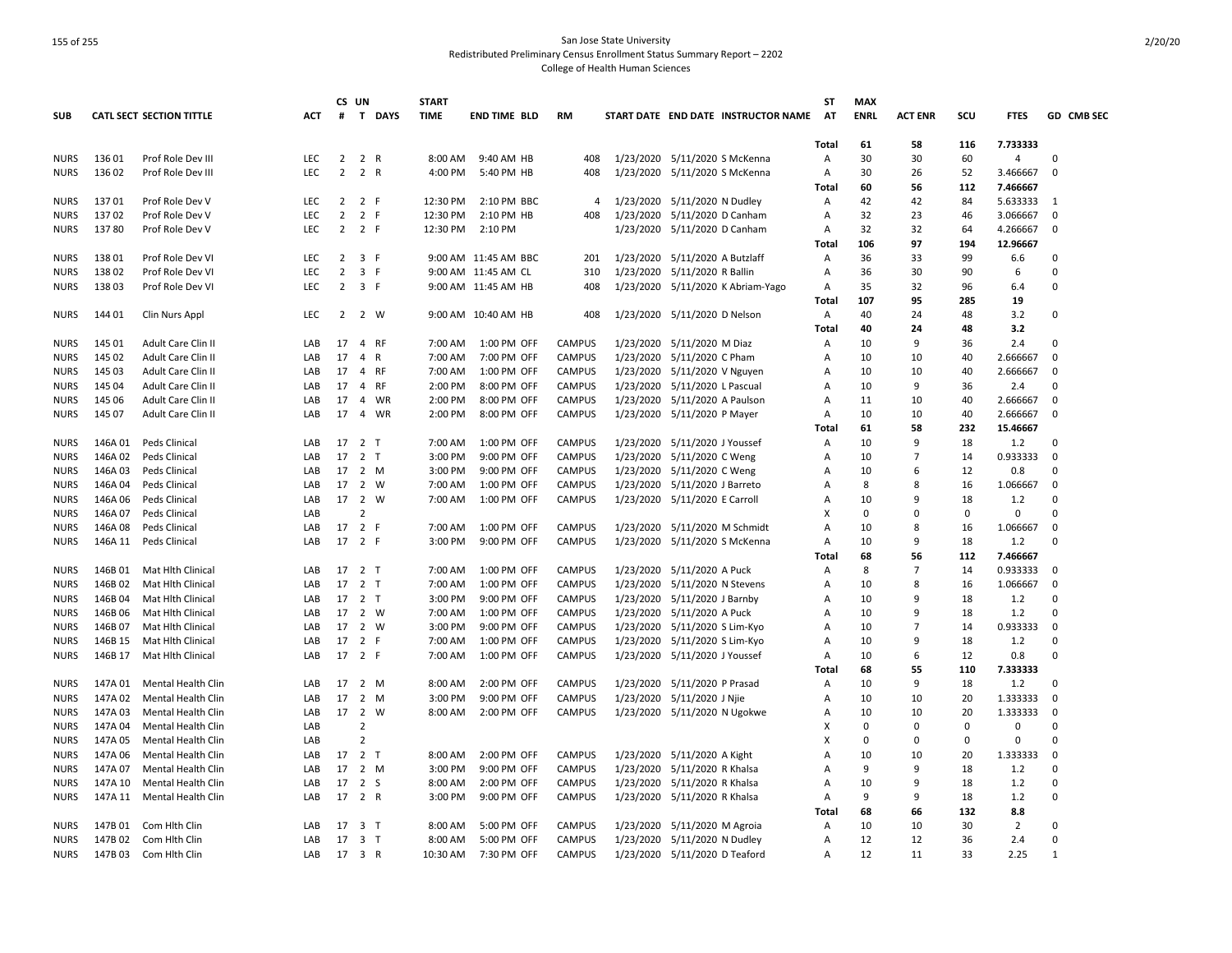# San Jose State University
## Redistributed Preliminary Census Enrollment Status Summary Report – 2202
### College of Health Human Sciences

| SUB | CATL SECT SECTION TITTLE | ACT | CS # | UN T | DAYS | START TIME | END TIME | BLD | RM | START DATE | END DATE | INSTRUCTOR NAME | ST AT | MAX ENRL | ACT ENR | SCU | FTES | GD | CMB SEC |
|---|---|---|---|---|---|---|---|---|---|---|---|---|---|---|---|---|---|---|---|
| | | | | | | | | | | | | | Total | 61 | 58 | 116 | 7.733333 | | |
| NURS | 136 01 Prof Role Dev III | LEC | 2 | 2 | R | 8:00 AM | 9:40 AM | HB | 408 | 1/23/2020 | 5/11/2020 | S McKenna | A | 30 | 30 | 60 | 4 | 0 | |
| NURS | 136 02 Prof Role Dev III | LEC | 2 | 2 | R | 4:00 PM | 5:40 PM | HB | 408 | 1/23/2020 | 5/11/2020 | S McKenna | A | 30 | 26 | 52 | 3.466667 | 0 | |
| | | | | | | | | | | | | | Total | 60 | 56 | 112 | 7.466667 | | |
| NURS | 137 01 Prof Role Dev V | LEC | 2 | 2 | F | 12:30 PM | 2:10 PM | BBC | 4 | 1/23/2020 | 5/11/2020 | N Dudley | A | 42 | 42 | 84 | 5.633333 | 1 | |
| NURS | 137 02 Prof Role Dev V | LEC | 2 | 2 | F | 12:30 PM | 2:10 PM | HB | 408 | 1/23/2020 | 5/11/2020 | D Canham | A | 32 | 23 | 46 | 3.066667 | 0 | |
| NURS | 137 80 Prof Role Dev V | LEC | 2 | 2 | F | 12:30 PM | 2:10 PM | | | 1/23/2020 | 5/11/2020 | D Canham | A | 32 | 32 | 64 | 4.266667 | 0 | |
| | | | | | | | | | | | | | Total | 106 | 97 | 194 | 12.96667 | | |
| NURS | 138 01 Prof Role Dev VI | LEC | 2 | 3 | F | 9:00 AM | 11:45 AM | BBC | 201 | 1/23/2020 | 5/11/2020 | A Butzlaff | A | 36 | 33 | 99 | 6.6 | 0 | |
| NURS | 138 02 Prof Role Dev VI | LEC | 2 | 3 | F | 9:00 AM | 11:45 AM | CL | 310 | 1/23/2020 | 5/11/2020 | R Ballin | A | 36 | 30 | 90 | 6 | 0 | |
| NURS | 138 03 Prof Role Dev VI | LEC | 2 | 3 | F | 9:00 AM | 11:45 AM | HB | 408 | 1/23/2020 | 5/11/2020 | K Abriam-Yago | A | 35 | 32 | 96 | 6.4 | 0 | |
| | | | | | | | | | | | | | Total | 107 | 95 | 285 | 19 | | |
| NURS | 144 01 Clin Nurs Appl | LEC | 2 | 2 | W | 9:00 AM | 10:40 AM | HB | 408 | 1/23/2020 | 5/11/2020 | D Nelson | A | 40 | 24 | 48 | 3.2 | 0 | |
| | | | | | | | | | | | | | Total | 40 | 24 | 48 | 3.2 | | |
| NURS | 145 01 Adult Care Clin II | LAB | 17 | 4 | RF | 7:00 AM | 1:00 PM | OFF | CAMPUS | 1/23/2020 | 5/11/2020 | M Diaz | A | 10 | 9 | 36 | 2.4 | 0 | |
| NURS | 145 02 Adult Care Clin II | LAB | 17 | 4 | R | 7:00 AM | 7:00 PM | OFF | CAMPUS | 1/23/2020 | 5/11/2020 | C Pham | A | 10 | 10 | 40 | 2.666667 | 0 | |
| NURS | 145 03 Adult Care Clin II | LAB | 17 | 4 | RF | 7:00 AM | 1:00 PM | OFF | CAMPUS | 1/23/2020 | 5/11/2020 | V Nguyen | A | 10 | 10 | 40 | 2.666667 | 0 | |
| NURS | 145 04 Adult Care Clin II | LAB | 17 | 4 | RF | 2:00 PM | 8:00 PM | OFF | CAMPUS | 1/23/2020 | 5/11/2020 | L Pascual | A | 10 | 9 | 36 | 2.4 | 0 | |
| NURS | 145 06 Adult Care Clin II | LAB | 17 | 4 | WR | 2:00 PM | 8:00 PM | OFF | CAMPUS | 1/23/2020 | 5/11/2020 | A Paulson | A | 11 | 10 | 40 | 2.666667 | 0 | |
| NURS | 145 07 Adult Care Clin II | LAB | 17 | 4 | WR | 2:00 PM | 8:00 PM | OFF | CAMPUS | 1/23/2020 | 5/11/2020 | P Mayer | A | 10 | 10 | 40 | 2.666667 | 0 | |
| | | | | | | | | | | | | | Total | 61 | 58 | 232 | 15.46667 | | |
| NURS | 146A 01 Peds Clinical | LAB | 17 | 2 | T | 7:00 AM | 1:00 PM | OFF | CAMPUS | 1/23/2020 | 5/11/2020 | J Youssef | A | 10 | 9 | 18 | 1.2 | 0 | |
| NURS | 146A 02 Peds Clinical | LAB | 17 | 2 | T | 3:00 PM | 9:00 PM | OFF | CAMPUS | 1/23/2020 | 5/11/2020 | C Weng | A | 10 | 7 | 14 | 0.933333 | 0 | |
| NURS | 146A 03 Peds Clinical | LAB | 17 | 2 | M | 3:00 PM | 9:00 PM | OFF | CAMPUS | 1/23/2020 | 5/11/2020 | C Weng | A | 10 | 6 | 12 | 0.8 | 0 | |
| NURS | 146A 04 Peds Clinical | LAB | 17 | 2 | W | 7:00 AM | 1:00 PM | OFF | CAMPUS | 1/23/2020 | 5/11/2020 | J Barreto | A | 8 | 8 | 16 | 1.066667 | 0 | |
| NURS | 146A 06 Peds Clinical | LAB | 17 | 2 | W | 7:00 AM | 1:00 PM | OFF | CAMPUS | 1/23/2020 | 5/11/2020 | E Carroll | A | 10 | 9 | 18 | 1.2 | 0 | |
| NURS | 146A 07 Peds Clinical | LAB | | 2 | | | | | | | | | X | 0 | 0 | 0 | 0 | 0 | |
| NURS | 146A 08 Peds Clinical | LAB | 17 | 2 | F | 7:00 AM | 1:00 PM | OFF | CAMPUS | 1/23/2020 | 5/11/2020 | M Schmidt | A | 10 | 8 | 16 | 1.066667 | 0 | |
| NURS | 146A 11 Peds Clinical | LAB | 17 | 2 | F | 3:00 PM | 9:00 PM | OFF | CAMPUS | 1/23/2020 | 5/11/2020 | S McKenna | A | 10 | 9 | 18 | 1.2 | 0 | |
| | | | | | | | | | | | | | Total | 68 | 56 | 112 | 7.466667 | | |
| NURS | 146B 01 Mat Hlth Clinical | LAB | 17 | 2 | T | 7:00 AM | 1:00 PM | OFF | CAMPUS | 1/23/2020 | 5/11/2020 | A Puck | A | 8 | 7 | 14 | 0.933333 | 0 | |
| NURS | 146B 02 Mat Hlth Clinical | LAB | 17 | 2 | T | 7:00 AM | 1:00 PM | OFF | CAMPUS | 1/23/2020 | 5/11/2020 | N Stevens | A | 10 | 8 | 16 | 1.066667 | 0 | |
| NURS | 146B 04 Mat Hlth Clinical | LAB | 17 | 2 | T | 3:00 PM | 9:00 PM | OFF | CAMPUS | 1/23/2020 | 5/11/2020 | J Barnby | A | 10 | 9 | 18 | 1.2 | 0 | |
| NURS | 146B 06 Mat Hlth Clinical | LAB | 17 | 2 | W | 7:00 AM | 1:00 PM | OFF | CAMPUS | 1/23/2020 | 5/11/2020 | A Puck | A | 10 | 9 | 18 | 1.2 | 0 | |
| NURS | 146B 07 Mat Hlth Clinical | LAB | 17 | 2 | W | 3:00 PM | 9:00 PM | OFF | CAMPUS | 1/23/2020 | 5/11/2020 | S Lim-Kyo | A | 10 | 7 | 14 | 0.933333 | 0 | |
| NURS | 146B 15 Mat Hlth Clinical | LAB | 17 | 2 | F | 7:00 AM | 1:00 PM | OFF | CAMPUS | 1/23/2020 | 5/11/2020 | S Lim-Kyo | A | 10 | 9 | 18 | 1.2 | 0 | |
| NURS | 146B 17 Mat Hlth Clinical | LAB | 17 | 2 | F | 7:00 AM | 1:00 PM | OFF | CAMPUS | 1/23/2020 | 5/11/2020 | J Youssef | A | 10 | 6 | 12 | 0.8 | 0 | |
| | | | | | | | | | | | | | Total | 68 | 55 | 110 | 7.333333 | | |
| NURS | 147A 01 Mental Health Clin | LAB | 17 | 2 | M | 8:00 AM | 2:00 PM | OFF | CAMPUS | 1/23/2020 | 5/11/2020 | P Prasad | A | 10 | 9 | 18 | 1.2 | 0 | |
| NURS | 147A 02 Mental Health Clin | LAB | 17 | 2 | M | 3:00 PM | 9:00 PM | OFF | CAMPUS | 1/23/2020 | 5/11/2020 | J Njie | A | 10 | 10 | 20 | 1.333333 | 0 | |
| NURS | 147A 03 Mental Health Clin | LAB | 17 | 2 | W | 8:00 AM | 2:00 PM | OFF | CAMPUS | 1/23/2020 | 5/11/2020 | N Ugokwe | A | 10 | 10 | 20 | 1.333333 | 0 | |
| NURS | 147A 04 Mental Health Clin | LAB | | 2 | | | | | | | | | X | 0 | 0 | 0 | 0 | 0 | |
| NURS | 147A 05 Mental Health Clin | LAB | | 2 | | | | | | | | | X | 0 | 0 | 0 | 0 | 0 | |
| NURS | 147A 06 Mental Health Clin | LAB | 17 | 2 | T | 8:00 AM | 2:00 PM | OFF | CAMPUS | 1/23/2020 | 5/11/2020 | A Kight | A | 10 | 10 | 20 | 1.333333 | 0 | |
| NURS | 147A 07 Mental Health Clin | LAB | 17 | 2 | M | 3:00 PM | 9:00 PM | OFF | CAMPUS | 1/23/2020 | 5/11/2020 | R Khalsa | A | 9 | 9 | 18 | 1.2 | 0 | |
| NURS | 147A 10 Mental Health Clin | LAB | 17 | 2 | S | 8:00 AM | 2:00 PM | OFF | CAMPUS | 1/23/2020 | 5/11/2020 | R Khalsa | A | 10 | 9 | 18 | 1.2 | 0 | |
| NURS | 147A 11 Mental Health Clin | LAB | 17 | 2 | R | 3:00 PM | 9:00 PM | OFF | CAMPUS | 1/23/2020 | 5/11/2020 | R Khalsa | A | 9 | 9 | 18 | 1.2 | 0 | |
| | | | | | | | | | | | | | Total | 68 | 66 | 132 | 8.8 | | |
| NURS | 147B 01 Com Hlth Clin | LAB | 17 | 3 | T | 8:00 AM | 5:00 PM | OFF | CAMPUS | 1/23/2020 | 5/11/2020 | M Agroia | A | 10 | 10 | 30 | 2 | 0 | |
| NURS | 147B 02 Com Hlth Clin | LAB | 17 | 3 | T | 8:00 AM | 5:00 PM | OFF | CAMPUS | 1/23/2020 | 5/11/2020 | N Dudley | A | 12 | 12 | 36 | 2.4 | 0 | |
| NURS | 147B 03 Com Hlth Clin | LAB | 17 | 3 | R | 10:30 AM | 7:30 PM | OFF | CAMPUS | 1/23/2020 | 5/11/2020 | D Teaford | A | 12 | 11 | 33 | 2.25 | 1 | |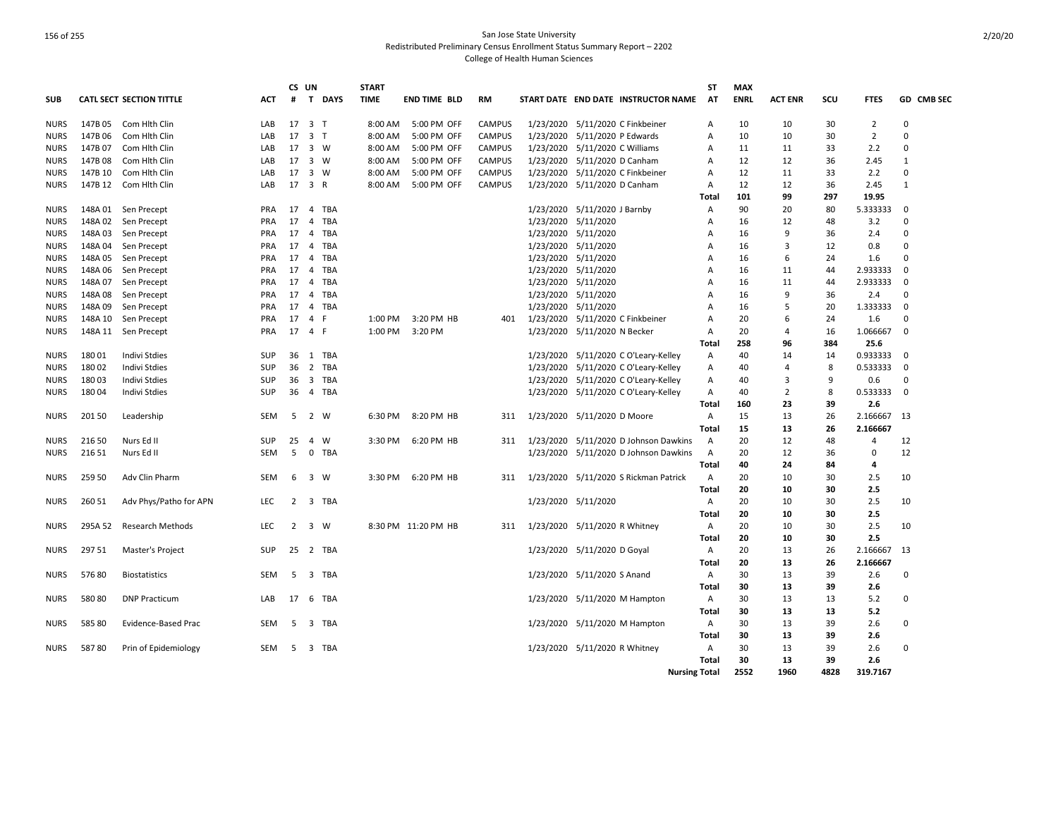San Jose State University
Redistributed Preliminary Census Enrollment Status Summary Report – 2202
College of Health Human Sciences

| SUB | CATL | SECT | SECTION TITTLE | ACT | CS # | UN T | DAYS | START TIME | END TIME | BLD | RM | START DATE | END DATE | INSTRUCTOR NAME | ST AT | MAX ENRL | ACT ENR | SCU | FTES | GD | CMB SEC |
|---|---|---|---|---|---|---|---|---|---|---|---|---|---|---|---|---|---|---|---|---|---|
| NURS | 147B | 05 | Com Hlth Clin | LAB | 17 | 3 | T | 8:00 AM | 5:00 PM | OFF | CAMPUS | 1/23/2020 | 5/11/2020 | C Finkbeiner | A | 10 | 10 | 30 | 2 | 0 | |
| NURS | 147B | 06 | Com Hlth Clin | LAB | 17 | 3 | T | 8:00 AM | 5:00 PM | OFF | CAMPUS | 1/23/2020 | 5/11/2020 | P Edwards | A | 10 | 10 | 30 | 2 | 0 | |
| NURS | 147B | 07 | Com Hlth Clin | LAB | 17 | 3 | W | 8:00 AM | 5:00 PM | OFF | CAMPUS | 1/23/2020 | 5/11/2020 | C Williams | A | 11 | 11 | 33 | 2.2 | 0 | |
| NURS | 147B | 08 | Com Hlth Clin | LAB | 17 | 3 | W | 8:00 AM | 5:00 PM | OFF | CAMPUS | 1/23/2020 | 5/11/2020 | D Canham | A | 12 | 12 | 36 | 2.45 | 1 | |
| NURS | 147B | 10 | Com Hlth Clin | LAB | 17 | 3 | W | 8:00 AM | 5:00 PM | OFF | CAMPUS | 1/23/2020 | 5/11/2020 | C Finkbeiner | A | 12 | 11 | 33 | 2.2 | 0 | |
| NURS | 147B | 12 | Com Hlth Clin | LAB | 17 | 3 | R | 8:00 AM | 5:00 PM | OFF | CAMPUS | 1/23/2020 | 5/11/2020 | D Canham | A | 12 | 12 | 36 | 2.45 | 1 | |
| | | | | | | | | | | | | | | | Total | 101 | 99 | 297 | 19.95 | | |
| NURS | 148A | 01 | Sen Precept | PRA | 17 | 4 | TBA | | | | | 1/23/2020 | 5/11/2020 | J Barnby | A | 90 | 20 | 80 | 5.333333 | 0 | |
| NURS | 148A | 02 | Sen Precept | PRA | 17 | 4 | TBA | | | | | 1/23/2020 | 5/11/2020 | | A | 16 | 12 | 48 | 3.2 | 0 | |
| NURS | 148A | 03 | Sen Precept | PRA | 17 | 4 | TBA | | | | | 1/23/2020 | 5/11/2020 | | A | 16 | 9 | 36 | 2.4 | 0 | |
| NURS | 148A | 04 | Sen Precept | PRA | 17 | 4 | TBA | | | | | 1/23/2020 | 5/11/2020 | | A | 16 | 3 | 12 | 0.8 | 0 | |
| NURS | 148A | 05 | Sen Precept | PRA | 17 | 4 | TBA | | | | | 1/23/2020 | 5/11/2020 | | A | 16 | 6 | 24 | 1.6 | 0 | |
| NURS | 148A | 06 | Sen Precept | PRA | 17 | 4 | TBA | | | | | 1/23/2020 | 5/11/2020 | | A | 16 | 11 | 44 | 2.933333 | 0 | |
| NURS | 148A | 07 | Sen Precept | PRA | 17 | 4 | TBA | | | | | 1/23/2020 | 5/11/2020 | | A | 16 | 11 | 44 | 2.933333 | 0 | |
| NURS | 148A | 08 | Sen Precept | PRA | 17 | 4 | TBA | | | | | 1/23/2020 | 5/11/2020 | | A | 16 | 9 | 36 | 2.4 | 0 | |
| NURS | 148A | 09 | Sen Precept | PRA | 17 | 4 | TBA | | | | | 1/23/2020 | 5/11/2020 | | A | 16 | 5 | 20 | 1.333333 | 0 | |
| NURS | 148A | 10 | Sen Precept | PRA | 17 | 4 | F | 1:00 PM | 3:20 PM | HB | 401 | 1/23/2020 | 5/11/2020 | C Finkbeiner | A | 20 | 6 | 24 | 1.6 | 0 | |
| NURS | 148A | 11 | Sen Precept | PRA | 17 | 4 | F | 1:00 PM | 3:20 PM | | | 1/23/2020 | 5/11/2020 | N Becker | A | 20 | 4 | 16 | 1.066667 | 0 | |
| | | | | | | | | | | | | | | | Total | 258 | 96 | 384 | 25.6 | | |
| NURS | 180 | 01 | Indivi Stdies | SUP | 36 | 1 | TBA | | | | | 1/23/2020 | 5/11/2020 | C O'Leary-Kelley | A | 40 | 14 | 14 | 0.933333 | 0 | |
| NURS | 180 | 02 | Indivi Stdies | SUP | 36 | 2 | TBA | | | | | 1/23/2020 | 5/11/2020 | C O'Leary-Kelley | A | 40 | 4 | 8 | 0.533333 | 0 | |
| NURS | 180 | 03 | Indivi Stdies | SUP | 36 | 3 | TBA | | | | | 1/23/2020 | 5/11/2020 | C O'Leary-Kelley | A | 40 | 3 | 9 | 0.6 | 0 | |
| NURS | 180 | 04 | Indivi Stdies | SUP | 36 | 4 | TBA | | | | | 1/23/2020 | 5/11/2020 | C O'Leary-Kelley | A | 40 | 2 | 8 | 0.533333 | 0 | |
| | | | | | | | | | | | | | | | Total | 160 | 23 | 39 | 2.6 | | |
| NURS | 201 | 50 | Leadership | SEM | 5 | 2 | W | 6:30 PM | 8:20 PM | HB | 311 | 1/23/2020 | 5/11/2020 | D Moore | A | 15 | 13 | 26 | 2.166667 | 13 | |
| | | | | | | | | | | | | | | | Total | 15 | 13 | 26 | 2.166667 | | |
| NURS | 216 | 50 | Nurs Ed II | SUP | 25 | 4 | W | 3:30 PM | 6:20 PM | HB | 311 | 1/23/2020 | 5/11/2020 | D Johnson Dawkins | A | 20 | 12 | 48 | 4 | 12 | |
| NURS | 216 | 51 | Nurs Ed II | SEM | 5 | 0 | TBA | | | | | 1/23/2020 | 5/11/2020 | D Johnson Dawkins | A | 20 | 12 | 36 | 0 | 12 | |
| | | | | | | | | | | | | | | | Total | 40 | 24 | 84 | 4 | | |
| NURS | 259 | 50 | Adv Clin Pharm | SEM | 6 | 3 | W | 3:30 PM | 6:20 PM | HB | 311 | 1/23/2020 | 5/11/2020 | S Rickman Patrick | A | 20 | 10 | 30 | 2.5 | 10 | |
| | | | | | | | | | | | | | | | Total | 20 | 10 | 30 | 2.5 | | |
| NURS | 260 | 51 | Adv Phys/Patho for APN | LEC | 2 | 3 | TBA | | | | | 1/23/2020 | 5/11/2020 | | A | 20 | 10 | 30 | 2.5 | 10 | |
| | | | | | | | | | | | | | | | Total | 20 | 10 | 30 | 2.5 | | |
| NURS | 295A | 52 | Research Methods | LEC | 2 | 3 | W | 8:30 PM | 11:20 PM | HB | 311 | 1/23/2020 | 5/11/2020 | R Whitney | A | 20 | 10 | 30 | 2.5 | 10 | |
| | | | | | | | | | | | | | | | Total | 20 | 10 | 30 | 2.5 | | |
| NURS | 297 | 51 | Master's Project | SUP | 25 | 2 | TBA | | | | | 1/23/2020 | 5/11/2020 | D Goyal | A | 20 | 13 | 26 | 2.166667 | 13 | |
| | | | | | | | | | | | | | | | Total | 20 | 13 | 26 | 2.166667 | | |
| NURS | 576 | 80 | Biostatistics | SEM | 5 | 3 | TBA | | | | | 1/23/2020 | 5/11/2020 | S Anand | A | 30 | 13 | 39 | 2.6 | 0 | |
| | | | | | | | | | | | | | | | Total | 30 | 13 | 39 | 2.6 | | |
| NURS | 580 | 80 | DNP Practicum | LAB | 17 | 6 | TBA | | | | | 1/23/2020 | 5/11/2020 | M Hampton | A | 30 | 13 | 13 | 5.2 | 0 | |
| | | | | | | | | | | | | | | | Total | 30 | 13 | 13 | 5.2 | | |
| NURS | 585 | 80 | Evidence-Based Prac | SEM | 5 | 3 | TBA | | | | | 1/23/2020 | 5/11/2020 | M Hampton | A | 30 | 13 | 39 | 2.6 | 0 | |
| | | | | | | | | | | | | | | | Total | 30 | 13 | 39 | 2.6 | | |
| NURS | 587 | 80 | Prin of Epidemiology | SEM | 5 | 3 | TBA | | | | | 1/23/2020 | 5/11/2020 | R Whitney | A | 30 | 13 | 39 | 2.6 | 0 | |
| | | | | | | | | | | | | | | | Total | 30 | 13 | 39 | 2.6 | | |
| | | | | | | | | | | | | | | | Nursing Total | 2552 | 1960 | 4828 | 319.7167 | | |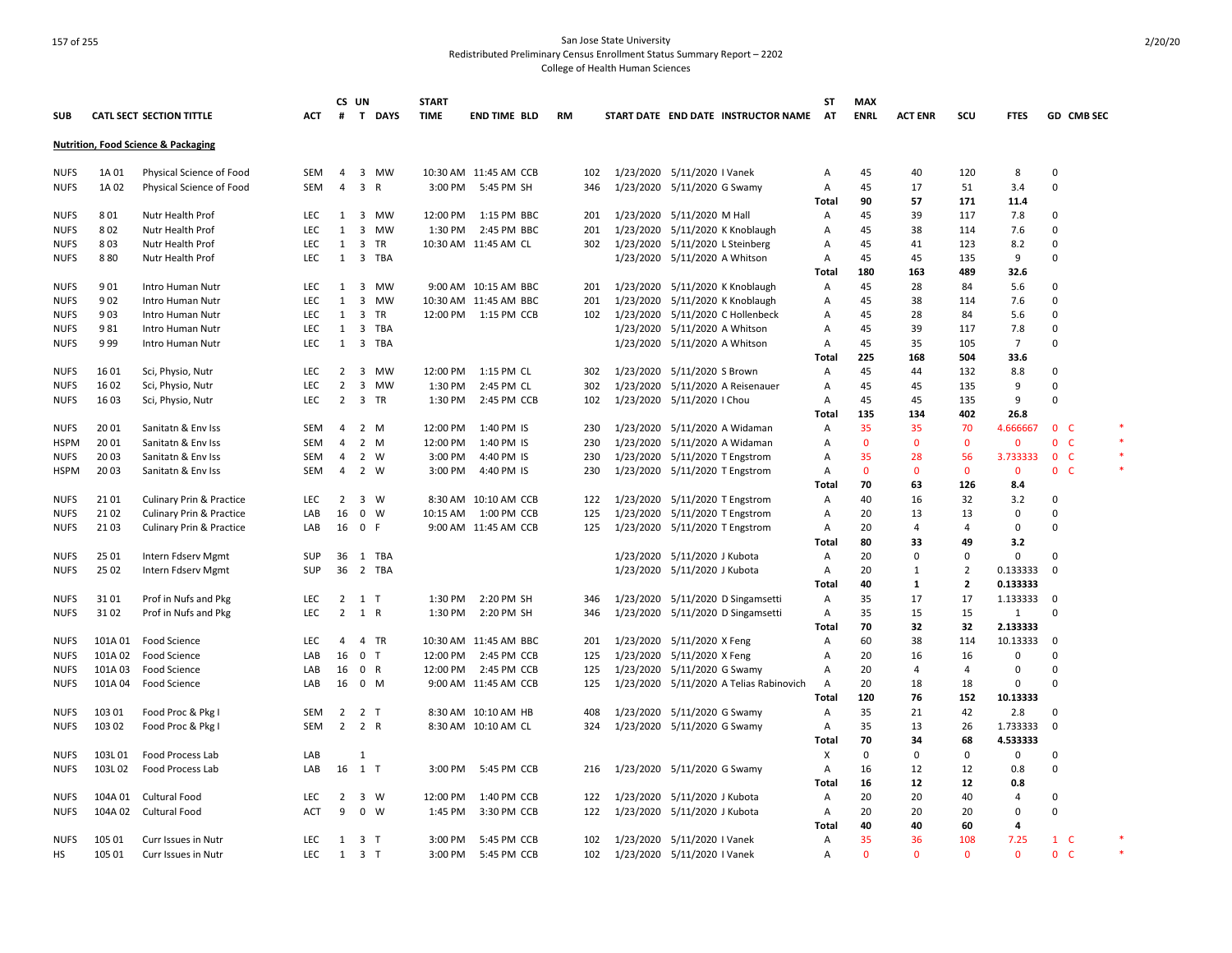San Jose State University
Redistributed Preliminary Census Enrollment Status Summary Report – 2202
College of Health Human Sciences

| SUB | CATL SECT | SECTION TITTLE | ACT | CS # | UN T | DAYS | START TIME | END TIME | BLD | RM | START DATE | END DATE | INSTRUCTOR NAME | ST AT | MAX ENRL | ACT ENR | SCU | FTES | GD | CMB SEC | |
|---|---|---|---|---|---|---|---|---|---|---|---|---|---|---|---|---|---|---|---|---|---|
| **Nutrition, Food Science & Packaging** | | | | | | | | | | | | | | | | | | | | | |
| NUFS | 1A 01 | Physical Science of Food | SEM | 4 | 3 | MW | 10:30 AM | 11:45 AM | CCB | 102 | 1/23/2020 | 5/11/2020 | I Vanek | A | 45 | 40 | 120 | 8 | 0 | | |
| NUFS | 1A 02 | Physical Science of Food | SEM | 4 | 3 | R | 3:00 PM | 5:45 PM | SH | 346 | 1/23/2020 | 5/11/2020 | G Swamy | A | 45 | 17 | 51 | 3.4 | 0 | | |
| | | | | | | | | | | | | | | **Total** | **90** | **57** | **171** | **11.4** | | | |
| NUFS | 8 01 | Nutr Health Prof | LEC | 1 | 3 | MW | 12:00 PM | 1:15 PM | BBC | 201 | 1/23/2020 | 5/11/2020 | M Hall | A | 45 | 39 | 117 | 7.8 | 0 | | |
| NUFS | 8 02 | Nutr Health Prof | LEC | 1 | 3 | MW | 1:30 PM | 2:45 PM | BBC | 201 | 1/23/2020 | 5/11/2020 | K Knoblaugh | A | 45 | 38 | 114 | 7.6 | 0 | | |
| NUFS | 8 03 | Nutr Health Prof | LEC | 1 | 3 | TR | 10:30 AM | 11:45 AM | CL | 302 | 1/23/2020 | 5/11/2020 | L Steinberg | A | 45 | 41 | 123 | 8.2 | 0 | | |
| NUFS | 8 80 | Nutr Health Prof | LEC | 1 | 3 | TBA | | | | | 1/23/2020 | 5/11/2020 | A Whitson | A | 45 | 45 | 135 | 9 | 0 | | |
| | | | | | | | | | | | | | | **Total** | **180** | **163** | **489** | **32.6** | | | |
| NUFS | 9 01 | Intro Human Nutr | LEC | 1 | 3 | MW | 9:00 AM | 10:15 AM | BBC | 201 | 1/23/2020 | 5/11/2020 | K Knoblaugh | A | 45 | 28 | 84 | 5.6 | 0 | | |
| NUFS | 9 02 | Intro Human Nutr | LEC | 1 | 3 | MW | 10:30 AM | 11:45 AM | BBC | 201 | 1/23/2020 | 5/11/2020 | K Knoblaugh | A | 45 | 38 | 114 | 7.6 | 0 | | |
| NUFS | 9 03 | Intro Human Nutr | LEC | 1 | 3 | TR | 12:00 PM | 1:15 PM | CCB | 102 | 1/23/2020 | 5/11/2020 | C Hollenbeck | A | 45 | 28 | 84 | 5.6 | 0 | | |
| NUFS | 9 81 | Intro Human Nutr | LEC | 1 | 3 | TBA | | | | | 1/23/2020 | 5/11/2020 | A Whitson | A | 45 | 39 | 117 | 7.8 | 0 | | |
| NUFS | 9 99 | Intro Human Nutr | LEC | 1 | 3 | TBA | | | | | 1/23/2020 | 5/11/2020 | A Whitson | A | 45 | 35 | 105 | 7 | 0 | | |
| | | | | | | | | | | | | | | **Total** | **225** | **168** | **504** | **33.6** | | | |
| NUFS | 16 01 | Sci, Physio, Nutr | LEC | 2 | 3 | MW | 12:00 PM | 1:15 PM | CL | 302 | 1/23/2020 | 5/11/2020 | S Brown | A | 45 | 44 | 132 | 8.8 | 0 | | |
| NUFS | 16 02 | Sci, Physio, Nutr | LEC | 2 | 3 | MW | 1:30 PM | 2:45 PM | CL | 302 | 1/23/2020 | 5/11/2020 | A Reisenauer | A | 45 | 45 | 135 | 9 | 0 | | |
| NUFS | 16 03 | Sci, Physio, Nutr | LEC | 2 | 3 | TR | 1:30 PM | 2:45 PM | CCB | 102 | 1/23/2020 | 5/11/2020 | I Chou | A | 45 | 45 | 135 | 9 | 0 | | |
| | | | | | | | | | | | | | | **Total** | **135** | **134** | **402** | **26.8** | | | |
| NUFS | 20 01 | Sanitatn & Env Iss | SEM | 4 | 2 | M | 12:00 PM | 1:40 PM | IS | 230 | 1/23/2020 | 5/11/2020 | A Widaman | A | 35 | 35 | 70 | 4.666667 | 0 | C | * |
| HSPM | 20 01 | Sanitatn & Env Iss | SEM | 4 | 2 | M | 12:00 PM | 1:40 PM | IS | 230 | 1/23/2020 | 5/11/2020 | A Widaman | A | 0 | 0 | 0 | 0 | 0 | C | * |
| NUFS | 20 03 | Sanitatn & Env Iss | SEM | 4 | 2 | W | 3:00 PM | 4:40 PM | IS | 230 | 1/23/2020 | 5/11/2020 | T Engstrom | A | 35 | 28 | 56 | 3.733333 | 0 | C | * |
| HSPM | 20 03 | Sanitatn & Env Iss | SEM | 4 | 2 | W | 3:00 PM | 4:40 PM | IS | 230 | 1/23/2020 | 5/11/2020 | T Engstrom | A | 0 | 0 | 0 | 0 | 0 | C | * |
| | | | | | | | | | | | | | | **Total** | **70** | **63** | **126** | **8.4** | | | |
| NUFS | 21 01 | Culinary Prin & Practice | LEC | 2 | 3 | W | 8:30 AM | 10:10 AM | CCB | 122 | 1/23/2020 | 5/11/2020 | T Engstrom | A | 40 | 16 | 32 | 3.2 | 0 | | |
| NUFS | 21 02 | Culinary Prin & Practice | LAB | 16 | 0 | W | 10:15 AM | 1:00 PM | CCB | 125 | 1/23/2020 | 5/11/2020 | T Engstrom | A | 20 | 13 | 13 | 0 | 0 | | |
| NUFS | 21 03 | Culinary Prin & Practice | LAB | 16 | 0 | F | 9:00 AM | 11:45 AM | CCB | 125 | 1/23/2020 | 5/11/2020 | T Engstrom | A | 20 | 4 | 4 | 0 | 0 | | |
| | | | | | | | | | | | | | | **Total** | **80** | **33** | **49** | **3.2** | | | |
| NUFS | 25 01 | Intern Fdserv Mgmt | SUP | 36 | 1 | TBA | | | | | 1/23/2020 | 5/11/2020 | J Kubota | A | 20 | 0 | 0 | 0 | 0 | | |
| NUFS | 25 02 | Intern Fdserv Mgmt | SUP | 36 | 2 | TBA | | | | | 1/23/2020 | 5/11/2020 | J Kubota | A | 20 | 1 | 2 | 0.133333 | 0 | | |
| | | | | | | | | | | | | | | **Total** | **40** | **1** | **2** | **0.133333** | | | |
| NUFS | 31 01 | Prof in Nufs and Pkg | LEC | 2 | 1 | T | 1:30 PM | 2:20 PM | SH | 346 | 1/23/2020 | 5/11/2020 | D Singamsetti | A | 35 | 17 | 17 | 1.133333 | 0 | | |
| NUFS | 31 02 | Prof in Nufs and Pkg | LEC | 2 | 1 | R | 1:30 PM | 2:20 PM | SH | 346 | 1/23/2020 | 5/11/2020 | D Singamsetti | A | 35 | 15 | 15 | 1 | 0 | | |
| | | | | | | | | | | | | | | **Total** | **70** | **32** | **32** | **2.133333** | | | |
| NUFS | 101A 01 | Food Science | LEC | 4 | 4 | TR | 10:30 AM | 11:45 AM | BBC | 201 | 1/23/2020 | 5/11/2020 | X Feng | A | 60 | 38 | 114 | 10.13333 | 0 | | |
| NUFS | 101A 02 | Food Science | LAB | 16 | 0 | T | 12:00 PM | 2:45 PM | CCB | 125 | 1/23/2020 | 5/11/2020 | X Feng | A | 20 | 16 | 16 | 0 | 0 | | |
| NUFS | 101A 03 | Food Science | LAB | 16 | 0 | R | 12:00 PM | 2:45 PM | CCB | 125 | 1/23/2020 | 5/11/2020 | G Swamy | A | 20 | 4 | 4 | 0 | 0 | | |
| NUFS | 101A 04 | Food Science | LAB | 16 | 0 | M | 9:00 AM | 11:45 AM | CCB | 125 | 1/23/2020 | 5/11/2020 | A Telias Rabinovich | A | 20 | 18 | 18 | 0 | 0 | | |
| | | | | | | | | | | | | | | **Total** | **120** | **76** | **152** | **10.13333** | | | |
| NUFS | 103 01 | Food Proc & Pkg I | SEM | 2 | 2 | T | 8:30 AM | 10:10 AM | HB | 408 | 1/23/2020 | 5/11/2020 | G Swamy | A | 35 | 21 | 42 | 2.8 | 0 | | |
| NUFS | 103 02 | Food Proc & Pkg I | SEM | 2 | 2 | R | 8:30 AM | 10:10 AM | CL | 324 | 1/23/2020 | 5/11/2020 | G Swamy | A | 35 | 13 | 26 | 1.733333 | 0 | | |
| | | | | | | | | | | | | | | **Total** | **70** | **34** | **68** | **4.533333** | | | |
| NUFS | 103L 01 | Food Process Lab | LAB | | 1 | | | | | | | | | X | 0 | 0 | 0 | 0 | 0 | | |
| NUFS | 103L 02 | Food Process Lab | LAB | 16 | 1 | T | 3:00 PM | 5:45 PM | CCB | 216 | 1/23/2020 | 5/11/2020 | G Swamy | A | 16 | 12 | 12 | 0.8 | 0 | | |
| | | | | | | | | | | | | | | **Total** | **16** | **12** | **12** | **0.8** | | | |
| NUFS | 104A 01 | Cultural Food | LEC | 2 | 3 | W | 12:00 PM | 1:40 PM | CCB | 122 | 1/23/2020 | 5/11/2020 | J Kubota | A | 20 | 20 | 40 | 4 | 0 | | |
| NUFS | 104A 02 | Cultural Food | ACT | 9 | 0 | W | 1:45 PM | 3:30 PM | CCB | 122 | 1/23/2020 | 5/11/2020 | J Kubota | A | 20 | 20 | 20 | 0 | 0 | | |
| | | | | | | | | | | | | | | **Total** | **40** | **40** | **60** | **4** | | | |
| NUFS | 105 01 | Curr Issues in Nutr | LEC | 1 | 3 | T | 3:00 PM | 5:45 PM | CCB | 102 | 1/23/2020 | 5/11/2020 | I Vanek | A | 35 | 36 | 108 | 7.25 | 1 | C | * |
| HS | 105 01 | Curr Issues in Nutr | LEC | 1 | 3 | T | 3:00 PM | 5:45 PM | CCB | 102 | 1/23/2020 | 5/11/2020 | I Vanek | A | 0 | 0 | 0 | 0 | 0 | C | * |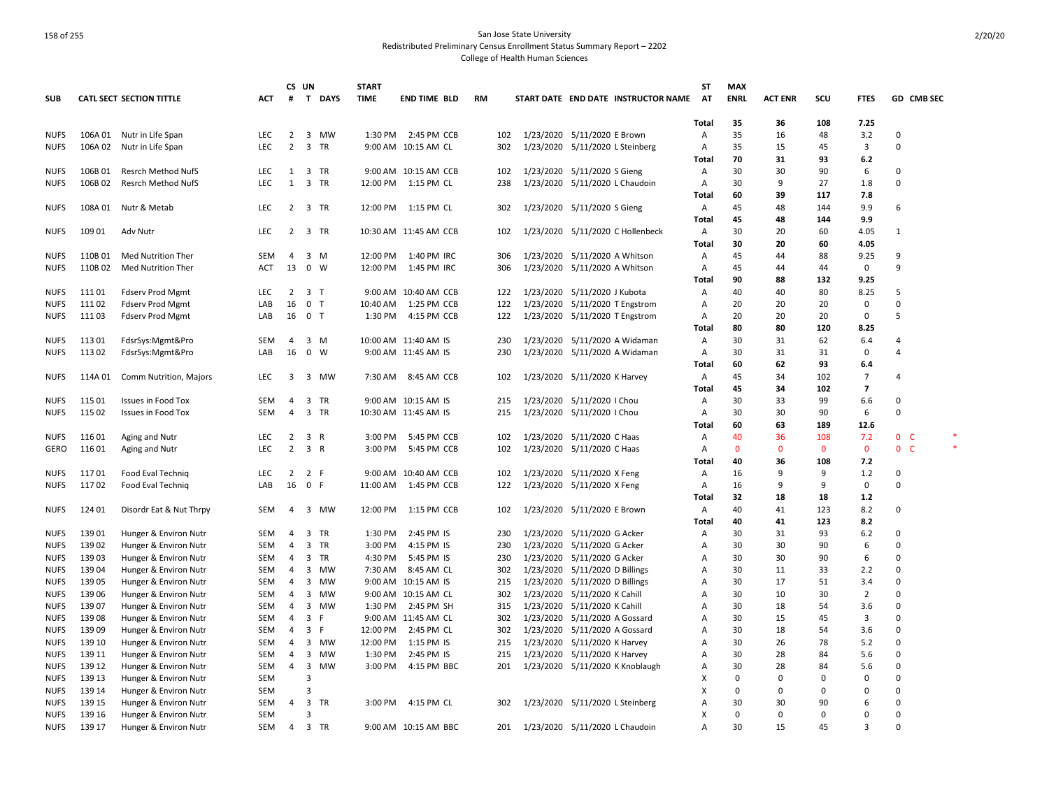San Jose State University
Redistributed Preliminary Census Enrollment Status Summary Report – 2202
College of Health Human Sciences

| SUB | CATL SECT | SECTION TITTLE | ACT | CS # | UN T | DAYS | START TIME | END TIME | BLD | RM | START DATE | END DATE | INSTRUCTOR NAME | ST AT | MAX ENRL | ACT ENR | SCU | FTES | GD | CMB SEC |
|---|---|---|---|---|---|---|---|---|---|---|---|---|---|---|---|---|---|---|---|---|
| | | | | | | | | | | | | | | Total | 35 | 36 | 108 | 7.25 | | |
| NUFS | 106A 01 | Nutr in Life Span | LEC | 2 | 3 | MW | 1:30 PM | 2:45 PM | CCB | 102 | 1/23/2020 | 5/11/2020 | E Brown | A | 35 | 16 | 48 | 3.2 | 0 | |
| NUFS | 106A 02 | Nutr in Life Span | LEC | 2 | 3 | TR | 9:00 AM | 10:15 AM | CL | 302 | 1/23/2020 | 5/11/2020 | L Steinberg | A | 35 | 15 | 45 | 3 | 0 | |
| | | | | | | | | | | | | | | Total | 70 | 31 | 93 | 6.2 | | |
| NUFS | 106B 01 | Resrch Method NufS | LEC | 1 | 3 | TR | 9:00 AM | 10:15 AM | CCB | 102 | 1/23/2020 | 5/11/2020 | S Gieng | A | 30 | 30 | 90 | 6 | 0 | |
| NUFS | 106B 02 | Resrch Method NufS | LEC | 1 | 3 | TR | 12:00 PM | 1:15 PM | CL | 238 | 1/23/2020 | 5/11/2020 | L Chaudoin | A | 30 | 9 | 27 | 1.8 | 0 | |
| | | | | | | | | | | | | | | Total | 60 | 39 | 117 | 7.8 | | |
| NUFS | 108A 01 | Nutr & Metab | LEC | 2 | 3 | TR | 12:00 PM | 1:15 PM | CL | 302 | 1/23/2020 | 5/11/2020 | S Gieng | A | 45 | 48 | 144 | 9.9 | 6 | |
| | | | | | | | | | | | | | | Total | 45 | 48 | 144 | 9.9 | | |
| NUFS | 109 01 | Adv Nutr | LEC | 2 | 3 | TR | 10:30 AM | 11:45 AM | CCB | 102 | 1/23/2020 | 5/11/2020 | C Hollenbeck | A | 30 | 20 | 60 | 4.05 | 1 | |
| | | | | | | | | | | | | | | Total | 30 | 20 | 60 | 4.05 | | |
| NUFS | 110B 01 | Med Nutrition Ther | SEM | 4 | 3 | M | 12:00 PM | 1:40 PM | IRC | 306 | 1/23/2020 | 5/11/2020 | A Whitson | A | 45 | 44 | 88 | 9.25 | 9 | |
| NUFS | 110B 02 | Med Nutrition Ther | ACT | 13 | 0 | W | 12:00 PM | 1:45 PM | IRC | 306 | 1/23/2020 | 5/11/2020 | A Whitson | A | 45 | 44 | 44 | 0 | 9 | |
| | | | | | | | | | | | | | | Total | 90 | 88 | 132 | 9.25 | | |
| NUFS | 111 01 | Fdserv Prod Mgmt | LEC | 2 | 3 | T | 9:00 AM | 10:40 AM | CCB | 122 | 1/23/2020 | 5/11/2020 | J Kubota | A | 40 | 40 | 80 | 8.25 | 5 | |
| NUFS | 111 02 | Fdserv Prod Mgmt | LAB | 16 | 0 | T | 10:40 AM | 1:25 PM | CCB | 122 | 1/23/2020 | 5/11/2020 | T Engstrom | A | 20 | 20 | 20 | 0 | 0 | |
| NUFS | 111 03 | Fdserv Prod Mgmt | LAB | 16 | 0 | T | 1:30 PM | 4:15 PM | CCB | 122 | 1/23/2020 | 5/11/2020 | T Engstrom | A | 20 | 20 | 20 | 0 | 5 | |
| | | | | | | | | | | | | | | Total | 80 | 80 | 120 | 8.25 | | |
| NUFS | 113 01 | FdsrSys:Mgmt&Pro | SEM | 4 | 3 | M | 10:00 AM | 11:40 AM | IS | 230 | 1/23/2020 | 5/11/2020 | A Widaman | A | 30 | 31 | 62 | 6.4 | 4 | |
| NUFS | 113 02 | FdsrSys:Mgmt&Pro | LAB | 16 | 0 | W | 9:00 AM | 11:45 AM | IS | 230 | 1/23/2020 | 5/11/2020 | A Widaman | A | 30 | 31 | 31 | 0 | 4 | |
| | | | | | | | | | | | | | | Total | 60 | 62 | 93 | 6.4 | | |
| NUFS | 114A 01 | Comm Nutrition, Majors | LEC | 3 | 3 | MW | 7:30 AM | 8:45 AM | CCB | 102 | 1/23/2020 | 5/11/2020 | K Harvey | A | 45 | 34 | 102 | 7 | 4 | |
| | | | | | | | | | | | | | | Total | 45 | 34 | 102 | 7 | | |
| NUFS | 115 01 | Issues in Food Tox | SEM | 4 | 3 | TR | 9:00 AM | 10:15 AM | IS | 215 | 1/23/2020 | 5/11/2020 | I Chou | A | 30 | 33 | 99 | 6.6 | 0 | |
| NUFS | 115 02 | Issues in Food Tox | SEM | 4 | 3 | TR | 10:30 AM | 11:45 AM | IS | 215 | 1/23/2020 | 5/11/2020 | I Chou | A | 30 | 30 | 90 | 6 | 0 | |
| | | | | | | | | | | | | | | Total | 60 | 63 | 189 | 12.6 | | |
| NUFS | 116 01 | Aging and Nutr | LEC | 2 | 3 | R | 3:00 PM | 5:45 PM | CCB | 102 | 1/23/2020 | 5/11/2020 | C Haas | A | 40 | 36 | 108 | 7.2 | 0 | C * |
| GERO | 116 01 | Aging and Nutr | LEC | 2 | 3 | R | 3:00 PM | 5:45 PM | CCB | 102 | 1/23/2020 | 5/11/2020 | C Haas | A | 0 | 0 | 0 | 0 | 0 | C * |
| | | | | | | | | | | | | | | Total | 40 | 36 | 108 | 7.2 | | |
| NUFS | 117 01 | Food Eval Techniq | LEC | 2 | 2 | F | 9:00 AM | 10:40 AM | CCB | 102 | 1/23/2020 | 5/11/2020 | X Feng | A | 16 | 9 | 9 | 1.2 | 0 | |
| NUFS | 117 02 | Food Eval Techniq | LAB | 16 | 0 | F | 11:00 AM | 1:45 PM | CCB | 122 | 1/23/2020 | 5/11/2020 | X Feng | A | 16 | 9 | 9 | 0 | 0 | |
| | | | | | | | | | | | | | | Total | 32 | 18 | 18 | 1.2 | | |
| NUFS | 124 01 | Disordr Eat & Nut Thrpy | SEM | 4 | 3 | MW | 12:00 PM | 1:15 PM | CCB | 102 | 1/23/2020 | 5/11/2020 | E Brown | A | 40 | 41 | 123 | 8.2 | 0 | |
| | | | | | | | | | | | | | | Total | 40 | 41 | 123 | 8.2 | | |
| NUFS | 139 01 | Hunger & Environ Nutr | SEM | 4 | 3 | TR | 1:30 PM | 2:45 PM | IS | 230 | 1/23/2020 | 5/11/2020 | G Acker | A | 30 | 31 | 93 | 6.2 | 0 | |
| NUFS | 139 02 | Hunger & Environ Nutr | SEM | 4 | 3 | TR | 3:00 PM | 4:15 PM | IS | 230 | 1/23/2020 | 5/11/2020 | G Acker | A | 30 | 30 | 90 | 6 | 0 | |
| NUFS | 139 03 | Hunger & Environ Nutr | SEM | 4 | 3 | TR | 4:30 PM | 5:45 PM | IS | 230 | 1/23/2020 | 5/11/2020 | G Acker | A | 30 | 30 | 90 | 6 | 0 | |
| NUFS | 139 04 | Hunger & Environ Nutr | SEM | 4 | 3 | MW | 7:30 AM | 8:45 AM | CL | 302 | 1/23/2020 | 5/11/2020 | D Billings | A | 30 | 11 | 33 | 2.2 | 0 | |
| NUFS | 139 05 | Hunger & Environ Nutr | SEM | 4 | 3 | MW | 9:00 AM | 10:15 AM | IS | 215 | 1/23/2020 | 5/11/2020 | D Billings | A | 30 | 17 | 51 | 3.4 | 0 | |
| NUFS | 139 06 | Hunger & Environ Nutr | SEM | 4 | 3 | MW | 9:00 AM | 10:15 AM | CL | 302 | 1/23/2020 | 5/11/2020 | K Cahill | A | 30 | 10 | 30 | 2 | 0 | |
| NUFS | 139 07 | Hunger & Environ Nutr | SEM | 4 | 3 | MW | 1:30 PM | 2:45 PM | SH | 315 | 1/23/2020 | 5/11/2020 | K Cahill | A | 30 | 18 | 54 | 3.6 | 0 | |
| NUFS | 139 08 | Hunger & Environ Nutr | SEM | 4 | 3 | F | 9:00 AM | 11:45 AM | CL | 302 | 1/23/2020 | 5/11/2020 | A Gossard | A | 30 | 15 | 45 | 3 | 0 | |
| NUFS | 139 09 | Hunger & Environ Nutr | SEM | 4 | 3 | F | 12:00 PM | 2:45 PM | CL | 302 | 1/23/2020 | 5/11/2020 | A Gossard | A | 30 | 18 | 54 | 3.6 | 0 | |
| NUFS | 139 10 | Hunger & Environ Nutr | SEM | 4 | 3 | MW | 12:00 PM | 1:15 PM | IS | 215 | 1/23/2020 | 5/11/2020 | K Harvey | A | 30 | 26 | 78 | 5.2 | 0 | |
| NUFS | 139 11 | Hunger & Environ Nutr | SEM | 4 | 3 | MW | 1:30 PM | 2:45 PM | IS | 215 | 1/23/2020 | 5/11/2020 | K Harvey | A | 30 | 28 | 84 | 5.6 | 0 | |
| NUFS | 139 12 | Hunger & Environ Nutr | SEM | 4 | 3 | MW | 3:00 PM | 4:15 PM | BBC | 201 | 1/23/2020 | 5/11/2020 | K Knoblaugh | A | 30 | 28 | 84 | 5.6 | 0 | |
| NUFS | 139 13 | Hunger & Environ Nutr | SEM | | 3 | | | | | | | | | X | 0 | 0 | 0 | 0 | 0 | |
| NUFS | 139 14 | Hunger & Environ Nutr | SEM | | 3 | | | | | | | | | X | 0 | 0 | 0 | 0 | 0 | |
| NUFS | 139 15 | Hunger & Environ Nutr | SEM | 4 | 3 | TR | 3:00 PM | 4:15 PM | CL | 302 | 1/23/2020 | 5/11/2020 | L Steinberg | A | 30 | 30 | 90 | 6 | 0 | |
| NUFS | 139 16 | Hunger & Environ Nutr | SEM | | 3 | | | | | | | | | X | 0 | 0 | 0 | 0 | 0 | |
| NUFS | 139 17 | Hunger & Environ Nutr | SEM | 4 | 3 | TR | 9:00 AM | 10:15 AM | BBC | 201 | 1/23/2020 | 5/11/2020 | L Chaudoin | A | 30 | 15 | 45 | 3 | 0 | |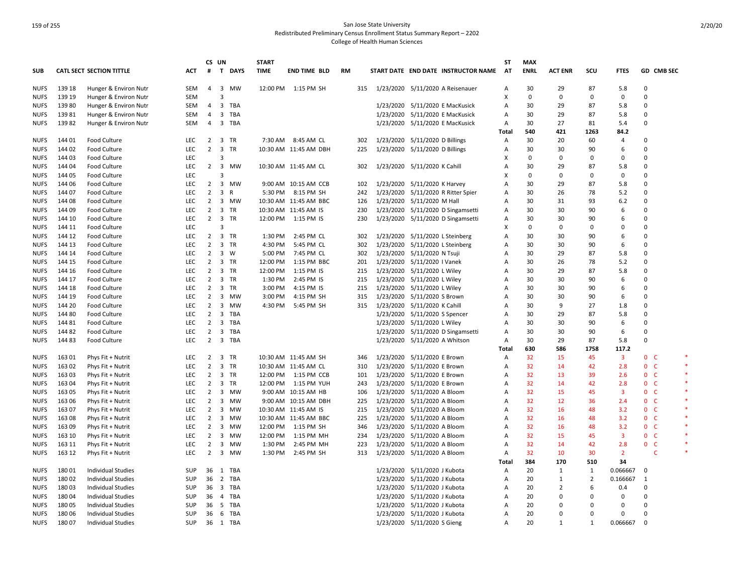San Jose State University
Redistributed Preliminary Census Enrollment Status Summary Report – 2202
College of Health Human Sciences

| SUB | CATL SECT | SECTION TITTLE | ACT | CS # | UN T | DAYS | START TIME | END TIME | BLD | RM | START DATE | END DATE | INSTRUCTOR NAME | ST AT | MAX ENRL | ACT ENR | SCU | FTES | GD | CMB SEC | |
|---|---|---|---|---|---|---|---|---|---|---|---|---|---|---|---|---|---|---|---|---|---|
| NUFS | 139 18 | Hunger & Environ Nutr | SEM | 4 | 3 | MW | 12:00 PM | 1:15 PM | SH | 315 | 1/23/2020 | 5/11/2020 | A Reisenauer | A | 30 | 29 | 87 | 5.8 | 0 | | |
| NUFS | 139 19 | Hunger & Environ Nutr | SEM | | 3 | | | | | | | | | X | 0 | 0 | 0 | 0 | 0 | | |
| NUFS | 139 80 | Hunger & Environ Nutr | SEM | 4 | 3 | TBA | | | | | 1/23/2020 | 5/11/2020 | E MacKusick | A | 30 | 29 | 87 | 5.8 | 0 | | |
| NUFS | 139 81 | Hunger & Environ Nutr | SEM | 4 | 3 | TBA | | | | | 1/23/2020 | 5/11/2020 | E MacKusick | A | 30 | 29 | 87 | 5.8 | 0 | | |
| NUFS | 139 82 | Hunger & Environ Nutr | SEM | 4 | 3 | TBA | | | | | 1/23/2020 | 5/11/2020 | E MacKusick | A | 30 | 27 | 81 | 5.4 | 0 | | |
| | | | | | | | | | | | | | | Total | 540 | 421 | 1263 | 84.2 | | | |
| NUFS | 144 01 | Food Culture | LEC | 2 | 3 | TR | 7:30 AM | 8:45 AM | CL | 302 | 1/23/2020 | 5/11/2020 | D Billings | A | 30 | 20 | 60 | 4 | 0 | | |
| NUFS | 144 02 | Food Culture | LEC | 2 | 3 | TR | 10:30 AM | 11:45 AM | DBH | 225 | 1/23/2020 | 5/11/2020 | D Billings | A | 30 | 30 | 90 | 6 | 0 | | |
| NUFS | 144 03 | Food Culture | LEC | | 3 | | | | | | | | | X | 0 | 0 | 0 | 0 | 0 | | |
| NUFS | 144 04 | Food Culture | LEC | 2 | 3 | MW | 10:30 AM | 11:45 AM | CL | 302 | 1/23/2020 | 5/11/2020 | K Cahill | A | 30 | 29 | 87 | 5.8 | 0 | | |
| NUFS | 144 05 | Food Culture | LEC | | 3 | | | | | | | | | X | 0 | 0 | 0 | 0 | 0 | | |
| NUFS | 144 06 | Food Culture | LEC | 2 | 3 | MW | 9:00 AM | 10:15 AM | CCB | 102 | 1/23/2020 | 5/11/2020 | K Harvey | A | 30 | 29 | 87 | 5.8 | 0 | | |
| NUFS | 144 07 | Food Culture | LEC | 2 | 3 | R | 5:30 PM | 8:15 PM | SH | 242 | 1/23/2020 | 5/11/2020 | R Ritter Spier | A | 30 | 26 | 78 | 5.2 | 0 | | |
| NUFS | 144 08 | Food Culture | LEC | 2 | 3 | MW | 10:30 AM | 11:45 AM | BBC | 126 | 1/23/2020 | 5/11/2020 | M Hall | A | 30 | 31 | 93 | 6.2 | 0 | | |
| NUFS | 144 09 | Food Culture | LEC | 2 | 3 | TR | 10:30 AM | 11:45 AM | IS | 230 | 1/23/2020 | 5/11/2020 | D Singamsetti | A | 30 | 30 | 90 | 6 | 0 | | |
| NUFS | 144 10 | Food Culture | LEC | 2 | 3 | TR | 12:00 PM | 1:15 PM | IS | 230 | 1/23/2020 | 5/11/2020 | D Singamsetti | A | 30 | 30 | 90 | 6 | 0 | | |
| NUFS | 144 11 | Food Culture | LEC | | 3 | | | | | | | | | X | 0 | 0 | 0 | 0 | 0 | | |
| NUFS | 144 12 | Food Culture | LEC | 2 | 3 | TR | 1:30 PM | 2:45 PM | CL | 302 | 1/23/2020 | 5/11/2020 | L Steinberg | A | 30 | 30 | 90 | 6 | 0 | | |
| NUFS | 144 13 | Food Culture | LEC | 2 | 3 | TR | 4:30 PM | 5:45 PM | CL | 302 | 1/23/2020 | 5/11/2020 | L Steinberg | A | 30 | 30 | 90 | 6 | 0 | | |
| NUFS | 144 14 | Food Culture | LEC | 2 | 3 | W | 5:00 PM | 7:45 PM | CL | 302 | 1/23/2020 | 5/11/2020 | N Tsuji | A | 30 | 29 | 87 | 5.8 | 0 | | |
| NUFS | 144 15 | Food Culture | LEC | 2 | 3 | TR | 12:00 PM | 1:15 PM | BBC | 201 | 1/23/2020 | 5/11/2020 | I Vanek | A | 30 | 26 | 78 | 5.2 | 0 | | |
| NUFS | 144 16 | Food Culture | LEC | 2 | 3 | TR | 12:00 PM | 1:15 PM | IS | 215 | 1/23/2020 | 5/11/2020 | L Wiley | A | 30 | 29 | 87 | 5.8 | 0 | | |
| NUFS | 144 17 | Food Culture | LEC | 2 | 3 | TR | 1:30 PM | 2:45 PM | IS | 215 | 1/23/2020 | 5/11/2020 | L Wiley | A | 30 | 30 | 90 | 6 | 0 | | |
| NUFS | 144 18 | Food Culture | LEC | 2 | 3 | TR | 3:00 PM | 4:15 PM | IS | 215 | 1/23/2020 | 5/11/2020 | L Wiley | A | 30 | 30 | 90 | 6 | 0 | | |
| NUFS | 144 19 | Food Culture | LEC | 2 | 3 | MW | 3:00 PM | 4:15 PM | SH | 315 | 1/23/2020 | 5/11/2020 | S Brown | A | 30 | 30 | 90 | 6 | 0 | | |
| NUFS | 144 20 | Food Culture | LEC | 2 | 3 | MW | 4:30 PM | 5:45 PM | SH | 315 | 1/23/2020 | 5/11/2020 | K Cahill | A | 30 | 9 | 27 | 1.8 | 0 | | |
| NUFS | 144 80 | Food Culture | LEC | 2 | 3 | TBA | | | | | 1/23/2020 | 5/11/2020 | S Spencer | A | 30 | 29 | 87 | 5.8 | 0 | | |
| NUFS | 144 81 | Food Culture | LEC | 2 | 3 | TBA | | | | | 1/23/2020 | 5/11/2020 | L Wiley | A | 30 | 30 | 90 | 6 | 0 | | |
| NUFS | 144 82 | Food Culture | LEC | 2 | 3 | TBA | | | | | 1/23/2020 | 5/11/2020 | D Singamsetti | A | 30 | 30 | 90 | 6 | 0 | | |
| NUFS | 144 83 | Food Culture | LEC | 2 | 3 | TBA | | | | | 1/23/2020 | 5/11/2020 | A Whitson | A | 30 | 29 | 87 | 5.8 | 0 | | |
| | | | | | | | | | | | | | | Total | 630 | 586 | 1758 | 117.2 | | | |
| NUFS | 163 01 | Phys Fit + Nutrit | LEC | 2 | 3 | TR | 10:30 AM | 11:45 AM | SH | 346 | 1/23/2020 | 5/11/2020 | E Brown | A | 32 | 15 | 45 | 3 | 0 | C | * |
| NUFS | 163 02 | Phys Fit + Nutrit | LEC | 2 | 3 | TR | 10:30 AM | 11:45 AM | CL | 310 | 1/23/2020 | 5/11/2020 | E Brown | A | 32 | 14 | 42 | 2.8 | 0 | C | * |
| NUFS | 163 03 | Phys Fit + Nutrit | LEC | 2 | 3 | TR | 12:00 PM | 1:15 PM | CCB | 101 | 1/23/2020 | 5/11/2020 | E Brown | A | 32 | 13 | 39 | 2.6 | 0 | C | * |
| NUFS | 163 04 | Phys Fit + Nutrit | LEC | 2 | 3 | TR | 12:00 PM | 1:15 PM | YUH | 243 | 1/23/2020 | 5/11/2020 | E Brown | A | 32 | 14 | 42 | 2.8 | 0 | C | * |
| NUFS | 163 05 | Phys Fit + Nutrit | LEC | 2 | 3 | MW | 9:00 AM | 10:15 AM | HB | 106 | 1/23/2020 | 5/11/2020 | A Bloom | A | 32 | 15 | 45 | 3 | 0 | C | * |
| NUFS | 163 06 | Phys Fit + Nutrit | LEC | 2 | 3 | MW | 9:00 AM | 10:15 AM | DBH | 225 | 1/23/2020 | 5/11/2020 | A Bloom | A | 32 | 12 | 36 | 2.4 | 0 | C | * |
| NUFS | 163 07 | Phys Fit + Nutrit | LEC | 2 | 3 | MW | 10:30 AM | 11:45 AM | IS | 215 | 1/23/2020 | 5/11/2020 | A Bloom | A | 32 | 16 | 48 | 3.2 | 0 | C | * |
| NUFS | 163 08 | Phys Fit + Nutrit | LEC | 2 | 3 | MW | 10:30 AM | 11:45 AM | BBC | 225 | 1/23/2020 | 5/11/2020 | A Bloom | A | 32 | 16 | 48 | 3.2 | 0 | C | * |
| NUFS | 163 09 | Phys Fit + Nutrit | LEC | 2 | 3 | MW | 12:00 PM | 1:15 PM | SH | 346 | 1/23/2020 | 5/11/2020 | A Bloom | A | 32 | 16 | 48 | 3.2 | 0 | C | * |
| NUFS | 163 10 | Phys Fit + Nutrit | LEC | 2 | 3 | MW | 12:00 PM | 1:15 PM | MH | 234 | 1/23/2020 | 5/11/2020 | A Bloom | A | 32 | 15 | 45 | 3 | 0 | C | * |
| NUFS | 163 11 | Phys Fit + Nutrit | LEC | 2 | 3 | MW | 1:30 PM | 2:45 PM | MH | 223 | 1/23/2020 | 5/11/2020 | A Bloom | A | 32 | 14 | 42 | 2.8 | 0 | C | * |
| NUFS | 163 12 | Phys Fit + Nutrit | LEC | 2 | 3 | MW | 1:30 PM | 2:45 PM | SH | 313 | 1/23/2020 | 5/11/2020 | A Bloom | A | 32 | 10 | 30 | 2 | | C | * |
| | | | | | | | | | | | | | | Total | 384 | 170 | 510 | 34 | | | |
| NUFS | 180 01 | Individual Studies | SUP | 36 | 1 | TBA | | | | | 1/23/2020 | 5/11/2020 | J Kubota | A | 20 | 1 | 1 | 0.066667 | 0 | | |
| NUFS | 180 02 | Individual Studies | SUP | 36 | 2 | TBA | | | | | 1/23/2020 | 5/11/2020 | J Kubota | A | 20 | 1 | 2 | 0.166667 | 1 | | |
| NUFS | 180 03 | Individual Studies | SUP | 36 | 3 | TBA | | | | | 1/23/2020 | 5/11/2020 | J Kubota | A | 20 | 2 | 6 | 0.4 | 0 | | |
| NUFS | 180 04 | Individual Studies | SUP | 36 | 4 | TBA | | | | | 1/23/2020 | 5/11/2020 | J Kubota | A | 20 | 0 | 0 | 0 | 0 | | |
| NUFS | 180 05 | Individual Studies | SUP | 36 | 5 | TBA | | | | | 1/23/2020 | 5/11/2020 | J Kubota | A | 20 | 0 | 0 | 0 | 0 | | |
| NUFS | 180 06 | Individual Studies | SUP | 36 | 6 | TBA | | | | | 1/23/2020 | 5/11/2020 | J Kubota | A | 20 | 0 | 0 | 0 | 0 | | |
| NUFS | 180 07 | Individual Studies | SUP | 36 | 1 | TBA | | | | | 1/23/2020 | 5/11/2020 | S Gieng | A | 20 | 1 | 1 | 0.066667 | 0 | | |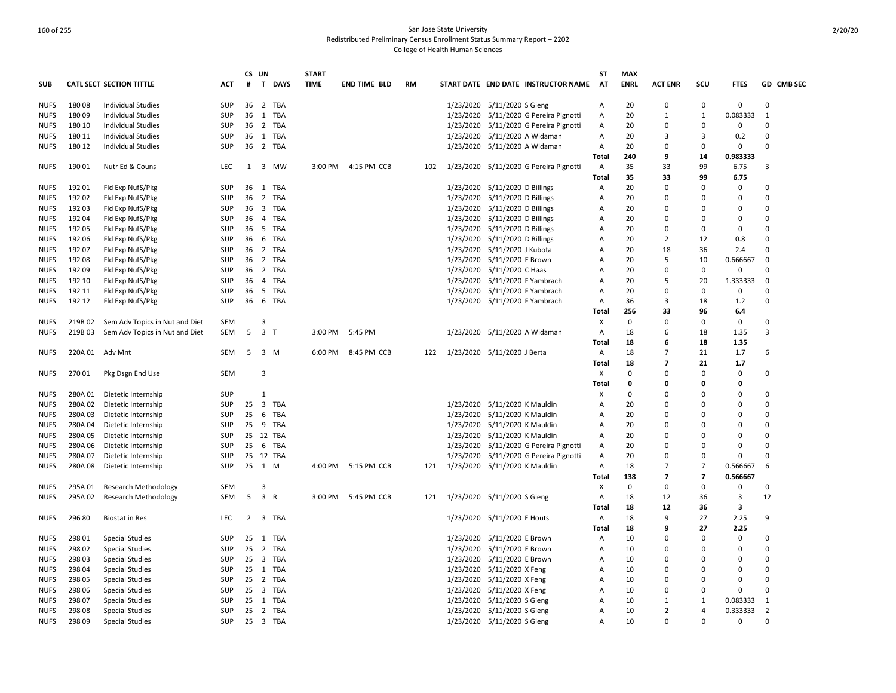San Jose State University
Redistributed Preliminary Census Enrollment Status Summary Report – 2202
College of Health Human Sciences

| SUB | CATL SECT | SECTION TITTLE | ACT | CS # | UN T | DAYS | START TIME | END TIME | BLD | RM | START DATE | END DATE | INSTRUCTOR NAME | ST AT | MAX ENRL | ACT ENR | SCU | FTES | GD | CMB SEC |
|---|---|---|---|---|---|---|---|---|---|---|---|---|---|---|---|---|---|---|---|---|
| NUFS | 180 08 | Individual Studies | SUP | 36 | 2 | TBA | | | | | 1/23/2020 | 5/11/2020 | S Gieng | A | 20 | 0 | 0 | 0 | 0 | |
| NUFS | 180 09 | Individual Studies | SUP | 36 | 1 | TBA | | | | | 1/23/2020 | 5/11/2020 | G Pereira Pignotti | A | 20 | 1 | 1 | 0.083333 | 1 | |
| NUFS | 180 10 | Individual Studies | SUP | 36 | 2 | TBA | | | | | 1/23/2020 | 5/11/2020 | G Pereira Pignotti | A | 20 | 0 | 0 | 0 | 0 | |
| NUFS | 180 11 | Individual Studies | SUP | 36 | 1 | TBA | | | | | 1/23/2020 | 5/11/2020 | A Widaman | A | 20 | 3 | 3 | 0.2 | 0 | |
| NUFS | 180 12 | Individual Studies | SUP | 36 | 2 | TBA | | | | | 1/23/2020 | 5/11/2020 | A Widaman | A | 20 | 0 | 0 | 0 | 0 | |
| | | | | | | | | | | | | | | Total | 240 | 9 | 14 | 0.983333 | | |
| NUFS | 190 01 | Nutr Ed & Couns | LEC | 1 | 3 | MW | 3:00 PM | 4:15 PM | CCB | 102 | 1/23/2020 | 5/11/2020 | G Pereira Pignotti | A | 35 | 33 | 99 | 6.75 | 3 | |
| | | | | | | | | | | | | | | Total | 35 | 33 | 99 | 6.75 | | |
| NUFS | 192 01 | Fld Exp NufS/Pkg | SUP | 36 | 1 | TBA | | | | | 1/23/2020 | 5/11/2020 | D Billings | A | 20 | 0 | 0 | 0 | 0 | |
| NUFS | 192 02 | Fld Exp NufS/Pkg | SUP | 36 | 2 | TBA | | | | | 1/23/2020 | 5/11/2020 | D Billings | A | 20 | 0 | 0 | 0 | 0 | |
| NUFS | 192 03 | Fld Exp NufS/Pkg | SUP | 36 | 3 | TBA | | | | | 1/23/2020 | 5/11/2020 | D Billings | A | 20 | 0 | 0 | 0 | 0 | |
| NUFS | 192 04 | Fld Exp NufS/Pkg | SUP | 36 | 4 | TBA | | | | | 1/23/2020 | 5/11/2020 | D Billings | A | 20 | 0 | 0 | 0 | 0 | |
| NUFS | 192 05 | Fld Exp NufS/Pkg | SUP | 36 | 5 | TBA | | | | | 1/23/2020 | 5/11/2020 | D Billings | A | 20 | 0 | 0 | 0 | 0 | |
| NUFS | 192 06 | Fld Exp NufS/Pkg | SUP | 36 | 6 | TBA | | | | | 1/23/2020 | 5/11/2020 | D Billings | A | 20 | 2 | 12 | 0.8 | 0 | |
| NUFS | 192 07 | Fld Exp NufS/Pkg | SUP | 36 | 2 | TBA | | | | | 1/23/2020 | 5/11/2020 | J Kubota | A | 20 | 18 | 36 | 2.4 | 0 | |
| NUFS | 192 08 | Fld Exp NufS/Pkg | SUP | 36 | 2 | TBA | | | | | 1/23/2020 | 5/11/2020 | E Brown | A | 20 | 5 | 10 | 0.666667 | 0 | |
| NUFS | 192 09 | Fld Exp NufS/Pkg | SUP | 36 | 2 | TBA | | | | | 1/23/2020 | 5/11/2020 | C Haas | A | 20 | 0 | 0 | 0 | 0 | |
| NUFS | 192 10 | Fld Exp NufS/Pkg | SUP | 36 | 4 | TBA | | | | | 1/23/2020 | 5/11/2020 | F Yambrach | A | 20 | 5 | 20 | 1.333333 | 0 | |
| NUFS | 192 11 | Fld Exp NufS/Pkg | SUP | 36 | 5 | TBA | | | | | 1/23/2020 | 5/11/2020 | F Yambrach | A | 20 | 0 | 0 | 0 | 0 | |
| NUFS | 192 12 | Fld Exp NufS/Pkg | SUP | 36 | 6 | TBA | | | | | 1/23/2020 | 5/11/2020 | F Yambrach | A | 36 | 3 | 18 | 1.2 | 0 | |
| | | | | | | | | | | | | | | Total | 256 | 33 | 96 | 6.4 | | |
| NUFS | 219B 02 | Sem Adv Topics in Nut and Diet | SEM | | 3 | | | | | | | | | X | 0 | 0 | 0 | 0 | 0 | |
| NUFS | 219B 03 | Sem Adv Topics in Nut and Diet | SEM | 5 | 3 | T | 3:00 PM | 5:45 PM | | | 1/23/2020 | 5/11/2020 | A Widaman | A | 18 | 6 | 18 | 1.35 | 3 | |
| | | | | | | | | | | | | | | Total | 18 | 6 | 18 | 1.35 | | |
| NUFS | 220A 01 | Adv Mnt | SEM | 5 | 3 | M | 6:00 PM | 8:45 PM | CCB | 122 | 1/23/2020 | 5/11/2020 | J Berta | A | 18 | 7 | 21 | 1.7 | 6 | |
| | | | | | | | | | | | | | | Total | 18 | 7 | 21 | 1.7 | | |
| NUFS | 270 01 | Pkg Dsgn End Use | SEM | | 3 | | | | | | | | | X | 0 | 0 | 0 | 0 | 0 | |
| | | | | | | | | | | | | | | Total | 0 | 0 | 0 | 0 | | |
| NUFS | 280A 01 | Dietetic Internship | SUP | | 1 | | | | | | | | | X | 0 | 0 | 0 | 0 | 0 | |
| NUFS | 280A 02 | Dietetic Internship | SUP | 25 | 3 | TBA | | | | | 1/23/2020 | 5/11/2020 | K Mauldin | A | 20 | 0 | 0 | 0 | 0 | |
| NUFS | 280A 03 | Dietetic Internship | SUP | 25 | 6 | TBA | | | | | 1/23/2020 | 5/11/2020 | K Mauldin | A | 20 | 0 | 0 | 0 | 0 | |
| NUFS | 280A 04 | Dietetic Internship | SUP | 25 | 9 | TBA | | | | | 1/23/2020 | 5/11/2020 | K Mauldin | A | 20 | 0 | 0 | 0 | 0 | |
| NUFS | 280A 05 | Dietetic Internship | SUP | 25 | 12 | TBA | | | | | 1/23/2020 | 5/11/2020 | K Mauldin | A | 20 | 0 | 0 | 0 | 0 | |
| NUFS | 280A 06 | Dietetic Internship | SUP | 25 | 6 | TBA | | | | | 1/23/2020 | 5/11/2020 | G Pereira Pignotti | A | 20 | 0 | 0 | 0 | 0 | |
| NUFS | 280A 07 | Dietetic Internship | SUP | 25 | 12 | TBA | | | | | 1/23/2020 | 5/11/2020 | G Pereira Pignotti | A | 20 | 0 | 0 | 0 | 0 | |
| NUFS | 280A 08 | Dietetic Internship | SUP | 25 | 1 | M | 4:00 PM | 5:15 PM | CCB | 121 | 1/23/2020 | 5/11/2020 | K Mauldin | A | 18 | 7 | 7 | 0.566667 | 6 | |
| | | | | | | | | | | | | | | Total | 138 | 7 | 7 | 0.566667 | | |
| NUFS | 295A 01 | Research Methodology | SEM | | 3 | | | | | | | | | X | 0 | 0 | 0 | 0 | 0 | |
| NUFS | 295A 02 | Research Methodology | SEM | 5 | 3 | R | 3:00 PM | 5:45 PM | CCB | 121 | 1/23/2020 | 5/11/2020 | S Gieng | A | 18 | 12 | 36 | 3 | 12 | |
| | | | | | | | | | | | | | | Total | 18 | 12 | 36 | 3 | | |
| NUFS | 296 80 | Biostat in Res | LEC | 2 | 3 | TBA | | | | | 1/23/2020 | 5/11/2020 | E Houts | A | 18 | 9 | 27 | 2.25 | 9 | |
| | | | | | | | | | | | | | | Total | 18 | 9 | 27 | 2.25 | | |
| NUFS | 298 01 | Special Studies | SUP | 25 | 1 | TBA | | | | | 1/23/2020 | 5/11/2020 | E Brown | A | 10 | 0 | 0 | 0 | 0 | |
| NUFS | 298 02 | Special Studies | SUP | 25 | 2 | TBA | | | | | 1/23/2020 | 5/11/2020 | E Brown | A | 10 | 0 | 0 | 0 | 0 | |
| NUFS | 298 03 | Special Studies | SUP | 25 | 3 | TBA | | | | | 1/23/2020 | 5/11/2020 | E Brown | A | 10 | 0 | 0 | 0 | 0 | |
| NUFS | 298 04 | Special Studies | SUP | 25 | 1 | TBA | | | | | 1/23/2020 | 5/11/2020 | X Feng | A | 10 | 0 | 0 | 0 | 0 | |
| NUFS | 298 05 | Special Studies | SUP | 25 | 2 | TBA | | | | | 1/23/2020 | 5/11/2020 | X Feng | A | 10 | 0 | 0 | 0 | 0 | |
| NUFS | 298 06 | Special Studies | SUP | 25 | 3 | TBA | | | | | 1/23/2020 | 5/11/2020 | X Feng | A | 10 | 0 | 0 | 0 | 0 | |
| NUFS | 298 07 | Special Studies | SUP | 25 | 1 | TBA | | | | | 1/23/2020 | 5/11/2020 | S Gieng | A | 10 | 1 | 1 | 0.083333 | 1 | |
| NUFS | 298 08 | Special Studies | SUP | 25 | 2 | TBA | | | | | 1/23/2020 | 5/11/2020 | S Gieng | A | 10 | 2 | 4 | 0.333333 | 2 | |
| NUFS | 298 09 | Special Studies | SUP | 25 | 3 | TBA | | | | | 1/23/2020 | 5/11/2020 | S Gieng | A | 10 | 0 | 0 | 0 | 0 | |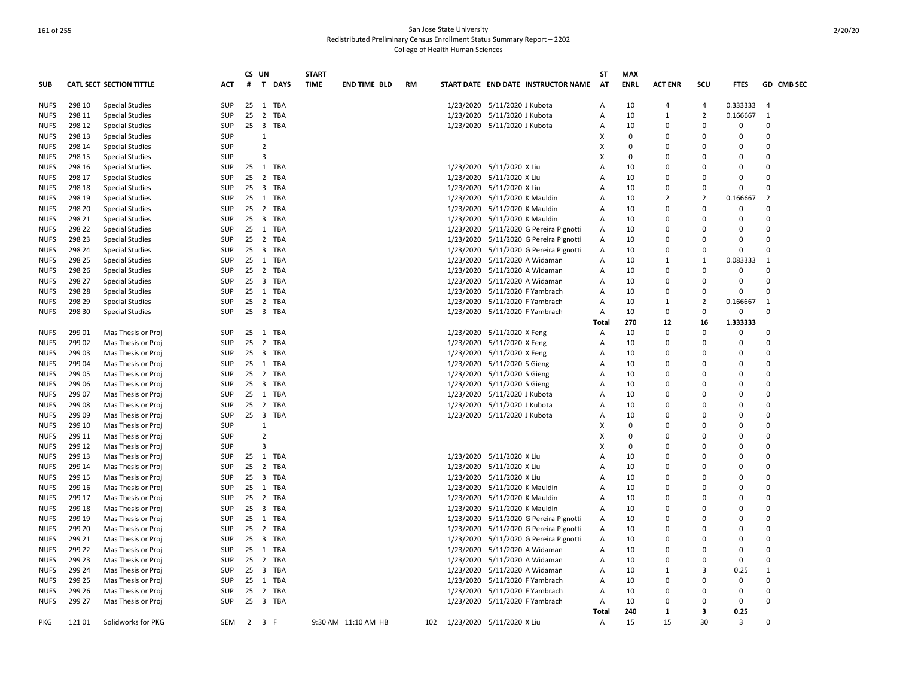San Jose State University
Redistributed Preliminary Census Enrollment Status Summary Report – 2202
College of Health Human Sciences

| SUB | CATL SECT | SECTION TITTLE | ACT | CS # | UN T | DAYS | START TIME | END TIME | BLD | RM | START DATE | END DATE | INSTRUCTOR NAME | ST AT | MAX ENRL | ACT ENR | SCU | FTES | GD | CMB SEC |
|---|---|---|---|---|---|---|---|---|---|---|---|---|---|---|---|---|---|---|---|---|
| NUFS | 298 10 | Special Studies | SUP | 25 | 1 | TBA | | | | | 1/23/2020 | 5/11/2020 | J Kubota | A | 10 | 4 | 4 | 0.333333 | 4 | |
| NUFS | 298 11 | Special Studies | SUP | 25 | 2 | TBA | | | | | 1/23/2020 | 5/11/2020 | J Kubota | A | 10 | 1 | 2 | 0.166667 | 1 | |
| NUFS | 298 12 | Special Studies | SUP | 25 | 3 | TBA | | | | | 1/23/2020 | 5/11/2020 | J Kubota | A | 10 | 0 | 0 | 0 | 0 | |
| NUFS | 298 13 | Special Studies | SUP | | 1 | | | | | | | | | X | 0 | 0 | 0 | 0 | 0 | |
| NUFS | 298 14 | Special Studies | SUP | | 2 | | | | | | | | | X | 0 | 0 | 0 | 0 | 0 | |
| NUFS | 298 15 | Special Studies | SUP | | 3 | | | | | | | | | X | 0 | 0 | 0 | 0 | 0 | |
| NUFS | 298 16 | Special Studies | SUP | 25 | 1 | TBA | | | | | 1/23/2020 | 5/11/2020 | X Liu | A | 10 | 0 | 0 | 0 | 0 | |
| NUFS | 298 17 | Special Studies | SUP | 25 | 2 | TBA | | | | | 1/23/2020 | 5/11/2020 | X Liu | A | 10 | 0 | 0 | 0 | 0 | |
| NUFS | 298 18 | Special Studies | SUP | 25 | 3 | TBA | | | | | 1/23/2020 | 5/11/2020 | X Liu | A | 10 | 0 | 0 | 0 | 0 | |
| NUFS | 298 19 | Special Studies | SUP | 25 | 1 | TBA | | | | | 1/23/2020 | 5/11/2020 | K Mauldin | A | 10 | 2 | 2 | 0.166667 | 2 | |
| NUFS | 298 20 | Special Studies | SUP | 25 | 2 | TBA | | | | | 1/23/2020 | 5/11/2020 | K Mauldin | A | 10 | 0 | 0 | 0 | 0 | |
| NUFS | 298 21 | Special Studies | SUP | 25 | 3 | TBA | | | | | 1/23/2020 | 5/11/2020 | K Mauldin | A | 10 | 0 | 0 | 0 | 0 | |
| NUFS | 298 22 | Special Studies | SUP | 25 | 1 | TBA | | | | | 1/23/2020 | 5/11/2020 | G Pereira Pignotti | A | 10 | 0 | 0 | 0 | 0 | |
| NUFS | 298 23 | Special Studies | SUP | 25 | 2 | TBA | | | | | 1/23/2020 | 5/11/2020 | G Pereira Pignotti | A | 10 | 0 | 0 | 0 | 0 | |
| NUFS | 298 24 | Special Studies | SUP | 25 | 3 | TBA | | | | | 1/23/2020 | 5/11/2020 | G Pereira Pignotti | A | 10 | 0 | 0 | 0 | 0 | |
| NUFS | 298 25 | Special Studies | SUP | 25 | 1 | TBA | | | | | 1/23/2020 | 5/11/2020 | A Widaman | A | 10 | 1 | 1 | 0.083333 | 1 | |
| NUFS | 298 26 | Special Studies | SUP | 25 | 2 | TBA | | | | | 1/23/2020 | 5/11/2020 | A Widaman | A | 10 | 0 | 0 | 0 | 0 | |
| NUFS | 298 27 | Special Studies | SUP | 25 | 3 | TBA | | | | | 1/23/2020 | 5/11/2020 | A Widaman | A | 10 | 0 | 0 | 0 | 0 | |
| NUFS | 298 28 | Special Studies | SUP | 25 | 1 | TBA | | | | | 1/23/2020 | 5/11/2020 | F Yambrach | A | 10 | 0 | 0 | 0 | 0 | |
| NUFS | 298 29 | Special Studies | SUP | 25 | 2 | TBA | | | | | 1/23/2020 | 5/11/2020 | F Yambrach | A | 10 | 1 | 2 | 0.166667 | 1 | |
| NUFS | 298 30 | Special Studies | SUP | 25 | 3 | TBA | | | | | 1/23/2020 | 5/11/2020 | F Yambrach | A | 10 | 0 | 0 | 0 | 0 | |
| | | | | | | | | | | | | | | Total | 270 | 12 | 16 | 1.333333 | | |
| NUFS | 299 01 | Mas Thesis or Proj | SUP | 25 | 1 | TBA | | | | | 1/23/2020 | 5/11/2020 | X Feng | A | 10 | 0 | 0 | 0 | 0 | |
| NUFS | 299 02 | Mas Thesis or Proj | SUP | 25 | 2 | TBA | | | | | 1/23/2020 | 5/11/2020 | X Feng | A | 10 | 0 | 0 | 0 | 0 | |
| NUFS | 299 03 | Mas Thesis or Proj | SUP | 25 | 3 | TBA | | | | | 1/23/2020 | 5/11/2020 | X Feng | A | 10 | 0 | 0 | 0 | 0 | |
| NUFS | 299 04 | Mas Thesis or Proj | SUP | 25 | 1 | TBA | | | | | 1/23/2020 | 5/11/2020 | S Gieng | A | 10 | 0 | 0 | 0 | 0 | |
| NUFS | 299 05 | Mas Thesis or Proj | SUP | 25 | 2 | TBA | | | | | 1/23/2020 | 5/11/2020 | S Gieng | A | 10 | 0 | 0 | 0 | 0 | |
| NUFS | 299 06 | Mas Thesis or Proj | SUP | 25 | 3 | TBA | | | | | 1/23/2020 | 5/11/2020 | S Gieng | A | 10 | 0 | 0 | 0 | 0 | |
| NUFS | 299 07 | Mas Thesis or Proj | SUP | 25 | 1 | TBA | | | | | 1/23/2020 | 5/11/2020 | J Kubota | A | 10 | 0 | 0 | 0 | 0 | |
| NUFS | 299 08 | Mas Thesis or Proj | SUP | 25 | 2 | TBA | | | | | 1/23/2020 | 5/11/2020 | J Kubota | A | 10 | 0 | 0 | 0 | 0 | |
| NUFS | 299 09 | Mas Thesis or Proj | SUP | 25 | 3 | TBA | | | | | 1/23/2020 | 5/11/2020 | J Kubota | A | 10 | 0 | 0 | 0 | 0 | |
| NUFS | 299 10 | Mas Thesis or Proj | SUP | | 1 | | | | | | | | | X | 0 | 0 | 0 | 0 | 0 | |
| NUFS | 299 11 | Mas Thesis or Proj | SUP | | 2 | | | | | | | | | X | 0 | 0 | 0 | 0 | 0 | |
| NUFS | 299 12 | Mas Thesis or Proj | SUP | | 3 | | | | | | | | | X | 0 | 0 | 0 | 0 | 0 | |
| NUFS | 299 13 | Mas Thesis or Proj | SUP | 25 | 1 | TBA | | | | | 1/23/2020 | 5/11/2020 | X Liu | A | 10 | 0 | 0 | 0 | 0 | |
| NUFS | 299 14 | Mas Thesis or Proj | SUP | 25 | 2 | TBA | | | | | 1/23/2020 | 5/11/2020 | X Liu | A | 10 | 0 | 0 | 0 | 0 | |
| NUFS | 299 15 | Mas Thesis or Proj | SUP | 25 | 3 | TBA | | | | | 1/23/2020 | 5/11/2020 | X Liu | A | 10 | 0 | 0 | 0 | 0 | |
| NUFS | 299 16 | Mas Thesis or Proj | SUP | 25 | 1 | TBA | | | | | 1/23/2020 | 5/11/2020 | K Mauldin | A | 10 | 0 | 0 | 0 | 0 | |
| NUFS | 299 17 | Mas Thesis or Proj | SUP | 25 | 2 | TBA | | | | | 1/23/2020 | 5/11/2020 | K Mauldin | A | 10 | 0 | 0 | 0 | 0 | |
| NUFS | 299 18 | Mas Thesis or Proj | SUP | 25 | 3 | TBA | | | | | 1/23/2020 | 5/11/2020 | K Mauldin | A | 10 | 0 | 0 | 0 | 0 | |
| NUFS | 299 19 | Mas Thesis or Proj | SUP | 25 | 1 | TBA | | | | | 1/23/2020 | 5/11/2020 | G Pereira Pignotti | A | 10 | 0 | 0 | 0 | 0 | |
| NUFS | 299 20 | Mas Thesis or Proj | SUP | 25 | 2 | TBA | | | | | 1/23/2020 | 5/11/2020 | G Pereira Pignotti | A | 10 | 0 | 0 | 0 | 0 | |
| NUFS | 299 21 | Mas Thesis or Proj | SUP | 25 | 3 | TBA | | | | | 1/23/2020 | 5/11/2020 | G Pereira Pignotti | A | 10 | 0 | 0 | 0 | 0 | |
| NUFS | 299 22 | Mas Thesis or Proj | SUP | 25 | 1 | TBA | | | | | 1/23/2020 | 5/11/2020 | A Widaman | A | 10 | 0 | 0 | 0 | 0 | |
| NUFS | 299 23 | Mas Thesis or Proj | SUP | 25 | 2 | TBA | | | | | 1/23/2020 | 5/11/2020 | A Widaman | A | 10 | 0 | 0 | 0 | 0 | |
| NUFS | 299 24 | Mas Thesis or Proj | SUP | 25 | 3 | TBA | | | | | 1/23/2020 | 5/11/2020 | A Widaman | A | 10 | 1 | 3 | 0.25 | 1 | |
| NUFS | 299 25 | Mas Thesis or Proj | SUP | 25 | 1 | TBA | | | | | 1/23/2020 | 5/11/2020 | F Yambrach | A | 10 | 0 | 0 | 0 | 0 | |
| NUFS | 299 26 | Mas Thesis or Proj | SUP | 25 | 2 | TBA | | | | | 1/23/2020 | 5/11/2020 | F Yambrach | A | 10 | 0 | 0 | 0 | 0 | |
| NUFS | 299 27 | Mas Thesis or Proj | SUP | 25 | 3 | TBA | | | | | 1/23/2020 | 5/11/2020 | F Yambrach | A | 10 | 0 | 0 | 0 | 0 | |
| | | | | | | | | | | | | | | Total | 240 | 1 | 3 | 0.25 | | |
| PKG | 121 01 | Solidworks for PKG | SEM | 2 | 3 | F | 9:30 AM | 11:10 AM | HB | 102 | 1/23/2020 | 5/11/2020 | X Liu | A | 15 | 15 | 30 | 3 | 0 | |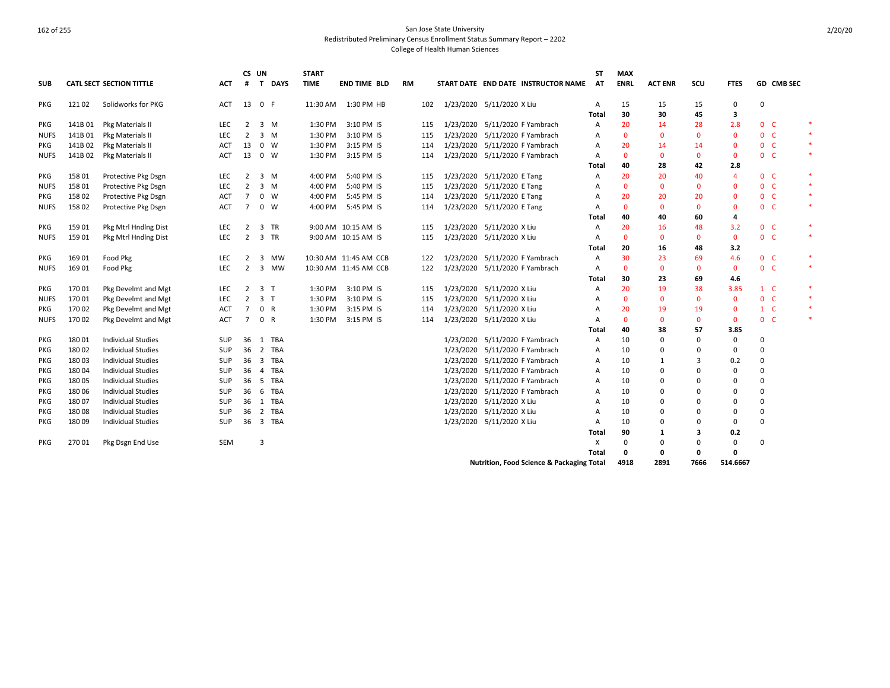San Jose State University
Redistributed Preliminary Census Enrollment Status Summary Report – 2202
College of Health Human Sciences

| SUB | CATL SECT | SECTION TITTLE | ACT | CS # | UN T | DAYS | START TIME | END TIME | BLD | RM | START DATE | END DATE | INSTRUCTOR NAME | ST AT | MAX ENRL | ACT ENR | SCU | FTES | GD | CMB SEC | |
|---|---|---|---|---|---|---|---|---|---|---|---|---|---|---|---|---|---|---|---|---|---|
| PKG | 121 02 | Solidworks for PKG | ACT | 13 | 0 | F | 11:30 AM | 1:30 PM | HB | 102 | 1/23/2020 | 5/11/2020 | X Liu | A | 15 | 15 | 15 | 0 | 0 | | |
| | | | | | | | | | | | | | | **Total** | **30** | **30** | **45** | **3** | | | |
| PKG | 141B 01 | Pkg Materials II | LEC | 2 | 3 | M | 1:30 PM | 3:10 PM | IS | 115 | 1/23/2020 | 5/11/2020 | F Yambrach | A | 20 | 14 | 28 | 2.8 | 0 | C | * |
| NUFS | 141B 01 | Pkg Materials II | LEC | 2 | 3 | M | 1:30 PM | 3:10 PM | IS | 115 | 1/23/2020 | 5/11/2020 | F Yambrach | A | 0 | 0 | 0 | 0 | 0 | C | * |
| PKG | 141B 02 | Pkg Materials II | ACT | 13 | 0 | W | 1:30 PM | 3:15 PM | IS | 114 | 1/23/2020 | 5/11/2020 | F Yambrach | A | 20 | 14 | 14 | 0 | 0 | C | * |
| NUFS | 141B 02 | Pkg Materials II | ACT | 13 | 0 | W | 1:30 PM | 3:15 PM | IS | 114 | 1/23/2020 | 5/11/2020 | F Yambrach | A | 0 | 0 | 0 | 0 | 0 | C | * |
| | | | | | | | | | | | | | | **Total** | **40** | **28** | **42** | **2.8** | | | |
| PKG | 158 01 | Protective Pkg Dsgn | LEC | 2 | 3 | M | 4:00 PM | 5:40 PM | IS | 115 | 1/23/2020 | 5/11/2020 | E Tang | A | 20 | 20 | 40 | 4 | 0 | C | * |
| NUFS | 158 01 | Protective Pkg Dsgn | LEC | 2 | 3 | M | 4:00 PM | 5:40 PM | IS | 115 | 1/23/2020 | 5/11/2020 | E Tang | A | 0 | 0 | 0 | 0 | 0 | C | * |
| PKG | 158 02 | Protective Pkg Dsgn | ACT | 7 | 0 | W | 4:00 PM | 5:45 PM | IS | 114 | 1/23/2020 | 5/11/2020 | E Tang | A | 20 | 20 | 20 | 0 | 0 | C | * |
| NUFS | 158 02 | Protective Pkg Dsgn | ACT | 7 | 0 | W | 4:00 PM | 5:45 PM | IS | 114 | 1/23/2020 | 5/11/2020 | E Tang | A | 0 | 0 | 0 | 0 | 0 | C | * |
| | | | | | | | | | | | | | | **Total** | **40** | **40** | **60** | **4** | | | |
| PKG | 159 01 | Pkg Mtrl Hndlng Dist | LEC | 2 | 3 | TR | 9:00 AM | 10:15 AM | IS | 115 | 1/23/2020 | 5/11/2020 | X Liu | A | 20 | 16 | 48 | 3.2 | 0 | C | * |
| NUFS | 159 01 | Pkg Mtrl Hndlng Dist | LEC | 2 | 3 | TR | 9:00 AM | 10:15 AM | IS | 115 | 1/23/2020 | 5/11/2020 | X Liu | A | 0 | 0 | 0 | 0 | 0 | C | * |
| | | | | | | | | | | | | | | **Total** | **20** | **16** | **48** | **3.2** | | | |
| PKG | 169 01 | Food Pkg | LEC | 2 | 3 | MW | 10:30 AM | 11:45 AM | CCB | 122 | 1/23/2020 | 5/11/2020 | F Yambrach | A | 30 | 23 | 69 | 4.6 | 0 | C | * |
| NUFS | 169 01 | Food Pkg | LEC | 2 | 3 | MW | 10:30 AM | 11:45 AM | CCB | 122 | 1/23/2020 | 5/11/2020 | F Yambrach | A | 0 | 0 | 0 | 0 | 0 | C | * |
| | | | | | | | | | | | | | | **Total** | **30** | **23** | **69** | **4.6** | | | |
| PKG | 170 01 | Pkg Develmt and Mgt | LEC | 2 | 3 | T | 1:30 PM | 3:10 PM | IS | 115 | 1/23/2020 | 5/11/2020 | X Liu | A | 20 | 19 | 38 | 3.85 | 1 | C | * |
| NUFS | 170 01 | Pkg Develmt and Mgt | LEC | 2 | 3 | T | 1:30 PM | 3:10 PM | IS | 115 | 1/23/2020 | 5/11/2020 | X Liu | A | 0 | 0 | 0 | 0 | 0 | C | * |
| PKG | 170 02 | Pkg Develmt and Mgt | ACT | 7 | 0 | R | 1:30 PM | 3:15 PM | IS | 114 | 1/23/2020 | 5/11/2020 | X Liu | A | 20 | 19 | 19 | 0 | 1 | C | * |
| NUFS | 170 02 | Pkg Develmt and Mgt | ACT | 7 | 0 | R | 1:30 PM | 3:15 PM | IS | 114 | 1/23/2020 | 5/11/2020 | X Liu | A | 0 | 0 | 0 | 0 | 0 | C | * |
| | | | | | | | | | | | | | | **Total** | **40** | **38** | **57** | **3.85** | | | |
| PKG | 180 01 | Individual Studies | SUP | 36 | 1 | TBA | | | | | 1/23/2020 | 5/11/2020 | F Yambrach | A | 10 | 0 | 0 | 0 | 0 | | |
| PKG | 180 02 | Individual Studies | SUP | 36 | 2 | TBA | | | | | 1/23/2020 | 5/11/2020 | F Yambrach | A | 10 | 0 | 0 | 0 | 0 | | |
| PKG | 180 03 | Individual Studies | SUP | 36 | 3 | TBA | | | | | 1/23/2020 | 5/11/2020 | F Yambrach | A | 10 | 1 | 3 | 0.2 | 0 | | |
| PKG | 180 04 | Individual Studies | SUP | 36 | 4 | TBA | | | | | 1/23/2020 | 5/11/2020 | F Yambrach | A | 10 | 0 | 0 | 0 | 0 | | |
| PKG | 180 05 | Individual Studies | SUP | 36 | 5 | TBA | | | | | 1/23/2020 | 5/11/2020 | F Yambrach | A | 10 | 0 | 0 | 0 | 0 | | |
| PKG | 180 06 | Individual Studies | SUP | 36 | 6 | TBA | | | | | 1/23/2020 | 5/11/2020 | F Yambrach | A | 10 | 0 | 0 | 0 | 0 | | |
| PKG | 180 07 | Individual Studies | SUP | 36 | 1 | TBA | | | | | 1/23/2020 | 5/11/2020 | X Liu | A | 10 | 0 | 0 | 0 | 0 | | |
| PKG | 180 08 | Individual Studies | SUP | 36 | 2 | TBA | | | | | 1/23/2020 | 5/11/2020 | X Liu | A | 10 | 0 | 0 | 0 | 0 | | |
| PKG | 180 09 | Individual Studies | SUP | 36 | 3 | TBA | | | | | 1/23/2020 | 5/11/2020 | X Liu | A | 10 | 0 | 0 | 0 | 0 | | |
| | | | | | | | | | | | | | | **Total** | **90** | **1** | **3** | **0.2** | | | |
| PKG | 270 01 | Pkg Dsgn End Use | SEM | | 3 | | | | | | | | | X | 0 | 0 | 0 | 0 | 0 | | |
| | | | | | | | | | | | | | | **Total** | **0** | **0** | **0** | **0** | | | |
| | | | | | | | | | | | | | **Nutrition, Food Science & Packaging Total** | | **4918** | **2891** | **7666** | **514.6667** | | | |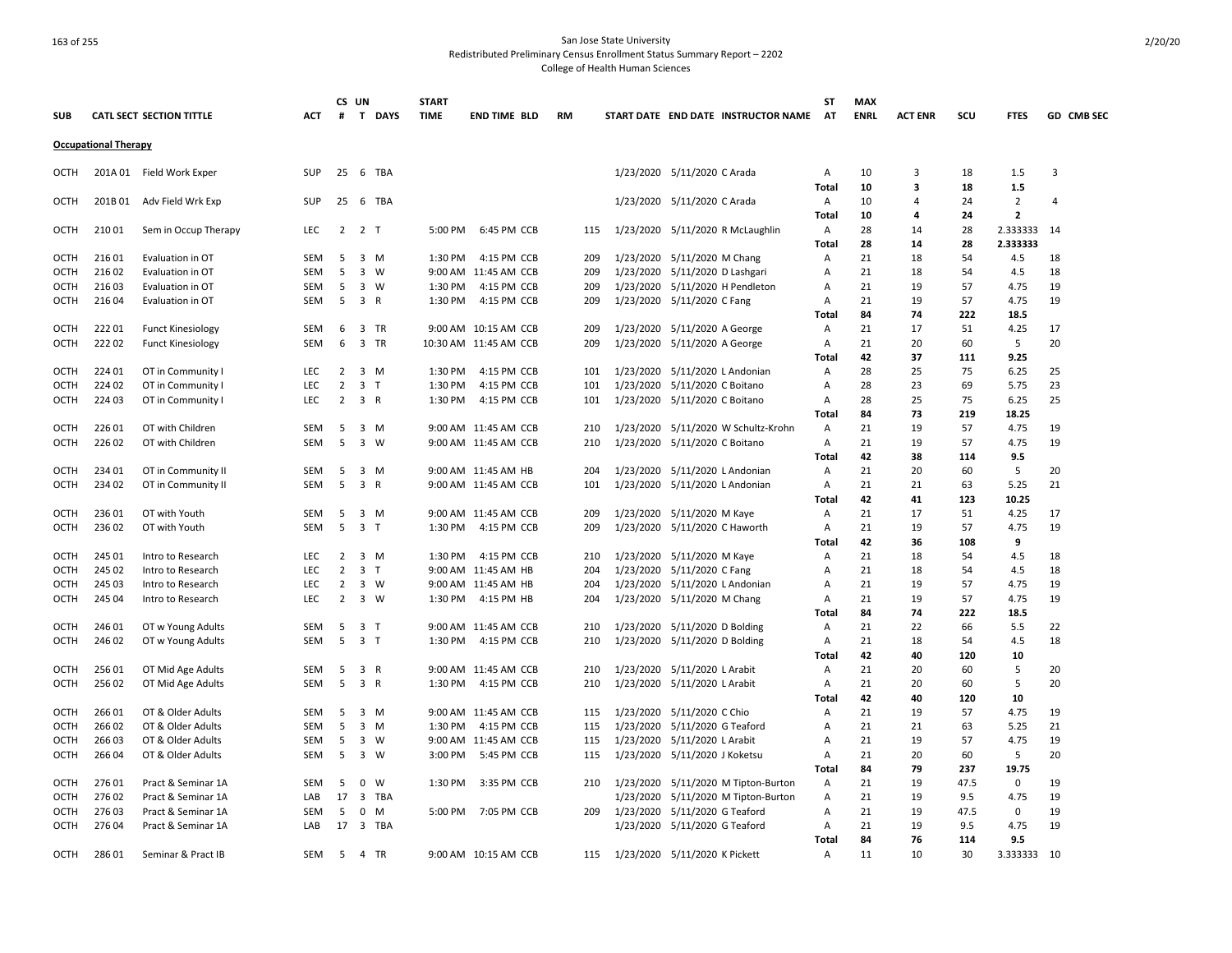San Jose State University
Redistributed Preliminary Census Enrollment Status Summary Report – 2202
College of Health Human Sciences

| SUB | CATL SECT | SECTION TITTLE | ACT | CS # | UN T | DAYS | START TIME | END TIME | BLD | RM | START DATE | END DATE | INSTRUCTOR NAME | ST AT | MAX ENRL | ACT ENR | SCU | FTES | GD | CMB SEC |
|---|---|---|---|---|---|---|---|---|---|---|---|---|---|---|---|---|---|---|---|---|
| **Occupational Therapy** | | | | | | | | | | | | | | | | | | | | |
| OCTH | 201A 01 | Field Work Exper | SUP | 25 | 6 | TBA | | | | | 1/23/2020 | 5/11/2020 | C Arada | A | 10 | 3 | 18 | 1.5 | 3 | |
| | | | | | | | | | | | | | | **Total** | **10** | **3** | **18** | **1.5** | | |
| OCTH | 201B 01 | Adv Field Wrk Exp | SUP | 25 | 6 | TBA | | | | | 1/23/2020 | 5/11/2020 | C Arada | A | 10 | 4 | 24 | 2 | 4 | |
| | | | | | | | | | | | | | | **Total** | **10** | **4** | **24** | **2** | | |
| OCTH | 210 01 | Sem in Occup Therapy | LEC | 2 | 2 | T | 5:00 PM | 6:45 PM | CCB | 115 | 1/23/2020 | 5/11/2020 | R McLaughlin | A | 28 | 14 | 28 | 2.333333 | 14 | |
| | | | | | | | | | | | | | | **Total** | **28** | **14** | **28** | **2.333333** | | |
| OCTH | 216 01 | Evaluation in OT | SEM | 5 | 3 | M | 1:30 PM | 4:15 PM | CCB | 209 | 1/23/2020 | 5/11/2020 | M Chang | A | 21 | 18 | 54 | 4.5 | 18 | |
| OCTH | 216 02 | Evaluation in OT | SEM | 5 | 3 | W | 9:00 AM | 11:45 AM | CCB | 209 | 1/23/2020 | 5/11/2020 | D Lashgari | A | 21 | 18 | 54 | 4.5 | 18 | |
| OCTH | 216 03 | Evaluation in OT | SEM | 5 | 3 | W | 1:30 PM | 4:15 PM | CCB | 209 | 1/23/2020 | 5/11/2020 | H Pendleton | A | 21 | 19 | 57 | 4.75 | 19 | |
| OCTH | 216 04 | Evaluation in OT | SEM | 5 | 3 | R | 1:30 PM | 4:15 PM | CCB | 209 | 1/23/2020 | 5/11/2020 | C Fang | A | 21 | 19 | 57 | 4.75 | 19 | |
| | | | | | | | | | | | | | | **Total** | **84** | **74** | **222** | **18.5** | | |
| OCTH | 222 01 | Funct Kinesiology | SEM | 6 | 3 | TR | 9:00 AM | 10:15 AM | CCB | 209 | 1/23/2020 | 5/11/2020 | A George | A | 21 | 17 | 51 | 4.25 | 17 | |
| OCTH | 222 02 | Funct Kinesiology | SEM | 6 | 3 | TR | 10:30 AM | 11:45 AM | CCB | 209 | 1/23/2020 | 5/11/2020 | A George | A | 21 | 20 | 60 | 5 | 20 | |
| | | | | | | | | | | | | | | **Total** | **42** | **37** | **111** | **9.25** | | |
| OCTH | 224 01 | OT in Community I | LEC | 2 | 3 | M | 1:30 PM | 4:15 PM | CCB | 101 | 1/23/2020 | 5/11/2020 | L Andonian | A | 28 | 25 | 75 | 6.25 | 25 | |
| OCTH | 224 02 | OT in Community I | LEC | 2 | 3 | T | 1:30 PM | 4:15 PM | CCB | 101 | 1/23/2020 | 5/11/2020 | C Boitano | A | 28 | 23 | 69 | 5.75 | 23 | |
| OCTH | 224 03 | OT in Community I | LEC | 2 | 3 | R | 1:30 PM | 4:15 PM | CCB | 101 | 1/23/2020 | 5/11/2020 | C Boitano | A | 28 | 25 | 75 | 6.25 | 25 | |
| | | | | | | | | | | | | | | **Total** | **84** | **73** | **219** | **18.25** | | |
| OCTH | 226 01 | OT with Children | SEM | 5 | 3 | M | 9:00 AM | 11:45 AM | CCB | 210 | 1/23/2020 | 5/11/2020 | W Schultz-Krohn | A | 21 | 19 | 57 | 4.75 | 19 | |
| OCTH | 226 02 | OT with Children | SEM | 5 | 3 | W | 9:00 AM | 11:45 AM | CCB | 210 | 1/23/2020 | 5/11/2020 | C Boitano | A | 21 | 19 | 57 | 4.75 | 19 | |
| | | | | | | | | | | | | | | **Total** | **42** | **38** | **114** | **9.5** | | |
| OCTH | 234 01 | OT in Community II | SEM | 5 | 3 | M | 9:00 AM | 11:45 AM | HB | 204 | 1/23/2020 | 5/11/2020 | L Andonian | A | 21 | 20 | 60 | 5 | 20 | |
| OCTH | 234 02 | OT in Community II | SEM | 5 | 3 | R | 9:00 AM | 11:45 AM | CCB | 101 | 1/23/2020 | 5/11/2020 | L Andonian | A | 21 | 21 | 63 | 5.25 | 21 | |
| | | | | | | | | | | | | | | **Total** | **42** | **41** | **123** | **10.25** | | |
| OCTH | 236 01 | OT with Youth | SEM | 5 | 3 | M | 9:00 AM | 11:45 AM | CCB | 209 | 1/23/2020 | 5/11/2020 | M Kaye | A | 21 | 17 | 51 | 4.25 | 17 | |
| OCTH | 236 02 | OT with Youth | SEM | 5 | 3 | T | 1:30 PM | 4:15 PM | CCB | 209 | 1/23/2020 | 5/11/2020 | C Haworth | A | 21 | 19 | 57 | 4.75 | 19 | |
| | | | | | | | | | | | | | | **Total** | **42** | **36** | **108** | **9** | | |
| OCTH | 245 01 | Intro to Research | LEC | 2 | 3 | M | 1:30 PM | 4:15 PM | CCB | 210 | 1/23/2020 | 5/11/2020 | M Kaye | A | 21 | 18 | 54 | 4.5 | 18 | |
| OCTH | 245 02 | Intro to Research | LEC | 2 | 3 | T | 9:00 AM | 11:45 AM | HB | 204 | 1/23/2020 | 5/11/2020 | C Fang | A | 21 | 18 | 54 | 4.5 | 18 | |
| OCTH | 245 03 | Intro to Research | LEC | 2 | 3 | W | 9:00 AM | 11:45 AM | HB | 204 | 1/23/2020 | 5/11/2020 | L Andonian | A | 21 | 19 | 57 | 4.75 | 19 | |
| OCTH | 245 04 | Intro to Research | LEC | 2 | 3 | W | 1:30 PM | 4:15 PM | HB | 204 | 1/23/2020 | 5/11/2020 | M Chang | A | 21 | 19 | 57 | 4.75 | 19 | |
| | | | | | | | | | | | | | | **Total** | **84** | **74** | **222** | **18.5** | | |
| OCTH | 246 01 | OT w Young Adults | SEM | 5 | 3 | T | 9:00 AM | 11:45 AM | CCB | 210 | 1/23/2020 | 5/11/2020 | D Bolding | A | 21 | 22 | 66 | 5.5 | 22 | |
| OCTH | 246 02 | OT w Young Adults | SEM | 5 | 3 | T | 1:30 PM | 4:15 PM | CCB | 210 | 1/23/2020 | 5/11/2020 | D Bolding | A | 21 | 18 | 54 | 4.5 | 18 | |
| | | | | | | | | | | | | | | **Total** | **42** | **40** | **120** | **10** | | |
| OCTH | 256 01 | OT Mid Age Adults | SEM | 5 | 3 | R | 9:00 AM | 11:45 AM | CCB | 210 | 1/23/2020 | 5/11/2020 | L Arabit | A | 21 | 20 | 60 | 5 | 20 | |
| OCTH | 256 02 | OT Mid Age Adults | SEM | 5 | 3 | R | 1:30 PM | 4:15 PM | CCB | 210 | 1/23/2020 | 5/11/2020 | L Arabit | A | 21 | 20 | 60 | 5 | 20 | |
| | | | | | | | | | | | | | | **Total** | **42** | **40** | **120** | **10** | | |
| OCTH | 266 01 | OT & Older Adults | SEM | 5 | 3 | M | 9:00 AM | 11:45 AM | CCB | 115 | 1/23/2020 | 5/11/2020 | C Chio | A | 21 | 19 | 57 | 4.75 | 19 | |
| OCTH | 266 02 | OT & Older Adults | SEM | 5 | 3 | M | 1:30 PM | 4:15 PM | CCB | 115 | 1/23/2020 | 5/11/2020 | G Teaford | A | 21 | 21 | 63 | 5.25 | 21 | |
| OCTH | 266 03 | OT & Older Adults | SEM | 5 | 3 | W | 9:00 AM | 11:45 AM | CCB | 115 | 1/23/2020 | 5/11/2020 | L Arabit | A | 21 | 19 | 57 | 4.75 | 19 | |
| OCTH | 266 04 | OT & Older Adults | SEM | 5 | 3 | W | 3:00 PM | 5:45 PM | CCB | 115 | 1/23/2020 | 5/11/2020 | J Koketsu | A | 21 | 20 | 60 | 5 | 20 | |
| | | | | | | | | | | | | | | **Total** | **84** | **79** | **237** | **19.75** | | |
| OCTH | 276 01 | Pract & Seminar 1A | SEM | 5 | 0 | W | 1:30 PM | 3:35 PM | CCB | 210 | 1/23/2020 | 5/11/2020 | M Tipton-Burton | A | 21 | 19 | 47.5 | 0 | 19 | |
| OCTH | 276 02 | Pract & Seminar 1A | LAB | 17 | 3 | TBA | | | | | 1/23/2020 | 5/11/2020 | M Tipton-Burton | A | 21 | 19 | 9.5 | 4.75 | 19 | |
| OCTH | 276 03 | Pract & Seminar 1A | SEM | 5 | 0 | M | 5:00 PM | 7:05 PM | CCB | 209 | 1/23/2020 | 5/11/2020 | G Teaford | A | 21 | 19 | 47.5 | 0 | 19 | |
| OCTH | 276 04 | Pract & Seminar 1A | LAB | 17 | 3 | TBA | | | | | 1/23/2020 | 5/11/2020 | G Teaford | A | 21 | 19 | 9.5 | 4.75 | 19 | |
| | | | | | | | | | | | | | | **Total** | **84** | **76** | **114** | **9.5** | | |
| OCTH | 286 01 | Seminar & Pract IB | SEM | 5 | 4 | TR | 9:00 AM | 10:15 AM | CCB | 115 | 1/23/2020 | 5/11/2020 | K Pickett | A | 11 | 10 | 30 | 3.333333 | 10 | |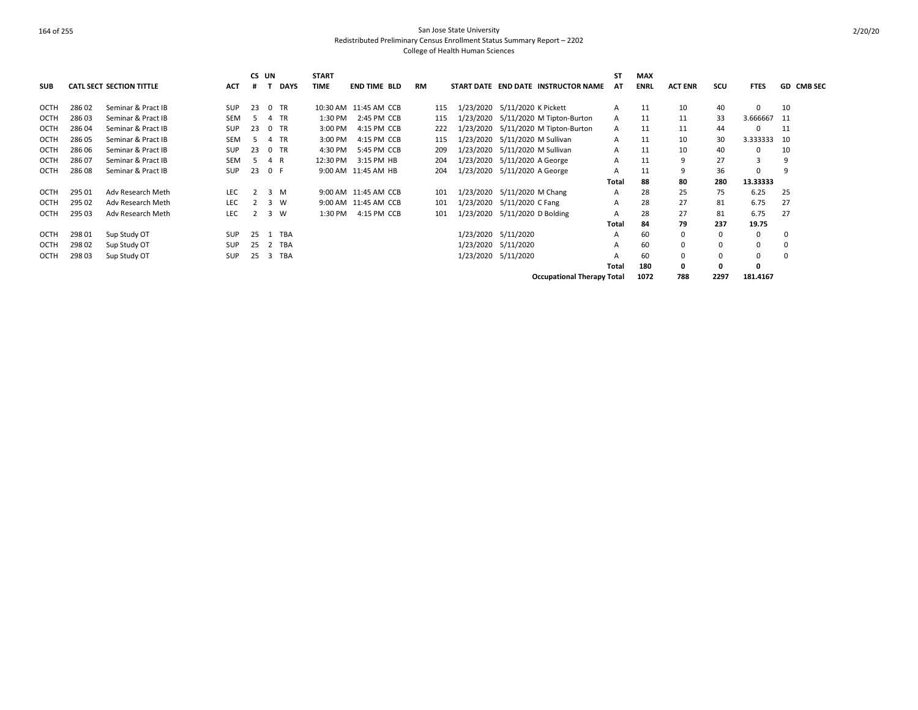San Jose State University
Redistributed Preliminary Census Enrollment Status Summary Report – 2202
College of Health Human Sciences

| SUB | CATL | SECT | SECTION TITTLE | ACT | CS # | UN T | DAYS | START TIME | END TIME | BLD | RM | START DATE | END DATE | INSTRUCTOR NAME | ST AT | MAX ENRL | ACT ENR | SCU | FTES | GD | CMB SEC |
|---|---|---|---|---|---|---|---|---|---|---|---|---|---|---|---|---|---|---|---|---|---|
| OCTH | 286 | 02 | Seminar & Pract IB | SUP | 23 | 0 | TR | 10:30 AM | 11:45 AM | CCB | 115 | 1/23/2020 | 5/11/2020 | K Pickett | A | 11 | 10 | 40 | 0 | 10 | |
| OCTH | 286 | 03 | Seminar & Pract IB | SEM | 5 | 4 | TR | 1:30 PM | 2:45 PM | CCB | 115 | 1/23/2020 | 5/11/2020 | M Tipton-Burton | A | 11 | 11 | 33 | 3.666667 | 11 | |
| OCTH | 286 | 04 | Seminar & Pract IB | SUP | 23 | 0 | TR | 3:00 PM | 4:15 PM | CCB | 222 | 1/23/2020 | 5/11/2020 | M Tipton-Burton | A | 11 | 11 | 44 | 0 | 11 | |
| OCTH | 286 | 05 | Seminar & Pract IB | SEM | 5 | 4 | TR | 3:00 PM | 4:15 PM | CCB | 115 | 1/23/2020 | 5/11/2020 | M Sullivan | A | 11 | 10 | 30 | 3.333333 | 10 | |
| OCTH | 286 | 06 | Seminar & Pract IB | SUP | 23 | 0 | TR | 4:30 PM | 5:45 PM | CCB | 209 | 1/23/2020 | 5/11/2020 | M Sullivan | A | 11 | 10 | 40 | 0 | 10 | |
| OCTH | 286 | 07 | Seminar & Pract IB | SEM | 5 | 4 | R | 12:30 PM | 3:15 PM | HB | 204 | 1/23/2020 | 5/11/2020 | A George | A | 11 | 9 | 27 | 3 | 9 | |
| OCTH | 286 | 08 | Seminar & Pract IB | SUP | 23 | 0 | F | 9:00 AM | 11:45 AM | HB | 204 | 1/23/2020 | 5/11/2020 | A George | A | 11 | 9 | 36 | 0 | 9 | |
| | | | | | | | | | | | | | | | **Total** | **88** | **80** | **280** | **13.33333** | | |
| OCTH | 295 | 01 | Adv Research Meth | LEC | 2 | 3 | M | 9:00 AM | 11:45 AM | CCB | 101 | 1/23/2020 | 5/11/2020 | M Chang | A | 28 | 25 | 75 | 6.25 | 25 | |
| OCTH | 295 | 02 | Adv Research Meth | LEC | 2 | 3 | W | 9:00 AM | 11:45 AM | CCB | 101 | 1/23/2020 | 5/11/2020 | C Fang | A | 28 | 27 | 81 | 6.75 | 27 | |
| OCTH | 295 | 03 | Adv Research Meth | LEC | 2 | 3 | W | 1:30 PM | 4:15 PM | CCB | 101 | 1/23/2020 | 5/11/2020 | D Bolding | A | 28 | 27 | 81 | 6.75 | 27 | |
| | | | | | | | | | | | | | | | **Total** | **84** | **79** | **237** | **19.75** | | |
| OCTH | 298 | 01 | Sup Study OT | SUP | 25 | 1 | TBA | | | | | 1/23/2020 | 5/11/2020 | | A | 60 | 0 | 0 | 0 | 0 | |
| OCTH | 298 | 02 | Sup Study OT | SUP | 25 | 2 | TBA | | | | | 1/23/2020 | 5/11/2020 | | A | 60 | 0 | 0 | 0 | 0 | |
| OCTH | 298 | 03 | Sup Study OT | SUP | 25 | 3 | TBA | | | | | 1/23/2020 | 5/11/2020 | | A | 60 | 0 | 0 | 0 | 0 | |
| | | | | | | | | | | | | | | | **Total** | **180** | **0** | **0** | **0** | | |
| | | | | | | | | | | | | | | **Occupational Therapy Total** | | **1072** | **788** | **2297** | **181.4167** | | |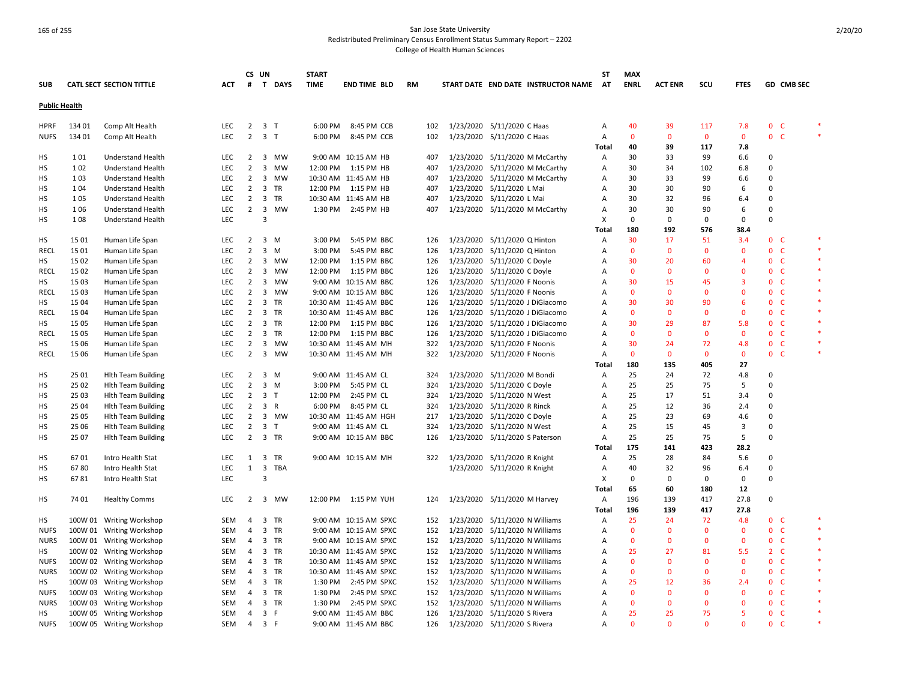San Jose State University
Redistributed Preliminary Census Enrollment Status Summary Report – 2202
College of Health Human Sciences

| SUB | CATL SECT SECTION TITTLE | | ACT | CS # | UN T | DAYS | START TIME | END TIME | BLD | RM | START DATE | END DATE | INSTRUCTOR NAME | ST AT | MAX ENRL | ACT ENR | SCU | FTES | GD | CMB SEC | |
|---|---|---|---|---|---|---|---|---|---|---|---|---|---|---|---|---|---|---|---|---|---|
| **Public Health** | | | | | | | | | | | | | | | | | | | | | |
| HPRF | 134 01 | Comp Alt Health | LEC | 2 | 3 | T | 6:00 PM | 8:45 PM | CCB | 102 | 1/23/2020 | 5/11/2020 | C Haas | A | 40 | 39 | 117 | 7.8 | 0 | C | * |
| NUFS | 134 01 | Comp Alt Health | LEC | 2 | 3 | T | 6:00 PM | 8:45 PM | CCB | 102 | 1/23/2020 | 5/11/2020 | C Haas | A | 0 | 0 | 0 | 0 | 0 | C | * |
| | | | | | | | | | | | | | | Total | 40 | 39 | 117 | 7.8 | | | |
| HS | 1 01 | Understand Health | LEC | 2 | 3 | MW | 9:00 AM | 10:15 AM | HB | 407 | 1/23/2020 | 5/11/2020 | M McCarthy | A | 30 | 33 | 99 | 6.6 | 0 | | |
| HS | 1 02 | Understand Health | LEC | 2 | 3 | MW | 12:00 PM | 1:15 PM | HB | 407 | 1/23/2020 | 5/11/2020 | M McCarthy | A | 30 | 34 | 102 | 6.8 | 0 | | |
| HS | 1 03 | Understand Health | LEC | 2 | 3 | MW | 10:30 AM | 11:45 AM | HB | 407 | 1/23/2020 | 5/11/2020 | M McCarthy | A | 30 | 33 | 99 | 6.6 | 0 | | |
| HS | 1 04 | Understand Health | LEC | 2 | 3 | TR | 12:00 PM | 1:15 PM | HB | 407 | 1/23/2020 | 5/11/2020 | L Mai | A | 30 | 30 | 90 | 6 | 0 | | |
| HS | 1 05 | Understand Health | LEC | 2 | 3 | TR | 10:30 AM | 11:45 AM | HB | 407 | 1/23/2020 | 5/11/2020 | L Mai | A | 30 | 32 | 96 | 6.4 | 0 | | |
| HS | 1 06 | Understand Health | LEC | 2 | 3 | MW | 1:30 PM | 2:45 PM | HB | 407 | 1/23/2020 | 5/11/2020 | M McCarthy | A | 30 | 30 | 90 | 6 | 0 | | |
| HS | 1 08 | Understand Health | LEC | | 3 | | | | | | | | | X | 0 | 0 | 0 | 0 | 0 | | |
| | | | | | | | | | | | | | | Total | 180 | 192 | 576 | 38.4 | | | |
| HS | 15 01 | Human Life Span | LEC | 2 | 3 | M | 3:00 PM | 5:45 PM | BBC | 126 | 1/23/2020 | 5/11/2020 | Q Hinton | A | 30 | 17 | 51 | 3.4 | 0 | C | * |
| RECL | 15 01 | Human Life Span | LEC | 2 | 3 | M | 3:00 PM | 5:45 PM | BBC | 126 | 1/23/2020 | 5/11/2020 | Q Hinton | A | 0 | 0 | 0 | 0 | 0 | C | * |
| HS | 15 02 | Human Life Span | LEC | 2 | 3 | MW | 12:00 PM | 1:15 PM | BBC | 126 | 1/23/2020 | 5/11/2020 | C Doyle | A | 30 | 20 | 60 | 4 | 0 | C | * |
| RECL | 15 02 | Human Life Span | LEC | 2 | 3 | MW | 12:00 PM | 1:15 PM | BBC | 126 | 1/23/2020 | 5/11/2020 | C Doyle | A | 0 | 0 | 0 | 0 | 0 | C | * |
| HS | 15 03 | Human Life Span | LEC | 2 | 3 | MW | 9:00 AM | 10:15 AM | BBC | 126 | 1/23/2020 | 5/11/2020 | F Noonis | A | 30 | 15 | 45 | 3 | 0 | C | * |
| RECL | 15 03 | Human Life Span | LEC | 2 | 3 | MW | 9:00 AM | 10:15 AM | BBC | 126 | 1/23/2020 | 5/11/2020 | F Noonis | A | 0 | 0 | 0 | 0 | 0 | C | * |
| HS | 15 04 | Human Life Span | LEC | 2 | 3 | TR | 10:30 AM | 11:45 AM | BBC | 126 | 1/23/2020 | 5/11/2020 | J DiGiacomo | A | 30 | 30 | 90 | 6 | 0 | C | * |
| RECL | 15 04 | Human Life Span | LEC | 2 | 3 | TR | 10:30 AM | 11:45 AM | BBC | 126 | 1/23/2020 | 5/11/2020 | J DiGiacomo | A | 0 | 0 | 0 | 0 | 0 | C | * |
| HS | 15 05 | Human Life Span | LEC | 2 | 3 | TR | 12:00 PM | 1:15 PM | BBC | 126 | 1/23/2020 | 5/11/2020 | J DiGiacomo | A | 30 | 29 | 87 | 5.8 | 0 | C | * |
| RECL | 15 05 | Human Life Span | LEC | 2 | 3 | TR | 12:00 PM | 1:15 PM | BBC | 126 | 1/23/2020 | 5/11/2020 | J DiGiacomo | A | 0 | 0 | 0 | 0 | 0 | C | * |
| HS | 15 06 | Human Life Span | LEC | 2 | 3 | MW | 10:30 AM | 11:45 AM | MH | 322 | 1/23/2020 | 5/11/2020 | F Noonis | A | 30 | 24 | 72 | 4.8 | 0 | C | * |
| RECL | 15 06 | Human Life Span | LEC | 2 | 3 | MW | 10:30 AM | 11:45 AM | MH | 322 | 1/23/2020 | 5/11/2020 | F Noonis | A | 0 | 0 | 0 | 0 | 0 | C | * |
| | | | | | | | | | | | | | | Total | 180 | 135 | 405 | 27 | | | |
| HS | 25 01 | Hlth Team Building | LEC | 2 | 3 | M | 9:00 AM | 11:45 AM | CL | 324 | 1/23/2020 | 5/11/2020 | M Bondi | A | 25 | 24 | 72 | 4.8 | 0 | | |
| HS | 25 02 | Hlth Team Building | LEC | 2 | 3 | M | 3:00 PM | 5:45 PM | CL | 324 | 1/23/2020 | 5/11/2020 | C Doyle | A | 25 | 25 | 75 | 5 | 0 | | |
| HS | 25 03 | Hlth Team Building | LEC | 2 | 3 | T | 12:00 PM | 2:45 PM | CL | 324 | 1/23/2020 | 5/11/2020 | N West | A | 25 | 17 | 51 | 3.4 | 0 | | |
| HS | 25 04 | Hlth Team Building | LEC | 2 | 3 | R | 6:00 PM | 8:45 PM | CL | 324 | 1/23/2020 | 5/11/2020 | R Rinck | A | 25 | 12 | 36 | 2.4 | 0 | | |
| HS | 25 05 | Hlth Team Building | LEC | 2 | 3 | MW | 10:30 AM | 11:45 AM | HGH | 217 | 1/23/2020 | 5/11/2020 | C Doyle | A | 25 | 23 | 69 | 4.6 | 0 | | |
| HS | 25 06 | Hlth Team Building | LEC | 2 | 3 | T | 9:00 AM | 11:45 AM | CL | 324 | 1/23/2020 | 5/11/2020 | N West | A | 25 | 15 | 45 | 3 | 0 | | |
| HS | 25 07 | Hlth Team Building | LEC | 2 | 3 | TR | 9:00 AM | 10:15 AM | BBC | 126 | 1/23/2020 | 5/11/2020 | S Paterson | A | 25 | 25 | 75 | 5 | 0 | | |
| | | | | | | | | | | | | | | Total | 175 | 141 | 423 | 28.2 | | | |
| HS | 67 01 | Intro Health Stat | LEC | 1 | 3 | TR | 9:00 AM | 10:15 AM | MH | 322 | 1/23/2020 | 5/11/2020 | R Knight | A | 25 | 28 | 84 | 5.6 | 0 | | |
| HS | 67 80 | Intro Health Stat | LEC | 1 | 3 | TBA | | | | | 1/23/2020 | 5/11/2020 | R Knight | A | 40 | 32 | 96 | 6.4 | 0 | | |
| HS | 67 81 | Intro Health Stat | LEC | | 3 | | | | | | | | | X | 0 | 0 | 0 | 0 | 0 | | |
| | | | | | | | | | | | | | | Total | 65 | 60 | 180 | 12 | | | |
| HS | 74 01 | Healthy Comms | LEC | 2 | 3 | MW | 12:00 PM | 1:15 PM | YUH | 124 | 1/23/2020 | 5/11/2020 | M Harvey | A | 196 | 139 | 417 | 27.8 | 0 | | |
| | | | | | | | | | | | | | | Total | 196 | 139 | 417 | 27.8 | | | |
| HS | 100W 01 | Writing Workshop | SEM | 4 | 3 | TR | 9:00 AM | 10:15 AM | SPXC | 152 | 1/23/2020 | 5/11/2020 | N Williams | A | 25 | 24 | 72 | 4.8 | 0 | C | * |
| NUFS | 100W 01 | Writing Workshop | SEM | 4 | 3 | TR | 9:00 AM | 10:15 AM | SPXC | 152 | 1/23/2020 | 5/11/2020 | N Williams | A | 0 | 0 | 0 | 0 | 0 | C | * |
| NURS | 100W 01 | Writing Workshop | SEM | 4 | 3 | TR | 9:00 AM | 10:15 AM | SPXC | 152 | 1/23/2020 | 5/11/2020 | N Williams | A | 0 | 0 | 0 | 0 | 0 | C | * |
| HS | 100W 02 | Writing Workshop | SEM | 4 | 3 | TR | 10:30 AM | 11:45 AM | SPXC | 152 | 1/23/2020 | 5/11/2020 | N Williams | A | 25 | 27 | 81 | 5.5 | 2 | C | * |
| NUFS | 100W 02 | Writing Workshop | SEM | 4 | 3 | TR | 10:30 AM | 11:45 AM | SPXC | 152 | 1/23/2020 | 5/11/2020 | N Williams | A | 0 | 0 | 0 | 0 | 0 | C | * |
| NURS | 100W 02 | Writing Workshop | SEM | 4 | 3 | TR | 10:30 AM | 11:45 AM | SPXC | 152 | 1/23/2020 | 5/11/2020 | N Williams | A | 0 | 0 | 0 | 0 | 0 | C | * |
| HS | 100W 03 | Writing Workshop | SEM | 4 | 3 | TR | 1:30 PM | 2:45 PM | SPXC | 152 | 1/23/2020 | 5/11/2020 | N Williams | A | 25 | 12 | 36 | 2.4 | 0 | C | * |
| NUFS | 100W 03 | Writing Workshop | SEM | 4 | 3 | TR | 1:30 PM | 2:45 PM | SPXC | 152 | 1/23/2020 | 5/11/2020 | N Williams | A | 0 | 0 | 0 | 0 | 0 | C | * |
| NURS | 100W 03 | Writing Workshop | SEM | 4 | 3 | TR | 1:30 PM | 2:45 PM | SPXC | 152 | 1/23/2020 | 5/11/2020 | N Williams | A | 0 | 0 | 0 | 0 | 0 | C | * |
| HS | 100W 05 | Writing Workshop | SEM | 4 | 3 | F | 9:00 AM | 11:45 AM | BBC | 126 | 1/23/2020 | 5/11/2020 | S Rivera | A | 25 | 25 | 75 | 5 | 0 | C | * |
| NUFS | 100W 05 | Writing Workshop | SEM | 4 | 3 | F | 9:00 AM | 11:45 AM | BBC | 126 | 1/23/2020 | 5/11/2020 | S Rivera | A | 0 | 0 | 0 | 0 | 0 | C | * |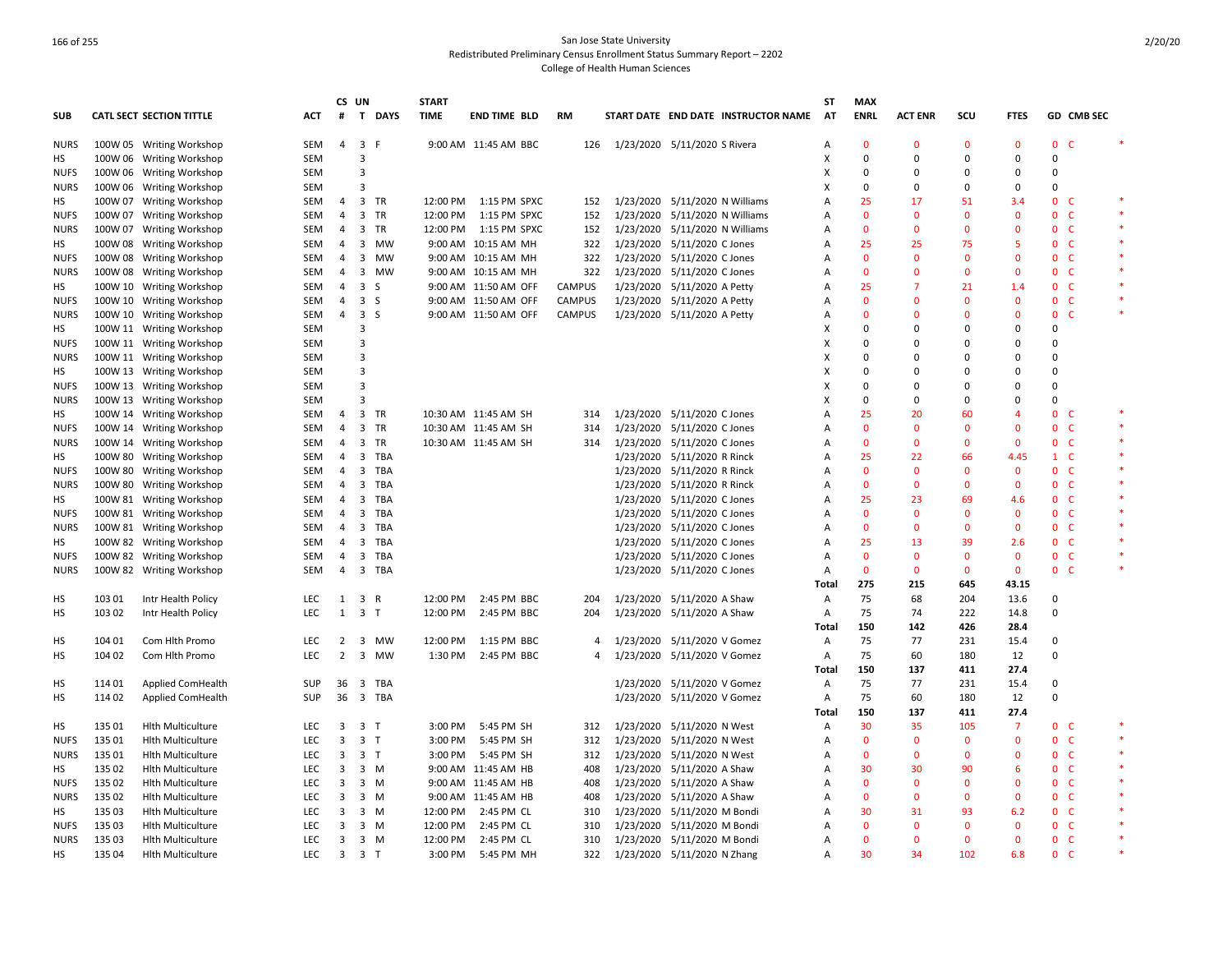San Jose State University
Redistributed Preliminary Census Enrollment Status Summary Report – 2202
College of Health Human Sciences

| SUB | CATL SECT | SECTION TITTLE | ACT | CS # | UN T | DAYS | START TIME | END TIME | BLD | RM | START DATE | END DATE | INSTRUCTOR NAME | ST AT | MAX ENRL | ACT ENR | SCU | FTES | GD | CMB SEC | |
|---|---|---|---|---|---|---|---|---|---|---|---|---|---|---|---|---|---|---|---|---|---|
| NURS | 100W 05 | Writing Workshop | SEM | 4 | 3 | F | 9:00 AM | 11:45 AM | BBC | 126 | 1/23/2020 | 5/11/2020 | S Rivera | A | 0 | 0 | 0 | 0 | 0 | C | * |
| HS | 100W 06 | Writing Workshop | SEM | | 3 | | | | | | | | | X | 0 | 0 | 0 | 0 | 0 | | |
| NUFS | 100W 06 | Writing Workshop | SEM | | 3 | | | | | | | | | X | 0 | 0 | 0 | 0 | 0 | | |
| NURS | 100W 06 | Writing Workshop | SEM | | 3 | | | | | | | | | X | 0 | 0 | 0 | 0 | 0 | | |
| HS | 100W 07 | Writing Workshop | SEM | 4 | 3 | TR | 12:00 PM | 1:15 PM | SPXC | 152 | 1/23/2020 | 5/11/2020 | N Williams | A | 25 | 17 | 51 | 3.4 | 0 | C | * |
| NUFS | 100W 07 | Writing Workshop | SEM | 4 | 3 | TR | 12:00 PM | 1:15 PM | SPXC | 152 | 1/23/2020 | 5/11/2020 | N Williams | A | 0 | 0 | 0 | 0 | 0 | C | * |
| NURS | 100W 07 | Writing Workshop | SEM | 4 | 3 | TR | 12:00 PM | 1:15 PM | SPXC | 152 | 1/23/2020 | 5/11/2020 | N Williams | A | 0 | 0 | 0 | 0 | 0 | C | * |
| HS | 100W 08 | Writing Workshop | SEM | 4 | 3 | MW | 9:00 AM | 10:15 AM | MH | 322 | 1/23/2020 | 5/11/2020 | C Jones | A | 25 | 25 | 75 | 5 | 0 | C | * |
| NUFS | 100W 08 | Writing Workshop | SEM | 4 | 3 | MW | 9:00 AM | 10:15 AM | MH | 322 | 1/23/2020 | 5/11/2020 | C Jones | A | 0 | 0 | 0 | 0 | 0 | C | * |
| NURS | 100W 08 | Writing Workshop | SEM | 4 | 3 | MW | 9:00 AM | 10:15 AM | MH | 322 | 1/23/2020 | 5/11/2020 | C Jones | A | 0 | 0 | 0 | 0 | 0 | C | * |
| HS | 100W 10 | Writing Workshop | SEM | 4 | 3 | S | 9:00 AM | 11:50 AM | OFF | CAMPUS | 1/23/2020 | 5/11/2020 | A Petty | A | 25 | 7 | 21 | 1.4 | 0 | C | * |
| NUFS | 100W 10 | Writing Workshop | SEM | 4 | 3 | S | 9:00 AM | 11:50 AM | OFF | CAMPUS | 1/23/2020 | 5/11/2020 | A Petty | A | 0 | 0 | 0 | 0 | 0 | C | * |
| NURS | 100W 10 | Writing Workshop | SEM | 4 | 3 | S | 9:00 AM | 11:50 AM | OFF | CAMPUS | 1/23/2020 | 5/11/2020 | A Petty | A | 0 | 0 | 0 | 0 | 0 | C | * |
| HS | 100W 11 | Writing Workshop | SEM | | 3 | | | | | | | | | X | 0 | 0 | 0 | 0 | 0 | | |
| NUFS | 100W 11 | Writing Workshop | SEM | | 3 | | | | | | | | | X | 0 | 0 | 0 | 0 | 0 | | |
| NURS | 100W 11 | Writing Workshop | SEM | | 3 | | | | | | | | | X | 0 | 0 | 0 | 0 | 0 | | |
| HS | 100W 13 | Writing Workshop | SEM | | 3 | | | | | | | | | X | 0 | 0 | 0 | 0 | 0 | | |
| NUFS | 100W 13 | Writing Workshop | SEM | | 3 | | | | | | | | | X | 0 | 0 | 0 | 0 | 0 | | |
| NURS | 100W 13 | Writing Workshop | SEM | | 3 | | | | | | | | | X | 0 | 0 | 0 | 0 | 0 | | |
| HS | 100W 14 | Writing Workshop | SEM | 4 | 3 | TR | 10:30 AM | 11:45 AM | SH | 314 | 1/23/2020 | 5/11/2020 | C Jones | A | 25 | 20 | 60 | 4 | 0 | C | * |
| NUFS | 100W 14 | Writing Workshop | SEM | 4 | 3 | TR | 10:30 AM | 11:45 AM | SH | 314 | 1/23/2020 | 5/11/2020 | C Jones | A | 0 | 0 | 0 | 0 | 0 | C | * |
| NURS | 100W 14 | Writing Workshop | SEM | 4 | 3 | TR | 10:30 AM | 11:45 AM | SH | 314 | 1/23/2020 | 5/11/2020 | C Jones | A | 0 | 0 | 0 | 0 | 0 | C | * |
| HS | 100W 80 | Writing Workshop | SEM | 4 | 3 | TBA | | | | | 1/23/2020 | 5/11/2020 | R Rinck | A | 25 | 22 | 66 | 4.45 | 1 | C | * |
| NUFS | 100W 80 | Writing Workshop | SEM | 4 | 3 | TBA | | | | | 1/23/2020 | 5/11/2020 | R Rinck | A | 0 | 0 | 0 | 0 | 0 | C | * |
| NURS | 100W 80 | Writing Workshop | SEM | 4 | 3 | TBA | | | | | 1/23/2020 | 5/11/2020 | R Rinck | A | 0 | 0 | 0 | 0 | 0 | C | * |
| HS | 100W 81 | Writing Workshop | SEM | 4 | 3 | TBA | | | | | 1/23/2020 | 5/11/2020 | C Jones | A | 25 | 23 | 69 | 4.6 | 0 | C | * |
| NUFS | 100W 81 | Writing Workshop | SEM | 4 | 3 | TBA | | | | | 1/23/2020 | 5/11/2020 | C Jones | A | 0 | 0 | 0 | 0 | 0 | C | * |
| NURS | 100W 81 | Writing Workshop | SEM | 4 | 3 | TBA | | | | | 1/23/2020 | 5/11/2020 | C Jones | A | 0 | 0 | 0 | 0 | 0 | C | * |
| HS | 100W 82 | Writing Workshop | SEM | 4 | 3 | TBA | | | | | 1/23/2020 | 5/11/2020 | C Jones | A | 25 | 13 | 39 | 2.6 | 0 | C | * |
| NUFS | 100W 82 | Writing Workshop | SEM | 4 | 3 | TBA | | | | | 1/23/2020 | 5/11/2020 | C Jones | A | 0 | 0 | 0 | 0 | 0 | C | * |
| NURS | 100W 82 | Writing Workshop | SEM | 4 | 3 | TBA | | | | | 1/23/2020 | 5/11/2020 | C Jones | A | 0 | 0 | 0 | 0 | 0 | C | * |
| | | | | | | | | | | | | | | Total | 275 | 215 | 645 | 43.15 | | | |
| HS | 103 01 | Intr Health Policy | LEC | 1 | 3 | R | 12:00 PM | 2:45 PM | BBC | 204 | 1/23/2020 | 5/11/2020 | A Shaw | A | 75 | 68 | 204 | 13.6 | 0 | | |
| HS | 103 02 | Intr Health Policy | LEC | 1 | 3 | T | 12:00 PM | 2:45 PM | BBC | 204 | 1/23/2020 | 5/11/2020 | A Shaw | A | 75 | 74 | 222 | 14.8 | 0 | | |
| | | | | | | | | | | | | | | Total | 150 | 142 | 426 | 28.4 | | | |
| HS | 104 01 | Com Hlth Promo | LEC | 2 | 3 | MW | 12:00 PM | 1:15 PM | BBC | 4 | 1/23/2020 | 5/11/2020 | V Gomez | A | 75 | 77 | 231 | 15.4 | 0 | | |
| HS | 104 02 | Com Hlth Promo | LEC | 2 | 3 | MW | 1:30 PM | 2:45 PM | BBC | 4 | 1/23/2020 | 5/11/2020 | V Gomez | A | 75 | 60 | 180 | 12 | 0 | | |
| | | | | | | | | | | | | | | Total | 150 | 137 | 411 | 27.4 | | | |
| HS | 114 01 | Applied ComHealth | SUP | 36 | 3 | TBA | | | | | 1/23/2020 | 5/11/2020 | V Gomez | A | 75 | 77 | 231 | 15.4 | 0 | | |
| HS | 114 02 | Applied ComHealth | SUP | 36 | 3 | TBA | | | | | 1/23/2020 | 5/11/2020 | V Gomez | A | 75 | 60 | 180 | 12 | 0 | | |
| | | | | | | | | | | | | | | Total | 150 | 137 | 411 | 27.4 | | | |
| HS | 135 01 | Hlth Multiculture | LEC | 3 | 3 | T | 3:00 PM | 5:45 PM | SH | 312 | 1/23/2020 | 5/11/2020 | N West | A | 30 | 35 | 105 | 7 | 0 | C | * |
| NUFS | 135 01 | Hlth Multiculture | LEC | 3 | 3 | T | 3:00 PM | 5:45 PM | SH | 312 | 1/23/2020 | 5/11/2020 | N West | A | 0 | 0 | 0 | 0 | 0 | C | * |
| NURS | 135 01 | Hlth Multiculture | LEC | 3 | 3 | T | 3:00 PM | 5:45 PM | SH | 312 | 1/23/2020 | 5/11/2020 | N West | A | 0 | 0 | 0 | 0 | 0 | C | * |
| HS | 135 02 | Hlth Multiculture | LEC | 3 | 3 | M | 9:00 AM | 11:45 AM | HB | 408 | 1/23/2020 | 5/11/2020 | A Shaw | A | 30 | 30 | 90 | 6 | 0 | C | * |
| NUFS | 135 02 | Hlth Multiculture | LEC | 3 | 3 | M | 9:00 AM | 11:45 AM | HB | 408 | 1/23/2020 | 5/11/2020 | A Shaw | A | 0 | 0 | 0 | 0 | 0 | C | * |
| NURS | 135 02 | Hlth Multiculture | LEC | 3 | 3 | M | 9:00 AM | 11:45 AM | HB | 408 | 1/23/2020 | 5/11/2020 | A Shaw | A | 0 | 0 | 0 | 0 | 0 | C | * |
| HS | 135 03 | Hlth Multiculture | LEC | 3 | 3 | M | 12:00 PM | 2:45 PM | CL | 310 | 1/23/2020 | 5/11/2020 | M Bondi | A | 30 | 31 | 93 | 6.2 | 0 | C | * |
| NUFS | 135 03 | Hlth Multiculture | LEC | 3 | 3 | M | 12:00 PM | 2:45 PM | CL | 310 | 1/23/2020 | 5/11/2020 | M Bondi | A | 0 | 0 | 0 | 0 | 0 | C | * |
| NURS | 135 03 | Hlth Multiculture | LEC | 3 | 3 | M | 12:00 PM | 2:45 PM | CL | 310 | 1/23/2020 | 5/11/2020 | M Bondi | A | 0 | 0 | 0 | 0 | 0 | C | * |
| HS | 135 04 | Hlth Multiculture | LEC | 3 | 3 | T | 3:00 PM | 5:45 PM | MH | 322 | 1/23/2020 | 5/11/2020 | N Zhang | A | 30 | 34 | 102 | 6.8 | 0 | C | * |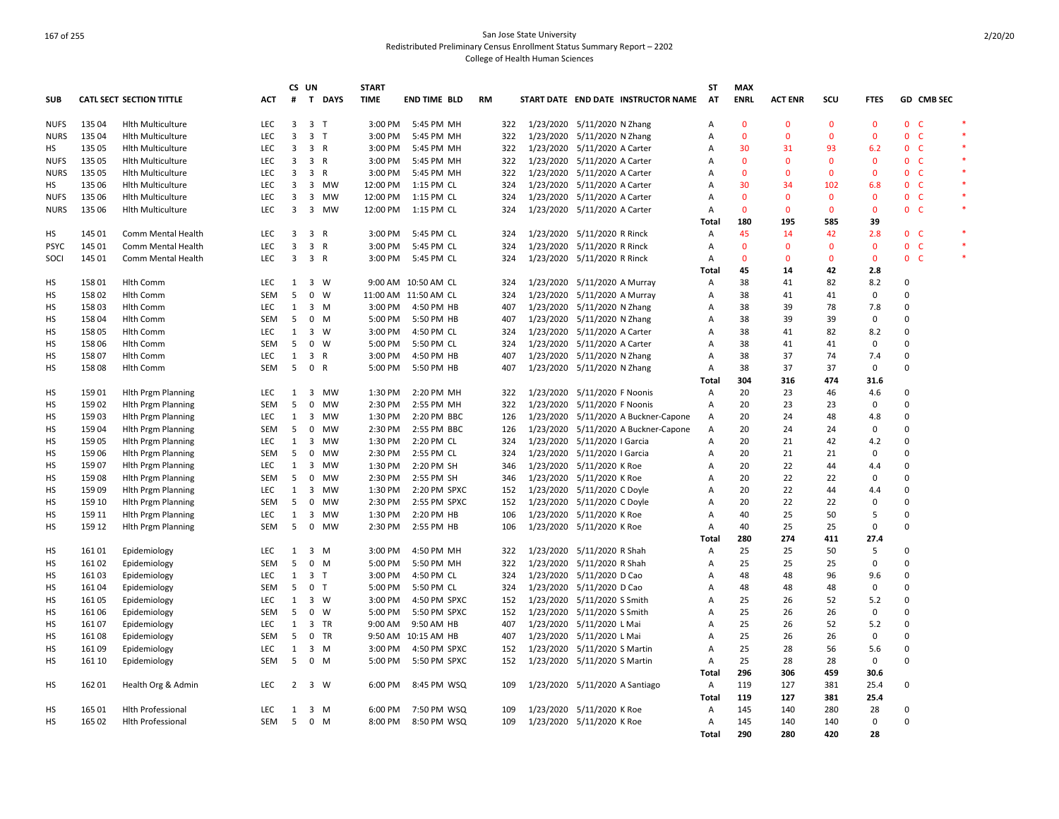San Jose State University

Redistributed Preliminary Census Enrollment Status Summary Report – 2202

College of Health Human Sciences

| SUB | CATL | SECT | SECTION TITTLE | ACT | CS # | UN T | DAYS | START TIME | END TIME | BLD | RM | START DATE | END DATE | INSTRUCTOR NAME | ST AT | MAX ENRL | ACT ENR | SCU | FTES | GD | CMB SEC | |
|---|---|---|---|---|---|---|---|---|---|---|---|---|---|---|---|---|---|---|---|---|---|---|
| NUFS | 135 | 04 | Hlth Multiculture | LEC | 3 | 3 | T | 3:00 PM | 5:45 PM | MH | 322 | 1/23/2020 | 5/11/2020 | N Zhang | A | 0 | 0 | 0 | 0 | 0 | C | * |
| NURS | 135 | 04 | Hlth Multiculture | LEC | 3 | 3 | T | 3:00 PM | 5:45 PM | MH | 322 | 1/23/2020 | 5/11/2020 | N Zhang | A | 0 | 0 | 0 | 0 | 0 | C | * |
| HS | 135 | 05 | Hlth Multiculture | LEC | 3 | 3 | R | 3:00 PM | 5:45 PM | MH | 322 | 1/23/2020 | 5/11/2020 | A Carter | A | 30 | 31 | 93 | 6.2 | 0 | C | * |
| NUFS | 135 | 05 | Hlth Multiculture | LEC | 3 | 3 | R | 3:00 PM | 5:45 PM | MH | 322 | 1/23/2020 | 5/11/2020 | A Carter | A | 0 | 0 | 0 | 0 | 0 | C | * |
| NURS | 135 | 05 | Hlth Multiculture | LEC | 3 | 3 | R | 3:00 PM | 5:45 PM | MH | 322 | 1/23/2020 | 5/11/2020 | A Carter | A | 0 | 0 | 0 | 0 | 0 | C | * |
| HS | 135 | 06 | Hlth Multiculture | LEC | 3 | 3 | MW | 12:00 PM | 1:15 PM | CL | 324 | 1/23/2020 | 5/11/2020 | A Carter | A | 30 | 34 | 102 | 6.8 | 0 | C | * |
| NUFS | 135 | 06 | Hlth Multiculture | LEC | 3 | 3 | MW | 12:00 PM | 1:15 PM | CL | 324 | 1/23/2020 | 5/11/2020 | A Carter | A | 0 | 0 | 0 | 0 | 0 | C | * |
| NURS | 135 | 06 | Hlth Multiculture | LEC | 3 | 3 | MW | 12:00 PM | 1:15 PM | CL | 324 | 1/23/2020 | 5/11/2020 | A Carter | A | 0 | 0 | 0 | 0 | 0 | C | * |
| | | | | | | | | | | | | | | | Total | 180 | 195 | 585 | 39 | | | |
| HS | 145 | 01 | Comm Mental Health | LEC | 3 | 3 | R | 3:00 PM | 5:45 PM | CL | 324 | 1/23/2020 | 5/11/2020 | R Rinck | A | 45 | 14 | 42 | 2.8 | 0 | C | * |
| PSYC | 145 | 01 | Comm Mental Health | LEC | 3 | 3 | R | 3:00 PM | 5:45 PM | CL | 324 | 1/23/2020 | 5/11/2020 | R Rinck | A | 0 | 0 | 0 | 0 | 0 | C | * |
| SOCI | 145 | 01 | Comm Mental Health | LEC | 3 | 3 | R | 3:00 PM | 5:45 PM | CL | 324 | 1/23/2020 | 5/11/2020 | R Rinck | A | 0 | 0 | 0 | 0 | 0 | C | * |
| | | | | | | | | | | | | | | | Total | 45 | 14 | 42 | 2.8 | | | |
| HS | 158 | 01 | Hlth Comm | LEC | 1 | 3 | W | 9:00 AM | 10:50 AM | CL | 324 | 1/23/2020 | 5/11/2020 | A Murray | A | 38 | 41 | 82 | 8.2 | 0 | | |
| HS | 158 | 02 | Hlth Comm | SEM | 5 | 0 | W | 11:00 AM | 11:50 AM | CL | 324 | 1/23/2020 | 5/11/2020 | A Murray | A | 38 | 41 | 41 | 0 | 0 | | |
| HS | 158 | 03 | Hlth Comm | LEC | 1 | 3 | M | 3:00 PM | 4:50 PM | HB | 407 | 1/23/2020 | 5/11/2020 | N Zhang | A | 38 | 39 | 78 | 7.8 | 0 | | |
| HS | 158 | 04 | Hlth Comm | SEM | 5 | 0 | M | 5:00 PM | 5:50 PM | HB | 407 | 1/23/2020 | 5/11/2020 | N Zhang | A | 38 | 39 | 39 | 0 | 0 | | |
| HS | 158 | 05 | Hlth Comm | LEC | 1 | 3 | W | 3:00 PM | 4:50 PM | CL | 324 | 1/23/2020 | 5/11/2020 | A Carter | A | 38 | 41 | 82 | 8.2 | 0 | | |
| HS | 158 | 06 | Hlth Comm | SEM | 5 | 0 | W | 5:00 PM | 5:50 PM | CL | 324 | 1/23/2020 | 5/11/2020 | A Carter | A | 38 | 41 | 41 | 0 | 0 | | |
| HS | 158 | 07 | Hlth Comm | LEC | 1 | 3 | R | 3:00 PM | 4:50 PM | HB | 407 | 1/23/2020 | 5/11/2020 | N Zhang | A | 38 | 37 | 74 | 7.4 | 0 | | |
| HS | 158 | 08 | Hlth Comm | SEM | 5 | 0 | R | 5:00 PM | 5:50 PM | HB | 407 | 1/23/2020 | 5/11/2020 | N Zhang | A | 38 | 37 | 37 | 0 | 0 | | |
| | | | | | | | | | | | | | | | Total | 304 | 316 | 474 | 31.6 | | | |
| HS | 159 | 01 | Hlth Prgm Planning | LEC | 1 | 3 | MW | 1:30 PM | 2:20 PM | MH | 322 | 1/23/2020 | 5/11/2020 | F Noonis | A | 20 | 23 | 46 | 4.6 | 0 | | |
| HS | 159 | 02 | Hlth Prgm Planning | SEM | 5 | 0 | MW | 2:30 PM | 2:55 PM | MH | 322 | 1/23/2020 | 5/11/2020 | F Noonis | A | 20 | 23 | 23 | 0 | 0 | | |
| HS | 159 | 03 | Hlth Prgm Planning | LEC | 1 | 3 | MW | 1:30 PM | 2:20 PM | BBC | 126 | 1/23/2020 | 5/11/2020 | A Buckner-Capone | A | 20 | 24 | 48 | 4.8 | 0 | | |
| HS | 159 | 04 | Hlth Prgm Planning | SEM | 5 | 0 | MW | 2:30 PM | 2:55 PM | BBC | 126 | 1/23/2020 | 5/11/2020 | A Buckner-Capone | A | 20 | 24 | 24 | 0 | 0 | | |
| HS | 159 | 05 | Hlth Prgm Planning | LEC | 1 | 3 | MW | 1:30 PM | 2:20 PM | CL | 324 | 1/23/2020 | 5/11/2020 | I Garcia | A | 20 | 21 | 42 | 4.2 | 0 | | |
| HS | 159 | 06 | Hlth Prgm Planning | SEM | 5 | 0 | MW | 2:30 PM | 2:55 PM | CL | 324 | 1/23/2020 | 5/11/2020 | I Garcia | A | 20 | 21 | 21 | 0 | 0 | | |
| HS | 159 | 07 | Hlth Prgm Planning | LEC | 1 | 3 | MW | 1:30 PM | 2:20 PM | SH | 346 | 1/23/2020 | 5/11/2020 | K Roe | A | 20 | 22 | 44 | 4.4 | 0 | | |
| HS | 159 | 08 | Hlth Prgm Planning | SEM | 5 | 0 | MW | 2:30 PM | 2:55 PM | SH | 346 | 1/23/2020 | 5/11/2020 | K Roe | A | 20 | 22 | 22 | 0 | 0 | | |
| HS | 159 | 09 | Hlth Prgm Planning | LEC | 1 | 3 | MW | 1:30 PM | 2:20 PM | SPXC | 152 | 1/23/2020 | 5/11/2020 | C Doyle | A | 20 | 22 | 44 | 4.4 | 0 | | |
| HS | 159 | 10 | Hlth Prgm Planning | SEM | 5 | 0 | MW | 2:30 PM | 2:55 PM | SPXC | 152 | 1/23/2020 | 5/11/2020 | C Doyle | A | 20 | 22 | 22 | 0 | 0 | | |
| HS | 159 | 11 | Hlth Prgm Planning | LEC | 1 | 3 | MW | 1:30 PM | 2:20 PM | HB | 106 | 1/23/2020 | 5/11/2020 | K Roe | A | 40 | 25 | 50 | 5 | 0 | | |
| HS | 159 | 12 | Hlth Prgm Planning | SEM | 5 | 0 | MW | 2:30 PM | 2:55 PM | HB | 106 | 1/23/2020 | 5/11/2020 | K Roe | A | 40 | 25 | 25 | 0 | 0 | | |
| | | | | | | | | | | | | | | | Total | 280 | 274 | 411 | 27.4 | | | |
| HS | 161 | 01 | Epidemiology | LEC | 1 | 3 | M | 3:00 PM | 4:50 PM | MH | 322 | 1/23/2020 | 5/11/2020 | R Shah | A | 25 | 25 | 50 | 5 | 0 | | |
| HS | 161 | 02 | Epidemiology | SEM | 5 | 0 | M | 5:00 PM | 5:50 PM | MH | 322 | 1/23/2020 | 5/11/2020 | R Shah | A | 25 | 25 | 25 | 0 | 0 | | |
| HS | 161 | 03 | Epidemiology | LEC | 1 | 3 | T | 3:00 PM | 4:50 PM | CL | 324 | 1/23/2020 | 5/11/2020 | D Cao | A | 48 | 48 | 96 | 9.6 | 0 | | |
| HS | 161 | 04 | Epidemiology | SEM | 5 | 0 | T | 5:00 PM | 5:50 PM | CL | 324 | 1/23/2020 | 5/11/2020 | D Cao | A | 48 | 48 | 48 | 0 | 0 | | |
| HS | 161 | 05 | Epidemiology | LEC | 1 | 3 | W | 3:00 PM | 4:50 PM | SPXC | 152 | 1/23/2020 | 5/11/2020 | S Smith | A | 25 | 26 | 52 | 5.2 | 0 | | |
| HS | 161 | 06 | Epidemiology | SEM | 5 | 0 | W | 5:00 PM | 5:50 PM | SPXC | 152 | 1/23/2020 | 5/11/2020 | S Smith | A | 25 | 26 | 26 | 0 | 0 | | |
| HS | 161 | 07 | Epidemiology | LEC | 1 | 3 | TR | 9:00 AM | 9:50 AM | HB | 407 | 1/23/2020 | 5/11/2020 | L Mai | A | 25 | 26 | 52 | 5.2 | 0 | | |
| HS | 161 | 08 | Epidemiology | SEM | 5 | 0 | TR | 9:50 AM | 10:15 AM | HB | 407 | 1/23/2020 | 5/11/2020 | L Mai | A | 25 | 26 | 26 | 0 | 0 | | |
| HS | 161 | 09 | Epidemiology | LEC | 1 | 3 | M | 3:00 PM | 4:50 PM | SPXC | 152 | 1/23/2020 | 5/11/2020 | S Martin | A | 25 | 28 | 56 | 5.6 | 0 | | |
| HS | 161 | 10 | Epidemiology | SEM | 5 | 0 | M | 5:00 PM | 5:50 PM | SPXC | 152 | 1/23/2020 | 5/11/2020 | S Martin | A | 25 | 28 | 28 | 0 | 0 | | |
| | | | | | | | | | | | | | | | Total | 296 | 306 | 459 | 30.6 | | | |
| HS | 162 | 01 | Health Org & Admin | LEC | 2 | 3 | W | 6:00 PM | 8:45 PM | WSQ | 109 | 1/23/2020 | 5/11/2020 | A Santiago | A | 119 | 127 | 381 | 25.4 | 0 | | |
| | | | | | | | | | | | | | | | Total | 119 | 127 | 381 | 25.4 | | | |
| HS | 165 | 01 | Hlth Professional | LEC | 1 | 3 | M | 6:00 PM | 7:50 PM | WSQ | 109 | 1/23/2020 | 5/11/2020 | K Roe | A | 145 | 140 | 280 | 28 | 0 | | |
| HS | 165 | 02 | Hlth Professional | SEM | 5 | 0 | M | 8:00 PM | 8:50 PM | WSQ | 109 | 1/23/2020 | 5/11/2020 | K Roe | A | 145 | 140 | 140 | 0 | 0 | | |
| | | | | | | | | | | | | | | | Total | 290 | 280 | 420 | 28 | | | |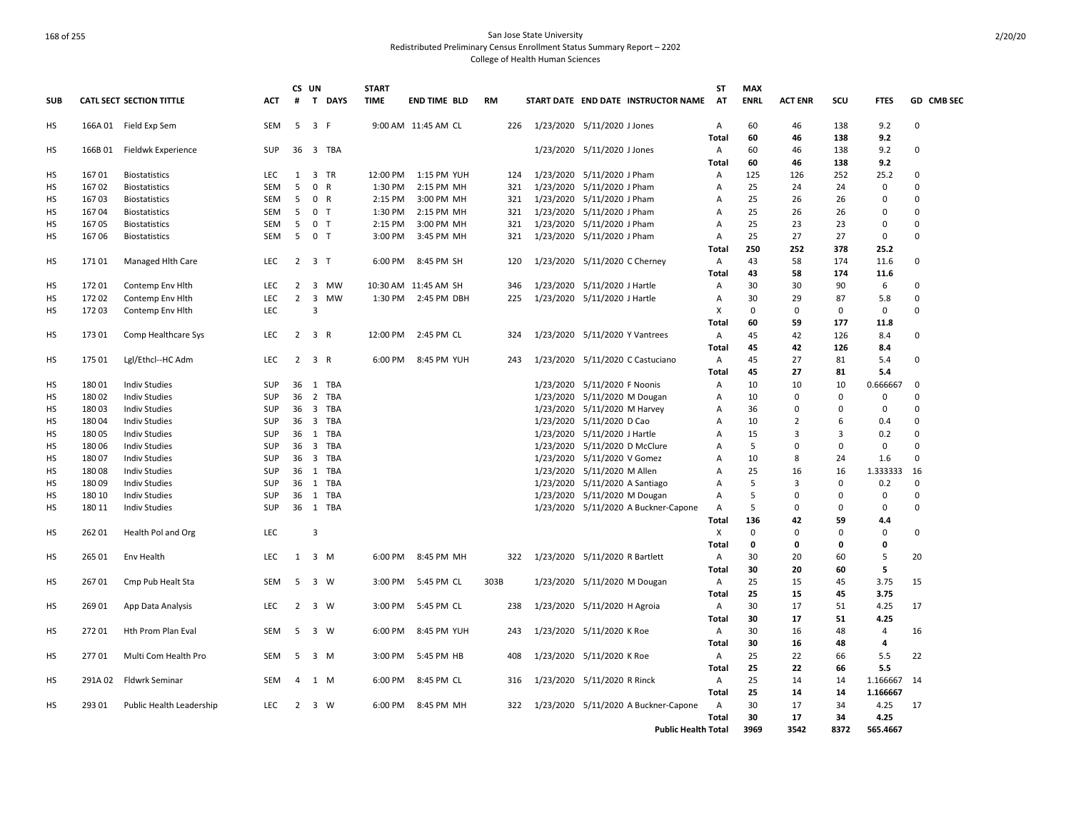San Jose State University
Redistributed Preliminary Census Enrollment Status Summary Report – 2202
College of Health Human Sciences

| SUB | CATL SECT | SECTION TITTLE | ACT | CS # | UN T | DAYS | START TIME | END TIME | BLD | RM | START DATE | END DATE | INSTRUCTOR NAME | ST AT | MAX ENRL | ACT ENR | SCU | FTES | GD | CMB SEC |
|---|---|---|---|---|---|---|---|---|---|---|---|---|---|---|---|---|---|---|---|---|
| HS | 166A 01 | Field Exp Sem | SEM | 5 | 3 | F | 9:00 AM | 11:45 AM | CL | 226 | 1/23/2020 | 5/11/2020 | J Jones | A | 60 | 46 | 138 | 9.2 | 0 | |
| | | | | | | | | | | | | | | Total | 60 | 46 | 138 | 9.2 | | |
| HS | 166B 01 | Fieldwk Experience | SUP | 36 | 3 | TBA | | | | | 1/23/2020 | 5/11/2020 | J Jones | A | 60 | 46 | 138 | 9.2 | 0 | |
| | | | | | | | | | | | | | | Total | 60 | 46 | 138 | 9.2 | | |
| HS | 167 01 | Biostatistics | LEC | 1 | 3 | TR | 12:00 PM | 1:15 PM | YUH | 124 | 1/23/2020 | 5/11/2020 | J Pham | A | 125 | 126 | 252 | 25.2 | 0 | |
| HS | 167 02 | Biostatistics | SEM | 5 | 0 | R | 1:30 PM | 2:15 PM | MH | 321 | 1/23/2020 | 5/11/2020 | J Pham | A | 25 | 24 | 24 | 0 | 0 | |
| HS | 167 03 | Biostatistics | SEM | 5 | 0 | R | 2:15 PM | 3:00 PM | MH | 321 | 1/23/2020 | 5/11/2020 | J Pham | A | 25 | 26 | 26 | 0 | 0 | |
| HS | 167 04 | Biostatistics | SEM | 5 | 0 | T | 1:30 PM | 2:15 PM | MH | 321 | 1/23/2020 | 5/11/2020 | J Pham | A | 25 | 26 | 26 | 0 | 0 | |
| HS | 167 05 | Biostatistics | SEM | 5 | 0 | T | 2:15 PM | 3:00 PM | MH | 321 | 1/23/2020 | 5/11/2020 | J Pham | A | 25 | 23 | 23 | 0 | 0 | |
| HS | 167 06 | Biostatistics | SEM | 5 | 0 | T | 3:00 PM | 3:45 PM | MH | 321 | 1/23/2020 | 5/11/2020 | J Pham | A | 25 | 27 | 27 | 0 | 0 | |
| | | | | | | | | | | | | | | Total | 250 | 252 | 378 | 25.2 | | |
| HS | 171 01 | Managed Hlth Care | LEC | 2 | 3 | T | 6:00 PM | 8:45 PM | SH | 120 | 1/23/2020 | 5/11/2020 | C Cherney | A | 43 | 58 | 174 | 11.6 | 0 | |
| | | | | | | | | | | | | | | Total | 43 | 58 | 174 | 11.6 | | |
| HS | 172 01 | Contemp Env Hlth | LEC | 2 | 3 | MW | 10:30 AM | 11:45 AM | SH | 346 | 1/23/2020 | 5/11/2020 | J Hartle | A | 30 | 30 | 90 | 6 | 0 | |
| HS | 172 02 | Contemp Env Hlth | LEC | 2 | 3 | MW | 1:30 PM | 2:45 PM | DBH | 225 | 1/23/2020 | 5/11/2020 | J Hartle | A | 30 | 29 | 87 | 5.8 | 0 | |
| HS | 172 03 | Contemp Env Hlth | LEC | | 3 | | | | | | | | | X | 0 | 0 | 0 | 0 | 0 | |
| | | | | | | | | | | | | | | Total | 60 | 59 | 177 | 11.8 | | |
| HS | 173 01 | Comp Healthcare Sys | LEC | 2 | 3 | R | 12:00 PM | 2:45 PM | CL | 324 | 1/23/2020 | 5/11/2020 | Y Vantrees | A | 45 | 42 | 126 | 8.4 | 0 | |
| | | | | | | | | | | | | | | Total | 45 | 42 | 126 | 8.4 | | |
| HS | 175 01 | Lgl/Ethcl--HC Adm | LEC | 2 | 3 | R | 6:00 PM | 8:45 PM | YUH | 243 | 1/23/2020 | 5/11/2020 | C Castuciano | A | 45 | 27 | 81 | 5.4 | 0 | |
| | | | | | | | | | | | | | | Total | 45 | 27 | 81 | 5.4 | | |
| HS | 180 01 | Indiv Studies | SUP | 36 | 1 | TBA | | | | | 1/23/2020 | 5/11/2020 | F Noonis | A | 10 | 10 | 10 | 0.666667 | 0 | |
| HS | 180 02 | Indiv Studies | SUP | 36 | 2 | TBA | | | | | 1/23/2020 | 5/11/2020 | M Dougan | A | 10 | 0 | 0 | 0 | 0 | |
| HS | 180 03 | Indiv Studies | SUP | 36 | 3 | TBA | | | | | 1/23/2020 | 5/11/2020 | M Harvey | A | 36 | 0 | 0 | 0 | 0 | |
| HS | 180 04 | Indiv Studies | SUP | 36 | 3 | TBA | | | | | 1/23/2020 | 5/11/2020 | D Cao | A | 10 | 2 | 6 | 0.4 | 0 | |
| HS | 180 05 | Indiv Studies | SUP | 36 | 1 | TBA | | | | | 1/23/2020 | 5/11/2020 | J Hartle | A | 15 | 3 | 3 | 0.2 | 0 | |
| HS | 180 06 | Indiv Studies | SUP | 36 | 3 | TBA | | | | | 1/23/2020 | 5/11/2020 | D McClure | A | 5 | 0 | 0 | 0 | 0 | |
| HS | 180 07 | Indiv Studies | SUP | 36 | 3 | TBA | | | | | 1/23/2020 | 5/11/2020 | V Gomez | A | 10 | 8 | 24 | 1.6 | 0 | |
| HS | 180 08 | Indiv Studies | SUP | 36 | 1 | TBA | | | | | 1/23/2020 | 5/11/2020 | M Allen | A | 25 | 16 | 16 | 1.333333 | 16 | |
| HS | 180 09 | Indiv Studies | SUP | 36 | 1 | TBA | | | | | 1/23/2020 | 5/11/2020 | A Santiago | A | 5 | 3 | 0 | 0.2 | 0 | |
| HS | 180 10 | Indiv Studies | SUP | 36 | 1 | TBA | | | | | 1/23/2020 | 5/11/2020 | M Dougan | A | 5 | 0 | 0 | 0 | 0 | |
| HS | 180 11 | Indiv Studies | SUP | 36 | 1 | TBA | | | | | 1/23/2020 | 5/11/2020 | A Buckner-Capone | A | 5 | 0 | 0 | 0 | 0 | |
| | | | | | | | | | | | | | | Total | 136 | 42 | 59 | 4.4 | | |
| HS | 262 01 | Health Pol and Org | LEC | | 3 | | | | | | | | | X | 0 | 0 | 0 | 0 | 0 | |
| | | | | | | | | | | | | | | Total | 0 | 0 | 0 | 0 | | |
| HS | 265 01 | Env Health | LEC | 1 | 3 | M | 6:00 PM | 8:45 PM | MH | 322 | 1/23/2020 | 5/11/2020 | R Bartlett | A | 30 | 20 | 60 | 5 | 20 | |
| | | | | | | | | | | | | | | Total | 30 | 20 | 60 | 5 | | |
| HS | 267 01 | Cmp Pub Healt Sta | SEM | 5 | 3 | W | 3:00 PM | 5:45 PM | CL | 303B | 1/23/2020 | 5/11/2020 | M Dougan | A | 25 | 15 | 45 | 3.75 | 15 | |
| | | | | | | | | | | | | | | Total | 25 | 15 | 45 | 3.75 | | |
| HS | 269 01 | App Data Analysis | LEC | 2 | 3 | W | 3:00 PM | 5:45 PM | CL | 238 | 1/23/2020 | 5/11/2020 | H Agroia | A | 30 | 17 | 51 | 4.25 | 17 | |
| | | | | | | | | | | | | | | Total | 30 | 17 | 51 | 4.25 | | |
| HS | 272 01 | Hth Prom Plan Eval | SEM | 5 | 3 | W | 6:00 PM | 8:45 PM | YUH | 243 | 1/23/2020 | 5/11/2020 | K Roe | A | 30 | 16 | 48 | 4 | 16 | |
| | | | | | | | | | | | | | | Total | 30 | 16 | 48 | 4 | | |
| HS | 277 01 | Multi Com Health Pro | SEM | 5 | 3 | M | 3:00 PM | 5:45 PM | HB | 408 | 1/23/2020 | 5/11/2020 | K Roe | A | 25 | 22 | 66 | 5.5 | 22 | |
| | | | | | | | | | | | | | | Total | 25 | 22 | 66 | 5.5 | | |
| HS | 291A 02 | Fldwrk Seminar | SEM | 4 | 1 | M | 6:00 PM | 8:45 PM | CL | 316 | 1/23/2020 | 5/11/2020 | R Rinck | A | 25 | 14 | 14 | 1.166667 | 14 | |
| | | | | | | | | | | | | | | Total | 25 | 14 | 14 | 1.166667 | | |
| HS | 293 01 | Public Health Leadership | LEC | 2 | 3 | W | 6:00 PM | 8:45 PM | MH | 322 | 1/23/2020 | 5/11/2020 | A Buckner-Capone | A | 30 | 17 | 34 | 4.25 | 17 | |
| | | | | | | | | | | | | | | Total | 30 | 17 | 34 | 4.25 | | |
| | | | | | | | | | | | | | Public Health Total | | 3969 | 3542 | 8372 | 565.4667 | | |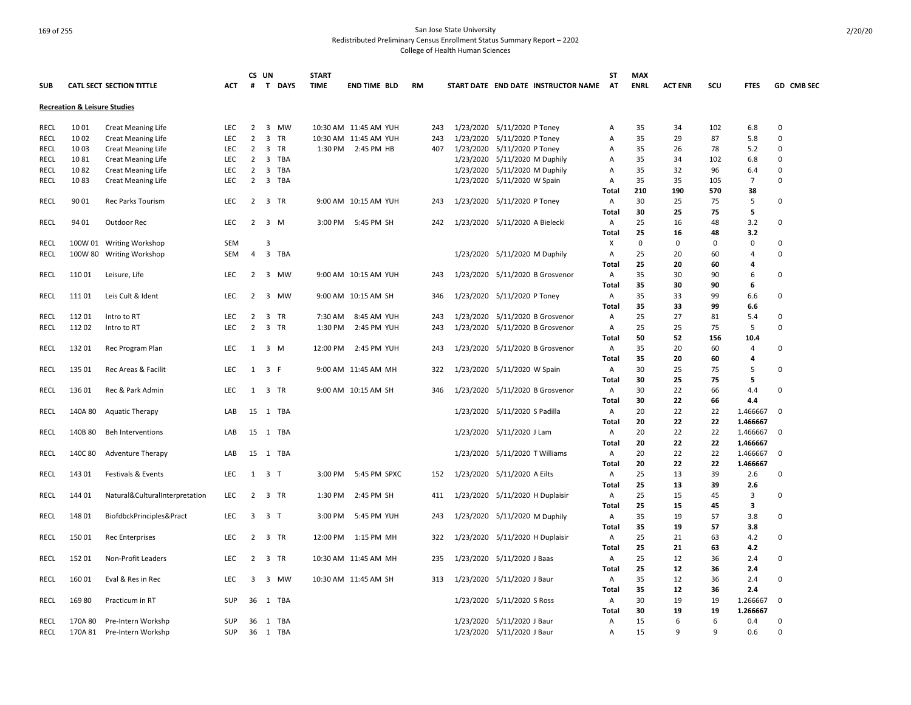San Jose State University
Redistributed Preliminary Census Enrollment Status Summary Report – 2202
College of Health Human Sciences

| SUB | CATL SECT | SECTION TITTLE | ACT | CS # | UN T | DAYS | START TIME | END TIME | BLD | RM | START DATE | END DATE | INSTRUCTOR NAME | ST AT | MAX ENRL | ACT ENR | SCU | FTES | GD | CMB SEC |
|---|---|---|---|---|---|---|---|---|---|---|---|---|---|---|---|---|---|---|---|---|
| **Recreation & Leisure Studies** | | | | | | | | | | | | | | | | | | | | |
| RECL | 10 01 | Creat Meaning Life | LEC | 2 | 3 | MW | 10:30 AM | 11:45 AM | YUH | 243 | 1/23/2020 | 5/11/2020 | P Toney | A | 35 | 34 | 102 | 6.8 | 0 | |
| RECL | 10 02 | Creat Meaning Life | LEC | 2 | 3 | TR | 10:30 AM | 11:45 AM | YUH | 243 | 1/23/2020 | 5/11/2020 | P Toney | A | 35 | 29 | 87 | 5.8 | 0 | |
| RECL | 10 03 | Creat Meaning Life | LEC | 2 | 3 | TR | 1:30 PM | 2:45 PM | HB | 407 | 1/23/2020 | 5/11/2020 | P Toney | A | 35 | 26 | 78 | 5.2 | 0 | |
| RECL | 10 81 | Creat Meaning Life | LEC | 2 | 3 | TBA | | | | | 1/23/2020 | 5/11/2020 | M Duphily | A | 35 | 34 | 102 | 6.8 | 0 | |
| RECL | 10 82 | Creat Meaning Life | LEC | 2 | 3 | TBA | | | | | 1/23/2020 | 5/11/2020 | M Duphily | A | 35 | 32 | 96 | 6.4 | 0 | |
| RECL | 10 83 | Creat Meaning Life | LEC | 2 | 3 | TBA | | | | | 1/23/2020 | 5/11/2020 | W Spain | A | 35 | 35 | 105 | 7 | 0 | |
| | | | | | | | | | | | | | | **Total** | **210** | **190** | **570** | **38** | | |
| RECL | 90 01 | Rec Parks Tourism | LEC | 2 | 3 | TR | 9:00 AM | 10:15 AM | YUH | 243 | 1/23/2020 | 5/11/2020 | P Toney | A | 30 | 25 | 75 | 5 | 0 | |
| | | | | | | | | | | | | | | **Total** | **30** | **25** | **75** | **5** | | |
| RECL | 94 01 | Outdoor Rec | LEC | 2 | 3 | M | 3:00 PM | 5:45 PM | SH | 242 | 1/23/2020 | 5/11/2020 | A Bielecki | A | 25 | 16 | 48 | 3.2 | 0 | |
| | | | | | | | | | | | | | | **Total** | **25** | **16** | **48** | **3.2** | | |
| RECL | 100W 01 | Writing Workshop | SEM | | 3 | | | | | | | | | X | 0 | 0 | 0 | 0 | 0 | |
| RECL | 100W 80 | Writing Workshop | SEM | 4 | 3 | TBA | | | | | 1/23/2020 | 5/11/2020 | M Duphily | A | 25 | 20 | 60 | 4 | 0 | |
| | | | | | | | | | | | | | | **Total** | **25** | **20** | **60** | **4** | | |
| RECL | 110 01 | Leisure, Life | LEC | 2 | 3 | MW | 9:00 AM | 10:15 AM | YUH | 243 | 1/23/2020 | 5/11/2020 | B Grosvenor | A | 35 | 30 | 90 | 6 | 0 | |
| | | | | | | | | | | | | | | **Total** | **35** | **30** | **90** | **6** | | |
| RECL | 111 01 | Leis Cult & Ident | LEC | 2 | 3 | MW | 9:00 AM | 10:15 AM | SH | 346 | 1/23/2020 | 5/11/2020 | P Toney | A | 35 | 33 | 99 | 6.6 | 0 | |
| | | | | | | | | | | | | | | **Total** | **35** | **33** | **99** | **6.6** | | |
| RECL | 112 01 | Intro to RT | LEC | 2 | 3 | TR | 7:30 AM | 8:45 AM | YUH | 243 | 1/23/2020 | 5/11/2020 | B Grosvenor | A | 25 | 27 | 81 | 5.4 | 0 | |
| RECL | 112 02 | Intro to RT | LEC | 2 | 3 | TR | 1:30 PM | 2:45 PM | YUH | 243 | 1/23/2020 | 5/11/2020 | B Grosvenor | A | 25 | 25 | 75 | 5 | 0 | |
| | | | | | | | | | | | | | | **Total** | **50** | **52** | **156** | **10.4** | | |
| RECL | 132 01 | Rec Program Plan | LEC | 1 | 3 | M | 12:00 PM | 2:45 PM | YUH | 243 | 1/23/2020 | 5/11/2020 | B Grosvenor | A | 35 | 20 | 60 | 4 | 0 | |
| | | | | | | | | | | | | | | **Total** | **35** | **20** | **60** | **4** | | |
| RECL | 135 01 | Rec Areas & Facilit | LEC | 1 | 3 | F | 9:00 AM | 11:45 AM | MH | 322 | 1/23/2020 | 5/11/2020 | W Spain | A | 30 | 25 | 75 | 5 | 0 | |
| | | | | | | | | | | | | | | **Total** | **30** | **25** | **75** | **5** | | |
| RECL | 136 01 | Rec & Park Admin | LEC | 1 | 3 | TR | 9:00 AM | 10:15 AM | SH | 346 | 1/23/2020 | 5/11/2020 | B Grosvenor | A | 30 | 22 | 66 | 4.4 | 0 | |
| | | | | | | | | | | | | | | **Total** | **30** | **22** | **66** | **4.4** | | |
| RECL | 140A 80 | Aquatic Therapy | LAB | 15 | 1 | TBA | | | | | 1/23/2020 | 5/11/2020 | S Padilla | A | 20 | 22 | 22 | 1.466667 | 0 | |
| | | | | | | | | | | | | | | **Total** | **20** | **22** | **22** | **1.466667** | | |
| RECL | 140B 80 | Beh Interventions | LAB | 15 | 1 | TBA | | | | | 1/23/2020 | 5/11/2020 | J Lam | A | 20 | 22 | 22 | 1.466667 | 0 | |
| | | | | | | | | | | | | | | **Total** | **20** | **22** | **22** | **1.466667** | | |
| RECL | 140C 80 | Adventure Therapy | LAB | 15 | 1 | TBA | | | | | 1/23/2020 | 5/11/2020 | T Williams | A | 20 | 22 | 22 | 1.466667 | 0 | |
| | | | | | | | | | | | | | | **Total** | **20** | **22** | **22** | **1.466667** | | |
| RECL | 143 01 | Festivals & Events | LEC | 1 | 3 | T | 3:00 PM | 5:45 PM | SPXC | 152 | 1/23/2020 | 5/11/2020 | A Eilts | A | 25 | 13 | 39 | 2.6 | 0 | |
| | | | | | | | | | | | | | | **Total** | **25** | **13** | **39** | **2.6** | | |
| RECL | 144 01 | Natural&CulturalInterpretation | LEC | 2 | 3 | TR | 1:30 PM | 2:45 PM | SH | 411 | 1/23/2020 | 5/11/2020 | H Duplaisir | A | 25 | 15 | 45 | 3 | 0 | |
| | | | | | | | | | | | | | | **Total** | **25** | **15** | **45** | **3** | | |
| RECL | 148 01 | BiofdbckPrinciples&Pract | LEC | 3 | 3 | T | 3:00 PM | 5:45 PM | YUH | 243 | 1/23/2020 | 5/11/2020 | M Duphily | A | 35 | 19 | 57 | 3.8 | 0 | |
| | | | | | | | | | | | | | | **Total** | **35** | **19** | **57** | **3.8** | | |
| RECL | 150 01 | Rec Enterprises | LEC | 2 | 3 | TR | 12:00 PM | 1:15 PM | MH | 322 | 1/23/2020 | 5/11/2020 | H Duplaisir | A | 25 | 21 | 63 | 4.2 | 0 | |
| | | | | | | | | | | | | | | **Total** | **25** | **21** | **63** | **4.2** | | |
| RECL | 152 01 | Non-Profit Leaders | LEC | 2 | 3 | TR | 10:30 AM | 11:45 AM | MH | 235 | 1/23/2020 | 5/11/2020 | J Baas | A | 25 | 12 | 36 | 2.4 | 0 | |
| | | | | | | | | | | | | | | **Total** | **25** | **12** | **36** | **2.4** | | |
| RECL | 160 01 | Eval & Res in Rec | LEC | 3 | 3 | MW | 10:30 AM | 11:45 AM | SH | 313 | 1/23/2020 | 5/11/2020 | J Baur | A | 35 | 12 | 36 | 2.4 | 0 | |
| | | | | | | | | | | | | | | **Total** | **35** | **12** | **36** | **2.4** | | |
| RECL | 169 80 | Practicum in RT | SUP | 36 | 1 | TBA | | | | | 1/23/2020 | 5/11/2020 | S Ross | A | 30 | 19 | 19 | 1.266667 | 0 | |
| | | | | | | | | | | | | | | **Total** | **30** | **19** | **19** | **1.266667** | | |
| RECL | 170A 80 | Pre-Intern Workshp | SUP | 36 | 1 | TBA | | | | | 1/23/2020 | 5/11/2020 | J Baur | A | 15 | 6 | 6 | 0.4 | 0 | |
| RECL | 170A 81 | Pre-Intern Workshp | SUP | 36 | 1 | TBA | | | | | 1/23/2020 | 5/11/2020 | J Baur | A | 15 | 9 | 9 | 0.6 | 0 | |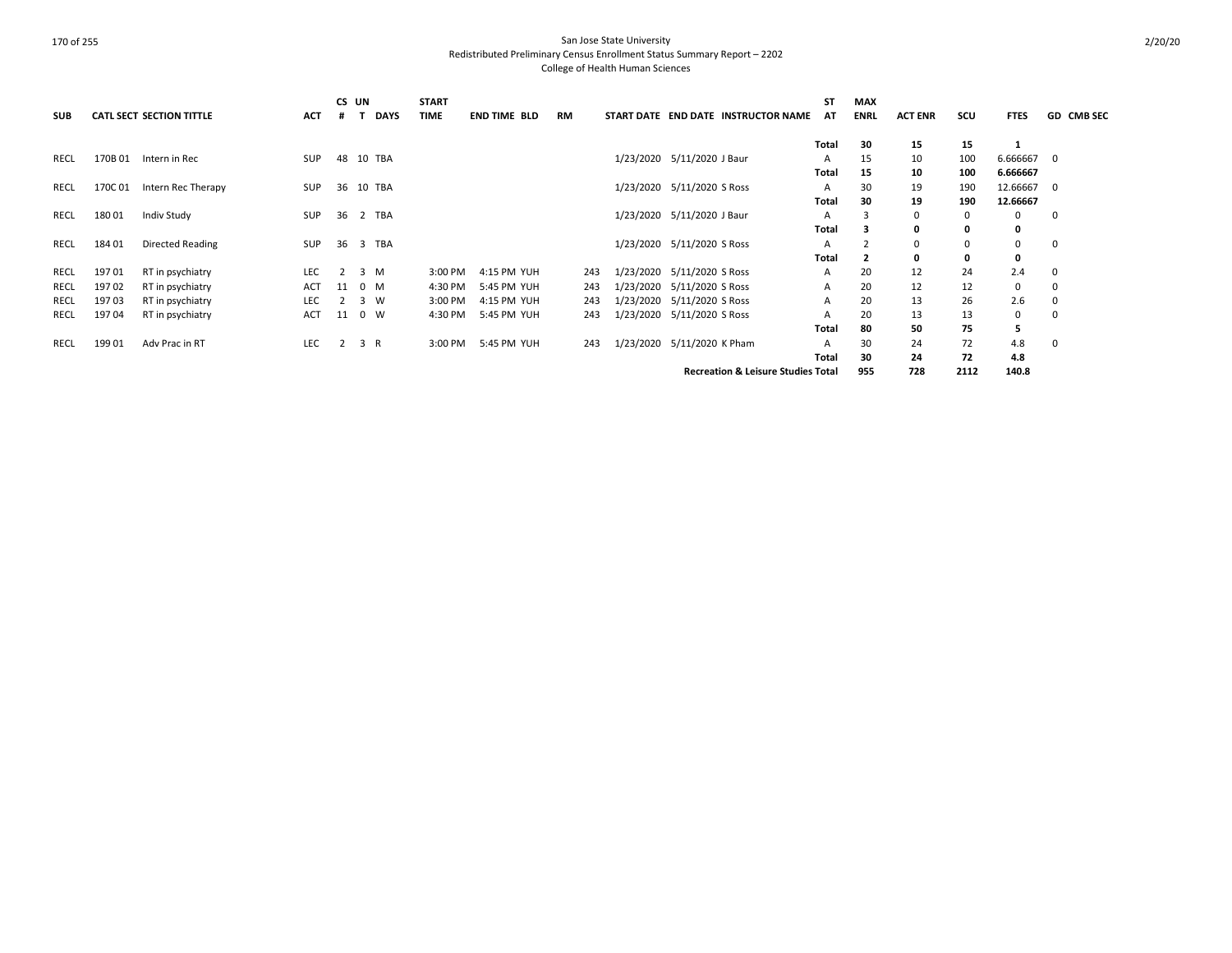San Jose State University
Redistributed Preliminary Census Enrollment Status Summary Report – 2202
College of Health Human Sciences

| SUB | CATL SECT | SECTION TITTLE | ACT | CS # | UN T | DAYS | START TIME | END TIME | BLD | RM | START DATE | END DATE | INSTRUCTOR NAME | ST AT | MAX ENRL | ACT ENR | SCU | FTES | GD | CMB SEC |
|---|---|---|---|---|---|---|---|---|---|---|---|---|---|---|---|---|---|---|---|---|
| | | | | | | | | | | | | | | **Total** | **30** | **15** | **15** | **1** | | |
| RECL | 170B 01 | Intern in Rec | SUP | 48 | 10 | TBA | | | | | 1/23/2020 | 5/11/2020 | J Baur | A | 15 | 10 | 100 | 6.666667 | 0 | |
| | | | | | | | | | | | | | | **Total** | **15** | **10** | **100** | **6.666667** | | |
| RECL | 170C 01 | Intern Rec Therapy | SUP | 36 | 10 | TBA | | | | | 1/23/2020 | 5/11/2020 | S Ross | A | 30 | 19 | 190 | 12.66667 | 0 | |
| | | | | | | | | | | | | | | **Total** | **30** | **19** | **190** | **12.66667** | | |
| RECL | 180 01 | Indiv Study | SUP | 36 | 2 | TBA | | | | | 1/23/2020 | 5/11/2020 | J Baur | A | 3 | 0 | 0 | 0 | 0 | |
| | | | | | | | | | | | | | | **Total** | **3** | **0** | **0** | **0** | | |
| RECL | 184 01 | Directed Reading | SUP | 36 | 3 | TBA | | | | | 1/23/2020 | 5/11/2020 | S Ross | A | 2 | 0 | 0 | 0 | 0 | |
| | | | | | | | | | | | | | | **Total** | **2** | **0** | **0** | **0** | | |
| RECL | 197 01 | RT in psychiatry | LEC | 2 | 3 | M | 3:00 PM | 4:15 PM | YUH | 243 | 1/23/2020 | 5/11/2020 | S Ross | A | 20 | 12 | 24 | 2.4 | 0 | |
| RECL | 197 02 | RT in psychiatry | ACT | 11 | 0 | M | 4:30 PM | 5:45 PM | YUH | 243 | 1/23/2020 | 5/11/2020 | S Ross | A | 20 | 12 | 12 | 0 | 0 | |
| RECL | 197 03 | RT in psychiatry | LEC | 2 | 3 | W | 3:00 PM | 4:15 PM | YUH | 243 | 1/23/2020 | 5/11/2020 | S Ross | A | 20 | 13 | 26 | 2.6 | 0 | |
| RECL | 197 04 | RT in psychiatry | ACT | 11 | 0 | W | 4:30 PM | 5:45 PM | YUH | 243 | 1/23/2020 | 5/11/2020 | S Ross | A | 20 | 13 | 13 | 0 | 0 | |
| | | | | | | | | | | | | | | **Total** | **80** | **50** | **75** | **5** | | |
| RECL | 199 01 | Adv Prac in RT | LEC | 2 | 3 | R | 3:00 PM | 5:45 PM | YUH | 243 | 1/23/2020 | 5/11/2020 | K Pham | A | 30 | 24 | 72 | 4.8 | 0 | |
| | | | | | | | | | | | | | | **Total** | **30** | **24** | **72** | **4.8** | | |
| | | | | | | | | | | | | | **Recreation & Leisure Studies Total** | | **955** | **728** | **2112** | **140.8** | | |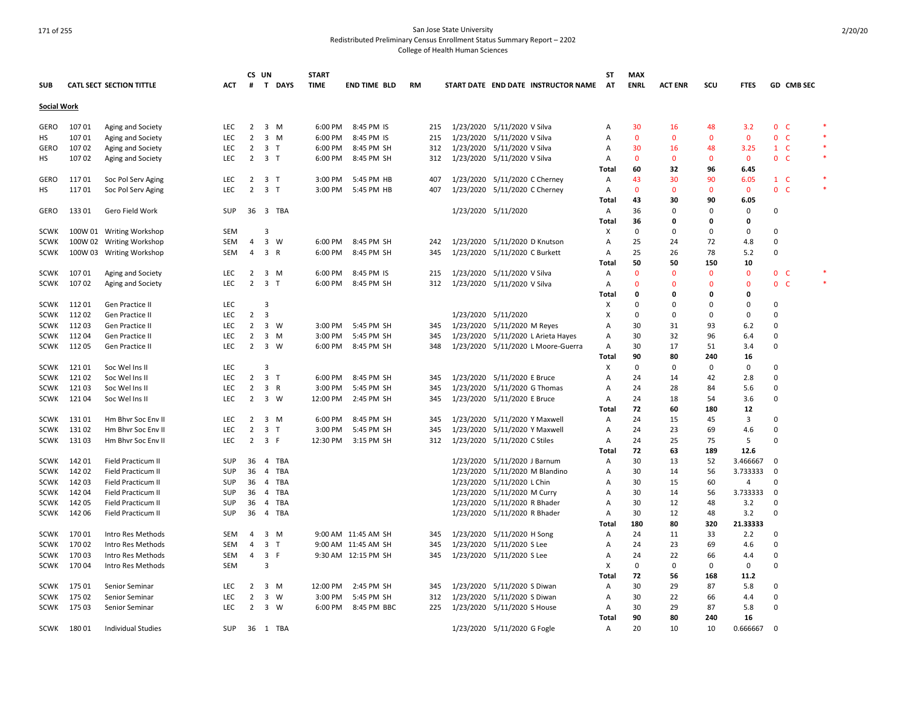San Jose State University
Redistributed Preliminary Census Enrollment Status Summary Report – 2202
College of Health Human Sciences

| SUB | CATL SECT | SECTION TITTLE | ACT | CS # | UN T | DAYS | START TIME | END TIME | BLD | RM | START DATE | END DATE | INSTRUCTOR NAME | ST AT | MAX ENRL | ACT ENR | SCU | FTES | GD | CMB SEC | |
|---|---|---|---|---|---|---|---|---|---|---|---|---|---|---|---|---|---|---|---|---|---|
| **Social Work** | | | | | | | | | | | | | | | | | | | | | |
| GERO | 107 01 | Aging and Society | LEC | 2 | 3 | M | 6:00 PM | 8:45 PM | IS | 215 | 1/23/2020 | 5/11/2020 | V Silva | A | 30 | 16 | 48 | 3.2 | 0 | C | * |
| HS | 107 01 | Aging and Society | LEC | 2 | 3 | M | 6:00 PM | 8:45 PM | IS | 215 | 1/23/2020 | 5/11/2020 | V Silva | A | 0 | 0 | 0 | 0 | 0 | C | * |
| GERO | 107 02 | Aging and Society | LEC | 2 | 3 | T | 6:00 PM | 8:45 PM | SH | 312 | 1/23/2020 | 5/11/2020 | V Silva | A | 30 | 16 | 48 | 3.25 | 1 | C | * |
| HS | 107 02 | Aging and Society | LEC | 2 | 3 | T | 6:00 PM | 8:45 PM | SH | 312 | 1/23/2020 | 5/11/2020 | V Silva | A | 0 | 0 | 0 | 0 | 0 | C | * |
| | | | | | | | | | | | | | | **Total** | **60** | **32** | **96** | **6.45** | | | |
| GERO | 117 01 | Soc Pol Serv Aging | LEC | 2 | 3 | T | 3:00 PM | 5:45 PM | HB | 407 | 1/23/2020 | 5/11/2020 | C Cherney | A | 43 | 30 | 90 | 6.05 | 1 | C | * |
| HS | 117 01 | Soc Pol Serv Aging | LEC | 2 | 3 | T | 3:00 PM | 5:45 PM | HB | 407 | 1/23/2020 | 5/11/2020 | C Cherney | A | 0 | 0 | 0 | 0 | 0 | C | * |
| | | | | | | | | | | | | | | **Total** | **43** | **30** | **90** | **6.05** | | | |
| GERO | 133 01 | Gero Field Work | SUP | 36 | 3 | TBA | | | | | 1/23/2020 | 5/11/2020 | | A | 36 | 0 | 0 | 0 | 0 | | |
| | | | | | | | | | | | | | | **Total** | **36** | **0** | **0** | **0** | | | |
| SCWK | 100W 01 | Writing Workshop | SEM | | 3 | | | | | | | | | X | 0 | 0 | 0 | 0 | 0 | | |
| SCWK | 100W 02 | Writing Workshop | SEM | 4 | 3 | W | 6:00 PM | 8:45 PM | SH | 242 | 1/23/2020 | 5/11/2020 | D Knutson | A | 25 | 24 | 72 | 4.8 | 0 | | |
| SCWK | 100W 03 | Writing Workshop | SEM | 4 | 3 | R | 6:00 PM | 8:45 PM | SH | 345 | 1/23/2020 | 5/11/2020 | C Burkett | A | 25 | 26 | 78 | 5.2 | 0 | | |
| | | | | | | | | | | | | | | **Total** | **50** | **50** | **150** | **10** | | | |
| SCWK | 107 01 | Aging and Society | LEC | 2 | 3 | M | 6:00 PM | 8:45 PM | IS | 215 | 1/23/2020 | 5/11/2020 | V Silva | A | 0 | 0 | 0 | 0 | 0 | C | * |
| SCWK | 107 02 | Aging and Society | LEC | 2 | 3 | T | 6:00 PM | 8:45 PM | SH | 312 | 1/23/2020 | 5/11/2020 | V Silva | A | 0 | 0 | 0 | 0 | 0 | C | * |
| | | | | | | | | | | | | | | **Total** | **0** | **0** | **0** | **0** | | | |
| SCWK | 112 01 | Gen Practice II | LEC | | 3 | | | | | | | | | X | 0 | 0 | 0 | 0 | 0 | | |
| SCWK | 112 02 | Gen Practice II | LEC | 2 | 3 | | | | | | 1/23/2020 | 5/11/2020 | | X | 0 | 0 | 0 | 0 | 0 | | |
| SCWK | 112 03 | Gen Practice II | LEC | 2 | 3 | W | 3:00 PM | 5:45 PM | SH | 345 | 1/23/2020 | 5/11/2020 | M Reyes | A | 30 | 31 | 93 | 6.2 | 0 | | |
| SCWK | 112 04 | Gen Practice II | LEC | 2 | 3 | M | 3:00 PM | 5:45 PM | SH | 345 | 1/23/2020 | 5/11/2020 | L Arieta Hayes | A | 30 | 32 | 96 | 6.4 | 0 | | |
| SCWK | 112 05 | Gen Practice II | LEC | 2 | 3 | W | 6:00 PM | 8:45 PM | SH | 348 | 1/23/2020 | 5/11/2020 | L Moore-Guerra | A | 30 | 17 | 51 | 3.4 | 0 | | |
| | | | | | | | | | | | | | | **Total** | **90** | **80** | **240** | **16** | | | |
| SCWK | 121 01 | Soc Wel Ins II | LEC | | 3 | | | | | | | | | X | 0 | 0 | 0 | 0 | 0 | | |
| SCWK | 121 02 | Soc Wel Ins II | LEC | 2 | 3 | T | 6:00 PM | 8:45 PM | SH | 345 | 1/23/2020 | 5/11/2020 | E Bruce | A | 24 | 14 | 42 | 2.8 | 0 | | |
| SCWK | 121 03 | Soc Wel Ins II | LEC | 2 | 3 | R | 3:00 PM | 5:45 PM | SH | 345 | 1/23/2020 | 5/11/2020 | G Thomas | A | 24 | 28 | 84 | 5.6 | 0 | | |
| SCWK | 121 04 | Soc Wel Ins II | LEC | 2 | 3 | W | 12:00 PM | 2:45 PM | SH | 345 | 1/23/2020 | 5/11/2020 | E Bruce | A | 24 | 18 | 54 | 3.6 | 0 | | |
| | | | | | | | | | | | | | | **Total** | **72** | **60** | **180** | **12** | | | |
| SCWK | 131 01 | Hm Bhvr Soc Env II | LEC | 2 | 3 | M | 6:00 PM | 8:45 PM | SH | 345 | 1/23/2020 | 5/11/2020 | Y Maxwell | A | 24 | 15 | 45 | 3 | 0 | | |
| SCWK | 131 02 | Hm Bhvr Soc Env II | LEC | 2 | 3 | T | 3:00 PM | 5:45 PM | SH | 345 | 1/23/2020 | 5/11/2020 | Y Maxwell | A | 24 | 23 | 69 | 4.6 | 0 | | |
| SCWK | 131 03 | Hm Bhvr Soc Env II | LEC | 2 | 3 | F | 12:30 PM | 3:15 PM | SH | 312 | 1/23/2020 | 5/11/2020 | C Stiles | A | 24 | 25 | 75 | 5 | 0 | | |
| | | | | | | | | | | | | | | **Total** | **72** | **63** | **189** | **12.6** | | | |
| SCWK | 142 01 | Field Practicum II | SUP | 36 | 4 | TBA | | | | | 1/23/2020 | 5/11/2020 | J Barnum | A | 30 | 13 | 52 | 3.466667 | 0 | | |
| SCWK | 142 02 | Field Practicum II | SUP | 36 | 4 | TBA | | | | | 1/23/2020 | 5/11/2020 | M Blandino | A | 30 | 14 | 56 | 3.733333 | 0 | | |
| SCWK | 142 03 | Field Practicum II | SUP | 36 | 4 | TBA | | | | | 1/23/2020 | 5/11/2020 | L Chin | A | 30 | 15 | 60 | 4 | 0 | | |
| SCWK | 142 04 | Field Practicum II | SUP | 36 | 4 | TBA | | | | | 1/23/2020 | 5/11/2020 | M Curry | A | 30 | 14 | 56 | 3.733333 | 0 | | |
| SCWK | 142 05 | Field Practicum II | SUP | 36 | 4 | TBA | | | | | 1/23/2020 | 5/11/2020 | R Bhader | A | 30 | 12 | 48 | 3.2 | 0 | | |
| SCWK | 142 06 | Field Practicum II | SUP | 36 | 4 | TBA | | | | | 1/23/2020 | 5/11/2020 | R Bhader | A | 30 | 12 | 48 | 3.2 | 0 | | |
| | | | | | | | | | | | | | | **Total** | **180** | **80** | **320** | **21.33333** | | | |
| SCWK | 170 01 | Intro Res Methods | SEM | 4 | 3 | M | 9:00 AM | 11:45 AM | SH | 345 | 1/23/2020 | 5/11/2020 | H Song | A | 24 | 11 | 33 | 2.2 | 0 | | |
| SCWK | 170 02 | Intro Res Methods | SEM | 4 | 3 | T | 9:00 AM | 11:45 AM | SH | 345 | 1/23/2020 | 5/11/2020 | S Lee | A | 24 | 23 | 69 | 4.6 | 0 | | |
| SCWK | 170 03 | Intro Res Methods | SEM | 4 | 3 | F | 9:30 AM | 12:15 PM | SH | 345 | 1/23/2020 | 5/11/2020 | S Lee | A | 24 | 22 | 66 | 4.4 | 0 | | |
| SCWK | 170 04 | Intro Res Methods | SEM | | 3 | | | | | | | | | X | 0 | 0 | 0 | 0 | 0 | | |
| | | | | | | | | | | | | | | **Total** | **72** | **56** | **168** | **11.2** | | | |
| SCWK | 175 01 | Senior Seminar | LEC | 2 | 3 | M | 12:00 PM | 2:45 PM | SH | 345 | 1/23/2020 | 5/11/2020 | S Diwan | A | 30 | 29 | 87 | 5.8 | 0 | | |
| SCWK | 175 02 | Senior Seminar | LEC | 2 | 3 | W | 3:00 PM | 5:45 PM | SH | 312 | 1/23/2020 | 5/11/2020 | S Diwan | A | 30 | 22 | 66 | 4.4 | 0 | | |
| SCWK | 175 03 | Senior Seminar | LEC | 2 | 3 | W | 6:00 PM | 8:45 PM | BBC | 225 | 1/23/2020 | 5/11/2020 | S House | A | 30 | 29 | 87 | 5.8 | 0 | | |
| | | | | | | | | | | | | | | **Total** | **90** | **80** | **240** | **16** | | | |
| SCWK | 180 01 | Individual Studies | SUP | 36 | 1 | TBA | | | | | 1/23/2020 | 5/11/2020 | G Fogle | A | 20 | 10 | 10 | 0.666667 | 0 | | |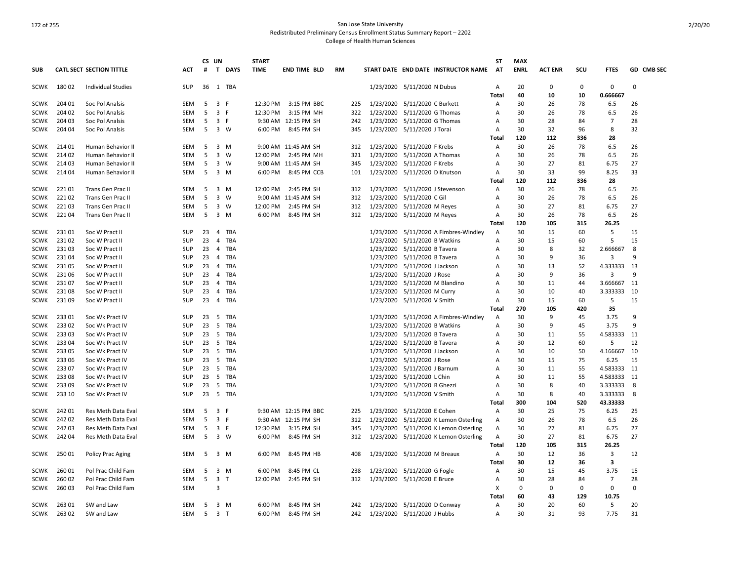San Jose State University
Redistributed Preliminary Census Enrollment Status Summary Report – 2202
College of Health Human Sciences

| SUB | CATL SECT | SECTION TITTLE | ACT | CS # | UN T | DAYS | START TIME | END TIME | BLD | RM | START DATE | END DATE | INSTRUCTOR NAME | ST AT | MAX ENRL | ACT ENR | SCU | FTES | GD CMB SEC |
|---|---|---|---|---|---|---|---|---|---|---|---|---|---|---|---|---|---|---|---|
| SCWK | 180 02 | Individual Studies | SUP | 36 | 1 | TBA | | | | | 1/23/2020 | 5/11/2020 | N Dubus | A | 20 | 0 | 0 | 0 | 0 |
| | | | | | | | | | | | | | | Total | 40 | 10 | 10 | 0.666667 | |
| SCWK | 204 01 | Soc Pol Analsis | SEM | 5 | 3 | F | 12:30 PM | 3:15 PM | BBC | 225 | 1/23/2020 | 5/11/2020 | C Burkett | A | 30 | 26 | 78 | 6.5 | 26 |
| SCWK | 204 02 | Soc Pol Analsis | SEM | 5 | 3 | F | 12:30 PM | 3:15 PM | MH | 322 | 1/23/2020 | 5/11/2020 | G Thomas | A | 30 | 26 | 78 | 6.5 | 26 |
| SCWK | 204 03 | Soc Pol Analsis | SEM | 5 | 3 | F | 9:30 AM | 12:15 PM | SH | 242 | 1/23/2020 | 5/11/2020 | G Thomas | A | 30 | 28 | 84 | 7 | 28 |
| SCWK | 204 04 | Soc Pol Analsis | SEM | 5 | 3 | W | 6:00 PM | 8:45 PM | SH | 345 | 1/23/2020 | 5/11/2020 | J Torai | A | 30 | 32 | 96 | 8 | 32 |
| | | | | | | | | | | | | | | Total | 120 | 112 | 336 | 28 | |
| SCWK | 214 01 | Human Behavior II | SEM | 5 | 3 | M | 9:00 AM | 11:45 AM | SH | 312 | 1/23/2020 | 5/11/2020 | F Krebs | A | 30 | 26 | 78 | 6.5 | 26 |
| SCWK | 214 02 | Human Behavior II | SEM | 5 | 3 | W | 12:00 PM | 2:45 PM | MH | 321 | 1/23/2020 | 5/11/2020 | A Thomas | A | 30 | 26 | 78 | 6.5 | 26 |
| SCWK | 214 03 | Human Behavior II | SEM | 5 | 3 | W | 9:00 AM | 11:45 AM | SH | 345 | 1/23/2020 | 5/11/2020 | F Krebs | A | 30 | 27 | 81 | 6.75 | 27 |
| SCWK | 214 04 | Human Behavior II | SEM | 5 | 3 | M | 6:00 PM | 8:45 PM | CCB | 101 | 1/23/2020 | 5/11/2020 | D Knutson | A | 30 | 33 | 99 | 8.25 | 33 |
| | | | | | | | | | | | | | | Total | 120 | 112 | 336 | 28 | |
| SCWK | 221 01 | Trans Gen Prac II | SEM | 5 | 3 | M | 12:00 PM | 2:45 PM | SH | 312 | 1/23/2020 | 5/11/2020 | J Stevenson | A | 30 | 26 | 78 | 6.5 | 26 |
| SCWK | 221 02 | Trans Gen Prac II | SEM | 5 | 3 | W | 9:00 AM | 11:45 AM | SH | 312 | 1/23/2020 | 5/11/2020 | C Gil | A | 30 | 26 | 78 | 6.5 | 26 |
| SCWK | 221 03 | Trans Gen Prac II | SEM | 5 | 3 | W | 12:00 PM | 2:45 PM | SH | 312 | 1/23/2020 | 5/11/2020 | M Reyes | A | 30 | 27 | 81 | 6.75 | 27 |
| SCWK | 221 04 | Trans Gen Prac II | SEM | 5 | 3 | M | 6:00 PM | 8:45 PM | SH | 312 | 1/23/2020 | 5/11/2020 | M Reyes | A | 30 | 26 | 78 | 6.5 | 26 |
| | | | | | | | | | | | | | | Total | 120 | 105 | 315 | 26.25 | |
| SCWK | 231 01 | Soc W Pract II | SUP | 23 | 4 | TBA | | | | | 1/23/2020 | 5/11/2020 | A Fimbres-Windley | A | 30 | 15 | 60 | 5 | 15 |
| SCWK | 231 02 | Soc W Pract II | SUP | 23 | 4 | TBA | | | | | 1/23/2020 | 5/11/2020 | B Watkins | A | 30 | 15 | 60 | 5 | 15 |
| SCWK | 231 03 | Soc W Pract II | SUP | 23 | 4 | TBA | | | | | 1/23/2020 | 5/11/2020 | B Tavera | A | 30 | 8 | 32 | 2.666667 | 8 |
| SCWK | 231 04 | Soc W Pract II | SUP | 23 | 4 | TBA | | | | | 1/23/2020 | 5/11/2020 | B Tavera | A | 30 | 9 | 36 | 3 | 9 |
| SCWK | 231 05 | Soc W Pract II | SUP | 23 | 4 | TBA | | | | | 1/23/2020 | 5/11/2020 | J Jackson | A | 30 | 13 | 52 | 4.333333 | 13 |
| SCWK | 231 06 | Soc W Pract II | SUP | 23 | 4 | TBA | | | | | 1/23/2020 | 5/11/2020 | J Rose | A | 30 | 9 | 36 | 3 | 9 |
| SCWK | 231 07 | Soc W Pract II | SUP | 23 | 4 | TBA | | | | | 1/23/2020 | 5/11/2020 | M Blandino | A | 30 | 11 | 44 | 3.666667 | 11 |
| SCWK | 231 08 | Soc W Pract II | SUP | 23 | 4 | TBA | | | | | 1/23/2020 | 5/11/2020 | M Curry | A | 30 | 10 | 40 | 3.333333 | 10 |
| SCWK | 231 09 | Soc W Pract II | SUP | 23 | 4 | TBA | | | | | 1/23/2020 | 5/11/2020 | V Smith | A | 30 | 15 | 60 | 5 | 15 |
| | | | | | | | | | | | | | | Total | 270 | 105 | 420 | 35 | |
| SCWK | 233 01 | Soc Wk Pract IV | SUP | 23 | 5 | TBA | | | | | 1/23/2020 | 5/11/2020 | A Fimbres-Windley | A | 30 | 9 | 45 | 3.75 | 9 |
| SCWK | 233 02 | Soc Wk Pract IV | SUP | 23 | 5 | TBA | | | | | 1/23/2020 | 5/11/2020 | B Watkins | A | 30 | 9 | 45 | 3.75 | 9 |
| SCWK | 233 03 | Soc Wk Pract IV | SUP | 23 | 5 | TBA | | | | | 1/23/2020 | 5/11/2020 | B Tavera | A | 30 | 11 | 55 | 4.583333 | 11 |
| SCWK | 233 04 | Soc Wk Pract IV | SUP | 23 | 5 | TBA | | | | | 1/23/2020 | 5/11/2020 | B Tavera | A | 30 | 12 | 60 | 5 | 12 |
| SCWK | 233 05 | Soc Wk Pract IV | SUP | 23 | 5 | TBA | | | | | 1/23/2020 | 5/11/2020 | J Jackson | A | 30 | 10 | 50 | 4.166667 | 10 |
| SCWK | 233 06 | Soc Wk Pract IV | SUP | 23 | 5 | TBA | | | | | 1/23/2020 | 5/11/2020 | J Rose | A | 30 | 15 | 75 | 6.25 | 15 |
| SCWK | 233 07 | Soc Wk Pract IV | SUP | 23 | 5 | TBA | | | | | 1/23/2020 | 5/11/2020 | J Barnum | A | 30 | 11 | 55 | 4.583333 | 11 |
| SCWK | 233 08 | Soc Wk Pract IV | SUP | 23 | 5 | TBA | | | | | 1/23/2020 | 5/11/2020 | L Chin | A | 30 | 11 | 55 | 4.583333 | 11 |
| SCWK | 233 09 | Soc Wk Pract IV | SUP | 23 | 5 | TBA | | | | | 1/23/2020 | 5/11/2020 | R Ghezzi | A | 30 | 8 | 40 | 3.333333 | 8 |
| SCWK | 233 10 | Soc Wk Pract IV | SUP | 23 | 5 | TBA | | | | | 1/23/2020 | 5/11/2020 | V Smith | A | 30 | 8 | 40 | 3.333333 | 8 |
| | | | | | | | | | | | | | | Total | 300 | 104 | 520 | 43.33333 | |
| SCWK | 242 01 | Res Meth Data Eval | SEM | 5 | 3 | F | 9:30 AM | 12:15 PM | BBC | 225 | 1/23/2020 | 5/11/2020 | E Cohen | A | 30 | 25 | 75 | 6.25 | 25 |
| SCWK | 242 02 | Res Meth Data Eval | SEM | 5 | 3 | F | 9:30 AM | 12:15 PM | SH | 312 | 1/23/2020 | 5/11/2020 | K Lemon Osterling | A | 30 | 26 | 78 | 6.5 | 26 |
| SCWK | 242 03 | Res Meth Data Eval | SEM | 5 | 3 | F | 12:30 PM | 3:15 PM | SH | 345 | 1/23/2020 | 5/11/2020 | K Lemon Osterling | A | 30 | 27 | 81 | 6.75 | 27 |
| SCWK | 242 04 | Res Meth Data Eval | SEM | 5 | 3 | W | 6:00 PM | 8:45 PM | SH | 312 | 1/23/2020 | 5/11/2020 | K Lemon Osterling | A | 30 | 27 | 81 | 6.75 | 27 |
| | | | | | | | | | | | | | | Total | 120 | 105 | 315 | 26.25 | |
| SCWK | 250 01 | Policy Prac Aging | SEM | 5 | 3 | M | 6:00 PM | 8:45 PM | HB | 408 | 1/23/2020 | 5/11/2020 | M Breaux | A | 30 | 12 | 36 | 3 | 12 |
| | | | | | | | | | | | | | | Total | 30 | 12 | 36 | 3 | |
| SCWK | 260 01 | Pol Prac Child Fam | SEM | 5 | 3 | M | 6:00 PM | 8:45 PM | CL | 238 | 1/23/2020 | 5/11/2020 | G Fogle | A | 30 | 15 | 45 | 3.75 | 15 |
| SCWK | 260 02 | Pol Prac Child Fam | SEM | 5 | 3 | T | 12:00 PM | 2:45 PM | SH | 312 | 1/23/2020 | 5/11/2020 | E Bruce | A | 30 | 28 | 84 | 7 | 28 |
| SCWK | 260 03 | Pol Prac Child Fam | SEM | | 3 | | | | | | | | | X | 0 | 0 | 0 | 0 | 0 |
| | | | | | | | | | | | | | | Total | 60 | 43 | 129 | 10.75 | |
| SCWK | 263 01 | SW and Law | SEM | 5 | 3 | M | 6:00 PM | 8:45 PM | SH | 242 | 1/23/2020 | 5/11/2020 | D Conway | A | 30 | 20 | 60 | 5 | 20 |
| SCWK | 263 02 | SW and Law | SEM | 5 | 3 | T | 6:00 PM | 8:45 PM | SH | 242 | 1/23/2020 | 5/11/2020 | J Hubbs | A | 30 | 31 | 93 | 7.75 | 31 |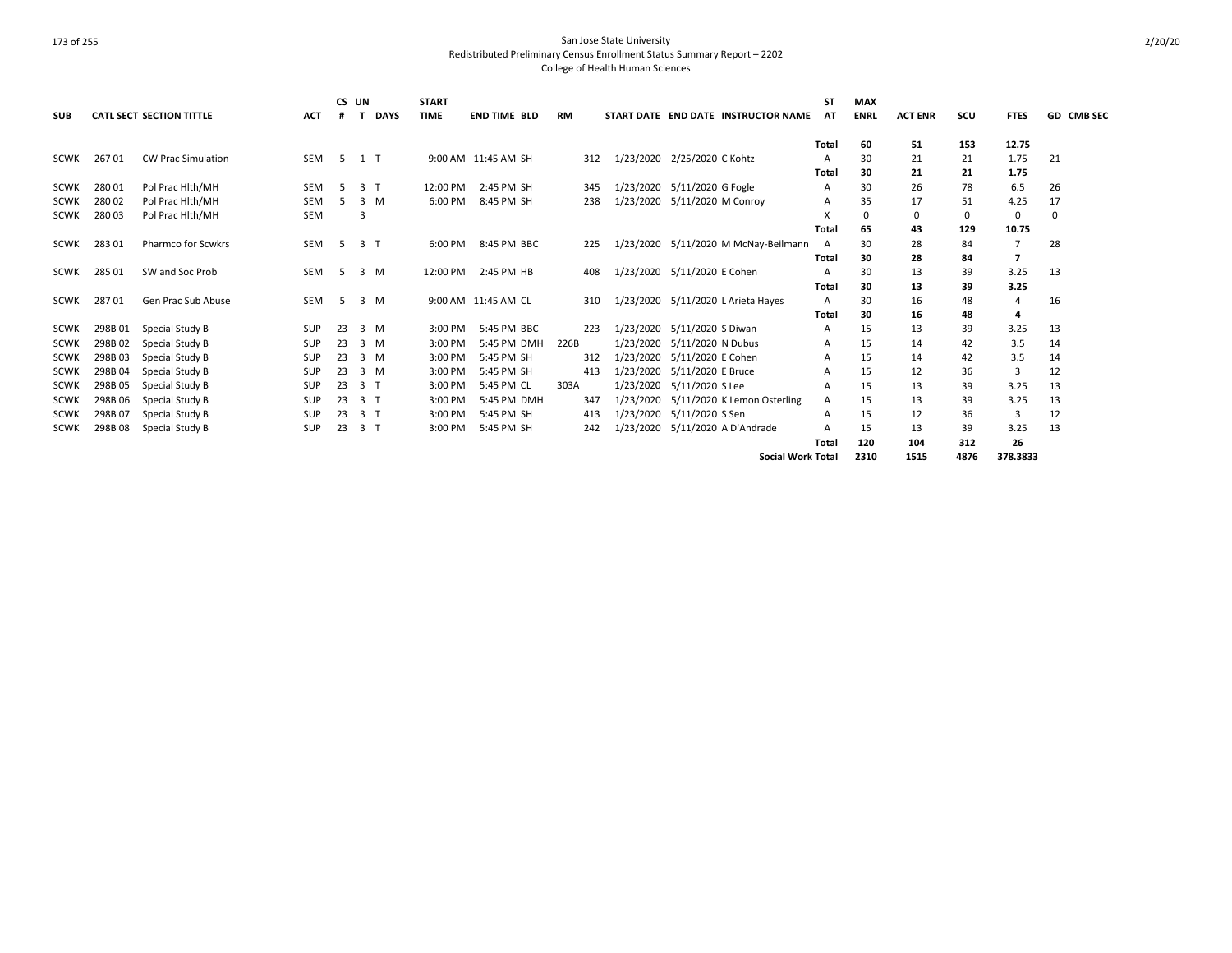## San Jose State University
### Redistributed Preliminary Census Enrollment Status Summary Report – 2202
### College of Health Human Sciences

| SUB | CATL | SECT | SECTION TITTLE | ACT | CS # | UN T | DAYS | START TIME | END TIME | BLD | RM | START DATE | END DATE | INSTRUCTOR NAME | ST AT | MAX ENRL | ACT ENR | SCU | FTES | GD | CMB SEC |
|---|---|---|---|---|---|---|---|---|---|---|---|---|---|---|---|---|---|---|---|---|---|
| | | | | | | | | | | | | | | | **Total** | **60** | **51** | **153** | **12.75** | | |
| SCWK | 267 | 01 | CW Prac Simulation | SEM | 5 | 1 | T | 9:00 AM | 11:45 AM | SH | 312 | 1/23/2020 | 2/25/2020 | C Kohtz | A | 30 | 21 | 21 | 1.75 | 21 | |
| | | | | | | | | | | | | | | | **Total** | **30** | **21** | **21** | **1.75** | | |
| SCWK | 280 | 01 | Pol Prac Hlth/MH | SEM | 5 | 3 | T | 12:00 PM | 2:45 PM | SH | 345 | 1/23/2020 | 5/11/2020 | G Fogle | A | 30 | 26 | 78 | 6.5 | 26 | |
| SCWK | 280 | 02 | Pol Prac Hlth/MH | SEM | 5 | 3 | M | 6:00 PM | 8:45 PM | SH | 238 | 1/23/2020 | 5/11/2020 | M Conroy | A | 35 | 17 | 51 | 4.25 | 17 | |
| SCWK | 280 | 03 | Pol Prac Hlth/MH | SEM | | 3 | | | | | | | | | X | 0 | 0 | 0 | 0 | 0 | |
| | | | | | | | | | | | | | | | **Total** | **65** | **43** | **129** | **10.75** | | |
| SCWK | 283 | 01 | Pharmco for Scwkrs | SEM | 5 | 3 | T | 6:00 PM | 8:45 PM | BBC | 225 | 1/23/2020 | 5/11/2020 | M McNay-Beilmann | A | 30 | 28 | 84 | 7 | 28 | |
| | | | | | | | | | | | | | | | **Total** | **30** | **28** | **84** | **7** | | |
| SCWK | 285 | 01 | SW and Soc Prob | SEM | 5 | 3 | M | 12:00 PM | 2:45 PM | HB | 408 | 1/23/2020 | 5/11/2020 | E Cohen | A | 30 | 13 | 39 | 3.25 | 13 | |
| | | | | | | | | | | | | | | | **Total** | **30** | **13** | **39** | **3.25** | | |
| SCWK | 287 | 01 | Gen Prac Sub Abuse | SEM | 5 | 3 | M | 9:00 AM | 11:45 AM | CL | 310 | 1/23/2020 | 5/11/2020 | L Arieta Hayes | A | 30 | 16 | 48 | 4 | 16 | |
| | | | | | | | | | | | | | | | **Total** | **30** | **16** | **48** | **4** | | |
| SCWK | 298B | 01 | Special Study B | SUP | 23 | 3 | M | 3:00 PM | 5:45 PM | BBC | 223 | 1/23/2020 | 5/11/2020 | S Diwan | A | 15 | 13 | 39 | 3.25 | 13 | |
| SCWK | 298B | 02 | Special Study B | SUP | 23 | 3 | M | 3:00 PM | 5:45 PM | DMH | 226B | 1/23/2020 | 5/11/2020 | N Dubus | A | 15 | 14 | 42 | 3.5 | 14 | |
| SCWK | 298B | 03 | Special Study B | SUP | 23 | 3 | M | 3:00 PM | 5:45 PM | SH | 312 | 1/23/2020 | 5/11/2020 | E Cohen | A | 15 | 14 | 42 | 3.5 | 14 | |
| SCWK | 298B | 04 | Special Study B | SUP | 23 | 3 | M | 3:00 PM | 5:45 PM | SH | 413 | 1/23/2020 | 5/11/2020 | E Bruce | A | 15 | 12 | 36 | 3 | 12 | |
| SCWK | 298B | 05 | Special Study B | SUP | 23 | 3 | T | 3:00 PM | 5:45 PM | CL | 303A | 1/23/2020 | 5/11/2020 | S Lee | A | 15 | 13 | 39 | 3.25 | 13 | |
| SCWK | 298B | 06 | Special Study B | SUP | 23 | 3 | T | 3:00 PM | 5:45 PM | DMH | 347 | 1/23/2020 | 5/11/2020 | K Lemon Osterling | A | 15 | 13 | 39 | 3.25 | 13 | |
| SCWK | 298B | 07 | Special Study B | SUP | 23 | 3 | T | 3:00 PM | 5:45 PM | SH | 413 | 1/23/2020 | 5/11/2020 | S Sen | A | 15 | 12 | 36 | 3 | 12 | |
| SCWK | 298B | 08 | Special Study B | SUP | 23 | 3 | T | 3:00 PM | 5:45 PM | SH | 242 | 1/23/2020 | 5/11/2020 | A D'Andrade | A | 15 | 13 | 39 | 3.25 | 13 | |
| | | | | | | | | | | | | | | | **Total** | **120** | **104** | **312** | **26** | | |
| | | | | | | | | | | | | | | **Social Work Total** | | **2310** | **1515** | **4876** | **378.3833** | | |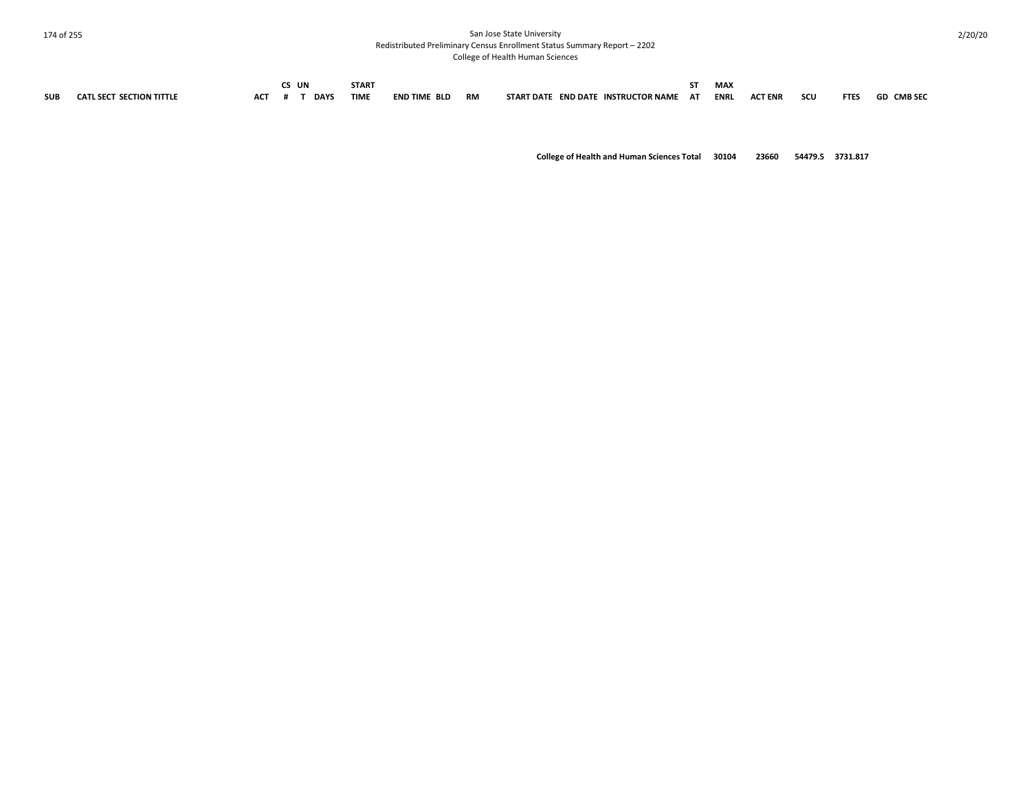| SUB | CATL SECT SECTION TITTLE | ACT | CS # | UN T | DAYS | START TIME | END TIME | BLD | RM | START DATE | END DATE | INSTRUCTOR NAME | ST AT | MAX ENRL | ACT ENR | SCU | FTES | GD | CMB SEC |
|---|---|---|---|---|---|---|---|---|---|---|---|---|---|---|---|---|---|---|---|
| | | | | | | | | | | | | **College of Health and Human Sciences Total** | | **30104** | **23660** | **54479.5** | **3731.817** | | |